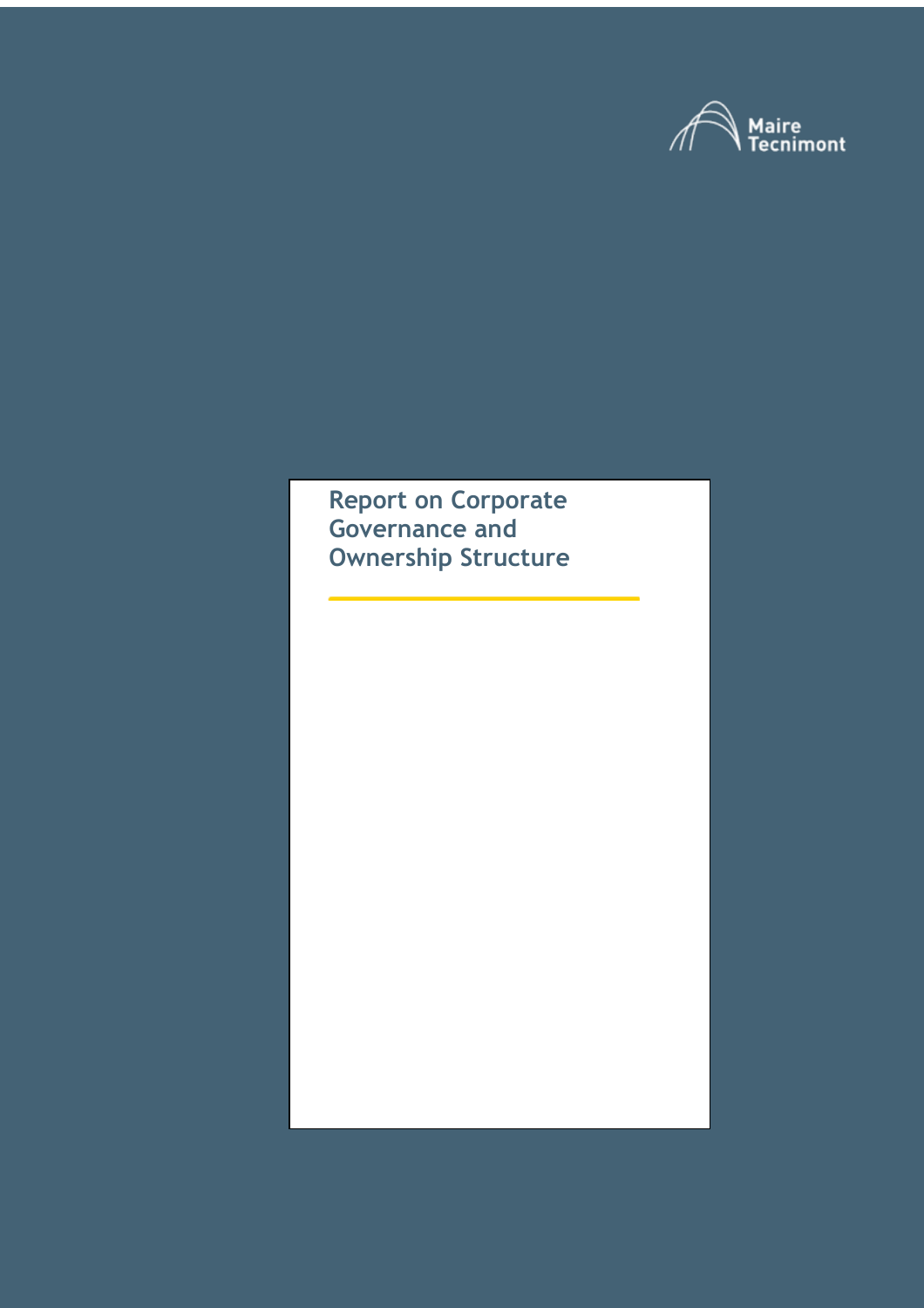Maire Tecnimont

# Report on Corporate Governance and Ownership Structure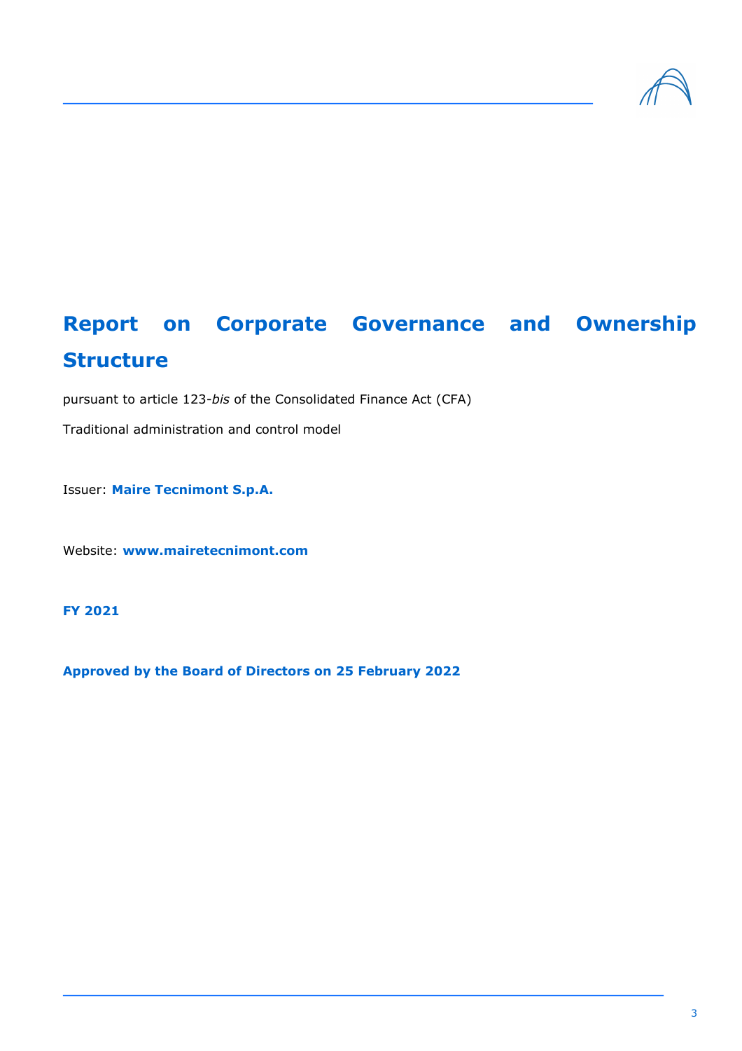# Report on Corporate Governance and Ownership Structure

pursuant to article 123-*bis* of the Consolidated Finance Act (CFA)

Traditional administration and control model

Issuer: **Maire Tecnimont S.p.A.**

Website: **www.mairetecnimont.com**

**FY 2021**

**Approved by the Board of Directors on 25 February 2022**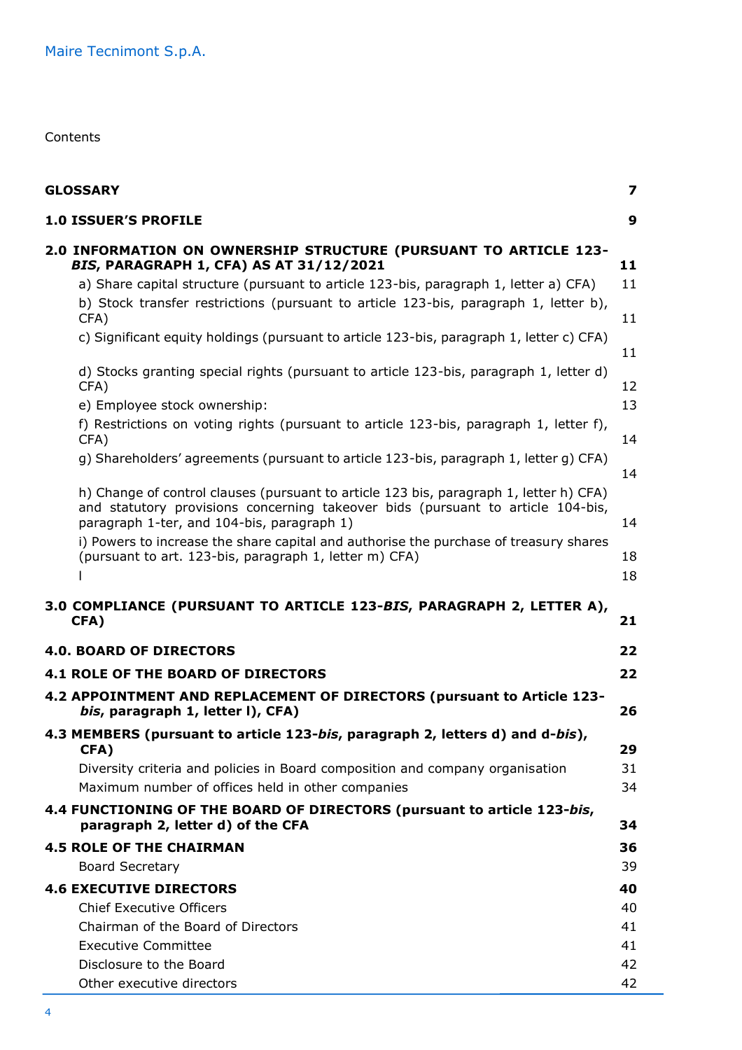Contents

| | |
|---|---|
| **GLOSSARY** | **7** |
| **1.0 ISSUER'S PROFILE** | **9** |
| **2.0 INFORMATION ON OWNERSHIP STRUCTURE (PURSUANT TO ARTICLE 123-*BIS*, PARAGRAPH 1, CFA) AS AT 31/12/2021** | **11** |
| a) Share capital structure (pursuant to article 123-bis, paragraph 1, letter a) CFA) | 11 |
| b) Stock transfer restrictions (pursuant to article 123-bis, paragraph 1, letter b), CFA) | 11 |
| c) Significant equity holdings (pursuant to article 123-bis, paragraph 1, letter c) CFA) | 11 |
| d) Stocks granting special rights (pursuant to article 123-bis, paragraph 1, letter d) CFA) | 12 |
| e) Employee stock ownership: | 13 |
| f) Restrictions on voting rights (pursuant to article 123-bis, paragraph 1, letter f), CFA) | 14 |
| g) Shareholders' agreements (pursuant to article 123-bis, paragraph 1, letter g) CFA) | 14 |
| h) Change of control clauses (pursuant to article 123 bis, paragraph 1, letter h) CFA) and statutory provisions concerning takeover bids (pursuant to article 104-bis, paragraph 1-ter, and 104-bis, paragraph 1) | 14 |
| i) Powers to increase the share capital and authorise the purchase of treasury shares (pursuant to art. 123-bis, paragraph 1, letter m) CFA) | 18 |
| l | 18 |
| **3.0 COMPLIANCE (PURSUANT TO ARTICLE 123-*BIS*, PARAGRAPH 2, LETTER A), CFA)** | **21** |
| **4.0. BOARD OF DIRECTORS** | **22** |
| **4.1 ROLE OF THE BOARD OF DIRECTORS** | **22** |
| **4.2 APPOINTMENT AND REPLACEMENT OF DIRECTORS (pursuant to Article 123-*bis*, paragraph 1, letter l), CFA)** | **26** |
| **4.3 MEMBERS (pursuant to article 123-*bis*, paragraph 2, letters d) and d-*bis*), CFA)** | **29** |
| Diversity criteria and policies in Board composition and company organisation | 31 |
| Maximum number of offices held in other companies | 34 |
| **4.4 FUNCTIONING OF THE BOARD OF DIRECTORS (pursuant to article 123-*bis*, paragraph 2, letter d) of the CFA** | **34** |
| **4.5 ROLE OF THE CHAIRMAN** | **36** |
| Board Secretary | 39 |
| **4.6 EXECUTIVE DIRECTORS** | **40** |
| Chief Executive Officers | 40 |
| Chairman of the Board of Directors | 41 |
| Executive Committee | 41 |
| Disclosure to the Board | 42 |
| Other executive directors | 42 |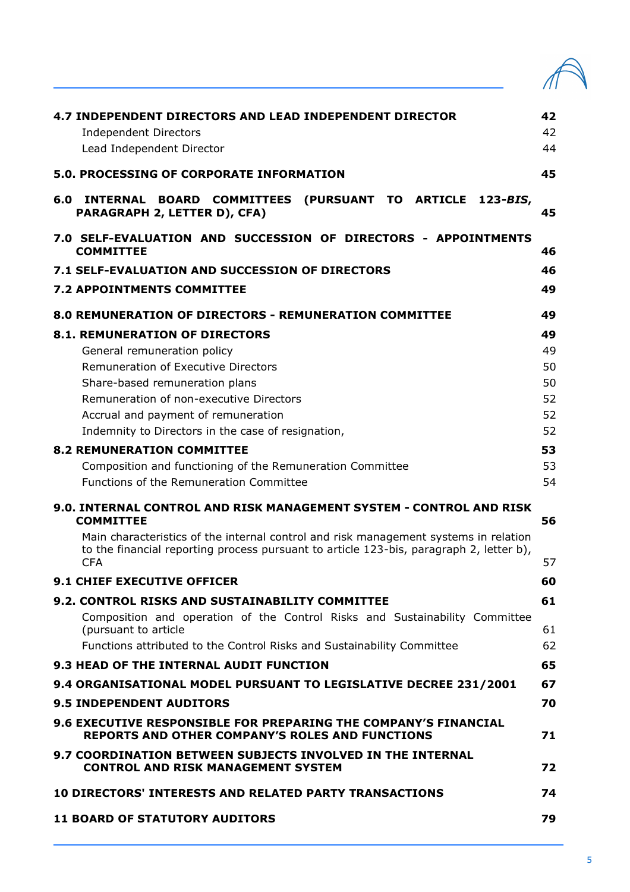| | |
|---|---|
| **4.7 INDEPENDENT DIRECTORS AND LEAD INDEPENDENT DIRECTOR** | **42** |
| Independent Directors | 42 |
| Lead Independent Director | 44 |
| **5.0. PROCESSING OF CORPORATE INFORMATION** | **45** |
| **6.0 INTERNAL BOARD COMMITTEES (PURSUANT TO ARTICLE 123-*BIS*, PARAGRAPH 2, LETTER D), CFA)** | **45** |
| **7.0 SELF-EVALUATION AND SUCCESSION OF DIRECTORS - APPOINTMENTS COMMITTEE** | **46** |
| **7.1 SELF-EVALUATION AND SUCCESSION OF DIRECTORS** | **46** |
| **7.2 APPOINTMENTS COMMITTEE** | **49** |
| **8.0 REMUNERATION OF DIRECTORS - REMUNERATION COMMITTEE** | **49** |
| **8.1. REMUNERATION OF DIRECTORS** | **49** |
| General remuneration policy | 49 |
| Remuneration of Executive Directors | 50 |
| Share-based remuneration plans | 50 |
| Remuneration of non-executive Directors | 52 |
| Accrual and payment of remuneration | 52 |
| Indemnity to Directors in the case of resignation, | 52 |
| **8.2 REMUNERATION COMMITTEE** | **53** |
| Composition and functioning of the Remuneration Committee | 53 |
| Functions of the Remuneration Committee | 54 |
| **9.0. INTERNAL CONTROL AND RISK MANAGEMENT SYSTEM - CONTROL AND RISK COMMITTEE** | **56** |
| Main characteristics of the internal control and risk management systems in relation to the financial reporting process pursuant to article 123-bis, paragraph 2, letter b), CFA | 57 |
| **9.1 CHIEF EXECUTIVE OFFICER** | **60** |
| **9.2. CONTROL RISKS AND SUSTAINABILITY COMMITTEE** | **61** |
| Composition and operation of the Control Risks and Sustainability Committee (pursuant to article | 61 |
| Functions attributed to the Control Risks and Sustainability Committee | 62 |
| **9.3 HEAD OF THE INTERNAL AUDIT FUNCTION** | **65** |
| **9.4 ORGANISATIONAL MODEL PURSUANT TO LEGISLATIVE DECREE 231/2001** | **67** |
| **9.5 INDEPENDENT AUDITORS** | **70** |
| **9.6 EXECUTIVE RESPONSIBLE FOR PREPARING THE COMPANY'S FINANCIAL REPORTS AND OTHER COMPANY'S ROLES AND FUNCTIONS** | **71** |
| **9.7 COORDINATION BETWEEN SUBJECTS INVOLVED IN THE INTERNAL CONTROL AND RISK MANAGEMENT SYSTEM** | **72** |
| **10 DIRECTORS' INTERESTS AND RELATED PARTY TRANSACTIONS** | **74** |
| **11 BOARD OF STATUTORY AUDITORS** | **79** |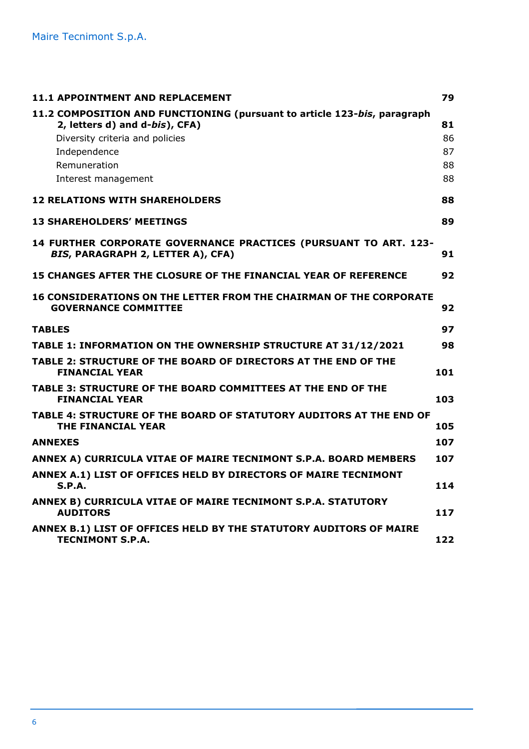| | |
|---|---|
| **11.1 APPOINTMENT AND REPLACEMENT** | **79** |
| **11.2 COMPOSITION AND FUNCTIONING (pursuant to article 123-*bis*, paragraph 2, letters d) and d-*bis*), CFA)** | **81** |
| Diversity criteria and policies | 86 |
| Independence | 87 |
| Remuneration | 88 |
| Interest management | 88 |
| **12 RELATIONS WITH SHAREHOLDERS** | **88** |
| **13 SHAREHOLDERS' MEETINGS** | **89** |
| **14 FURTHER CORPORATE GOVERNANCE PRACTICES (PURSUANT TO ART. 123-*BIS*, PARAGRAPH 2, LETTER A), CFA)** | **91** |
| **15 CHANGES AFTER THE CLOSURE OF THE FINANCIAL YEAR OF REFERENCE** | **92** |
| **16 CONSIDERATIONS ON THE LETTER FROM THE CHAIRMAN OF THE CORPORATE GOVERNANCE COMMITTEE** | **92** |
| **TABLES** | **97** |
| **TABLE 1: INFORMATION ON THE OWNERSHIP STRUCTURE AT 31/12/2021** | **98** |
| **TABLE 2: STRUCTURE OF THE BOARD OF DIRECTORS AT THE END OF THE FINANCIAL YEAR** | **101** |
| **TABLE 3: STRUCTURE OF THE BOARD COMMITTEES AT THE END OF THE FINANCIAL YEAR** | **103** |
| **TABLE 4: STRUCTURE OF THE BOARD OF STATUTORY AUDITORS AT THE END OF THE FINANCIAL YEAR** | **105** |
| **ANNEXES** | **107** |
| **ANNEX A) CURRICULA VITAE OF MAIRE TECNIMONT S.P.A. BOARD MEMBERS** | **107** |
| **ANNEX A.1) LIST OF OFFICES HELD BY DIRECTORS OF MAIRE TECNIMONT S.P.A.** | **114** |
| **ANNEX B) CURRICULA VITAE OF MAIRE TECNIMONT S.P.A. STATUTORY AUDITORS** | **117** |
| **ANNEX B.1) LIST OF OFFICES HELD BY THE STATUTORY AUDITORS OF MAIRE TECNIMONT S.P.A.** | **122** |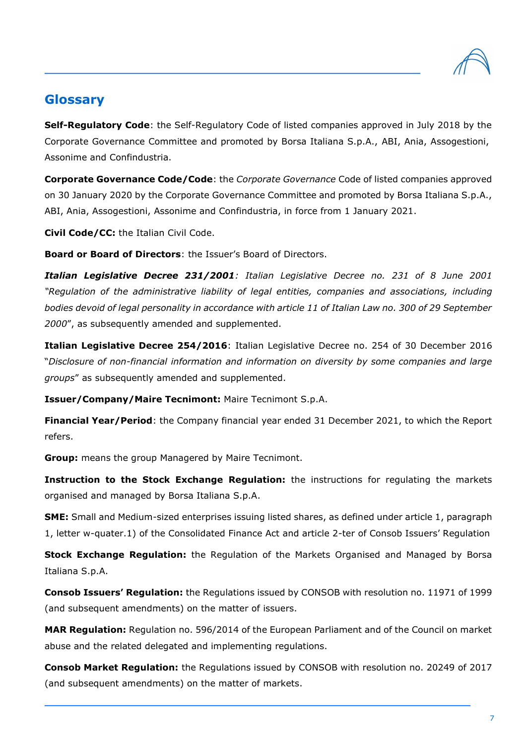## Glossary

**Self-Regulatory Code**: the Self-Regulatory Code of listed companies approved in July 2018 by the Corporate Governance Committee and promoted by Borsa Italiana S.p.A., ABI, Ania, Assogestioni, Assonime and Confindustria.

**Corporate Governance Code/Code**: the *Corporate Governance* Code of listed companies approved on 30 January 2020 by the Corporate Governance Committee and promoted by Borsa Italiana S.p.A., ABI, Ania, Assogestioni, Assonime and Confindustria, in force from 1 January 2021.

**Civil Code/CC:** the Italian Civil Code.

**Board or Board of Directors**: the Issuer's Board of Directors.

***Italian Legislative Decree 231/2001****: Italian Legislative Decree no. 231 of 8 June 2001 "Regulation of the administrative liability of legal entities, companies and associations, including bodies devoid of legal personality in accordance with article 11 of Italian Law no. 300 of 29 September 2000*", as subsequently amended and supplemented.

**Italian Legislative Decree 254/2016**: Italian Legislative Decree no. 254 of 30 December 2016 "*Disclosure of non-financial information and information on diversity by some companies and large groups*" as subsequently amended and supplemented.

**Issuer/Company/Maire Tecnimont:** Maire Tecnimont S.p.A.

**Financial Year/Period**: the Company financial year ended 31 December 2021, to which the Report refers.

**Group:** means the group Managered by Maire Tecnimont.

**Instruction to the Stock Exchange Regulation:** the instructions for regulating the markets organised and managed by Borsa Italiana S.p.A.

**SME:** Small and Medium-sized enterprises issuing listed shares, as defined under article 1, paragraph 1, letter w-quater.1) of the Consolidated Finance Act and article 2-ter of Consob Issuers' Regulation

**Stock Exchange Regulation:** the Regulation of the Markets Organised and Managed by Borsa Italiana S.p.A.

**Consob Issuers' Regulation:** the Regulations issued by CONSOB with resolution no. 11971 of 1999 (and subsequent amendments) on the matter of issuers.

**MAR Regulation:** Regulation no. 596/2014 of the European Parliament and of the Council on market abuse and the related delegated and implementing regulations.

**Consob Market Regulation:** the Regulations issued by CONSOB with resolution no. 20249 of 2017 (and subsequent amendments) on the matter of markets.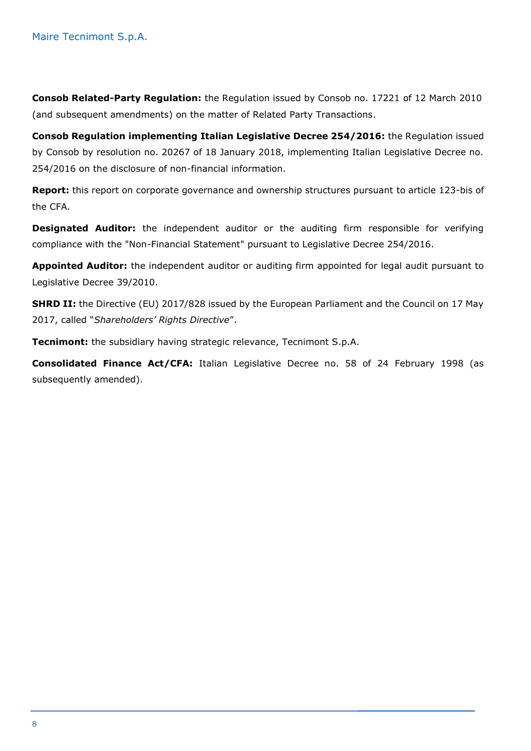**Consob Related-Party Regulation:** the Regulation issued by Consob no. 17221 of 12 March 2010 (and subsequent amendments) on the matter of Related Party Transactions.

**Consob Regulation implementing Italian Legislative Decree 254/2016:** the Regulation issued by Consob by resolution no. 20267 of 18 January 2018, implementing Italian Legislative Decree no. 254/2016 on the disclosure of non-financial information.

**Report:** this report on corporate governance and ownership structures pursuant to article 123-bis of the CFA.

**Designated Auditor:** the independent auditor or the auditing firm responsible for verifying compliance with the "Non-Financial Statement" pursuant to Legislative Decree 254/2016.

**Appointed Auditor:** the independent auditor or auditing firm appointed for legal audit pursuant to Legislative Decree 39/2010.

**SHRD II:** the Directive (EU) 2017/828 issued by the European Parliament and the Council on 17 May 2017, called "*Shareholders' Rights Directive*".

**Tecnimont:** the subsidiary having strategic relevance, Tecnimont S.p.A.

**Consolidated Finance Act/CFA:** Italian Legislative Decree no. 58 of 24 February 1998 (as subsequently amended).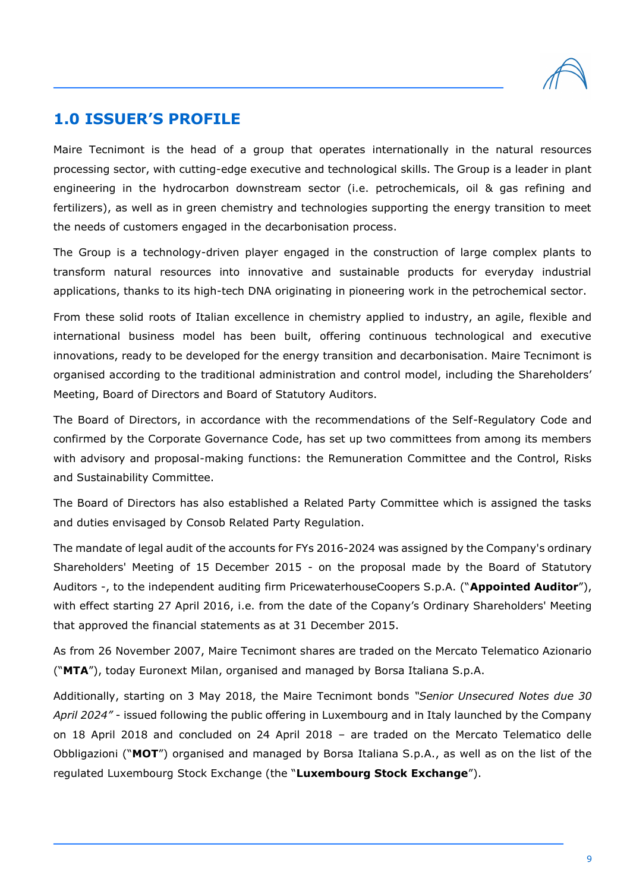# 1.0 ISSUER'S PROFILE

Maire Tecnimont is the head of a group that operates internationally in the natural resources processing sector, with cutting-edge executive and technological skills. The Group is a leader in plant engineering in the hydrocarbon downstream sector (i.e. petrochemicals, oil & gas refining and fertilizers), as well as in green chemistry and technologies supporting the energy transition to meet the needs of customers engaged in the decarbonisation process.

The Group is a technology-driven player engaged in the construction of large complex plants to transform natural resources into innovative and sustainable products for everyday industrial applications, thanks to its high-tech DNA originating in pioneering work in the petrochemical sector.

From these solid roots of Italian excellence in chemistry applied to industry, an agile, flexible and international business model has been built, offering continuous technological and executive innovations, ready to be developed for the energy transition and decarbonisation. Maire Tecnimont is organised according to the traditional administration and control model, including the Shareholders' Meeting, Board of Directors and Board of Statutory Auditors.

The Board of Directors, in accordance with the recommendations of the Self-Regulatory Code and confirmed by the Corporate Governance Code, has set up two committees from among its members with advisory and proposal-making functions: the Remuneration Committee and the Control, Risks and Sustainability Committee.

The Board of Directors has also established a Related Party Committee which is assigned the tasks and duties envisaged by Consob Related Party Regulation.

The mandate of legal audit of the accounts for FYs 2016-2024 was assigned by the Company's ordinary Shareholders' Meeting of 15 December 2015 - on the proposal made by the Board of Statutory Auditors -, to the independent auditing firm PricewaterhouseCoopers S.p.A. ("**Appointed Auditor**"), with effect starting 27 April 2016, i.e. from the date of the Copany's Ordinary Shareholders' Meeting that approved the financial statements as at 31 December 2015.

As from 26 November 2007, Maire Tecnimont shares are traded on the Mercato Telematico Azionario ("**MTA**"), today Euronext Milan, organised and managed by Borsa Italiana S.p.A.

Additionally, starting on 3 May 2018, the Maire Tecnimont bonds *"Senior Unsecured Notes due 30 April 2024"* - issued following the public offering in Luxembourg and in Italy launched by the Company on 18 April 2018 and concluded on 24 April 2018 – are traded on the Mercato Telematico delle Obbligazioni ("**MOT**") organised and managed by Borsa Italiana S.p.A., as well as on the list of the regulated Luxembourg Stock Exchange (the "**Luxembourg Stock Exchange**").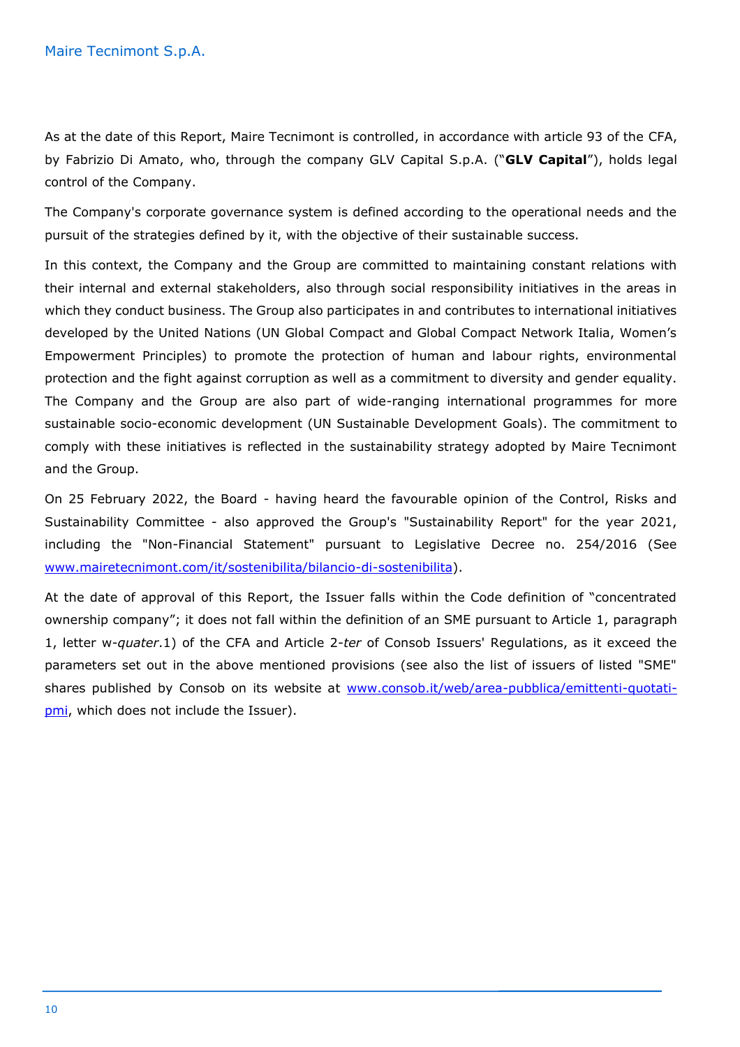As at the date of this Report, Maire Tecnimont is controlled, in accordance with article 93 of the CFA, by Fabrizio Di Amato, who, through the company GLV Capital S.p.A. ("**GLV Capital**"), holds legal control of the Company.

The Company's corporate governance system is defined according to the operational needs and the pursuit of the strategies defined by it, with the objective of their sustainable success.

In this context, the Company and the Group are committed to maintaining constant relations with their internal and external stakeholders, also through social responsibility initiatives in the areas in which they conduct business. The Group also participates in and contributes to international initiatives developed by the United Nations (UN Global Compact and Global Compact Network Italia, Women's Empowerment Principles) to promote the protection of human and labour rights, environmental protection and the fight against corruption as well as a commitment to diversity and gender equality. The Company and the Group are also part of wide-ranging international programmes for more sustainable socio-economic development (UN Sustainable Development Goals). The commitment to comply with these initiatives is reflected in the sustainability strategy adopted by Maire Tecnimont and the Group.

On 25 February 2022, the Board - having heard the favourable opinion of the Control, Risks and Sustainability Committee - also approved the Group's "Sustainability Report" for the year 2021, including the "Non-Financial Statement" pursuant to Legislative Decree no. 254/2016 (See www.mairetecnimont.com/it/sostenibilita/bilancio-di-sostenibilita).

At the date of approval of this Report, the Issuer falls within the Code definition of "concentrated ownership company"; it does not fall within the definition of an SME pursuant to Article 1, paragraph 1, letter w-*quater*.1) of the CFA and Article 2-*ter* of Consob Issuers' Regulations, as it exceed the parameters set out in the above mentioned provisions (see also the list of issuers of listed "SME" shares published by Consob on its website at www.consob.it/web/area-pubblica/emittenti-quotati-pmi, which does not include the Issuer).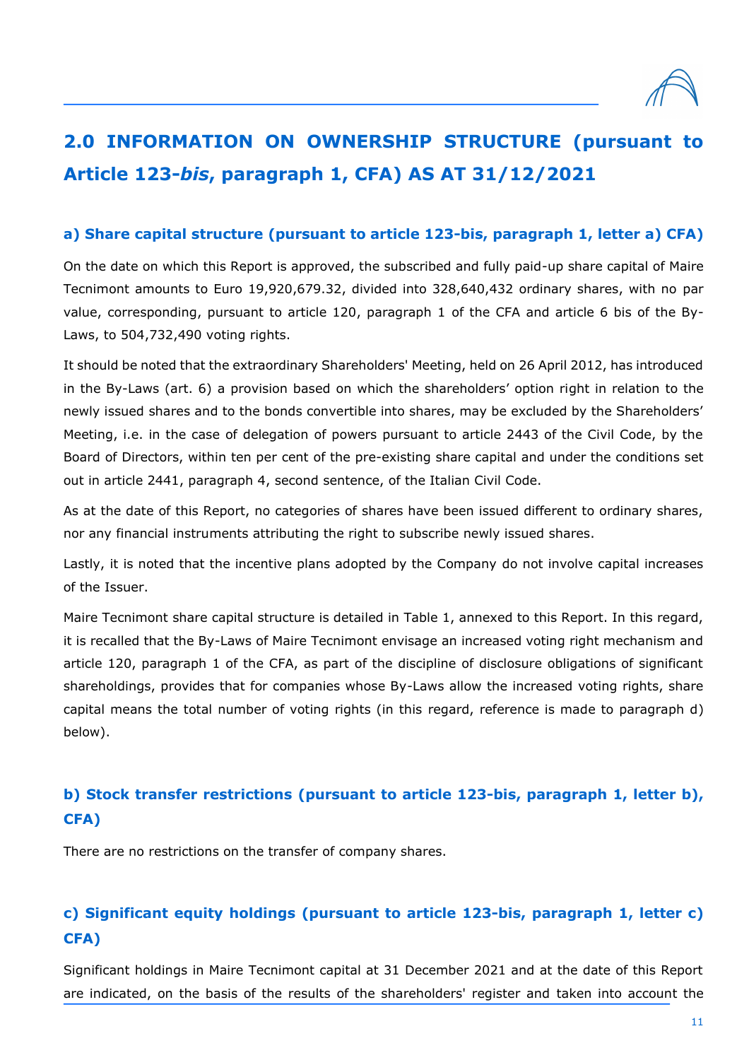## 2.0 INFORMATION ON OWNERSHIP STRUCTURE (pursuant to Article 123-*bis*, paragraph 1, CFA) AS AT 31/12/2021

### a) Share capital structure (pursuant to article 123-bis, paragraph 1, letter a) CFA)

On the date on which this Report is approved, the subscribed and fully paid-up share capital of Maire Tecnimont amounts to Euro 19,920,679.32, divided into 328,640,432 ordinary shares, with no par value, corresponding, pursuant to article 120, paragraph 1 of the CFA and article 6 bis of the By-Laws, to 504,732,490 voting rights.

It should be noted that the extraordinary Shareholders' Meeting, held on 26 April 2012, has introduced in the By-Laws (art. 6) a provision based on which the shareholders' option right in relation to the newly issued shares and to the bonds convertible into shares, may be excluded by the Shareholders' Meeting, i.e. in the case of delegation of powers pursuant to article 2443 of the Civil Code, by the Board of Directors, within ten per cent of the pre-existing share capital and under the conditions set out in article 2441, paragraph 4, second sentence, of the Italian Civil Code.

As at the date of this Report, no categories of shares have been issued different to ordinary shares, nor any financial instruments attributing the right to subscribe newly issued shares.

Lastly, it is noted that the incentive plans adopted by the Company do not involve capital increases of the Issuer.

Maire Tecnimont share capital structure is detailed in Table 1, annexed to this Report. In this regard, it is recalled that the By-Laws of Maire Tecnimont envisage an increased voting right mechanism and article 120, paragraph 1 of the CFA, as part of the discipline of disclosure obligations of significant shareholdings, provides that for companies whose By-Laws allow the increased voting rights, share capital means the total number of voting rights (in this regard, reference is made to paragraph d) below).

### b) Stock transfer restrictions (pursuant to article 123-bis, paragraph 1, letter b), CFA)

There are no restrictions on the transfer of company shares.

### c) Significant equity holdings (pursuant to article 123-bis, paragraph 1, letter c) CFA)

Significant holdings in Maire Tecnimont capital at 31 December 2021 and at the date of this Report are indicated, on the basis of the results of the shareholders' register and taken into account the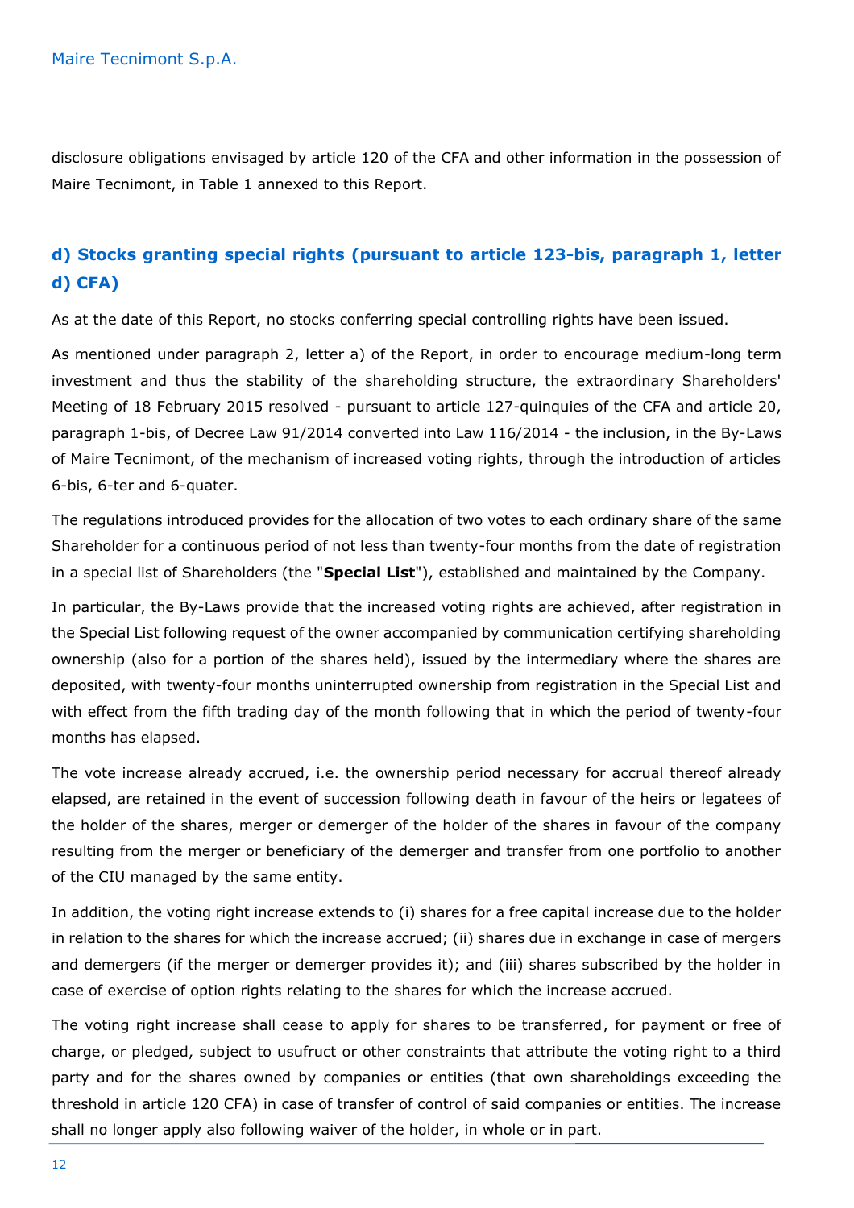disclosure obligations envisaged by article 120 of the CFA and other information in the possession of Maire Tecnimont, in Table 1 annexed to this Report.

## d) Stocks granting special rights (pursuant to article 123-bis, paragraph 1, letter d) CFA)

As at the date of this Report, no stocks conferring special controlling rights have been issued.

As mentioned under paragraph 2, letter a) of the Report, in order to encourage medium-long term investment and thus the stability of the shareholding structure, the extraordinary Shareholders' Meeting of 18 February 2015 resolved - pursuant to article 127-quinquies of the CFA and article 20, paragraph 1-bis, of Decree Law 91/2014 converted into Law 116/2014 - the inclusion, in the By-Laws of Maire Tecnimont, of the mechanism of increased voting rights, through the introduction of articles 6-bis, 6-ter and 6-quater.

The regulations introduced provides for the allocation of two votes to each ordinary share of the same Shareholder for a continuous period of not less than twenty-four months from the date of registration in a special list of Shareholders (the "**Special List**"), established and maintained by the Company.

In particular, the By-Laws provide that the increased voting rights are achieved, after registration in the Special List following request of the owner accompanied by communication certifying shareholding ownership (also for a portion of the shares held), issued by the intermediary where the shares are deposited, with twenty-four months uninterrupted ownership from registration in the Special List and with effect from the fifth trading day of the month following that in which the period of twenty-four months has elapsed.

The vote increase already accrued, i.e. the ownership period necessary for accrual thereof already elapsed, are retained in the event of succession following death in favour of the heirs or legatees of the holder of the shares, merger or demerger of the holder of the shares in favour of the company resulting from the merger or beneficiary of the demerger and transfer from one portfolio to another of the CIU managed by the same entity.

In addition, the voting right increase extends to (i) shares for a free capital increase due to the holder in relation to the shares for which the increase accrued; (ii) shares due in exchange in case of mergers and demergers (if the merger or demerger provides it); and (iii) shares subscribed by the holder in case of exercise of option rights relating to the shares for which the increase accrued.

The voting right increase shall cease to apply for shares to be transferred, for payment or free of charge, or pledged, subject to usufruct or other constraints that attribute the voting right to a third party and for the shares owned by companies or entities (that own shareholdings exceeding the threshold in article 120 CFA) in case of transfer of control of said companies or entities. The increase shall no longer apply also following waiver of the holder, in whole or in part.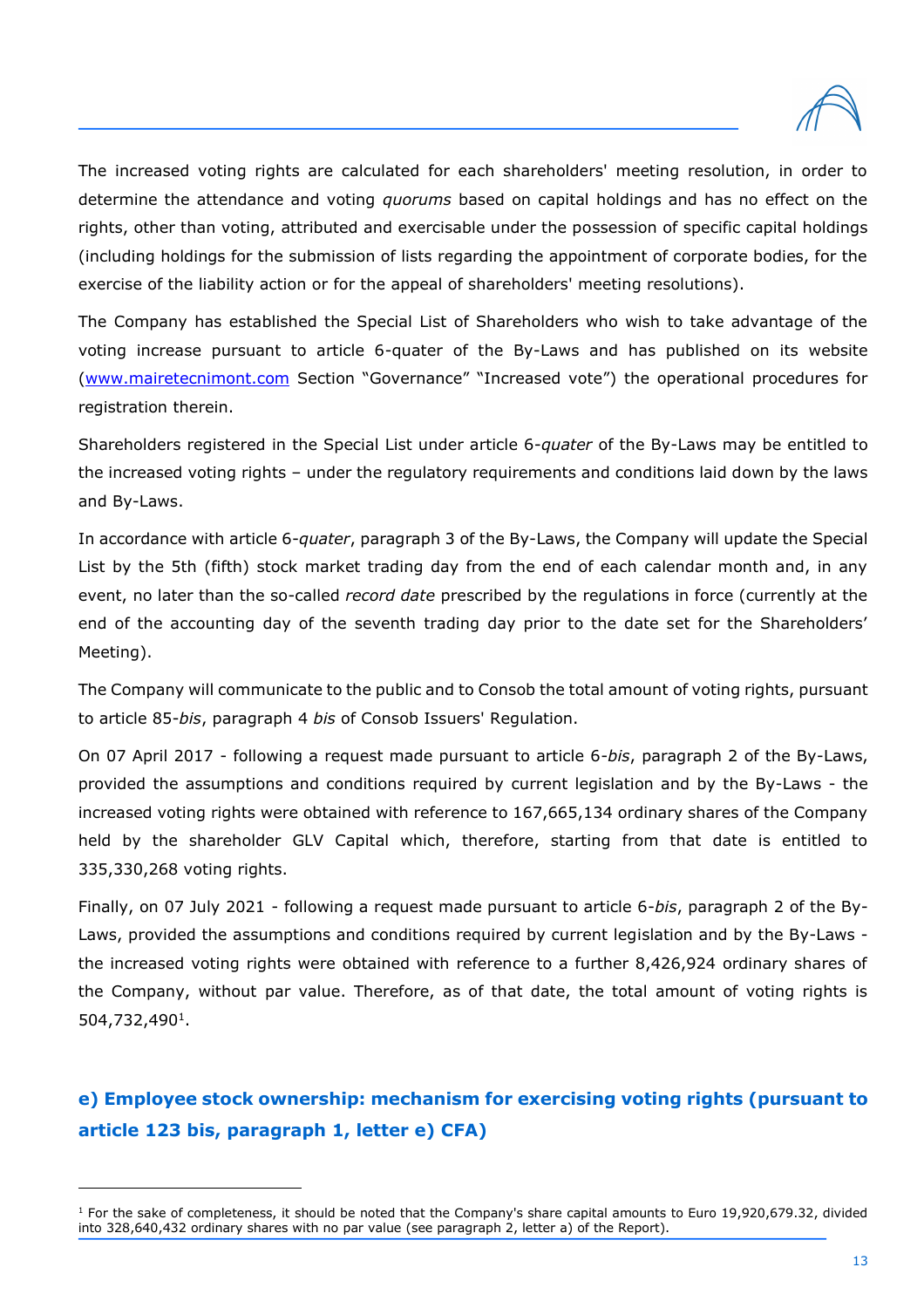The increased voting rights are calculated for each shareholders' meeting resolution, in order to determine the attendance and voting *quorums* based on capital holdings and has no effect on the rights, other than voting, attributed and exercisable under the possession of specific capital holdings (including holdings for the submission of lists regarding the appointment of corporate bodies, for the exercise of the liability action or for the appeal of shareholders' meeting resolutions).

The Company has established the Special List of Shareholders who wish to take advantage of the voting increase pursuant to article 6-quater of the By-Laws and has published on its website (www.mairetecnimont.com Section "Governance" "Increased vote") the operational procedures for registration therein.

Shareholders registered in the Special List under article 6-*quater* of the By-Laws may be entitled to the increased voting rights – under the regulatory requirements and conditions laid down by the laws and By-Laws.

In accordance with article 6-*quater*, paragraph 3 of the By-Laws, the Company will update the Special List by the 5th (fifth) stock market trading day from the end of each calendar month and, in any event, no later than the so-called *record date* prescribed by the regulations in force (currently at the end of the accounting day of the seventh trading day prior to the date set for the Shareholders' Meeting).

The Company will communicate to the public and to Consob the total amount of voting rights, pursuant to article 85-*bis*, paragraph 4 *bis* of Consob Issuers' Regulation.

On 07 April 2017 - following a request made pursuant to article 6-*bis*, paragraph 2 of the By-Laws, provided the assumptions and conditions required by current legislation and by the By-Laws - the increased voting rights were obtained with reference to 167,665,134 ordinary shares of the Company held by the shareholder GLV Capital which, therefore, starting from that date is entitled to 335,330,268 voting rights.

Finally, on 07 July 2021 - following a request made pursuant to article 6-*bis*, paragraph 2 of the By-Laws, provided the assumptions and conditions required by current legislation and by the By-Laws - the increased voting rights were obtained with reference to a further 8,426,924 ordinary shares of the Company, without par value. Therefore, as of that date, the total amount of voting rights is 504,732,490[1].

## e) Employee stock ownership: mechanism for exercising voting rights (pursuant to article 123 bis, paragraph 1, letter e) CFA)

[1] For the sake of completeness, it should be noted that the Company's share capital amounts to Euro 19,920,679.32, divided into 328,640,432 ordinary shares with no par value (see paragraph 2, letter a) of the Report).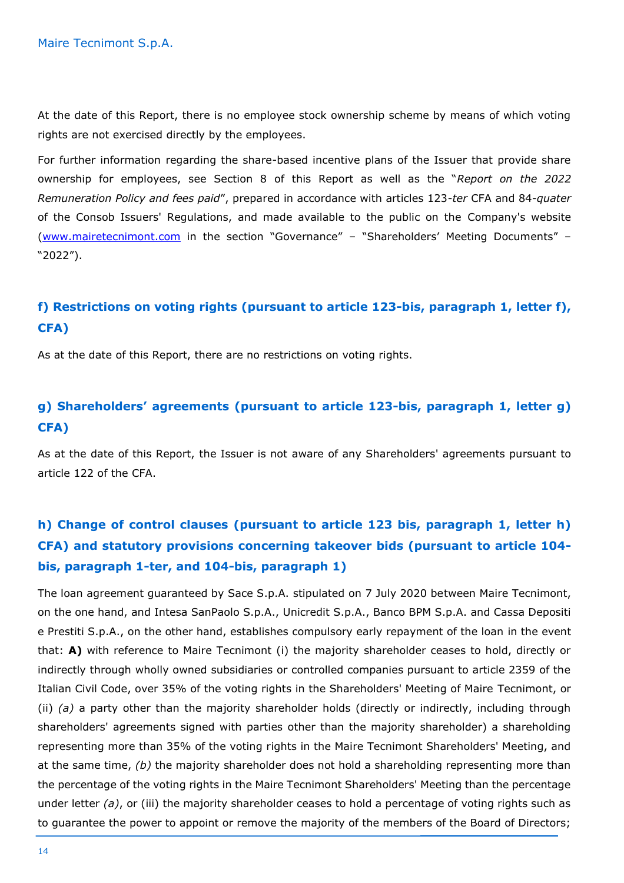At the date of this Report, there is no employee stock ownership scheme by means of which voting rights are not exercised directly by the employees.

For further information regarding the share-based incentive plans of the Issuer that provide share ownership for employees, see Section 8 of this Report as well as the "*Report on the 2022 Remuneration Policy and fees paid*", prepared in accordance with articles 123-*ter* CFA and 84-*quater* of the Consob Issuers' Regulations, and made available to the public on the Company's website (www.mairetecnimont.com in the section "Governance" – "Shareholders' Meeting Documents" – "2022").

## f) Restrictions on voting rights (pursuant to article 123-bis, paragraph 1, letter f), CFA)

As at the date of this Report, there are no restrictions on voting rights.

## g) Shareholders' agreements (pursuant to article 123-bis, paragraph 1, letter g) CFA)

As at the date of this Report, the Issuer is not aware of any Shareholders' agreements pursuant to article 122 of the CFA.

## h) Change of control clauses (pursuant to article 123 bis, paragraph 1, letter h) CFA) and statutory provisions concerning takeover bids (pursuant to article 104-bis, paragraph 1-ter, and 104-bis, paragraph 1)

The loan agreement guaranteed by Sace S.p.A. stipulated on 7 July 2020 between Maire Tecnimont, on the one hand, and Intesa SanPaolo S.p.A., Unicredit S.p.A., Banco BPM S.p.A. and Cassa Depositi e Prestiti S.p.A., on the other hand, establishes compulsory early repayment of the loan in the event that: **A)** with reference to Maire Tecnimont (i) the majority shareholder ceases to hold, directly or indirectly through wholly owned subsidiaries or controlled companies pursuant to article 2359 of the Italian Civil Code, over 35% of the voting rights in the Shareholders' Meeting of Maire Tecnimont, or (ii) *(a)* a party other than the majority shareholder holds (directly or indirectly, including through shareholders' agreements signed with parties other than the majority shareholder) a shareholding representing more than 35% of the voting rights in the Maire Tecnimont Shareholders' Meeting, and at the same time, *(b)* the majority shareholder does not hold a shareholding representing more than the percentage of the voting rights in the Maire Tecnimont Shareholders' Meeting than the percentage under letter *(a)*, or (iii) the majority shareholder ceases to hold a percentage of voting rights such as to guarantee the power to appoint or remove the majority of the members of the Board of Directors;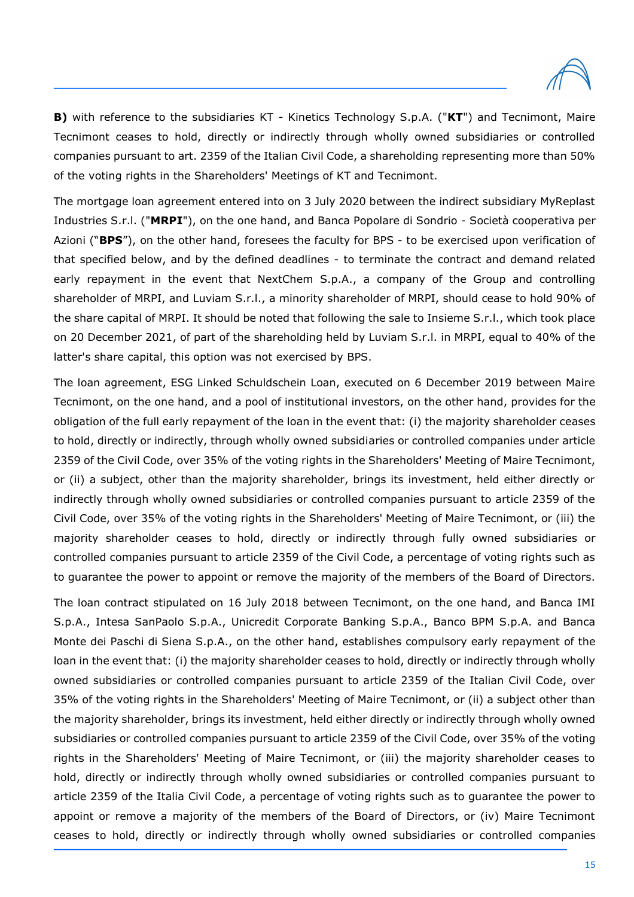**B)** with reference to the subsidiaries KT - Kinetics Technology S.p.A. ("**KT**") and Tecnimont, Maire Tecnimont ceases to hold, directly or indirectly through wholly owned subsidiaries or controlled companies pursuant to art. 2359 of the Italian Civil Code, a shareholding representing more than 50% of the voting rights in the Shareholders' Meetings of KT and Tecnimont.

The mortgage loan agreement entered into on 3 July 2020 between the indirect subsidiary MyReplast Industries S.r.l. ("**MRPI**"), on the one hand, and Banca Popolare di Sondrio - Società cooperativa per Azioni ("**BPS**"), on the other hand, foresees the faculty for BPS - to be exercised upon verification of that specified below, and by the defined deadlines - to terminate the contract and demand related early repayment in the event that NextChem S.p.A., a company of the Group and controlling shareholder of MRPI, and Luviam S.r.l., a minority shareholder of MRPI, should cease to hold 90% of the share capital of MRPI. It should be noted that following the sale to Insieme S.r.l., which took place on 20 December 2021, of part of the shareholding held by Luviam S.r.l. in MRPI, equal to 40% of the latter's share capital, this option was not exercised by BPS.

The loan agreement, ESG Linked Schuldschein Loan, executed on 6 December 2019 between Maire Tecnimont, on the one hand, and a pool of institutional investors, on the other hand, provides for the obligation of the full early repayment of the loan in the event that: (i) the majority shareholder ceases to hold, directly or indirectly, through wholly owned subsidiaries or controlled companies under article 2359 of the Civil Code, over 35% of the voting rights in the Shareholders' Meeting of Maire Tecnimont, or (ii) a subject, other than the majority shareholder, brings its investment, held either directly or indirectly through wholly owned subsidiaries or controlled companies pursuant to article 2359 of the Civil Code, over 35% of the voting rights in the Shareholders' Meeting of Maire Tecnimont, or (iii) the majority shareholder ceases to hold, directly or indirectly through fully owned subsidiaries or controlled companies pursuant to article 2359 of the Civil Code, a percentage of voting rights such as to guarantee the power to appoint or remove the majority of the members of the Board of Directors.

The loan contract stipulated on 16 July 2018 between Tecnimont, on the one hand, and Banca IMI S.p.A., Intesa SanPaolo S.p.A., Unicredit Corporate Banking S.p.A., Banco BPM S.p.A. and Banca Monte dei Paschi di Siena S.p.A., on the other hand, establishes compulsory early repayment of the loan in the event that: (i) the majority shareholder ceases to hold, directly or indirectly through wholly owned subsidiaries or controlled companies pursuant to article 2359 of the Italian Civil Code, over 35% of the voting rights in the Shareholders' Meeting of Maire Tecnimont, or (ii) a subject other than the majority shareholder, brings its investment, held either directly or indirectly through wholly owned subsidiaries or controlled companies pursuant to article 2359 of the Civil Code, over 35% of the voting rights in the Shareholders' Meeting of Maire Tecnimont, or (iii) the majority shareholder ceases to hold, directly or indirectly through wholly owned subsidiaries or controlled companies pursuant to article 2359 of the Italia Civil Code, a percentage of voting rights such as to guarantee the power to appoint or remove a majority of the members of the Board of Directors, or (iv) Maire Tecnimont ceases to hold, directly or indirectly through wholly owned subsidiaries or controlled companies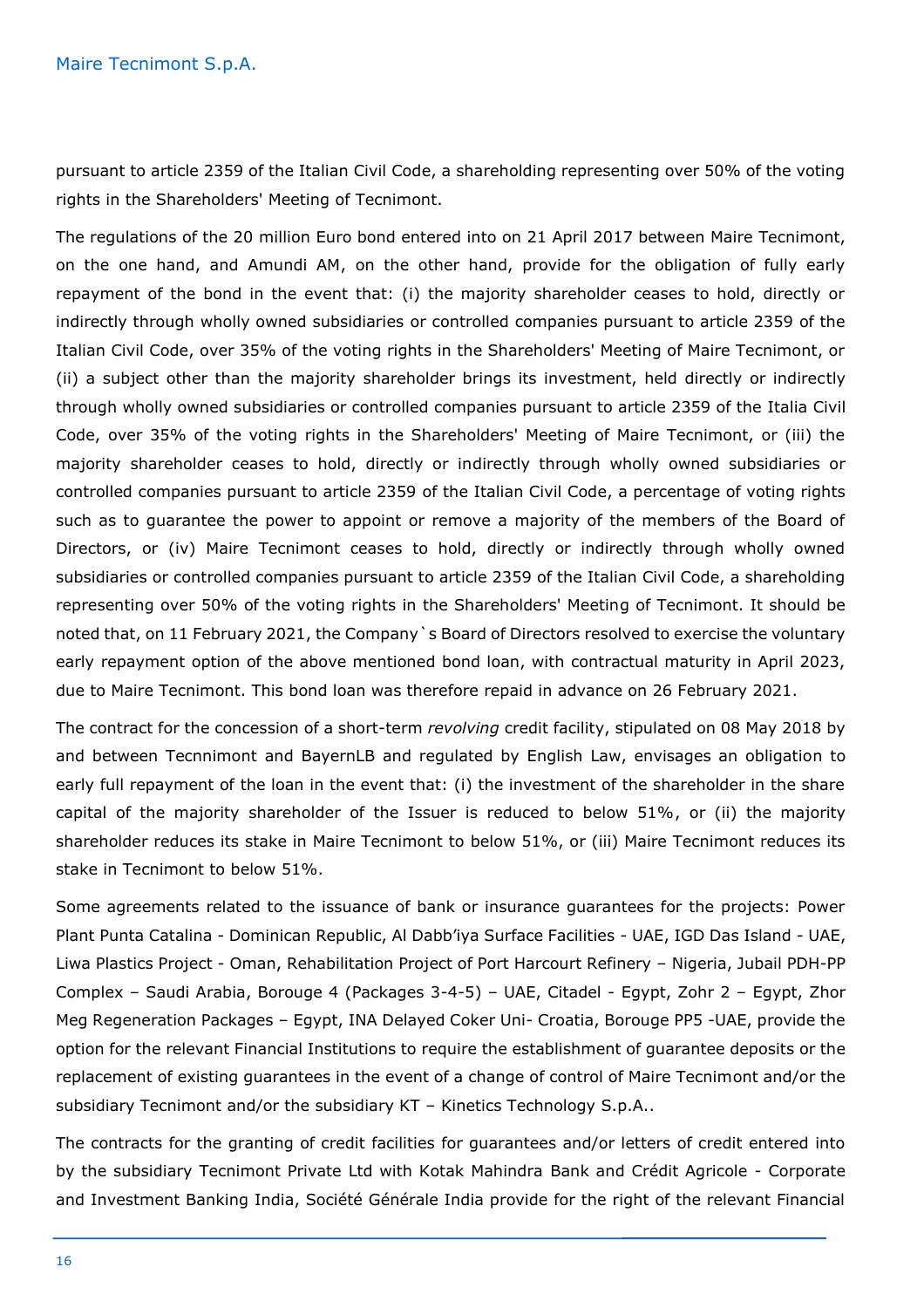pursuant to article 2359 of the Italian Civil Code, a shareholding representing over 50% of the voting rights in the Shareholders' Meeting of Tecnimont.

The regulations of the 20 million Euro bond entered into on 21 April 2017 between Maire Tecnimont, on the one hand, and Amundi AM, on the other hand, provide for the obligation of fully early repayment of the bond in the event that: (i) the majority shareholder ceases to hold, directly or indirectly through wholly owned subsidiaries or controlled companies pursuant to article 2359 of the Italian Civil Code, over 35% of the voting rights in the Shareholders' Meeting of Maire Tecnimont, or (ii) a subject other than the majority shareholder brings its investment, held directly or indirectly through wholly owned subsidiaries or controlled companies pursuant to article 2359 of the Italia Civil Code, over 35% of the voting rights in the Shareholders' Meeting of Maire Tecnimont, or (iii) the majority shareholder ceases to hold, directly or indirectly through wholly owned subsidiaries or controlled companies pursuant to article 2359 of the Italian Civil Code, a percentage of voting rights such as to guarantee the power to appoint or remove a majority of the members of the Board of Directors, or (iv) Maire Tecnimont ceases to hold, directly or indirectly through wholly owned subsidiaries or controlled companies pursuant to article 2359 of the Italian Civil Code, a shareholding representing over 50% of the voting rights in the Shareholders' Meeting of Tecnimont. It should be noted that, on 11 February 2021, the Company`s Board of Directors resolved to exercise the voluntary early repayment option of the above mentioned bond loan, with contractual maturity in April 2023, due to Maire Tecnimont. This bond loan was therefore repaid in advance on 26 February 2021.

The contract for the concession of a short-term *revolving* credit facility, stipulated on 08 May 2018 by and between Tecnnimont and BayernLB and regulated by English Law, envisages an obligation to early full repayment of the loan in the event that: (i) the investment of the shareholder in the share capital of the majority shareholder of the Issuer is reduced to below 51%, or (ii) the majority shareholder reduces its stake in Maire Tecnimont to below 51%, or (iii) Maire Tecnimont reduces its stake in Tecnimont to below 51%.

Some agreements related to the issuance of bank or insurance guarantees for the projects: Power Plant Punta Catalina - Dominican Republic, Al Dabb'iya Surface Facilities - UAE, IGD Das Island - UAE, Liwa Plastics Project - Oman, Rehabilitation Project of Port Harcourt Refinery – Nigeria, Jubail PDH-PP Complex – Saudi Arabia, Borouge 4 (Packages 3-4-5) – UAE, Citadel - Egypt, Zohr 2 – Egypt, Zhor Meg Regeneration Packages – Egypt, INA Delayed Coker Uni- Croatia, Borouge PP5 -UAE, provide the option for the relevant Financial Institutions to require the establishment of guarantee deposits or the replacement of existing guarantees in the event of a change of control of Maire Tecnimont and/or the subsidiary Tecnimont and/or the subsidiary KT – Kinetics Technology S.p.A..

The contracts for the granting of credit facilities for guarantees and/or letters of credit entered into by the subsidiary Tecnimont Private Ltd with Kotak Mahindra Bank and Crédit Agricole - Corporate and Investment Banking India, Société Générale India provide for the right of the relevant Financial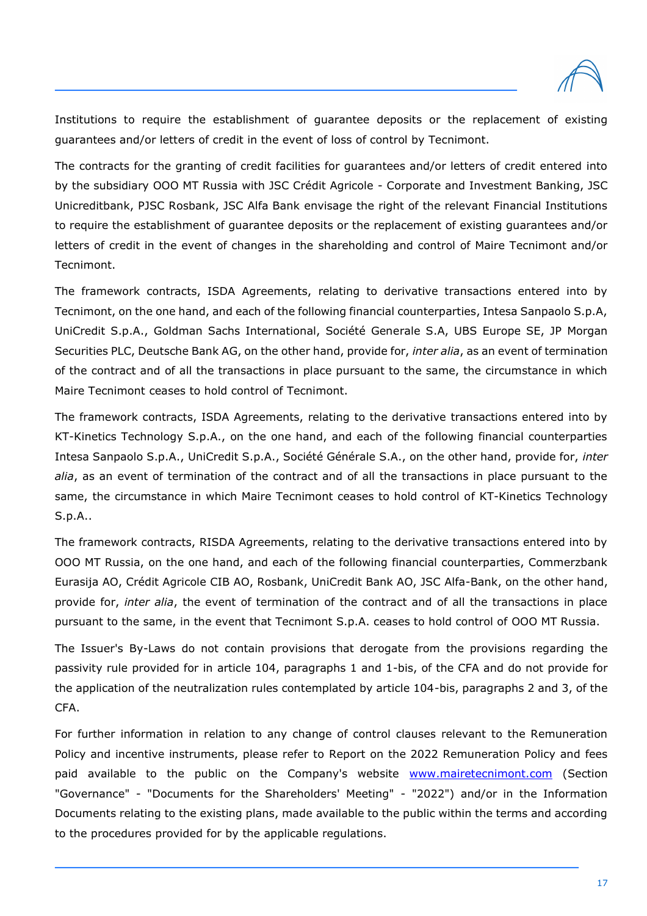Institutions to require the establishment of guarantee deposits or the replacement of existing guarantees and/or letters of credit in the event of loss of control by Tecnimont.

The contracts for the granting of credit facilities for guarantees and/or letters of credit entered into by the subsidiary OOO MT Russia with JSC Crédit Agricole - Corporate and Investment Banking, JSC Unicreditbank, PJSC Rosbank, JSC Alfa Bank envisage the right of the relevant Financial Institutions to require the establishment of guarantee deposits or the replacement of existing guarantees and/or letters of credit in the event of changes in the shareholding and control of Maire Tecnimont and/or Tecnimont.

The framework contracts, ISDA Agreements, relating to derivative transactions entered into by Tecnimont, on the one hand, and each of the following financial counterparties, Intesa Sanpaolo S.p.A, UniCredit S.p.A., Goldman Sachs International, Société Generale S.A, UBS Europe SE, JP Morgan Securities PLC, Deutsche Bank AG, on the other hand, provide for, *inter alia*, as an event of termination of the contract and of all the transactions in place pursuant to the same, the circumstance in which Maire Tecnimont ceases to hold control of Tecnimont.

The framework contracts, ISDA Agreements, relating to the derivative transactions entered into by KT-Kinetics Technology S.p.A., on the one hand, and each of the following financial counterparties Intesa Sanpaolo S.p.A., UniCredit S.p.A., Société Générale S.A., on the other hand, provide for, *inter alia*, as an event of termination of the contract and of all the transactions in place pursuant to the same, the circumstance in which Maire Tecnimont ceases to hold control of KT-Kinetics Technology S.p.A..

The framework contracts, RISDA Agreements, relating to the derivative transactions entered into by OOO MT Russia, on the one hand, and each of the following financial counterparties, Commerzbank Eurasija AO, Crédit Agricole CIB AO, Rosbank, UniCredit Bank AO, JSC Alfa-Bank, on the other hand, provide for, *inter alia*, the event of termination of the contract and of all the transactions in place pursuant to the same, in the event that Tecnimont S.p.A. ceases to hold control of OOO MT Russia.

The Issuer's By-Laws do not contain provisions that derogate from the provisions regarding the passivity rule provided for in article 104, paragraphs 1 and 1-bis, of the CFA and do not provide for the application of the neutralization rules contemplated by article 104-bis, paragraphs 2 and 3, of the CFA.

For further information in relation to any change of control clauses relevant to the Remuneration Policy and incentive instruments, please refer to Report on the 2022 Remuneration Policy and fees paid available to the public on the Company's website www.mairetecnimont.com (Section "Governance" - "Documents for the Shareholders' Meeting" - "2022") and/or in the Information Documents relating to the existing plans, made available to the public within the terms and according to the procedures provided for by the applicable regulations.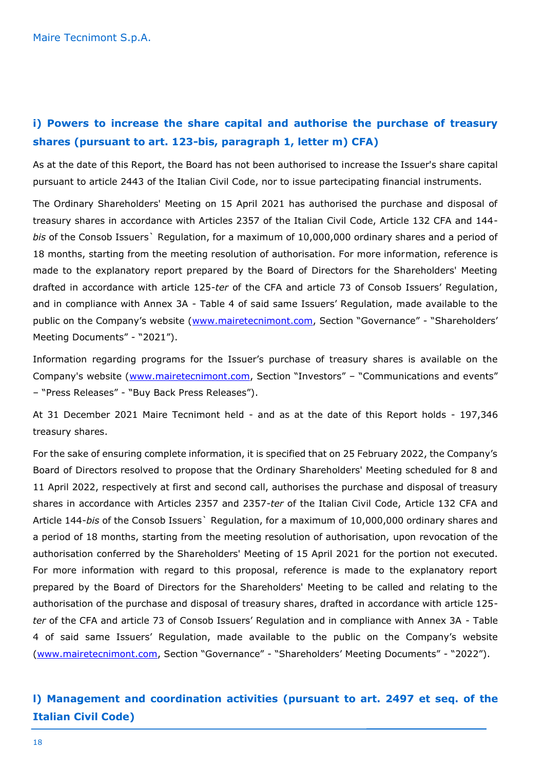## i) Powers to increase the share capital and authorise the purchase of treasury shares (pursuant to art. 123-bis, paragraph 1, letter m) CFA)

As at the date of this Report, the Board has not been authorised to increase the Issuer's share capital pursuant to article 2443 of the Italian Civil Code, nor to issue partecipating financial instruments.

The Ordinary Shareholders' Meeting on 15 April 2021 has authorised the purchase and disposal of treasury shares in accordance with Articles 2357 of the Italian Civil Code, Article 132 CFA and 144-*bis* of the Consob Issuers` Regulation, for a maximum of 10,000,000 ordinary shares and a period of 18 months, starting from the meeting resolution of authorisation. For more information, reference is made to the explanatory report prepared by the Board of Directors for the Shareholders' Meeting drafted in accordance with article 125-*ter* of the CFA and article 73 of Consob Issuers' Regulation, and in compliance with Annex 3A - Table 4 of said same Issuers' Regulation, made available to the public on the Company's website (www.mairetecnimont.com, Section "Governance" - "Shareholders' Meeting Documents" - "2021").

Information regarding programs for the Issuer's purchase of treasury shares is available on the Company's website (www.mairetecnimont.com, Section "Investors" – "Communications and events" – "Press Releases" - "Buy Back Press Releases").

At 31 December 2021 Maire Tecnimont held - and as at the date of this Report holds - 197,346 treasury shares.

For the sake of ensuring complete information, it is specified that on 25 February 2022, the Company's Board of Directors resolved to propose that the Ordinary Shareholders' Meeting scheduled for 8 and 11 April 2022, respectively at first and second call, authorises the purchase and disposal of treasury shares in accordance with Articles 2357 and 2357-*ter* of the Italian Civil Code, Article 132 CFA and Article 144-*bis* of the Consob Issuers` Regulation, for a maximum of 10,000,000 ordinary shares and a period of 18 months, starting from the meeting resolution of authorisation, upon revocation of the authorisation conferred by the Shareholders' Meeting of 15 April 2021 for the portion not executed. For more information with regard to this proposal, reference is made to the explanatory report prepared by the Board of Directors for the Shareholders' Meeting to be called and relating to the authorisation of the purchase and disposal of treasury shares, drafted in accordance with article 125-*ter* of the CFA and article 73 of Consob Issuers' Regulation and in compliance with Annex 3A - Table 4 of said same Issuers' Regulation, made available to the public on the Company's website (www.mairetecnimont.com, Section "Governance" - "Shareholders' Meeting Documents" - "2022").

## l) Management and coordination activities (pursuant to art. 2497 et seq. of the Italian Civil Code)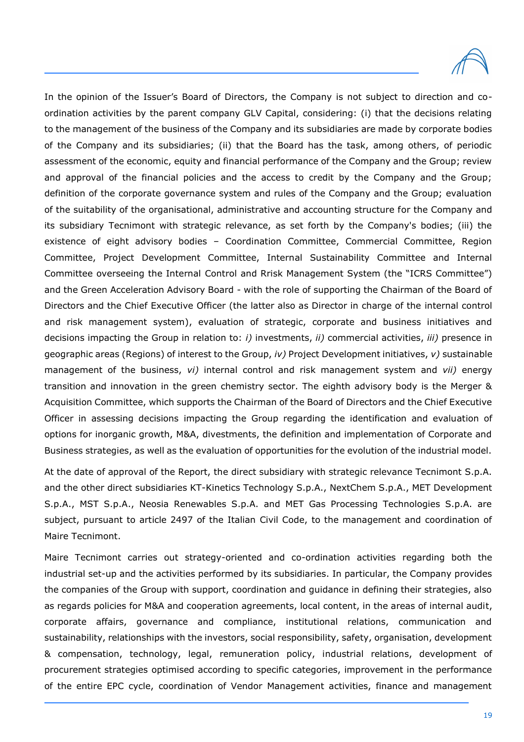In the opinion of the Issuer's Board of Directors, the Company is not subject to direction and co-ordination activities by the parent company GLV Capital, considering: (i) that the decisions relating to the management of the business of the Company and its subsidiaries are made by corporate bodies of the Company and its subsidiaries; (ii) that the Board has the task, among others, of periodic assessment of the economic, equity and financial performance of the Company and the Group; review and approval of the financial policies and the access to credit by the Company and the Group; definition of the corporate governance system and rules of the Company and the Group; evaluation of the suitability of the organisational, administrative and accounting structure for the Company and its subsidiary Tecnimont with strategic relevance, as set forth by the Company's bodies; (iii) the existence of eight advisory bodies – Coordination Committee, Commercial Committee, Region Committee, Project Development Committee, Internal Sustainability Committee and Internal Committee overseeing the Internal Control and Rrisk Management System (the "ICRS Committee") and the Green Acceleration Advisory Board - with the role of supporting the Chairman of the Board of Directors and the Chief Executive Officer (the latter also as Director in charge of the internal control and risk management system), evaluation of strategic, corporate and business initiatives and decisions impacting the Group in relation to: *i)* investments, *ii)* commercial activities, *iii)* presence in geographic areas (Regions) of interest to the Group, *iv)* Project Development initiatives, *v)* sustainable management of the business, *vi)* internal control and risk management system and *vii)* energy transition and innovation in the green chemistry sector. The eighth advisory body is the Merger & Acquisition Committee, which supports the Chairman of the Board of Directors and the Chief Executive Officer in assessing decisions impacting the Group regarding the identification and evaluation of options for inorganic growth, M&A, divestments, the definition and implementation of Corporate and Business strategies, as well as the evaluation of opportunities for the evolution of the industrial model.

At the date of approval of the Report, the direct subsidiary with strategic relevance Tecnimont S.p.A. and the other direct subsidiaries KT-Kinetics Technology S.p.A., NextChem S.p.A., MET Development S.p.A., MST S.p.A., Neosia Renewables S.p.A. and MET Gas Processing Technologies S.p.A. are subject, pursuant to article 2497 of the Italian Civil Code, to the management and coordination of Maire Tecnimont.

Maire Tecnimont carries out strategy-oriented and co-ordination activities regarding both the industrial set-up and the activities performed by its subsidiaries. In particular, the Company provides the companies of the Group with support, coordination and guidance in defining their strategies, also as regards policies for M&A and cooperation agreements, local content, in the areas of internal audit, corporate affairs, governance and compliance, institutional relations, communication and sustainability, relationships with the investors, social responsibility, safety, organisation, development & compensation, technology, legal, remuneration policy, industrial relations, development of procurement strategies optimised according to specific categories, improvement in the performance of the entire EPC cycle, coordination of Vendor Management activities, finance and management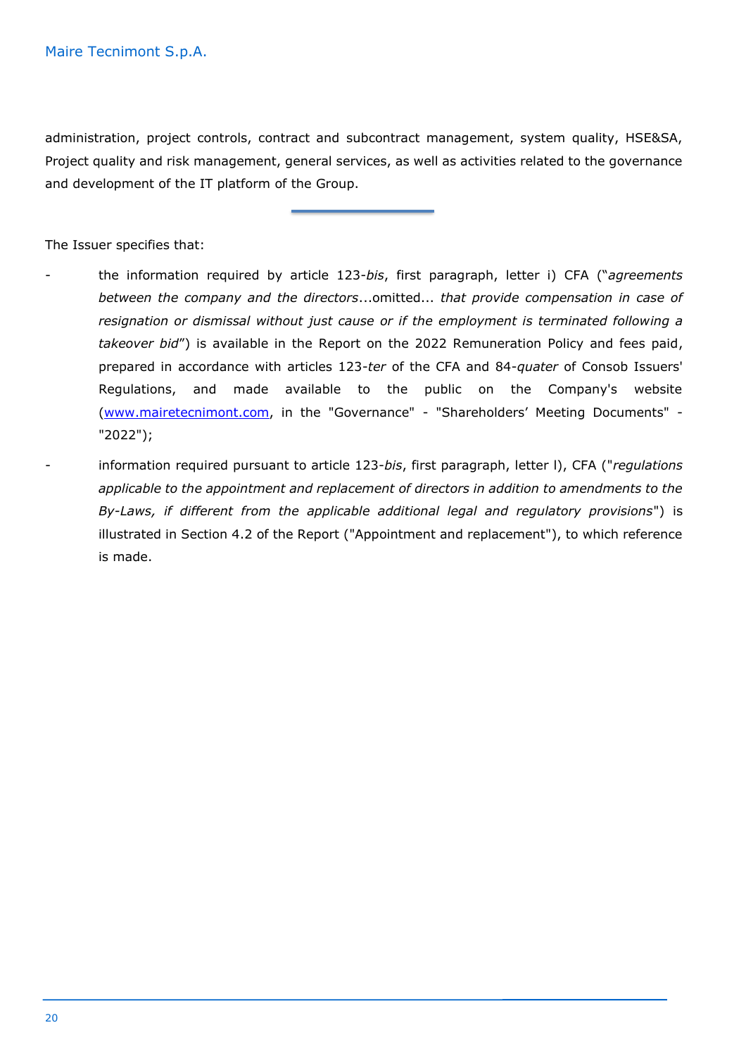administration, project controls, contract and subcontract management, system quality, HSE&SA, Project quality and risk management, general services, as well as activities related to the governance and development of the IT platform of the Group.

---

The Issuer specifies that:

- the information required by article 123-*bis*, first paragraph, letter i) CFA ("*agreements between the company and the directors*...omitted... *that provide compensation in case of resignation or dismissal without just cause or if the employment is terminated following a takeover bid*") is available in the Report on the 2022 Remuneration Policy and fees paid, prepared in accordance with articles 123-*ter* of the CFA and 84-*quater* of Consob Issuers' Regulations, and made available to the public on the Company's website ([www.mairetecnimont.com](http://www.mairetecnimont.com), in the "Governance" - "Shareholders' Meeting Documents" - "2022");
- information required pursuant to article 123-*bis*, first paragraph, letter l), CFA ("*regulations applicable to the appointment and replacement of directors in addition to amendments to the By-Laws, if different from the applicable additional legal and regulatory provisions*") is illustrated in Section 4.2 of the Report ("Appointment and replacement"), to which reference is made.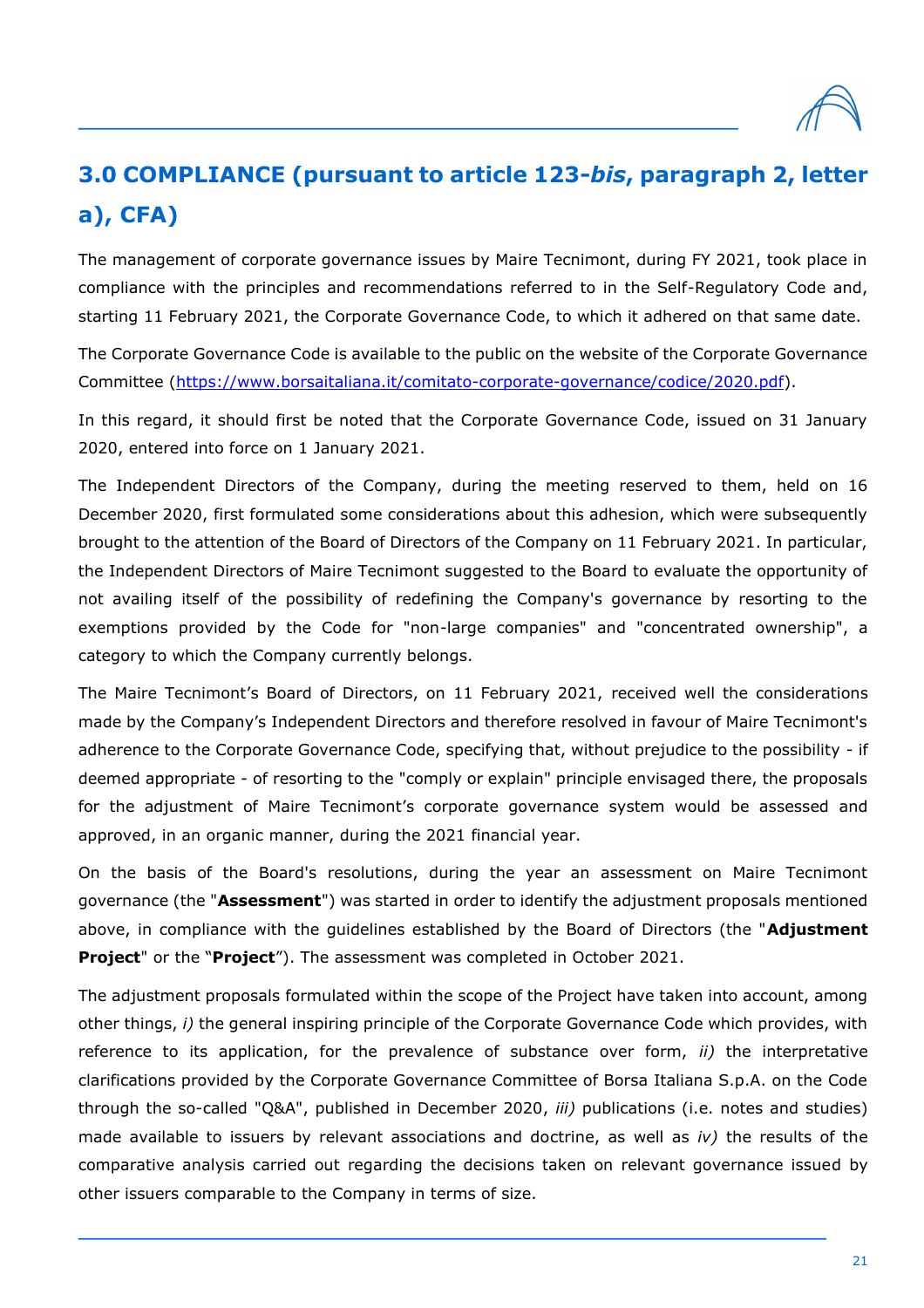# 3.0 COMPLIANCE (pursuant to article 123-*bis*, paragraph 2, letter a), CFA)

The management of corporate governance issues by Maire Tecnimont, during FY 2021, took place in compliance with the principles and recommendations referred to in the Self-Regulatory Code and, starting 11 February 2021, the Corporate Governance Code, to which it adhered on that same date.

The Corporate Governance Code is available to the public on the website of the Corporate Governance Committee (https://www.borsaitaliana.it/comitato-corporate-governance/codice/2020.pdf).

In this regard, it should first be noted that the Corporate Governance Code, issued on 31 January 2020, entered into force on 1 January 2021.

The Independent Directors of the Company, during the meeting reserved to them, held on 16 December 2020, first formulated some considerations about this adhesion, which were subsequently brought to the attention of the Board of Directors of the Company on 11 February 2021. In particular, the Independent Directors of Maire Tecnimont suggested to the Board to evaluate the opportunity of not availing itself of the possibility of redefining the Company's governance by resorting to the exemptions provided by the Code for "non-large companies" and "concentrated ownership", a category to which the Company currently belongs.

The Maire Tecnimont's Board of Directors, on 11 February 2021, received well the considerations made by the Company's Independent Directors and therefore resolved in favour of Maire Tecnimont's adherence to the Corporate Governance Code, specifying that, without prejudice to the possibility - if deemed appropriate - of resorting to the "comply or explain" principle envisaged there, the proposals for the adjustment of Maire Tecnimont's corporate governance system would be assessed and approved, in an organic manner, during the 2021 financial year.

On the basis of the Board's resolutions, during the year an assessment on Maire Tecnimont governance (the "**Assessment**") was started in order to identify the adjustment proposals mentioned above, in compliance with the guidelines established by the Board of Directors (the "**Adjustment Project**" or the "**Project**"). The assessment was completed in October 2021.

The adjustment proposals formulated within the scope of the Project have taken into account, among other things, *i)* the general inspiring principle of the Corporate Governance Code which provides, with reference to its application, for the prevalence of substance over form, *ii)* the interpretative clarifications provided by the Corporate Governance Committee of Borsa Italiana S.p.A. on the Code through the so-called "Q&A", published in December 2020, *iii)* publications (i.e. notes and studies) made available to issuers by relevant associations and doctrine, as well as *iv)* the results of the comparative analysis carried out regarding the decisions taken on relevant governance issued by other issuers comparable to the Company in terms of size.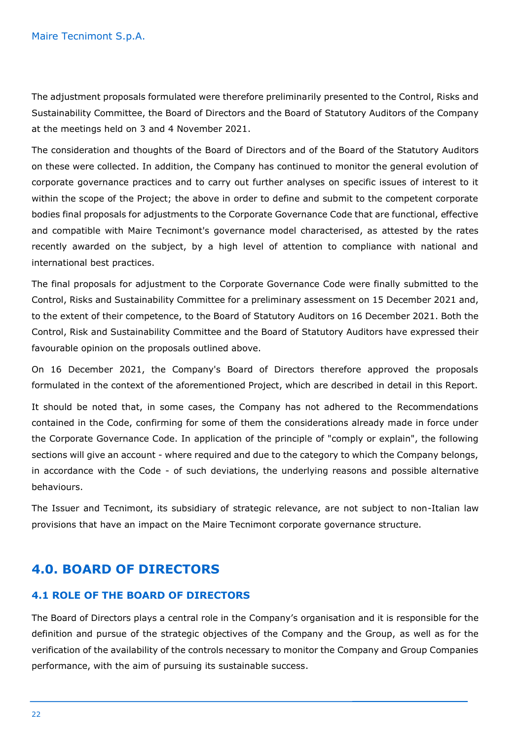The adjustment proposals formulated were therefore preliminarily presented to the Control, Risks and Sustainability Committee, the Board of Directors and the Board of Statutory Auditors of the Company at the meetings held on 3 and 4 November 2021.

The consideration and thoughts of the Board of Directors and of the Board of the Statutory Auditors on these were collected. In addition, the Company has continued to monitor the general evolution of corporate governance practices and to carry out further analyses on specific issues of interest to it within the scope of the Project; the above in order to define and submit to the competent corporate bodies final proposals for adjustments to the Corporate Governance Code that are functional, effective and compatible with Maire Tecnimont's governance model characterised, as attested by the rates recently awarded on the subject, by a high level of attention to compliance with national and international best practices.

The final proposals for adjustment to the Corporate Governance Code were finally submitted to the Control, Risks and Sustainability Committee for a preliminary assessment on 15 December 2021 and, to the extent of their competence, to the Board of Statutory Auditors on 16 December 2021. Both the Control, Risk and Sustainability Committee and the Board of Statutory Auditors have expressed their favourable opinion on the proposals outlined above.

On 16 December 2021, the Company's Board of Directors therefore approved the proposals formulated in the context of the aforementioned Project, which are described in detail in this Report.

It should be noted that, in some cases, the Company has not adhered to the Recommendations contained in the Code, confirming for some of them the considerations already made in force under the Corporate Governance Code. In application of the principle of "comply or explain", the following sections will give an account - where required and due to the category to which the Company belongs, in accordance with the Code - of such deviations, the underlying reasons and possible alternative behaviours.

The Issuer and Tecnimont, its subsidiary of strategic relevance, are not subject to non-Italian law provisions that have an impact on the Maire Tecnimont corporate governance structure.

# 4.0. BOARD OF DIRECTORS

## 4.1 ROLE OF THE BOARD OF DIRECTORS

The Board of Directors plays a central role in the Company's organisation and it is responsible for the definition and pursue of the strategic objectives of the Company and the Group, as well as for the verification of the availability of the controls necessary to monitor the Company and Group Companies performance, with the aim of pursuing its sustainable success.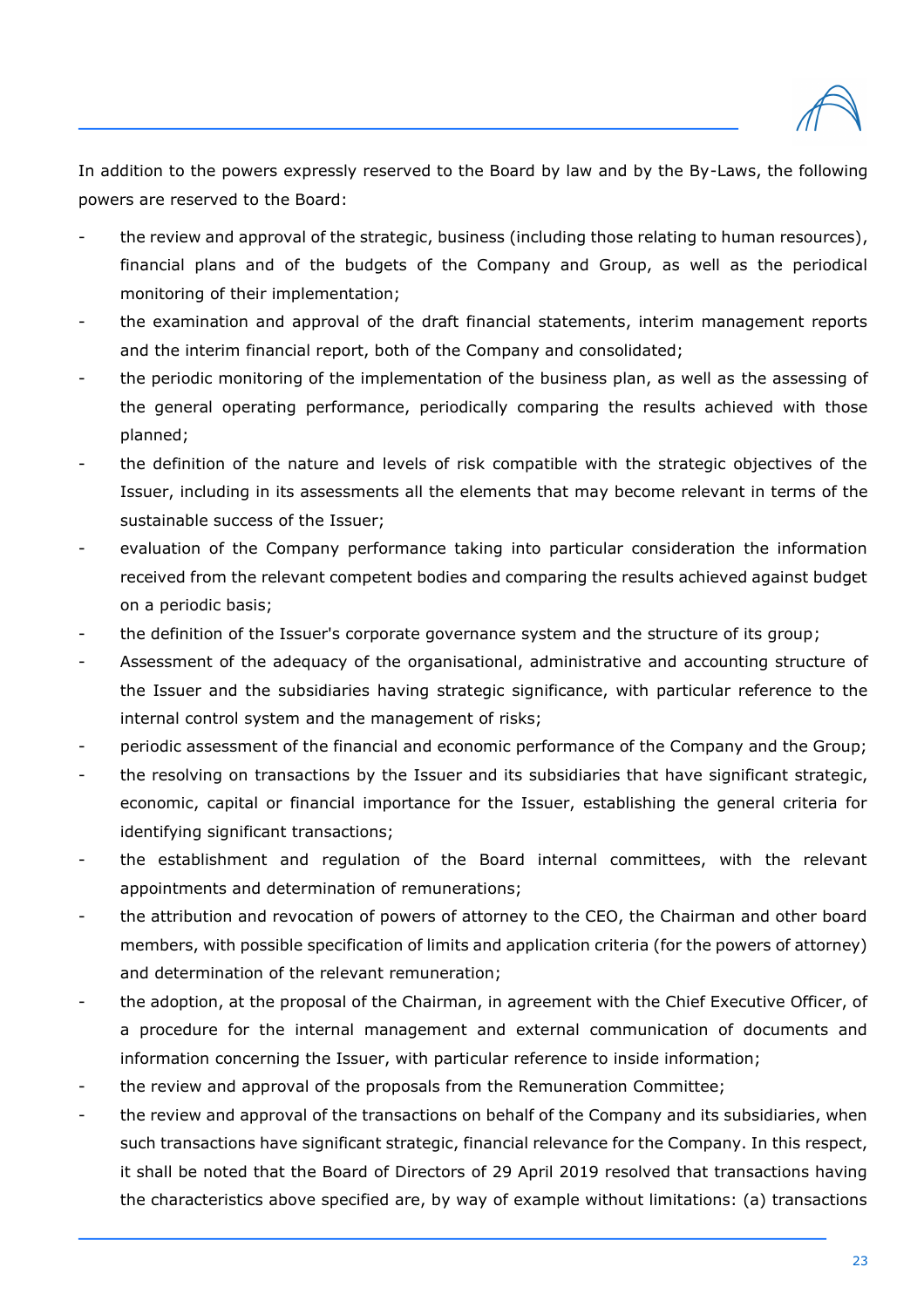In addition to the powers expressly reserved to the Board by law and by the By-Laws, the following powers are reserved to the Board:

- the review and approval of the strategic, business (including those relating to human resources), financial plans and of the budgets of the Company and Group, as well as the periodical monitoring of their implementation;
- the examination and approval of the draft financial statements, interim management reports and the interim financial report, both of the Company and consolidated;
- the periodic monitoring of the implementation of the business plan, as well as the assessing of the general operating performance, periodically comparing the results achieved with those planned;
- the definition of the nature and levels of risk compatible with the strategic objectives of the Issuer, including in its assessments all the elements that may become relevant in terms of the sustainable success of the Issuer;
- evaluation of the Company performance taking into particular consideration the information received from the relevant competent bodies and comparing the results achieved against budget on a periodic basis;
- the definition of the Issuer's corporate governance system and the structure of its group;
- Assessment of the adequacy of the organisational, administrative and accounting structure of the Issuer and the subsidiaries having strategic significance, with particular reference to the internal control system and the management of risks;
- periodic assessment of the financial and economic performance of the Company and the Group;
- the resolving on transactions by the Issuer and its subsidiaries that have significant strategic, economic, capital or financial importance for the Issuer, establishing the general criteria for identifying significant transactions;
- the establishment and regulation of the Board internal committees, with the relevant appointments and determination of remunerations;
- the attribution and revocation of powers of attorney to the CEO, the Chairman and other board members, with possible specification of limits and application criteria (for the powers of attorney) and determination of the relevant remuneration;
- the adoption, at the proposal of the Chairman, in agreement with the Chief Executive Officer, of a procedure for the internal management and external communication of documents and information concerning the Issuer, with particular reference to inside information;
- the review and approval of the proposals from the Remuneration Committee;
- the review and approval of the transactions on behalf of the Company and its subsidiaries, when such transactions have significant strategic, financial relevance for the Company. In this respect, it shall be noted that the Board of Directors of 29 April 2019 resolved that transactions having the characteristics above specified are, by way of example without limitations: (a) transactions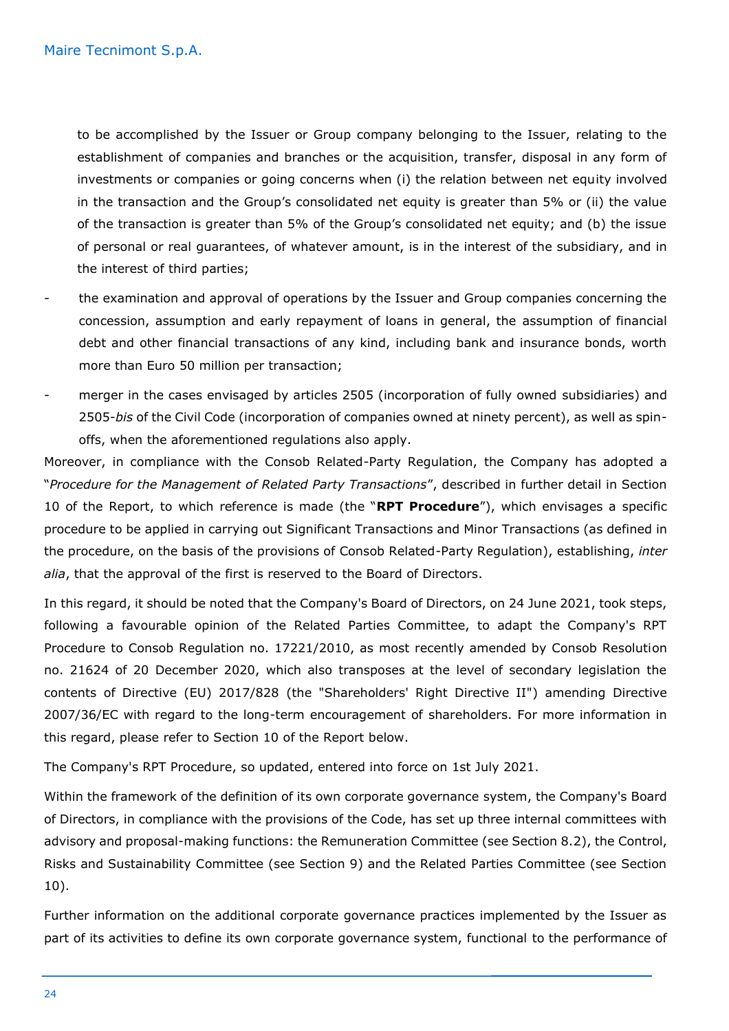to be accomplished by the Issuer or Group company belonging to the Issuer, relating to the establishment of companies and branches or the acquisition, transfer, disposal in any form of investments or companies or going concerns when (i) the relation between net equity involved in the transaction and the Group's consolidated net equity is greater than 5% or (ii) the value of the transaction is greater than 5% of the Group's consolidated net equity; and (b) the issue of personal or real guarantees, of whatever amount, is in the interest of the subsidiary, and in the interest of third parties;

- the examination and approval of operations by the Issuer and Group companies concerning the concession, assumption and early repayment of loans in general, the assumption of financial debt and other financial transactions of any kind, including bank and insurance bonds, worth more than Euro 50 million per transaction;
- merger in the cases envisaged by articles 2505 (incorporation of fully owned subsidiaries) and 2505-*bis* of the Civil Code (incorporation of companies owned at ninety percent), as well as spin-offs, when the aforementioned regulations also apply.

Moreover, in compliance with the Consob Related-Party Regulation, the Company has adopted a "*Procedure for the Management of Related Party Transactions*", described in further detail in Section 10 of the Report, to which reference is made (the "**RPT Procedure**"), which envisages a specific procedure to be applied in carrying out Significant Transactions and Minor Transactions (as defined in the procedure, on the basis of the provisions of Consob Related-Party Regulation), establishing, *inter alia*, that the approval of the first is reserved to the Board of Directors.

In this regard, it should be noted that the Company's Board of Directors, on 24 June 2021, took steps, following a favourable opinion of the Related Parties Committee, to adapt the Company's RPT Procedure to Consob Regulation no. 17221/2010, as most recently amended by Consob Resolution no. 21624 of 20 December 2020, which also transposes at the level of secondary legislation the contents of Directive (EU) 2017/828 (the "Shareholders' Right Directive II") amending Directive 2007/36/EC with regard to the long-term encouragement of shareholders. For more information in this regard, please refer to Section 10 of the Report below.

The Company's RPT Procedure, so updated, entered into force on 1st July 2021.

Within the framework of the definition of its own corporate governance system, the Company's Board of Directors, in compliance with the provisions of the Code, has set up three internal committees with advisory and proposal-making functions: the Remuneration Committee (see Section 8.2), the Control, Risks and Sustainability Committee (see Section 9) and the Related Parties Committee (see Section 10).

Further information on the additional corporate governance practices implemented by the Issuer as part of its activities to define its own corporate governance system, functional to the performance of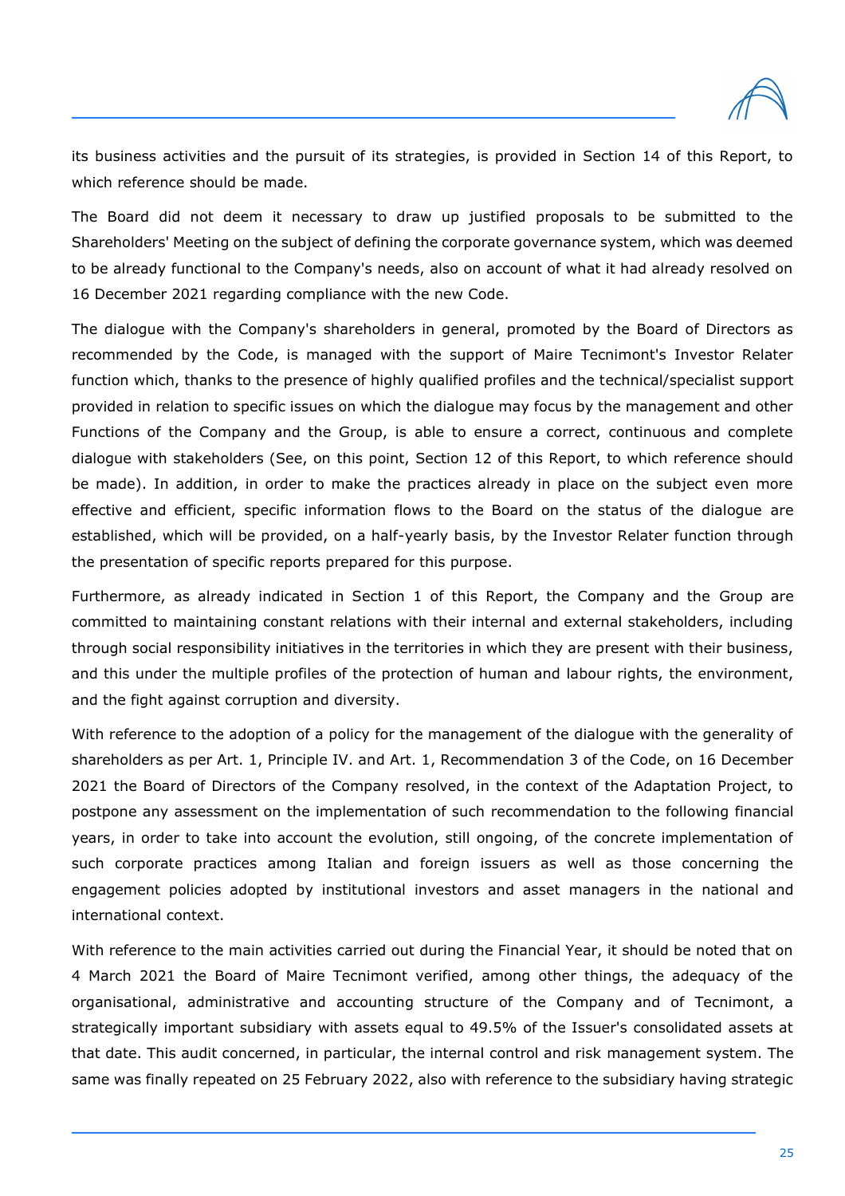its business activities and the pursuit of its strategies, is provided in Section 14 of this Report, to which reference should be made.

The Board did not deem it necessary to draw up justified proposals to be submitted to the Shareholders' Meeting on the subject of defining the corporate governance system, which was deemed to be already functional to the Company's needs, also on account of what it had already resolved on 16 December 2021 regarding compliance with the new Code.

The dialogue with the Company's shareholders in general, promoted by the Board of Directors as recommended by the Code, is managed with the support of Maire Tecnimont's Investor Relater function which, thanks to the presence of highly qualified profiles and the technical/specialist support provided in relation to specific issues on which the dialogue may focus by the management and other Functions of the Company and the Group, is able to ensure a correct, continuous and complete dialogue with stakeholders (See, on this point, Section 12 of this Report, to which reference should be made). In addition, in order to make the practices already in place on the subject even more effective and efficient, specific information flows to the Board on the status of the dialogue are established, which will be provided, on a half-yearly basis, by the Investor Relater function through the presentation of specific reports prepared for this purpose.

Furthermore, as already indicated in Section 1 of this Report, the Company and the Group are committed to maintaining constant relations with their internal and external stakeholders, including through social responsibility initiatives in the territories in which they are present with their business, and this under the multiple profiles of the protection of human and labour rights, the environment, and the fight against corruption and diversity.

With reference to the adoption of a policy for the management of the dialogue with the generality of shareholders as per Art. 1, Principle IV. and Art. 1, Recommendation 3 of the Code, on 16 December 2021 the Board of Directors of the Company resolved, in the context of the Adaptation Project, to postpone any assessment on the implementation of such recommendation to the following financial years, in order to take into account the evolution, still ongoing, of the concrete implementation of such corporate practices among Italian and foreign issuers as well as those concerning the engagement policies adopted by institutional investors and asset managers in the national and international context.

With reference to the main activities carried out during the Financial Year, it should be noted that on 4 March 2021 the Board of Maire Tecnimont verified, among other things, the adequacy of the organisational, administrative and accounting structure of the Company and of Tecnimont, a strategically important subsidiary with assets equal to 49.5% of the Issuer's consolidated assets at that date. This audit concerned, in particular, the internal control and risk management system. The same was finally repeated on 25 February 2022, also with reference to the subsidiary having strategic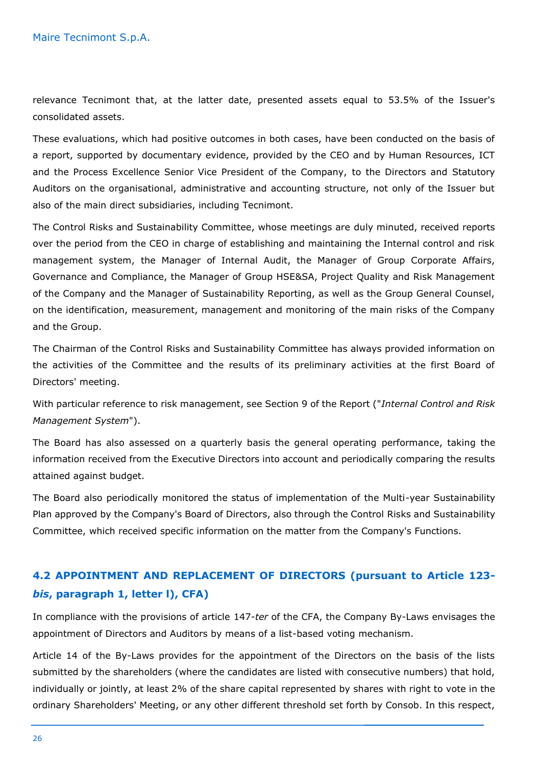relevance Tecnimont that, at the latter date, presented assets equal to 53.5% of the Issuer's consolidated assets.

These evaluations, which had positive outcomes in both cases, have been conducted on the basis of a report, supported by documentary evidence, provided by the CEO and by Human Resources, ICT and the Process Excellence Senior Vice President of the Company, to the Directors and Statutory Auditors on the organisational, administrative and accounting structure, not only of the Issuer but also of the main direct subsidiaries, including Tecnimont.

The Control Risks and Sustainability Committee, whose meetings are duly minuted, received reports over the period from the CEO in charge of establishing and maintaining the Internal control and risk management system, the Manager of Internal Audit, the Manager of Group Corporate Affairs, Governance and Compliance, the Manager of Group HSE&SA, Project Quality and Risk Management of the Company and the Manager of Sustainability Reporting, as well as the Group General Counsel, on the identification, measurement, management and monitoring of the main risks of the Company and the Group.

The Chairman of the Control Risks and Sustainability Committee has always provided information on the activities of the Committee and the results of its preliminary activities at the first Board of Directors' meeting.

With particular reference to risk management, see Section 9 of the Report ("*Internal Control and Risk Management System*").

The Board has also assessed on a quarterly basis the general operating performance, taking the information received from the Executive Directors into account and periodically comparing the results attained against budget.

The Board also periodically monitored the status of implementation of the Multi-year Sustainability Plan approved by the Company's Board of Directors, also through the Control Risks and Sustainability Committee, which received specific information on the matter from the Company's Functions.

## 4.2 APPOINTMENT AND REPLACEMENT OF DIRECTORS (pursuant to Article 123-*bis*, paragraph 1, letter l), CFA)

In compliance with the provisions of article 147-*ter* of the CFA, the Company By-Laws envisages the appointment of Directors and Auditors by means of a list-based voting mechanism.

Article 14 of the By-Laws provides for the appointment of the Directors on the basis of the lists submitted by the shareholders (where the candidates are listed with consecutive numbers) that hold, individually or jointly, at least 2% of the share capital represented by shares with right to vote in the ordinary Shareholders' Meeting, or any other different threshold set forth by Consob. In this respect,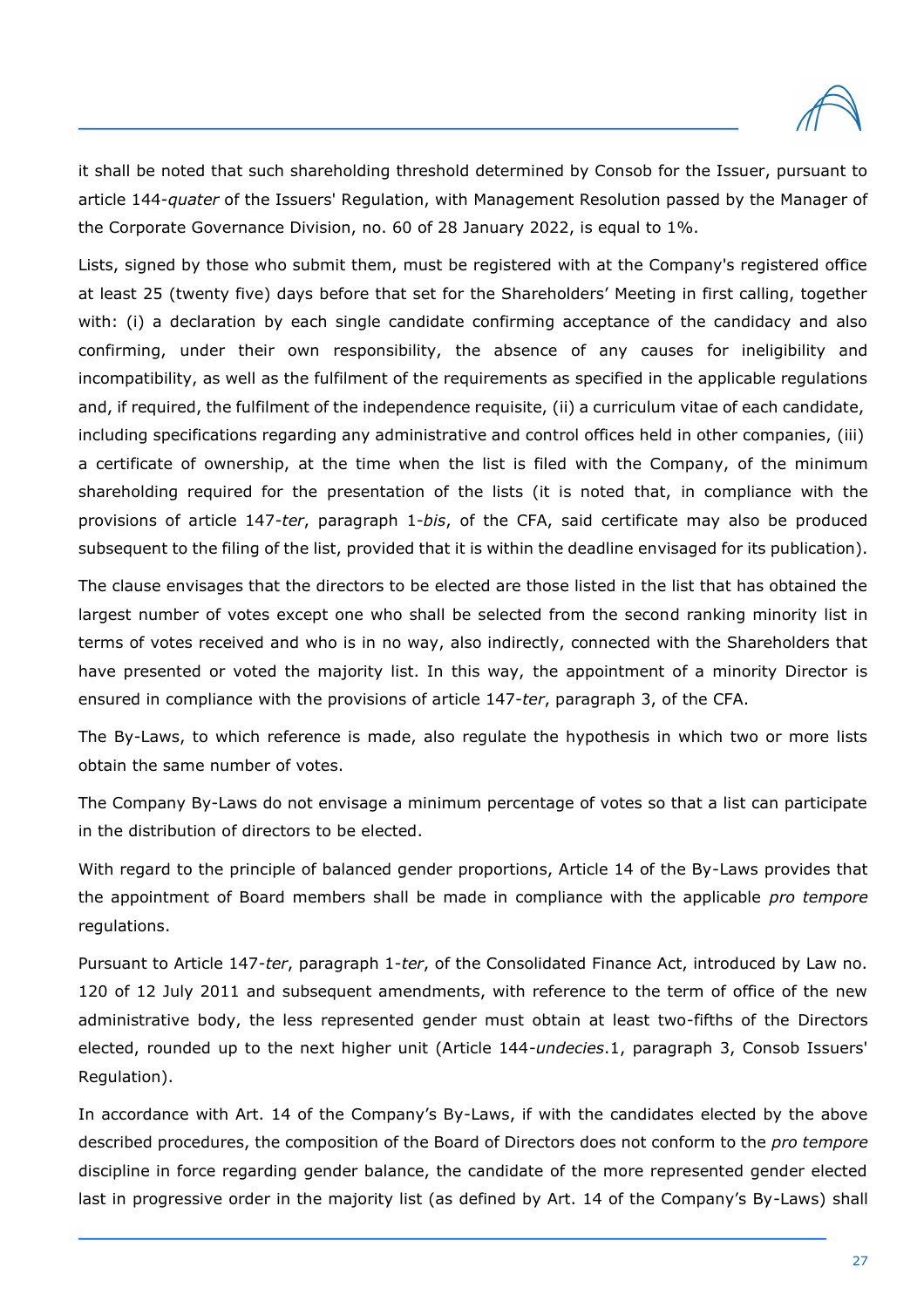it shall be noted that such shareholding threshold determined by Consob for the Issuer, pursuant to article 144-*quater* of the Issuers' Regulation, with Management Resolution passed by the Manager of the Corporate Governance Division, no. 60 of 28 January 2022, is equal to 1%.

Lists, signed by those who submit them, must be registered with at the Company's registered office at least 25 (twenty five) days before that set for the Shareholders' Meeting in first calling, together with: (i) a declaration by each single candidate confirming acceptance of the candidacy and also confirming, under their own responsibility, the absence of any causes for ineligibility and incompatibility, as well as the fulfilment of the requirements as specified in the applicable regulations and, if required, the fulfilment of the independence requisite, (ii) a curriculum vitae of each candidate, including specifications regarding any administrative and control offices held in other companies, (iii) a certificate of ownership, at the time when the list is filed with the Company, of the minimum shareholding required for the presentation of the lists (it is noted that, in compliance with the provisions of article 147-*ter*, paragraph 1-*bis*, of the CFA, said certificate may also be produced subsequent to the filing of the list, provided that it is within the deadline envisaged for its publication).

The clause envisages that the directors to be elected are those listed in the list that has obtained the largest number of votes except one who shall be selected from the second ranking minority list in terms of votes received and who is in no way, also indirectly, connected with the Shareholders that have presented or voted the majority list. In this way, the appointment of a minority Director is ensured in compliance with the provisions of article 147-*ter*, paragraph 3, of the CFA.

The By-Laws, to which reference is made, also regulate the hypothesis in which two or more lists obtain the same number of votes.

The Company By-Laws do not envisage a minimum percentage of votes so that a list can participate in the distribution of directors to be elected.

With regard to the principle of balanced gender proportions, Article 14 of the By-Laws provides that the appointment of Board members shall be made in compliance with the applicable *pro tempore* regulations.

Pursuant to Article 147-*ter*, paragraph 1-*ter*, of the Consolidated Finance Act, introduced by Law no. 120 of 12 July 2011 and subsequent amendments, with reference to the term of office of the new administrative body, the less represented gender must obtain at least two-fifths of the Directors elected, rounded up to the next higher unit (Article 144-*undecies*.1, paragraph 3, Consob Issuers' Regulation).

In accordance with Art. 14 of the Company's By-Laws, if with the candidates elected by the above described procedures, the composition of the Board of Directors does not conform to the *pro tempore* discipline in force regarding gender balance, the candidate of the more represented gender elected last in progressive order in the majority list (as defined by Art. 14 of the Company's By-Laws) shall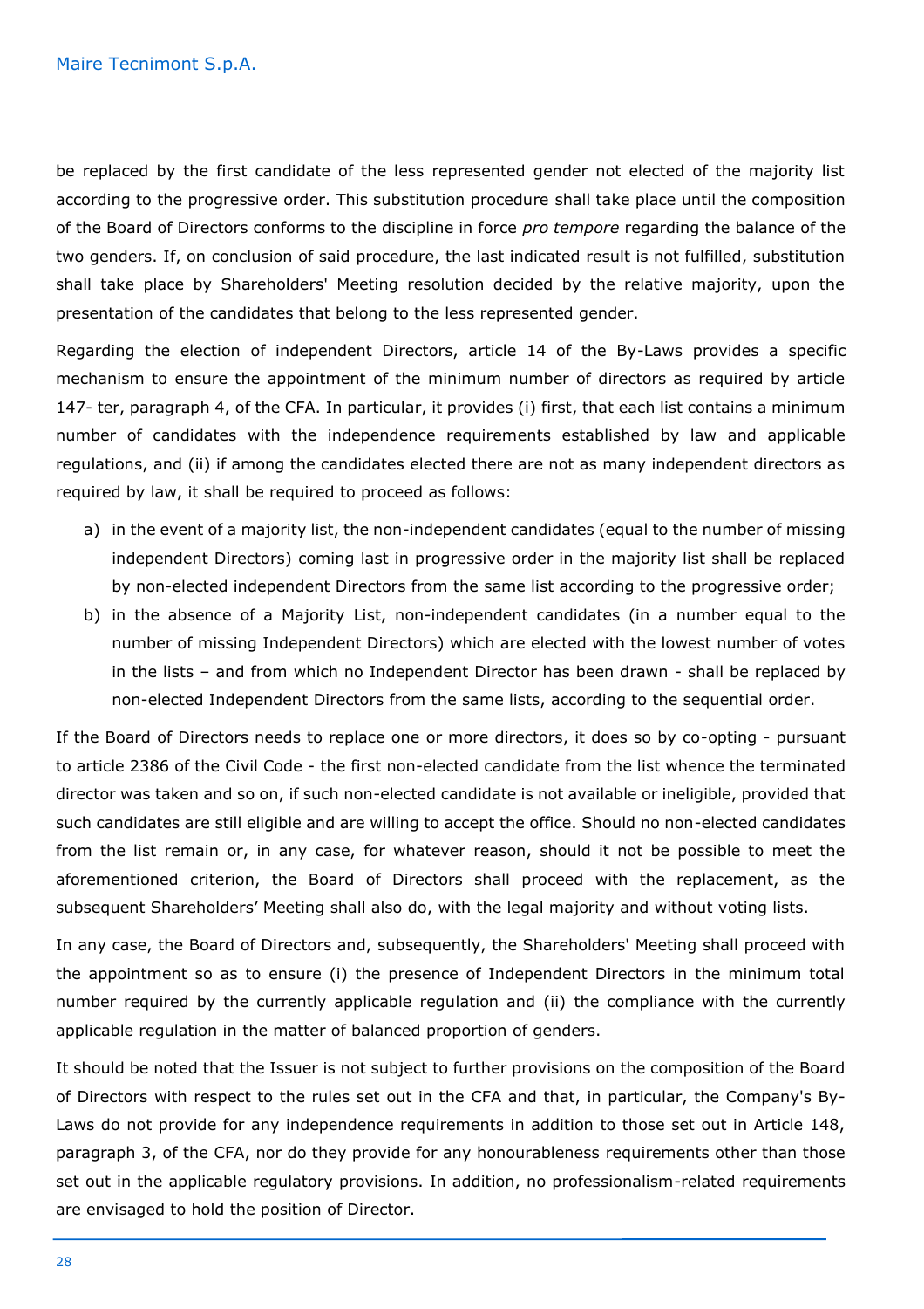be replaced by the first candidate of the less represented gender not elected of the majority list according to the progressive order. This substitution procedure shall take place until the composition of the Board of Directors conforms to the discipline in force *pro tempore* regarding the balance of the two genders. If, on conclusion of said procedure, the last indicated result is not fulfilled, substitution shall take place by Shareholders' Meeting resolution decided by the relative majority, upon the presentation of the candidates that belong to the less represented gender.

Regarding the election of independent Directors, article 14 of the By-Laws provides a specific mechanism to ensure the appointment of the minimum number of directors as required by article 147- ter, paragraph 4, of the CFA. In particular, it provides (i) first, that each list contains a minimum number of candidates with the independence requirements established by law and applicable regulations, and (ii) if among the candidates elected there are not as many independent directors as required by law, it shall be required to proceed as follows:

a) in the event of a majority list, the non-independent candidates (equal to the number of missing independent Directors) coming last in progressive order in the majority list shall be replaced by non-elected independent Directors from the same list according to the progressive order;
b) in the absence of a Majority List, non-independent candidates (in a number equal to the number of missing Independent Directors) which are elected with the lowest number of votes in the lists – and from which no Independent Director has been drawn - shall be replaced by non-elected Independent Directors from the same lists, according to the sequential order.

If the Board of Directors needs to replace one or more directors, it does so by co-opting - pursuant to article 2386 of the Civil Code - the first non-elected candidate from the list whence the terminated director was taken and so on, if such non-elected candidate is not available or ineligible, provided that such candidates are still eligible and are willing to accept the office. Should no non-elected candidates from the list remain or, in any case, for whatever reason, should it not be possible to meet the aforementioned criterion, the Board of Directors shall proceed with the replacement, as the subsequent Shareholders' Meeting shall also do, with the legal majority and without voting lists.

In any case, the Board of Directors and, subsequently, the Shareholders' Meeting shall proceed with the appointment so as to ensure (i) the presence of Independent Directors in the minimum total number required by the currently applicable regulation and (ii) the compliance with the currently applicable regulation in the matter of balanced proportion of genders.

It should be noted that the Issuer is not subject to further provisions on the composition of the Board of Directors with respect to the rules set out in the CFA and that, in particular, the Company's By-Laws do not provide for any independence requirements in addition to those set out in Article 148, paragraph 3, of the CFA, nor do they provide for any honourableness requirements other than those set out in the applicable regulatory provisions. In addition, no professionalism-related requirements are envisaged to hold the position of Director.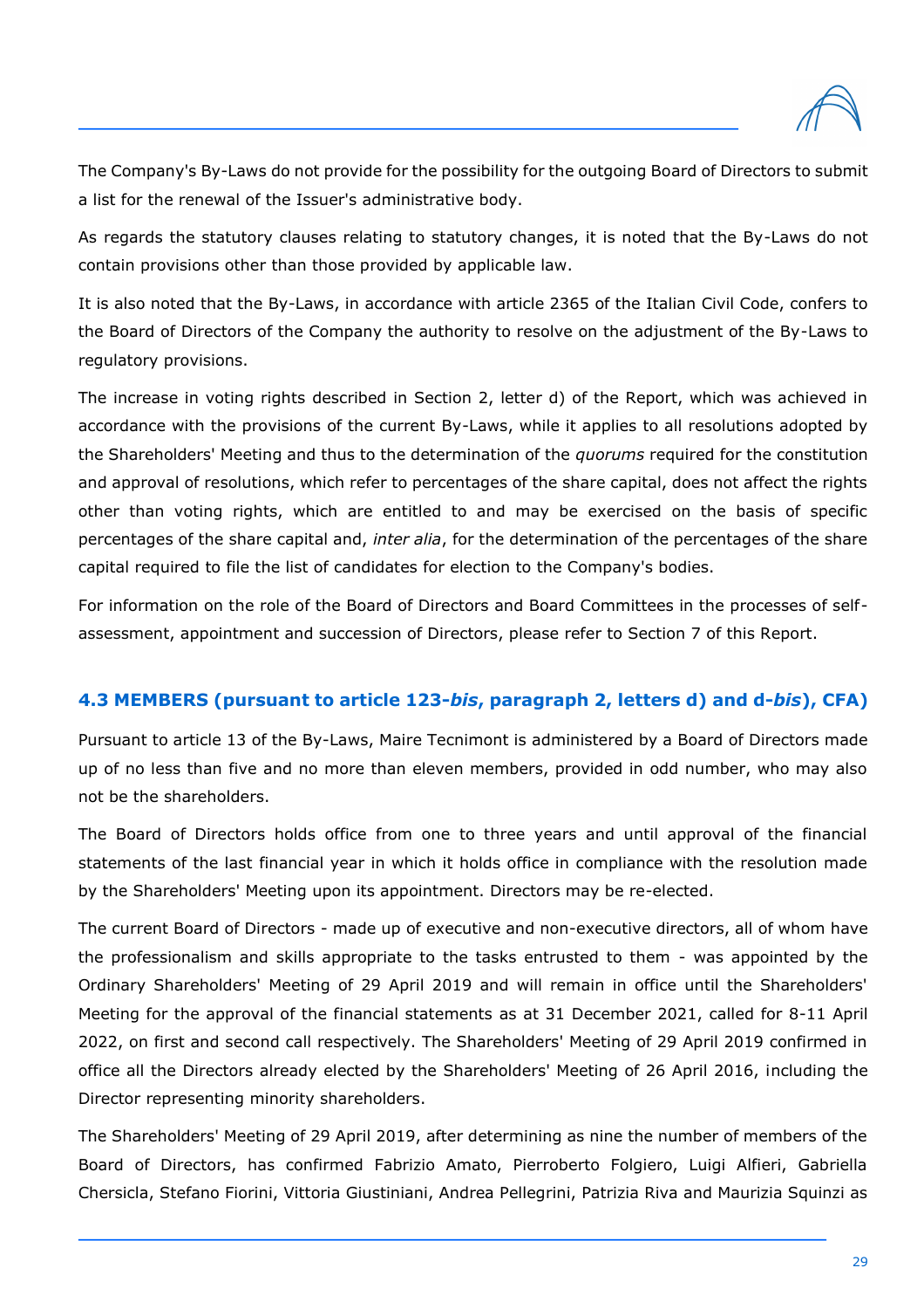The Company's By-Laws do not provide for the possibility for the outgoing Board of Directors to submit a list for the renewal of the Issuer's administrative body.

As regards the statutory clauses relating to statutory changes, it is noted that the By-Laws do not contain provisions other than those provided by applicable law.

It is also noted that the By-Laws, in accordance with article 2365 of the Italian Civil Code, confers to the Board of Directors of the Company the authority to resolve on the adjustment of the By-Laws to regulatory provisions.

The increase in voting rights described in Section 2, letter d) of the Report, which was achieved in accordance with the provisions of the current By-Laws, while it applies to all resolutions adopted by the Shareholders' Meeting and thus to the determination of the *quorums* required for the constitution and approval of resolutions, which refer to percentages of the share capital, does not affect the rights other than voting rights, which are entitled to and may be exercised on the basis of specific percentages of the share capital and, *inter alia*, for the determination of the percentages of the share capital required to file the list of candidates for election to the Company's bodies.

For information on the role of the Board of Directors and Board Committees in the processes of self-assessment, appointment and succession of Directors, please refer to Section 7 of this Report.

### 4.3 MEMBERS (pursuant to article 123-*bis*, paragraph 2, letters d) and d-*bis*), CFA)

Pursuant to article 13 of the By-Laws, Maire Tecnimont is administered by a Board of Directors made up of no less than five and no more than eleven members, provided in odd number, who may also not be the shareholders.

The Board of Directors holds office from one to three years and until approval of the financial statements of the last financial year in which it holds office in compliance with the resolution made by the Shareholders' Meeting upon its appointment. Directors may be re-elected.

The current Board of Directors - made up of executive and non-executive directors, all of whom have the professionalism and skills appropriate to the tasks entrusted to them - was appointed by the Ordinary Shareholders' Meeting of 29 April 2019 and will remain in office until the Shareholders' Meeting for the approval of the financial statements as at 31 December 2021, called for 8-11 April 2022, on first and second call respectively. The Shareholders' Meeting of 29 April 2019 confirmed in office all the Directors already elected by the Shareholders' Meeting of 26 April 2016, including the Director representing minority shareholders.

The Shareholders' Meeting of 29 April 2019, after determining as nine the number of members of the Board of Directors, has confirmed Fabrizio Amato, Pierroberto Folgiero, Luigi Alfieri, Gabriella Chersicla, Stefano Fiorini, Vittoria Giustiniani, Andrea Pellegrini, Patrizia Riva and Maurizia Squinzi as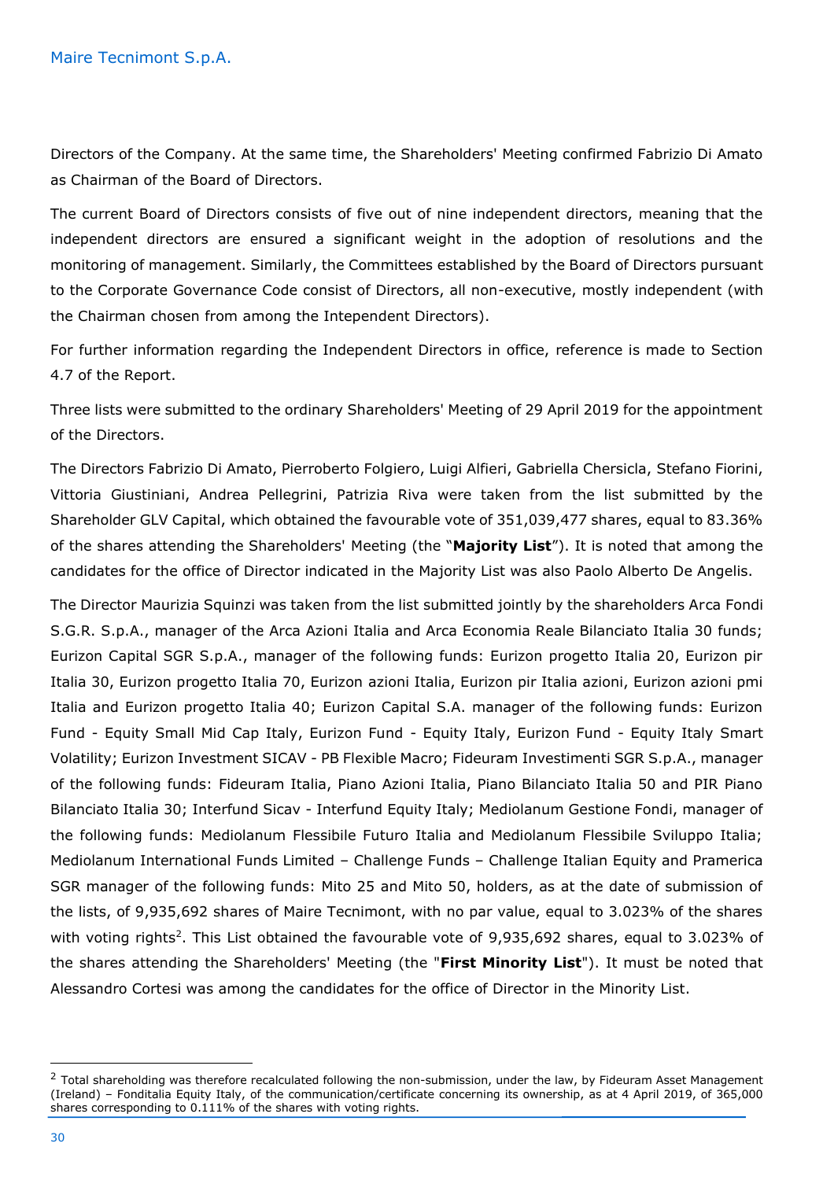Directors of the Company. At the same time, the Shareholders' Meeting confirmed Fabrizio Di Amato as Chairman of the Board of Directors.

The current Board of Directors consists of five out of nine independent directors, meaning that the independent directors are ensured a significant weight in the adoption of resolutions and the monitoring of management. Similarly, the Committees established by the Board of Directors pursuant to the Corporate Governance Code consist of Directors, all non-executive, mostly independent (with the Chairman chosen from among the Intependent Directors).

For further information regarding the Independent Directors in office, reference is made to Section 4.7 of the Report.

Three lists were submitted to the ordinary Shareholders' Meeting of 29 April 2019 for the appointment of the Directors.

The Directors Fabrizio Di Amato, Pierroberto Folgiero, Luigi Alfieri, Gabriella Chersicla, Stefano Fiorini, Vittoria Giustiniani, Andrea Pellegrini, Patrizia Riva were taken from the list submitted by the Shareholder GLV Capital, which obtained the favourable vote of 351,039,477 shares, equal to 83.36% of the shares attending the Shareholders' Meeting (the "**Majority List**"). It is noted that among the candidates for the office of Director indicated in the Majority List was also Paolo Alberto De Angelis.

The Director Maurizia Squinzi was taken from the list submitted jointly by the shareholders Arca Fondi S.G.R. S.p.A., manager of the Arca Azioni Italia and Arca Economia Reale Bilanciato Italia 30 funds; Eurizon Capital SGR S.p.A., manager of the following funds: Eurizon progetto Italia 20, Eurizon pir Italia 30, Eurizon progetto Italia 70, Eurizon azioni Italia, Eurizon pir Italia azioni, Eurizon azioni pmi Italia and Eurizon progetto Italia 40; Eurizon Capital S.A. manager of the following funds: Eurizon Fund - Equity Small Mid Cap Italy, Eurizon Fund - Equity Italy, Eurizon Fund - Equity Italy Smart Volatility; Eurizon Investment SICAV - PB Flexible Macro; Fideuram Investimenti SGR S.p.A., manager of the following funds: Fideuram Italia, Piano Azioni Italia, Piano Bilanciato Italia 50 and PIR Piano Bilanciato Italia 30; Interfund Sicav - Interfund Equity Italy; Mediolanum Gestione Fondi, manager of the following funds: Mediolanum Flessibile Futuro Italia and Mediolanum Flessibile Sviluppo Italia; Mediolanum International Funds Limited – Challenge Funds – Challenge Italian Equity and Pramerica SGR manager of the following funds: Mito 25 and Mito 50, holders, as at the date of submission of the lists, of 9,935,692 shares of Maire Tecnimont, with no par value, equal to 3.023% of the shares with voting rights[2]. This List obtained the favourable vote of 9,935,692 shares, equal to 3.023% of the shares attending the Shareholders' Meeting (the "**First Minority List**"). It must be noted that Alessandro Cortesi was among the candidates for the office of Director in the Minority List.

---

[2] Total shareholding was therefore recalculated following the non-submission, under the law, by Fideuram Asset Management (Ireland) – Fonditalia Equity Italy, of the communication/certificate concerning its ownership, as at 4 April 2019, of 365,000 shares corresponding to 0.111% of the shares with voting rights.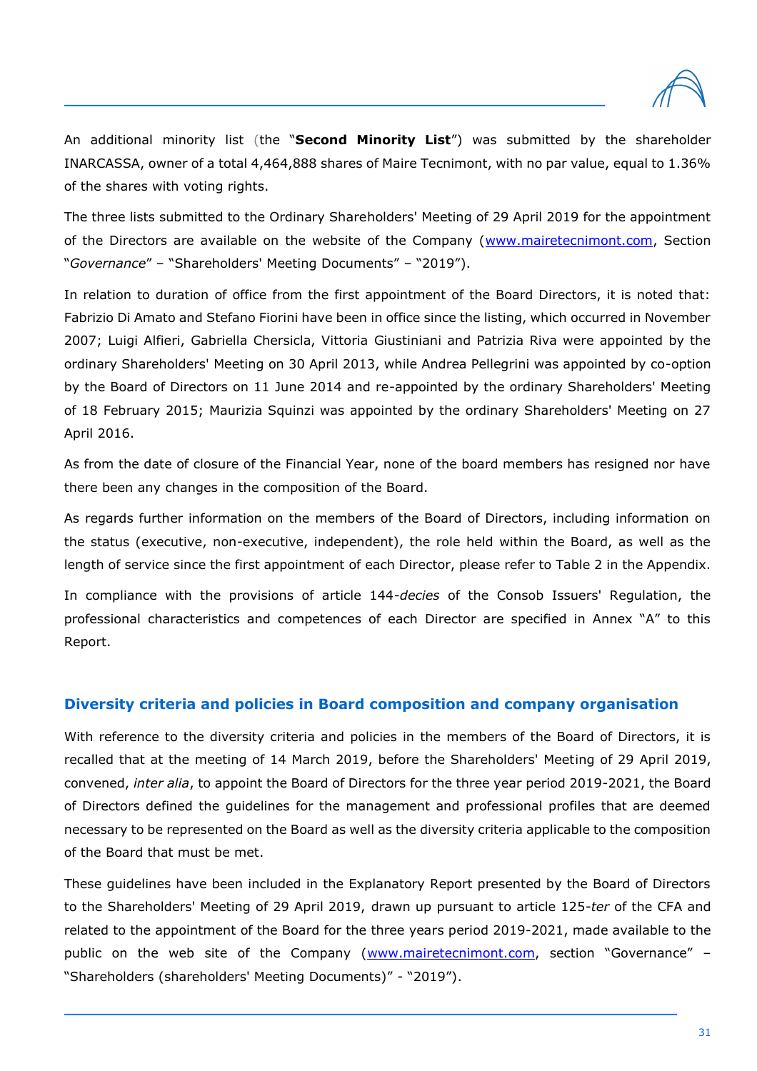An additional minority list (the "**Second Minority List**") was submitted by the shareholder INARCASSA, owner of a total 4,464,888 shares of Maire Tecnimont, with no par value, equal to 1.36% of the shares with voting rights.

The three lists submitted to the Ordinary Shareholders' Meeting of 29 April 2019 for the appointment of the Directors are available on the website of the Company (www.mairetecnimont.com, Section "*Governance*" – "Shareholders' Meeting Documents" – "2019").

In relation to duration of office from the first appointment of the Board Directors, it is noted that: Fabrizio Di Amato and Stefano Fiorini have been in office since the listing, which occurred in November 2007; Luigi Alfieri, Gabriella Chersicla, Vittoria Giustiniani and Patrizia Riva were appointed by the ordinary Shareholders' Meeting on 30 April 2013, while Andrea Pellegrini was appointed by co-option by the Board of Directors on 11 June 2014 and re-appointed by the ordinary Shareholders' Meeting of 18 February 2015; Maurizia Squinzi was appointed by the ordinary Shareholders' Meeting on 27 April 2016.

As from the date of closure of the Financial Year, none of the board members has resigned nor have there been any changes in the composition of the Board.

As regards further information on the members of the Board of Directors, including information on the status (executive, non-executive, independent), the role held within the Board, as well as the length of service since the first appointment of each Director, please refer to Table 2 in the Appendix.

In compliance with the provisions of article 144-*decies* of the Consob Issuers' Regulation, the professional characteristics and competences of each Director are specified in Annex "A" to this Report.

## Diversity criteria and policies in Board composition and company organisation

With reference to the diversity criteria and policies in the members of the Board of Directors, it is recalled that at the meeting of 14 March 2019, before the Shareholders' Meeting of 29 April 2019, convened, *inter alia*, to appoint the Board of Directors for the three year period 2019-2021, the Board of Directors defined the guidelines for the management and professional profiles that are deemed necessary to be represented on the Board as well as the diversity criteria applicable to the composition of the Board that must be met.

These guidelines have been included in the Explanatory Report presented by the Board of Directors to the Shareholders' Meeting of 29 April 2019, drawn up pursuant to article 125-*ter* of the CFA and related to the appointment of the Board for the three years period 2019-2021, made available to the public on the web site of the Company (www.mairetecnimont.com, section "Governance" – "Shareholders (shareholders' Meeting Documents)" - "2019").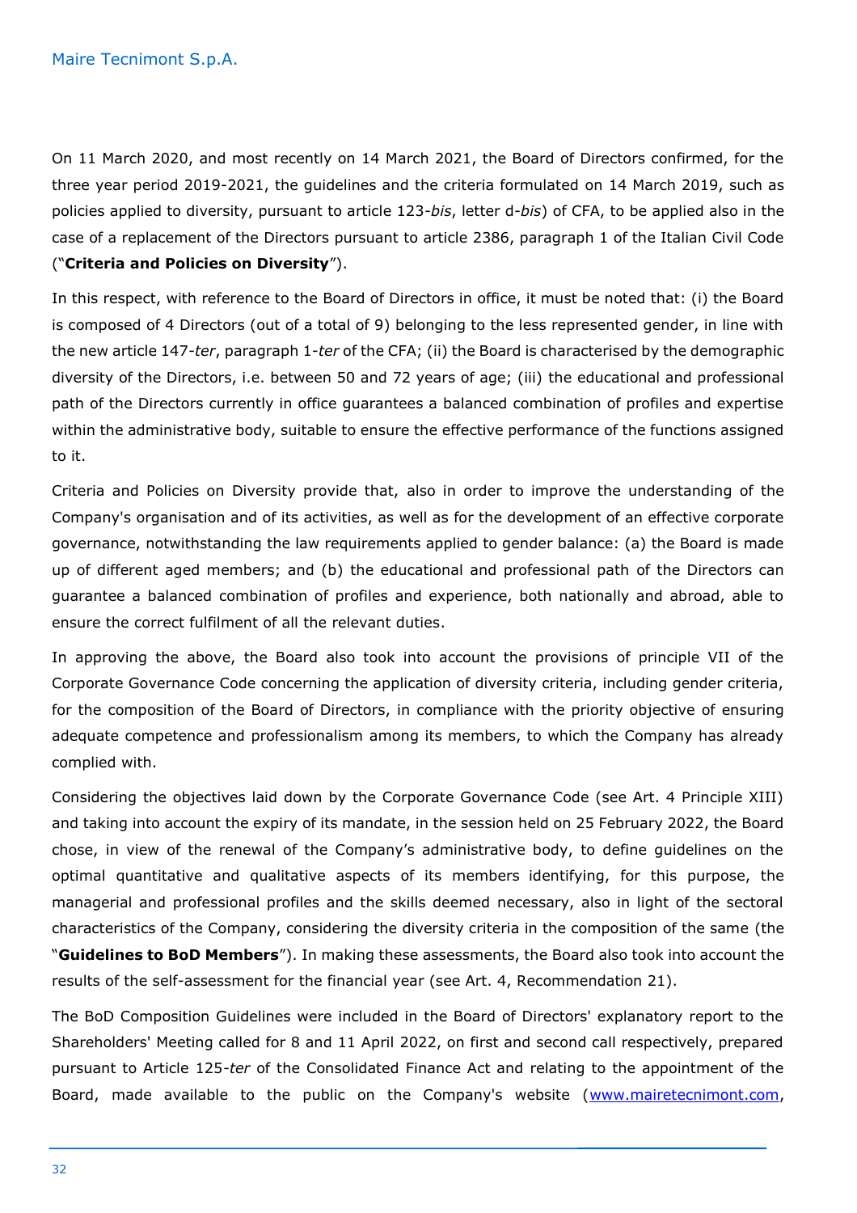On 11 March 2020, and most recently on 14 March 2021, the Board of Directors confirmed, for the three year period 2019-2021, the guidelines and the criteria formulated on 14 March 2019, such as policies applied to diversity, pursuant to article 123-*bis*, letter d-*bis*) of CFA, to be applied also in the case of a replacement of the Directors pursuant to article 2386, paragraph 1 of the Italian Civil Code ("**Criteria and Policies on Diversity**").

In this respect, with reference to the Board of Directors in office, it must be noted that: (i) the Board is composed of 4 Directors (out of a total of 9) belonging to the less represented gender, in line with the new article 147-*ter*, paragraph 1-*ter* of the CFA; (ii) the Board is characterised by the demographic diversity of the Directors, i.e. between 50 and 72 years of age; (iii) the educational and professional path of the Directors currently in office guarantees a balanced combination of profiles and expertise within the administrative body, suitable to ensure the effective performance of the functions assigned to it.

Criteria and Policies on Diversity provide that, also in order to improve the understanding of the Company's organisation and of its activities, as well as for the development of an effective corporate governance, notwithstanding the law requirements applied to gender balance: (a) the Board is made up of different aged members; and (b) the educational and professional path of the Directors can guarantee a balanced combination of profiles and experience, both nationally and abroad, able to ensure the correct fulfilment of all the relevant duties.

In approving the above, the Board also took into account the provisions of principle VII of the Corporate Governance Code concerning the application of diversity criteria, including gender criteria, for the composition of the Board of Directors, in compliance with the priority objective of ensuring adequate competence and professionalism among its members, to which the Company has already complied with.

Considering the objectives laid down by the Corporate Governance Code (see Art. 4 Principle XIII) and taking into account the expiry of its mandate, in the session held on 25 February 2022, the Board chose, in view of the renewal of the Company's administrative body, to define guidelines on the optimal quantitative and qualitative aspects of its members identifying, for this purpose, the managerial and professional profiles and the skills deemed necessary, also in light of the sectoral characteristics of the Company, considering the diversity criteria in the composition of the same (the "**Guidelines to BoD Members**"). In making these assessments, the Board also took into account the results of the self-assessment for the financial year (see Art. 4, Recommendation 21).

The BoD Composition Guidelines were included in the Board of Directors' explanatory report to the Shareholders' Meeting called for 8 and 11 April 2022, on first and second call respectively, prepared pursuant to Article 125-*ter* of the Consolidated Finance Act and relating to the appointment of the Board, made available to the public on the Company's website (www.mairetecnimont.com,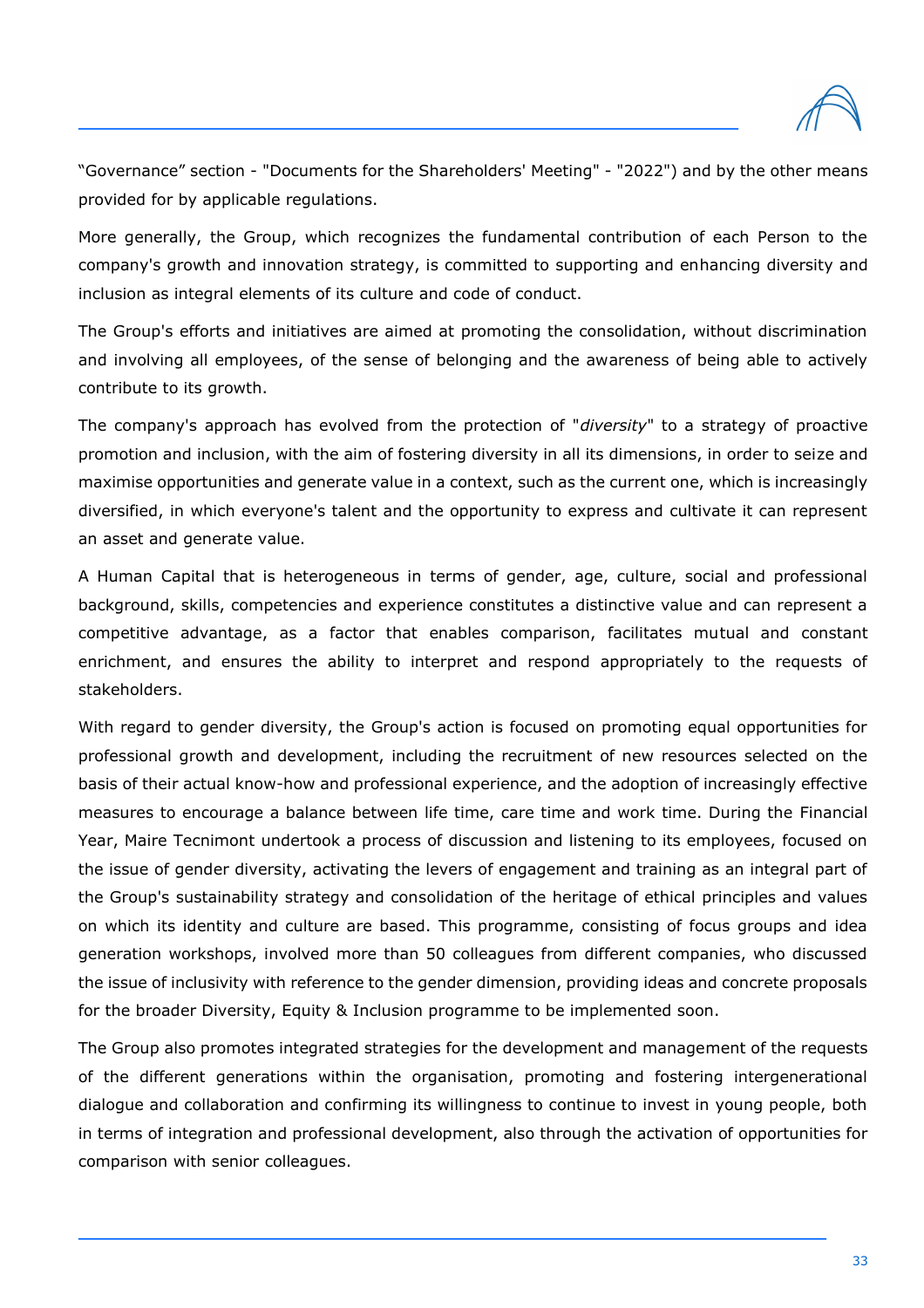"Governance" section - "Documents for the Shareholders' Meeting" - "2022") and by the other means provided for by applicable regulations.

More generally, the Group, which recognizes the fundamental contribution of each Person to the company's growth and innovation strategy, is committed to supporting and enhancing diversity and inclusion as integral elements of its culture and code of conduct.

The Group's efforts and initiatives are aimed at promoting the consolidation, without discrimination and involving all employees, of the sense of belonging and the awareness of being able to actively contribute to its growth.

The company's approach has evolved from the protection of "*diversity*" to a strategy of proactive promotion and inclusion, with the aim of fostering diversity in all its dimensions, in order to seize and maximise opportunities and generate value in a context, such as the current one, which is increasingly diversified, in which everyone's talent and the opportunity to express and cultivate it can represent an asset and generate value.

A Human Capital that is heterogeneous in terms of gender, age, culture, social and professional background, skills, competencies and experience constitutes a distinctive value and can represent a competitive advantage, as a factor that enables comparison, facilitates mutual and constant enrichment, and ensures the ability to interpret and respond appropriately to the requests of stakeholders.

With regard to gender diversity, the Group's action is focused on promoting equal opportunities for professional growth and development, including the recruitment of new resources selected on the basis of their actual know-how and professional experience, and the adoption of increasingly effective measures to encourage a balance between life time, care time and work time. During the Financial Year, Maire Tecnimont undertook a process of discussion and listening to its employees, focused on the issue of gender diversity, activating the levers of engagement and training as an integral part of the Group's sustainability strategy and consolidation of the heritage of ethical principles and values on which its identity and culture are based. This programme, consisting of focus groups and idea generation workshops, involved more than 50 colleagues from different companies, who discussed the issue of inclusivity with reference to the gender dimension, providing ideas and concrete proposals for the broader Diversity, Equity & Inclusion programme to be implemented soon.

The Group also promotes integrated strategies for the development and management of the requests of the different generations within the organisation, promoting and fostering intergenerational dialogue and collaboration and confirming its willingness to continue to invest in young people, both in terms of integration and professional development, also through the activation of opportunities for comparison with senior colleagues.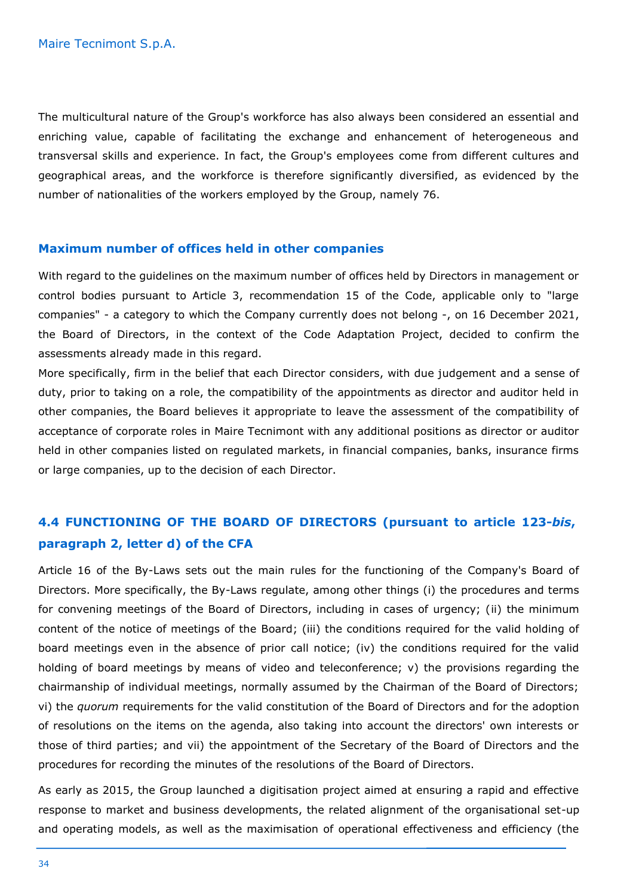The multicultural nature of the Group's workforce has also always been considered an essential and enriching value, capable of facilitating the exchange and enhancement of heterogeneous and transversal skills and experience. In fact, the Group's employees come from different cultures and geographical areas, and the workforce is therefore significantly diversified, as evidenced by the number of nationalities of the workers employed by the Group, namely 76.

### Maximum number of offices held in other companies

With regard to the guidelines on the maximum number of offices held by Directors in management or control bodies pursuant to Article 3, recommendation 15 of the Code, applicable only to "large companies" - a category to which the Company currently does not belong -, on 16 December 2021, the Board of Directors, in the context of the Code Adaptation Project, decided to confirm the assessments already made in this regard.

More specifically, firm in the belief that each Director considers, with due judgement and a sense of duty, prior to taking on a role, the compatibility of the appointments as director and auditor held in other companies, the Board believes it appropriate to leave the assessment of the compatibility of acceptance of corporate roles in Maire Tecnimont with any additional positions as director or auditor held in other companies listed on regulated markets, in financial companies, banks, insurance firms or large companies, up to the decision of each Director.

## 4.4 FUNCTIONING OF THE BOARD OF DIRECTORS (pursuant to article 123-*bis*, paragraph 2, letter d) of the CFA

Article 16 of the By-Laws sets out the main rules for the functioning of the Company's Board of Directors. More specifically, the By-Laws regulate, among other things (i) the procedures and terms for convening meetings of the Board of Directors, including in cases of urgency; (ii) the minimum content of the notice of meetings of the Board; (iii) the conditions required for the valid holding of board meetings even in the absence of prior call notice; (iv) the conditions required for the valid holding of board meetings by means of video and teleconference; v) the provisions regarding the chairmanship of individual meetings, normally assumed by the Chairman of the Board of Directors; vi) the *quorum* requirements for the valid constitution of the Board of Directors and for the adoption of resolutions on the items on the agenda, also taking into account the directors' own interests or those of third parties; and vii) the appointment of the Secretary of the Board of Directors and the procedures for recording the minutes of the resolutions of the Board of Directors.

As early as 2015, the Group launched a digitisation project aimed at ensuring a rapid and effective response to market and business developments, the related alignment of the organisational set-up and operating models, as well as the maximisation of operational effectiveness and efficiency (the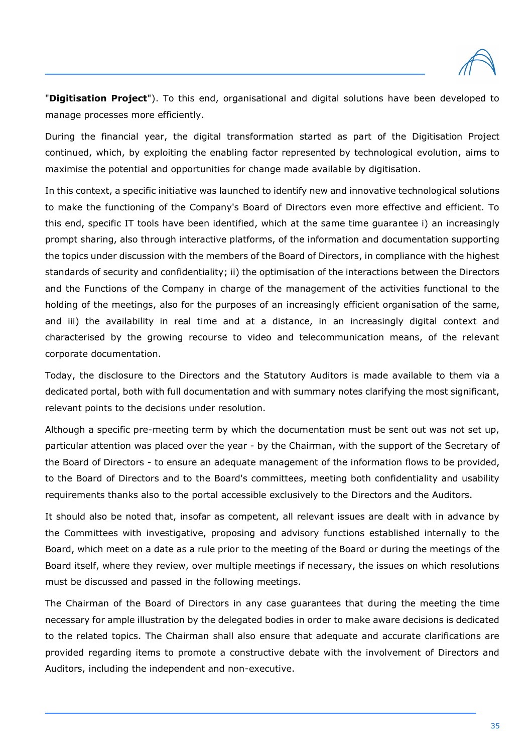"**Digitisation Project**"). To this end, organisational and digital solutions have been developed to manage processes more efficiently.

During the financial year, the digital transformation started as part of the Digitisation Project continued, which, by exploiting the enabling factor represented by technological evolution, aims to maximise the potential and opportunities for change made available by digitisation.

In this context, a specific initiative was launched to identify new and innovative technological solutions to make the functioning of the Company's Board of Directors even more effective and efficient. To this end, specific IT tools have been identified, which at the same time guarantee i) an increasingly prompt sharing, also through interactive platforms, of the information and documentation supporting the topics under discussion with the members of the Board of Directors, in compliance with the highest standards of security and confidentiality; ii) the optimisation of the interactions between the Directors and the Functions of the Company in charge of the management of the activities functional to the holding of the meetings, also for the purposes of an increasingly efficient organisation of the same, and iii) the availability in real time and at a distance, in an increasingly digital context and characterised by the growing recourse to video and telecommunication means, of the relevant corporate documentation.

Today, the disclosure to the Directors and the Statutory Auditors is made available to them via a dedicated portal, both with full documentation and with summary notes clarifying the most significant, relevant points to the decisions under resolution.

Although a specific pre-meeting term by which the documentation must be sent out was not set up, particular attention was placed over the year - by the Chairman, with the support of the Secretary of the Board of Directors - to ensure an adequate management of the information flows to be provided, to the Board of Directors and to the Board's committees, meeting both confidentiality and usability requirements thanks also to the portal accessible exclusively to the Directors and the Auditors.

It should also be noted that, insofar as competent, all relevant issues are dealt with in advance by the Committees with investigative, proposing and advisory functions established internally to the Board, which meet on a date as a rule prior to the meeting of the Board or during the meetings of the Board itself, where they review, over multiple meetings if necessary, the issues on which resolutions must be discussed and passed in the following meetings.

The Chairman of the Board of Directors in any case guarantees that during the meeting the time necessary for ample illustration by the delegated bodies in order to make aware decisions is dedicated to the related topics. The Chairman shall also ensure that adequate and accurate clarifications are provided regarding items to promote a constructive debate with the involvement of Directors and Auditors, including the independent and non-executive.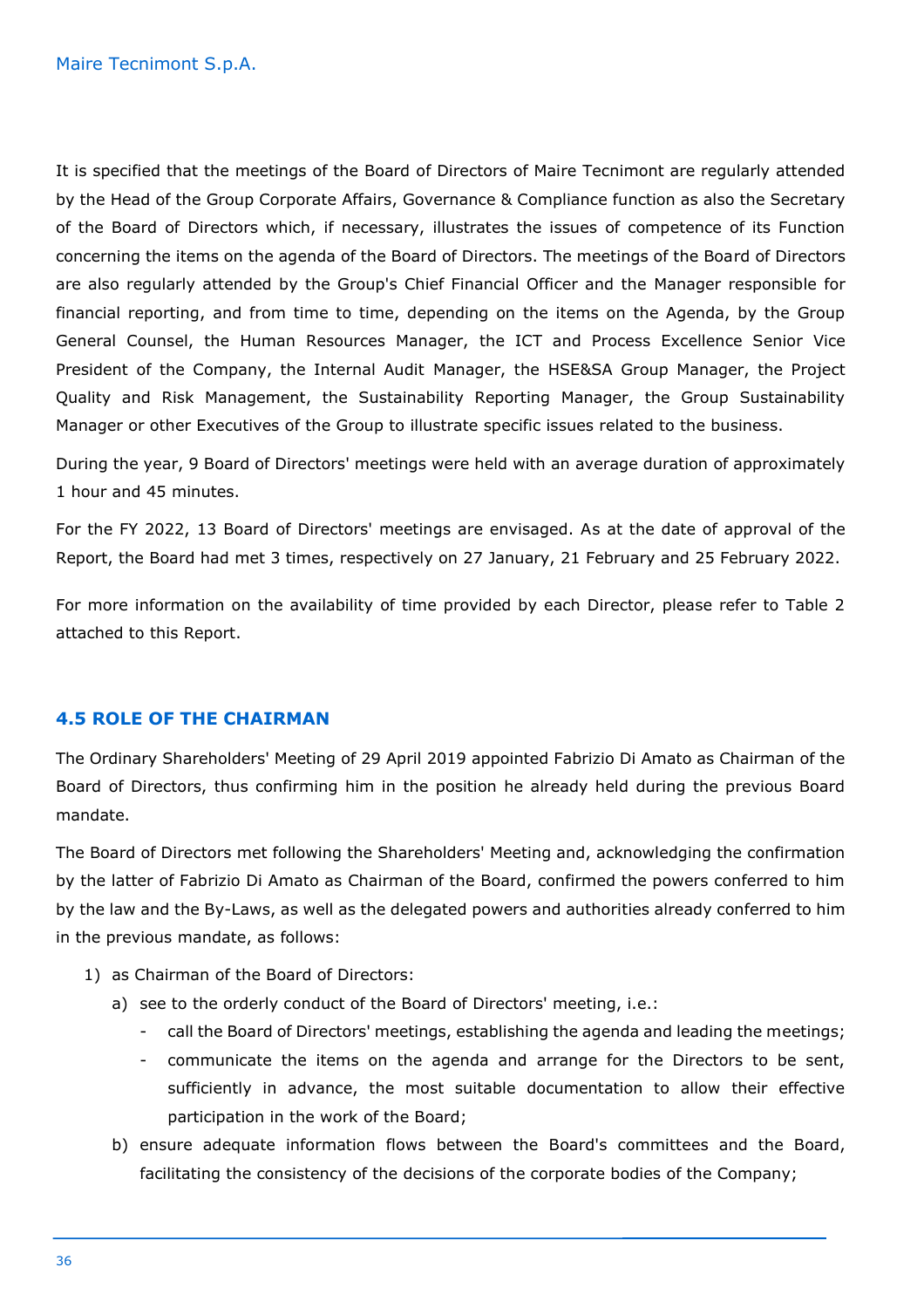It is specified that the meetings of the Board of Directors of Maire Tecnimont are regularly attended by the Head of the Group Corporate Affairs, Governance & Compliance function as also the Secretary of the Board of Directors which, if necessary, illustrates the issues of competence of its Function concerning the items on the agenda of the Board of Directors. The meetings of the Board of Directors are also regularly attended by the Group's Chief Financial Officer and the Manager responsible for financial reporting, and from time to time, depending on the items on the Agenda, by the Group General Counsel, the Human Resources Manager, the ICT and Process Excellence Senior Vice President of the Company, the Internal Audit Manager, the HSE&SA Group Manager, the Project Quality and Risk Management, the Sustainability Reporting Manager, the Group Sustainability Manager or other Executives of the Group to illustrate specific issues related to the business.

During the year, 9 Board of Directors' meetings were held with an average duration of approximately 1 hour and 45 minutes.

For the FY 2022, 13 Board of Directors' meetings are envisaged. As at the date of approval of the Report, the Board had met 3 times, respectively on 27 January, 21 February and 25 February 2022.

For more information on the availability of time provided by each Director, please refer to Table 2 attached to this Report.

## 4.5 ROLE OF THE CHAIRMAN

The Ordinary Shareholders' Meeting of 29 April 2019 appointed Fabrizio Di Amato as Chairman of the Board of Directors, thus confirming him in the position he already held during the previous Board mandate.

The Board of Directors met following the Shareholders' Meeting and, acknowledging the confirmation by the latter of Fabrizio Di Amato as Chairman of the Board, confirmed the powers conferred to him by the law and the By-Laws, as well as the delegated powers and authorities already conferred to him in the previous mandate, as follows:

1) as Chairman of the Board of Directors:
   a) see to the orderly conduct of the Board of Directors' meeting, i.e.:
      - call the Board of Directors' meetings, establishing the agenda and leading the meetings;
      - communicate the items on the agenda and arrange for the Directors to be sent, sufficiently in advance, the most suitable documentation to allow their effective participation in the work of the Board;
   b) ensure adequate information flows between the Board's committees and the Board, facilitating the consistency of the decisions of the corporate bodies of the Company;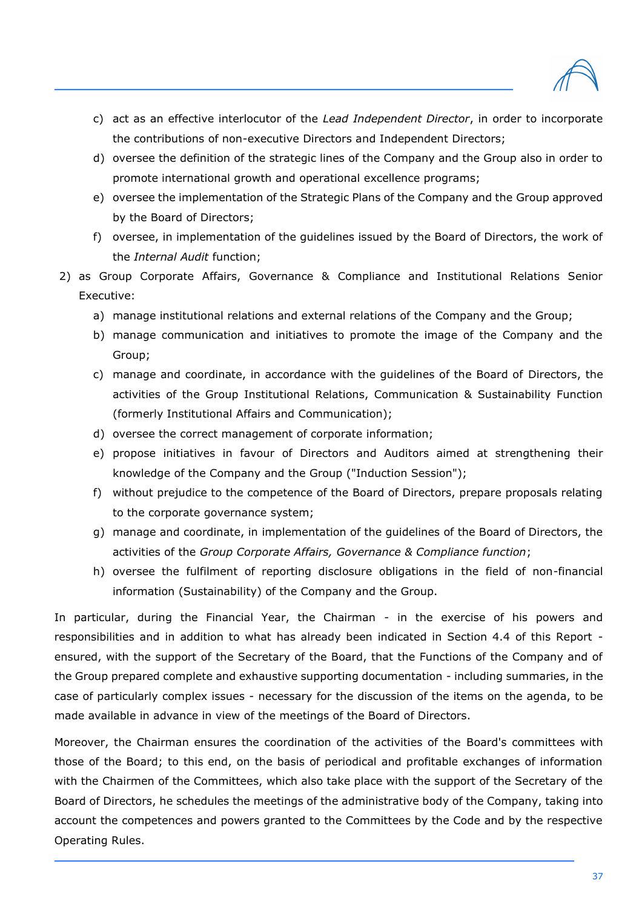c) act as an effective interlocutor of the *Lead Independent Director*, in order to incorporate the contributions of non-executive Directors and Independent Directors;
   d) oversee the definition of the strategic lines of the Company and the Group also in order to promote international growth and operational excellence programs;
   e) oversee the implementation of the Strategic Plans of the Company and the Group approved by the Board of Directors;
   f) oversee, in implementation of the guidelines issued by the Board of Directors, the work of the *Internal Audit* function;

2) as Group Corporate Affairs, Governance & Compliance and Institutional Relations Senior Executive:
   a) manage institutional relations and external relations of the Company and the Group;
   b) manage communication and initiatives to promote the image of the Company and the Group;
   c) manage and coordinate, in accordance with the guidelines of the Board of Directors, the activities of the Group Institutional Relations, Communication & Sustainability Function (formerly Institutional Affairs and Communication);
   d) oversee the correct management of corporate information;
   e) propose initiatives in favour of Directors and Auditors aimed at strengthening their knowledge of the Company and the Group ("Induction Session");
   f) without prejudice to the competence of the Board of Directors, prepare proposals relating to the corporate governance system;
   g) manage and coordinate, in implementation of the guidelines of the Board of Directors, the activities of the *Group Corporate Affairs, Governance & Compliance function*;
   h) oversee the fulfilment of reporting disclosure obligations in the field of non-financial information (Sustainability) of the Company and the Group.

In particular, during the Financial Year, the Chairman - in the exercise of his powers and responsibilities and in addition to what has already been indicated in Section 4.4 of this Report - ensured, with the support of the Secretary of the Board, that the Functions of the Company and of the Group prepared complete and exhaustive supporting documentation - including summaries, in the case of particularly complex issues - necessary for the discussion of the items on the agenda, to be made available in advance in view of the meetings of the Board of Directors.

Moreover, the Chairman ensures the coordination of the activities of the Board's committees with those of the Board; to this end, on the basis of periodical and profitable exchanges of information with the Chairmen of the Committees, which also take place with the support of the Secretary of the Board of Directors, he schedules the meetings of the administrative body of the Company, taking into account the competences and powers granted to the Committees by the Code and by the respective Operating Rules.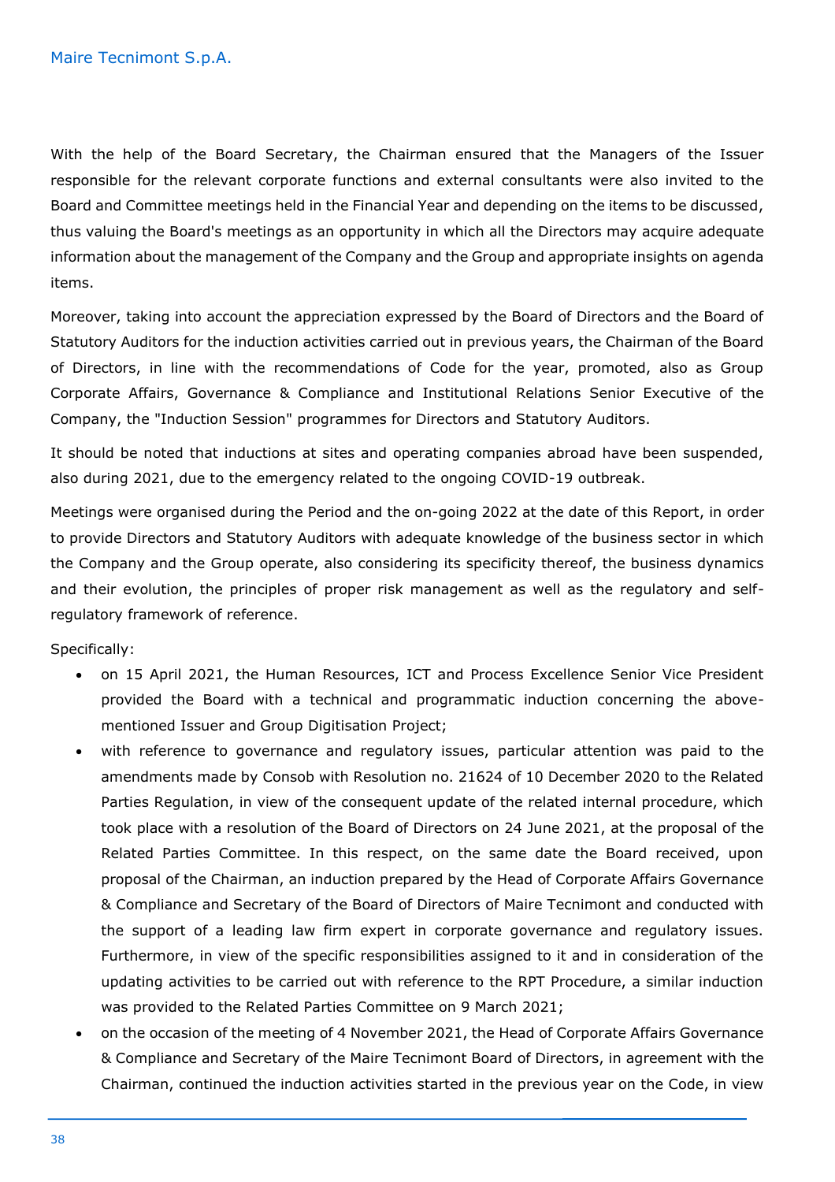With the help of the Board Secretary, the Chairman ensured that the Managers of the Issuer responsible for the relevant corporate functions and external consultants were also invited to the Board and Committee meetings held in the Financial Year and depending on the items to be discussed, thus valuing the Board's meetings as an opportunity in which all the Directors may acquire adequate information about the management of the Company and the Group and appropriate insights on agenda items.

Moreover, taking into account the appreciation expressed by the Board of Directors and the Board of Statutory Auditors for the induction activities carried out in previous years, the Chairman of the Board of Directors, in line with the recommendations of Code for the year, promoted, also as Group Corporate Affairs, Governance & Compliance and Institutional Relations Senior Executive of the Company, the "Induction Session" programmes for Directors and Statutory Auditors.

It should be noted that inductions at sites and operating companies abroad have been suspended, also during 2021, due to the emergency related to the ongoing COVID-19 outbreak.

Meetings were organised during the Period and the on-going 2022 at the date of this Report, in order to provide Directors and Statutory Auditors with adequate knowledge of the business sector in which the Company and the Group operate, also considering its specificity thereof, the business dynamics and their evolution, the principles of proper risk management as well as the regulatory and self-regulatory framework of reference.

Specifically:

- on 15 April 2021, the Human Resources, ICT and Process Excellence Senior Vice President provided the Board with a technical and programmatic induction concerning the above-mentioned Issuer and Group Digitisation Project;
- with reference to governance and regulatory issues, particular attention was paid to the amendments made by Consob with Resolution no. 21624 of 10 December 2020 to the Related Parties Regulation, in view of the consequent update of the related internal procedure, which took place with a resolution of the Board of Directors on 24 June 2021, at the proposal of the Related Parties Committee. In this respect, on the same date the Board received, upon proposal of the Chairman, an induction prepared by the Head of Corporate Affairs Governance & Compliance and Secretary of the Board of Directors of Maire Tecnimont and conducted with the support of a leading law firm expert in corporate governance and regulatory issues. Furthermore, in view of the specific responsibilities assigned to it and in consideration of the updating activities to be carried out with reference to the RPT Procedure, a similar induction was provided to the Related Parties Committee on 9 March 2021;
- on the occasion of the meeting of 4 November 2021, the Head of Corporate Affairs Governance & Compliance and Secretary of the Maire Tecnimont Board of Directors, in agreement with the Chairman, continued the induction activities started in the previous year on the Code, in view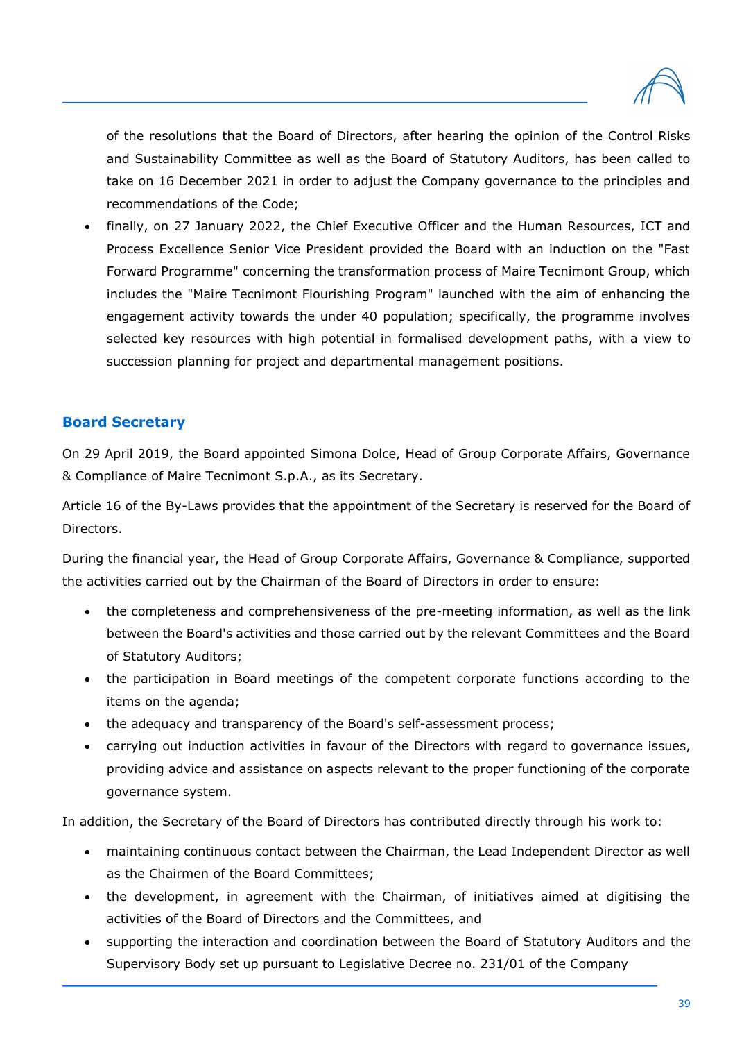of the resolutions that the Board of Directors, after hearing the opinion of the Control Risks and Sustainability Committee as well as the Board of Statutory Auditors, has been called to take on 16 December 2021 in order to adjust the Company governance to the principles and recommendations of the Code;

- finally, on 27 January 2022, the Chief Executive Officer and the Human Resources, ICT and Process Excellence Senior Vice President provided the Board with an induction on the "Fast Forward Programme" concerning the transformation process of Maire Tecnimont Group, which includes the "Maire Tecnimont Flourishing Program" launched with the aim of enhancing the engagement activity towards the under 40 population; specifically, the programme involves selected key resources with high potential in formalised development paths, with a view to succession planning for project and departmental management positions.

## Board Secretary

On 29 April 2019, the Board appointed Simona Dolce, Head of Group Corporate Affairs, Governance & Compliance of Maire Tecnimont S.p.A., as its Secretary.

Article 16 of the By-Laws provides that the appointment of the Secretary is reserved for the Board of Directors.

During the financial year, the Head of Group Corporate Affairs, Governance & Compliance, supported the activities carried out by the Chairman of the Board of Directors in order to ensure:

- the completeness and comprehensiveness of the pre-meeting information, as well as the link between the Board's activities and those carried out by the relevant Committees and the Board of Statutory Auditors;
- the participation in Board meetings of the competent corporate functions according to the items on the agenda;
- the adequacy and transparency of the Board's self-assessment process;
- carrying out induction activities in favour of the Directors with regard to governance issues, providing advice and assistance on aspects relevant to the proper functioning of the corporate governance system.

In addition, the Secretary of the Board of Directors has contributed directly through his work to:

- maintaining continuous contact between the Chairman, the Lead Independent Director as well as the Chairmen of the Board Committees;
- the development, in agreement with the Chairman, of initiatives aimed at digitising the activities of the Board of Directors and the Committees, and
- supporting the interaction and coordination between the Board of Statutory Auditors and the Supervisory Body set up pursuant to Legislative Decree no. 231/01 of the Company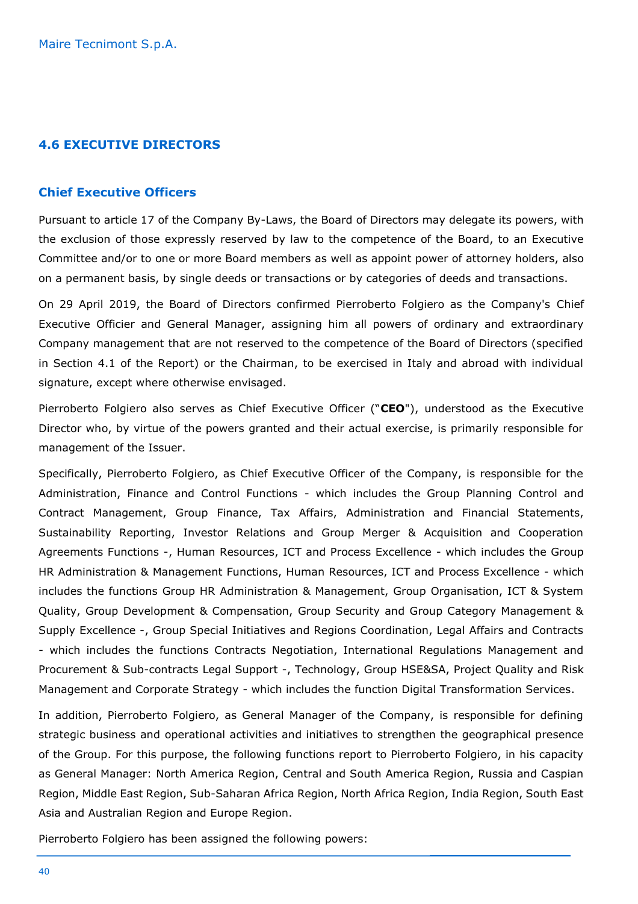## 4.6 EXECUTIVE DIRECTORS

### Chief Executive Officers

Pursuant to article 17 of the Company By-Laws, the Board of Directors may delegate its powers, with the exclusion of those expressly reserved by law to the competence of the Board, to an Executive Committee and/or to one or more Board members as well as appoint power of attorney holders, also on a permanent basis, by single deeds or transactions or by categories of deeds and transactions.

On 29 April 2019, the Board of Directors confirmed Pierroberto Folgiero as the Company's Chief Executive Officier and General Manager, assigning him all powers of ordinary and extraordinary Company management that are not reserved to the competence of the Board of Directors (specified in Section 4.1 of the Report) or the Chairman, to be exercised in Italy and abroad with individual signature, except where otherwise envisaged.

Pierroberto Folgiero also serves as Chief Executive Officer ("**CEO**"), understood as the Executive Director who, by virtue of the powers granted and their actual exercise, is primarily responsible for management of the Issuer.

Specifically, Pierroberto Folgiero, as Chief Executive Officer of the Company, is responsible for the Administration, Finance and Control Functions - which includes the Group Planning Control and Contract Management, Group Finance, Tax Affairs, Administration and Financial Statements, Sustainability Reporting, Investor Relations and Group Merger & Acquisition and Cooperation Agreements Functions -, Human Resources, ICT and Process Excellence - which includes the Group HR Administration & Management Functions, Human Resources, ICT and Process Excellence - which includes the functions Group HR Administration & Management, Group Organisation, ICT & System Quality, Group Development & Compensation, Group Security and Group Category Management & Supply Excellence -, Group Special Initiatives and Regions Coordination, Legal Affairs and Contracts - which includes the functions Contracts Negotiation, International Regulations Management and Procurement & Sub-contracts Legal Support -, Technology, Group HSE&SA, Project Quality and Risk Management and Corporate Strategy - which includes the function Digital Transformation Services.

In addition, Pierroberto Folgiero, as General Manager of the Company, is responsible for defining strategic business and operational activities and initiatives to strengthen the geographical presence of the Group. For this purpose, the following functions report to Pierroberto Folgiero, in his capacity as General Manager: North America Region, Central and South America Region, Russia and Caspian Region, Middle East Region, Sub-Saharan Africa Region, North Africa Region, India Region, South East Asia and Australian Region and Europe Region.

Pierroberto Folgiero has been assigned the following powers: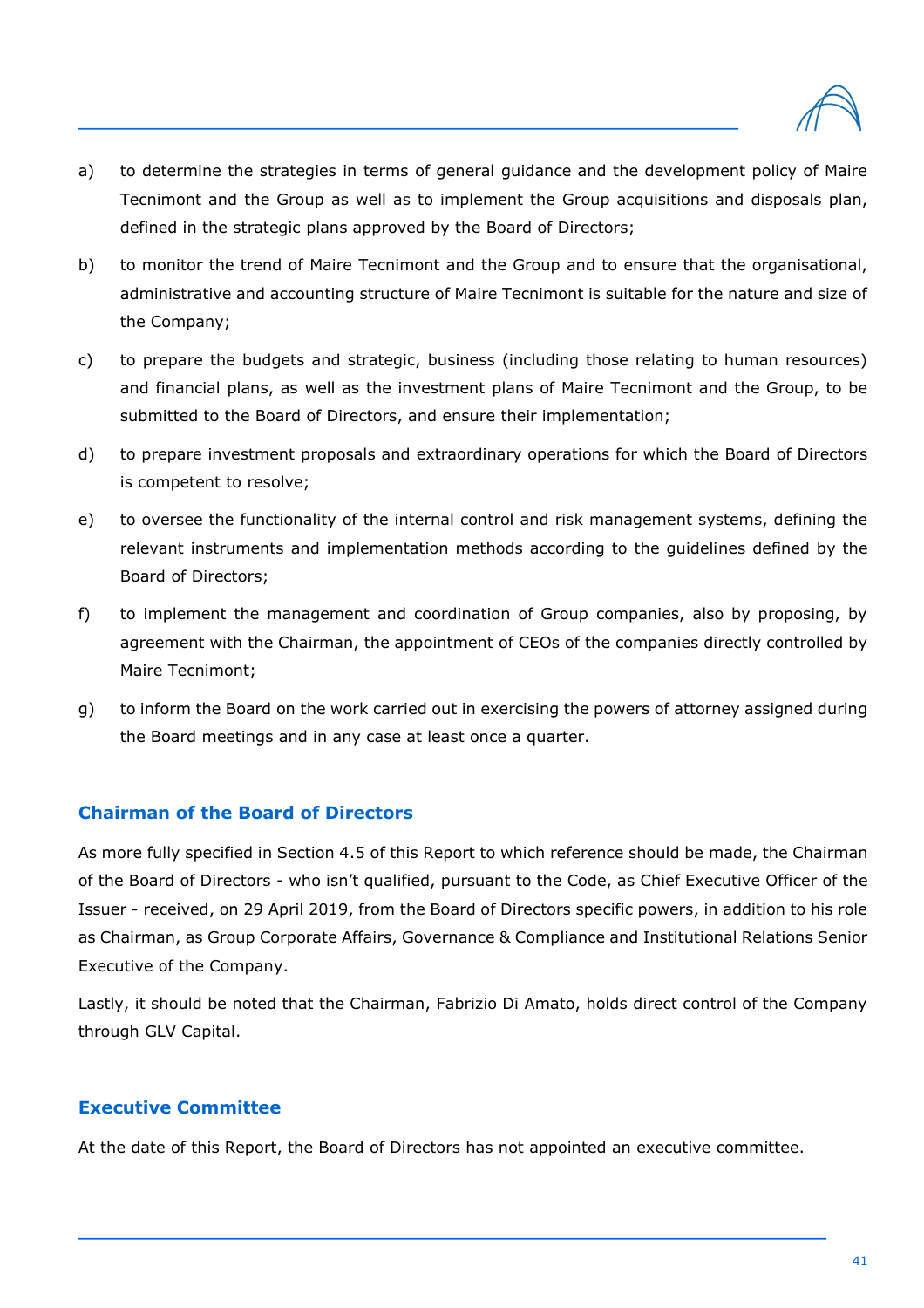a) to determine the strategies in terms of general guidance and the development policy of Maire Tecnimont and the Group as well as to implement the Group acquisitions and disposals plan, defined in the strategic plans approved by the Board of Directors;

b) to monitor the trend of Maire Tecnimont and the Group and to ensure that the organisational, administrative and accounting structure of Maire Tecnimont is suitable for the nature and size of the Company;

c) to prepare the budgets and strategic, business (including those relating to human resources) and financial plans, as well as the investment plans of Maire Tecnimont and the Group, to be submitted to the Board of Directors, and ensure their implementation;

d) to prepare investment proposals and extraordinary operations for which the Board of Directors is competent to resolve;

e) to oversee the functionality of the internal control and risk management systems, defining the relevant instruments and implementation methods according to the guidelines defined by the Board of Directors;

f) to implement the management and coordination of Group companies, also by proposing, by agreement with the Chairman, the appointment of CEOs of the companies directly controlled by Maire Tecnimont;

g) to inform the Board on the work carried out in exercising the powers of attorney assigned during the Board meetings and in any case at least once a quarter.

### Chairman of the Board of Directors

As more fully specified in Section 4.5 of this Report to which reference should be made, the Chairman of the Board of Directors - who isn't qualified, pursuant to the Code, as Chief Executive Officer of the Issuer - received, on 29 April 2019, from the Board of Directors specific powers, in addition to his role as Chairman, as Group Corporate Affairs, Governance & Compliance and Institutional Relations Senior Executive of the Company.

Lastly, it should be noted that the Chairman, Fabrizio Di Amato, holds direct control of the Company through GLV Capital.

### Executive Committee

At the date of this Report, the Board of Directors has not appointed an executive committee.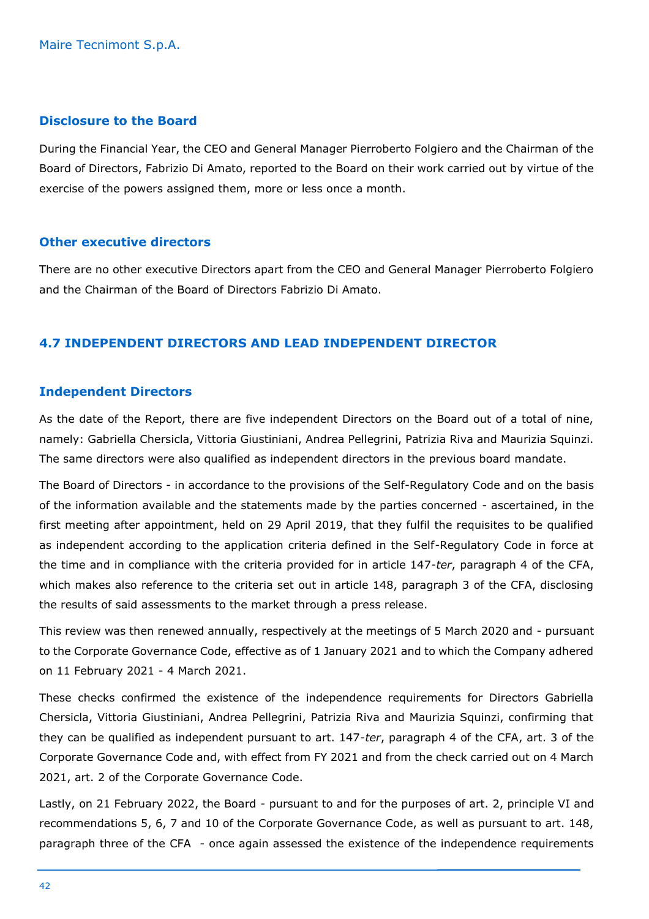### Disclosure to the Board

During the Financial Year, the CEO and General Manager Pierroberto Folgiero and the Chairman of the Board of Directors, Fabrizio Di Amato, reported to the Board on their work carried out by virtue of the exercise of the powers assigned them, more or less once a month.

### Other executive directors

There are no other executive Directors apart from the CEO and General Manager Pierroberto Folgiero and the Chairman of the Board of Directors Fabrizio Di Amato.

## 4.7 INDEPENDENT DIRECTORS AND LEAD INDEPENDENT DIRECTOR

### Independent Directors

As the date of the Report, there are five independent Directors on the Board out of a total of nine, namely: Gabriella Chersicla, Vittoria Giustiniani, Andrea Pellegrini, Patrizia Riva and Maurizia Squinzi. The same directors were also qualified as independent directors in the previous board mandate.

The Board of Directors - in accordance to the provisions of the Self-Regulatory Code and on the basis of the information available and the statements made by the parties concerned - ascertained, in the first meeting after appointment, held on 29 April 2019, that they fulfil the requisites to be qualified as independent according to the application criteria defined in the Self-Regulatory Code in force at the time and in compliance with the criteria provided for in article 147-*ter*, paragraph 4 of the CFA, which makes also reference to the criteria set out in article 148, paragraph 3 of the CFA, disclosing the results of said assessments to the market through a press release.

This review was then renewed annually, respectively at the meetings of 5 March 2020 and - pursuant to the Corporate Governance Code, effective as of 1 January 2021 and to which the Company adhered on 11 February 2021 - 4 March 2021.

These checks confirmed the existence of the independence requirements for Directors Gabriella Chersicla, Vittoria Giustiniani, Andrea Pellegrini, Patrizia Riva and Maurizia Squinzi, confirming that they can be qualified as independent pursuant to art. 147-*ter*, paragraph 4 of the CFA, art. 3 of the Corporate Governance Code and, with effect from FY 2021 and from the check carried out on 4 March 2021, art. 2 of the Corporate Governance Code.

Lastly, on 21 February 2022, the Board - pursuant to and for the purposes of art. 2, principle VI and recommendations 5, 6, 7 and 10 of the Corporate Governance Code, as well as pursuant to art. 148, paragraph three of the CFA - once again assessed the existence of the independence requirements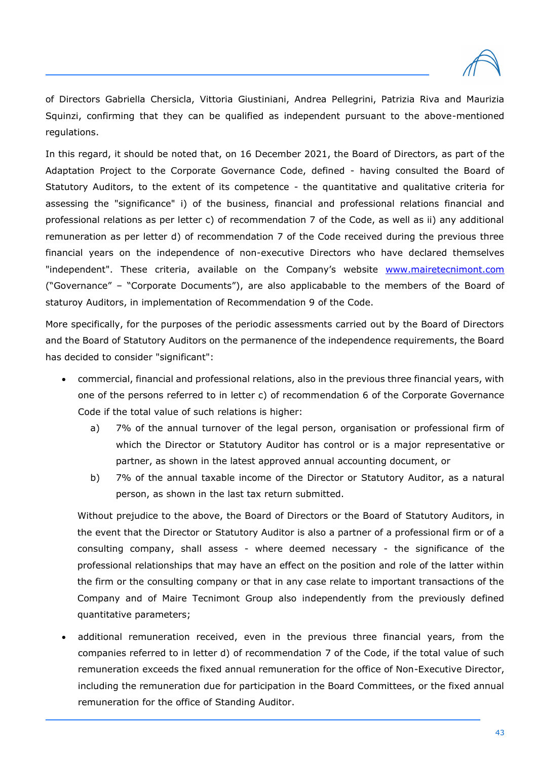of Directors Gabriella Chersicla, Vittoria Giustiniani, Andrea Pellegrini, Patrizia Riva and Maurizia Squinzi, confirming that they can be qualified as independent pursuant to the above-mentioned regulations.

In this regard, it should be noted that, on 16 December 2021, the Board of Directors, as part of the Adaptation Project to the Corporate Governance Code, defined - having consulted the Board of Statutory Auditors, to the extent of its competence - the quantitative and qualitative criteria for assessing the "significance" i) of the business, financial and professional relations financial and professional relations as per letter c) of recommendation 7 of the Code, as well as ii) any additional remuneration as per letter d) of recommendation 7 of the Code received during the previous three financial years on the independence of non-executive Directors who have declared themselves "independent". These criteria, available on the Company's website www.mairetecnimont.com ("Governance" – "Corporate Documents"), are also applicable to the members of the Board of staturoy Auditors, in implementation of Recommendation 9 of the Code.

More specifically, for the purposes of the periodic assessments carried out by the Board of Directors and the Board of Statutory Auditors on the permanence of the independence requirements, the Board has decided to consider "significant":

- commercial, financial and professional relations, also in the previous three financial years, with one of the persons referred to in letter c) of recommendation 6 of the Corporate Governance Code if the total value of such relations is higher:
    - a) 7% of the annual turnover of the legal person, organisation or professional firm of which the Director or Statutory Auditor has control or is a major representative or partner, as shown in the latest approved annual accounting document, or
    - b) 7% of the annual taxable income of the Director or Statutory Auditor, as a natural person, as shown in the last tax return submitted.

  Without prejudice to the above, the Board of Directors or the Board of Statutory Auditors, in the event that the Director or Statutory Auditor is also a partner of a professional firm or of a consulting company, shall assess - where deemed necessary - the significance of the professional relationships that may have an effect on the position and role of the latter within the firm or the consulting company or that in any case relate to important transactions of the Company and of Maire Tecnimont Group also independently from the previously defined quantitative parameters;

- additional remuneration received, even in the previous three financial years, from the companies referred to in letter d) of recommendation 7 of the Code, if the total value of such remuneration exceeds the fixed annual remuneration for the office of Non-Executive Director, including the remuneration due for participation in the Board Committees, or the fixed annual remuneration for the office of Standing Auditor.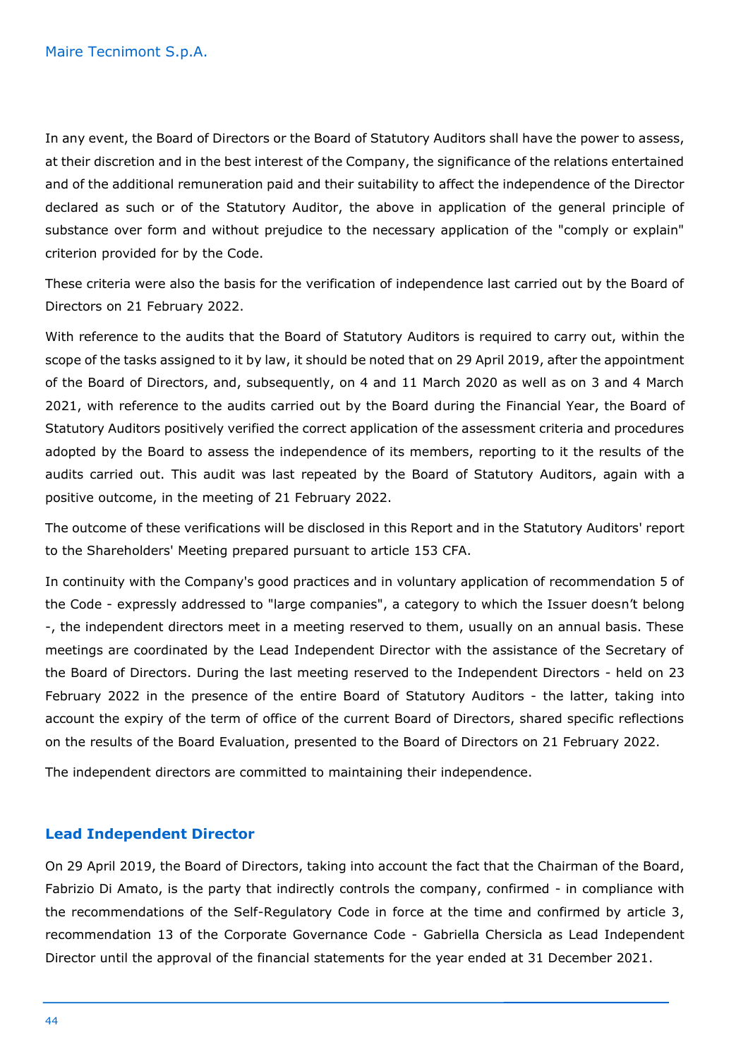In any event, the Board of Directors or the Board of Statutory Auditors shall have the power to assess, at their discretion and in the best interest of the Company, the significance of the relations entertained and of the additional remuneration paid and their suitability to affect the independence of the Director declared as such or of the Statutory Auditor, the above in application of the general principle of substance over form and without prejudice to the necessary application of the "comply or explain" criterion provided for by the Code.

These criteria were also the basis for the verification of independence last carried out by the Board of Directors on 21 February 2022.

With reference to the audits that the Board of Statutory Auditors is required to carry out, within the scope of the tasks assigned to it by law, it should be noted that on 29 April 2019, after the appointment of the Board of Directors, and, subsequently, on 4 and 11 March 2020 as well as on 3 and 4 March 2021, with reference to the audits carried out by the Board during the Financial Year, the Board of Statutory Auditors positively verified the correct application of the assessment criteria and procedures adopted by the Board to assess the independence of its members, reporting to it the results of the audits carried out. This audit was last repeated by the Board of Statutory Auditors, again with a positive outcome, in the meeting of 21 February 2022.

The outcome of these verifications will be disclosed in this Report and in the Statutory Auditors' report to the Shareholders' Meeting prepared pursuant to article 153 CFA.

In continuity with the Company's good practices and in voluntary application of recommendation 5 of the Code - expressly addressed to "large companies", a category to which the Issuer doesn’t belong -, the independent directors meet in a meeting reserved to them, usually on an annual basis. These meetings are coordinated by the Lead Independent Director with the assistance of the Secretary of the Board of Directors. During the last meeting reserved to the Independent Directors - held on 23 February 2022 in the presence of the entire Board of Statutory Auditors - the latter, taking into account the expiry of the term of office of the current Board of Directors, shared specific reflections on the results of the Board Evaluation, presented to the Board of Directors on 21 February 2022.

The independent directors are committed to maintaining their independence.

## Lead Independent Director

On 29 April 2019, the Board of Directors, taking into account the fact that the Chairman of the Board, Fabrizio Di Amato, is the party that indirectly controls the company, confirmed - in compliance with the recommendations of the Self-Regulatory Code in force at the time and confirmed by article 3, recommendation 13 of the Corporate Governance Code - Gabriella Chersicla as Lead Independent Director until the approval of the financial statements for the year ended at 31 December 2021.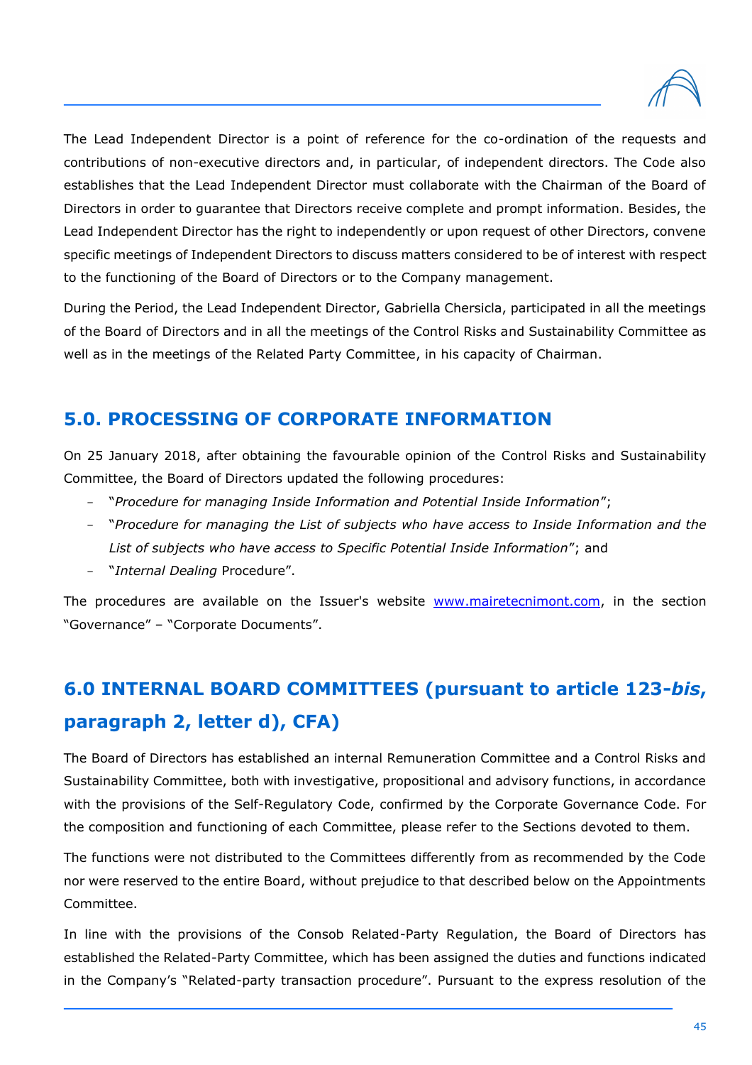The Lead Independent Director is a point of reference for the co-ordination of the requests and contributions of non-executive directors and, in particular, of independent directors. The Code also establishes that the Lead Independent Director must collaborate with the Chairman of the Board of Directors in order to guarantee that Directors receive complete and prompt information. Besides, the Lead Independent Director has the right to independently or upon request of other Directors, convene specific meetings of Independent Directors to discuss matters considered to be of interest with respect to the functioning of the Board of Directors or to the Company management.

During the Period, the Lead Independent Director, Gabriella Chersicla, participated in all the meetings of the Board of Directors and in all the meetings of the Control Risks and Sustainability Committee as well as in the meetings of the Related Party Committee, in his capacity of Chairman.

## 5.0. PROCESSING OF CORPORATE INFORMATION

On 25 January 2018, after obtaining the favourable opinion of the Control Risks and Sustainability Committee, the Board of Directors updated the following procedures:

- "*Procedure for managing Inside Information and Potential Inside Information*";
- "*Procedure for managing the List of subjects who have access to Inside Information and the List of subjects who have access to Specific Potential Inside Information*"; and
- "*Internal Dealing* Procedure".

The procedures are available on the Issuer's website www.mairetecnimont.com, in the section "Governance" – "Corporate Documents".

## 6.0 INTERNAL BOARD COMMITTEES (pursuant to article 123-*bis*, paragraph 2, letter d), CFA)

The Board of Directors has established an internal Remuneration Committee and a Control Risks and Sustainability Committee, both with investigative, propositional and advisory functions, in accordance with the provisions of the Self-Regulatory Code, confirmed by the Corporate Governance Code. For the composition and functioning of each Committee, please refer to the Sections devoted to them.

The functions were not distributed to the Committees differently from as recommended by the Code nor were reserved to the entire Board, without prejudice to that described below on the Appointments Committee.

In line with the provisions of the Consob Related-Party Regulation, the Board of Directors has established the Related-Party Committee, which has been assigned the duties and functions indicated in the Company's "Related-party transaction procedure". Pursuant to the express resolution of the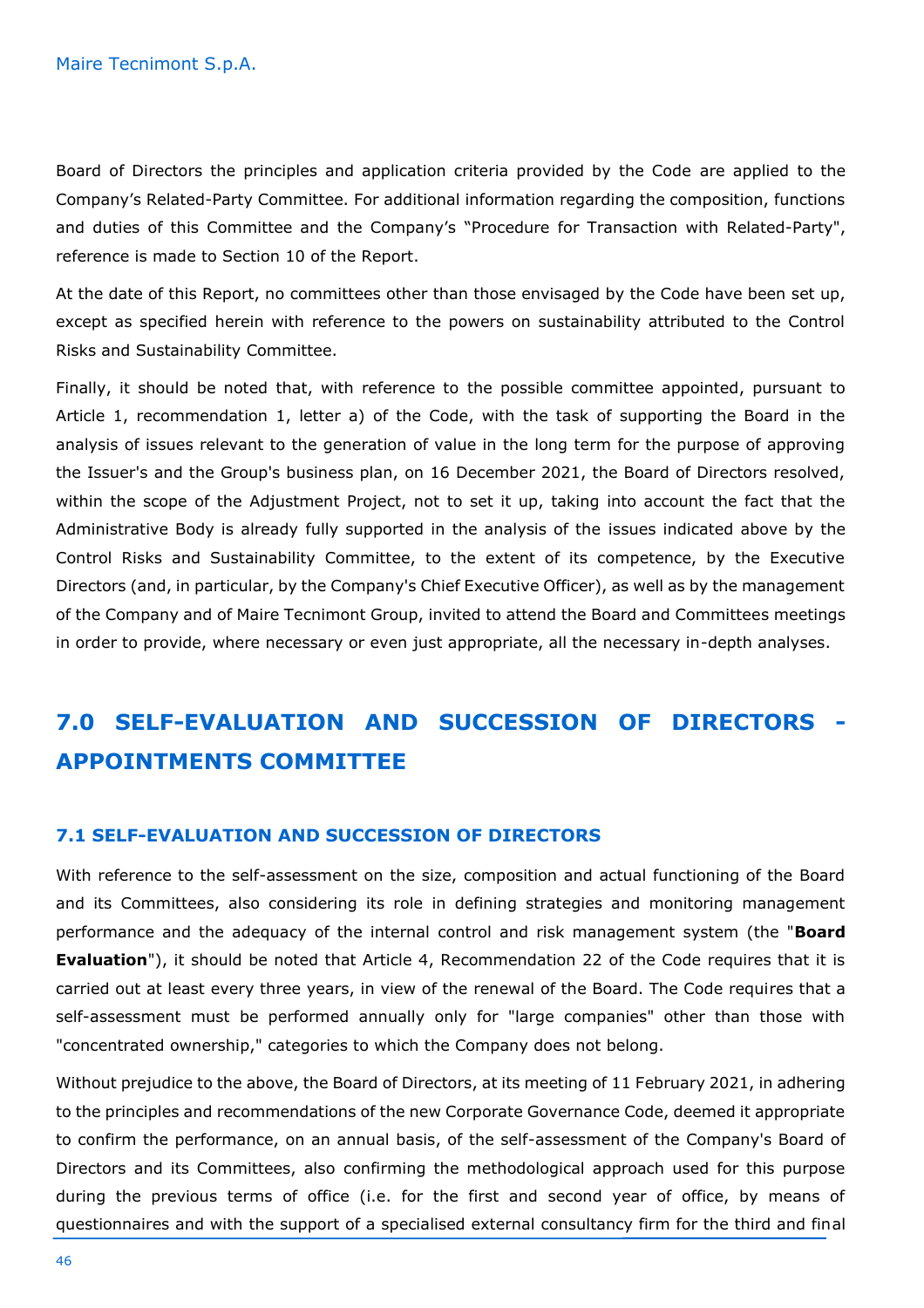Board of Directors the principles and application criteria provided by the Code are applied to the Company's Related-Party Committee. For additional information regarding the composition, functions and duties of this Committee and the Company's "Procedure for Transaction with Related-Party", reference is made to Section 10 of the Report.

At the date of this Report, no committees other than those envisaged by the Code have been set up, except as specified herein with reference to the powers on sustainability attributed to the Control Risks and Sustainability Committee.

Finally, it should be noted that, with reference to the possible committee appointed, pursuant to Article 1, recommendation 1, letter a) of the Code, with the task of supporting the Board in the analysis of issues relevant to the generation of value in the long term for the purpose of approving the Issuer's and the Group's business plan, on 16 December 2021, the Board of Directors resolved, within the scope of the Adjustment Project, not to set it up, taking into account the fact that the Administrative Body is already fully supported in the analysis of the issues indicated above by the Control Risks and Sustainability Committee, to the extent of its competence, by the Executive Directors (and, in particular, by the Company's Chief Executive Officer), as well as by the management of the Company and of Maire Tecnimont Group, invited to attend the Board and Committees meetings in order to provide, where necessary or even just appropriate, all the necessary in-depth analyses.

# 7.0 SELF-EVALUATION AND SUCCESSION OF DIRECTORS - APPOINTMENTS COMMITTEE

## 7.1 SELF-EVALUATION AND SUCCESSION OF DIRECTORS

With reference to the self-assessment on the size, composition and actual functioning of the Board and its Committees, also considering its role in defining strategies and monitoring management performance and the adequacy of the internal control and risk management system (the "**Board Evaluation**"), it should be noted that Article 4, Recommendation 22 of the Code requires that it is carried out at least every three years, in view of the renewal of the Board. The Code requires that a self-assessment must be performed annually only for "large companies" other than those with "concentrated ownership," categories to which the Company does not belong.

Without prejudice to the above, the Board of Directors, at its meeting of 11 February 2021, in adhering to the principles and recommendations of the new Corporate Governance Code, deemed it appropriate to confirm the performance, on an annual basis, of the self-assessment of the Company's Board of Directors and its Committees, also confirming the methodological approach used for this purpose during the previous terms of office (i.e. for the first and second year of office, by means of questionnaires and with the support of a specialised external consultancy firm for the third and final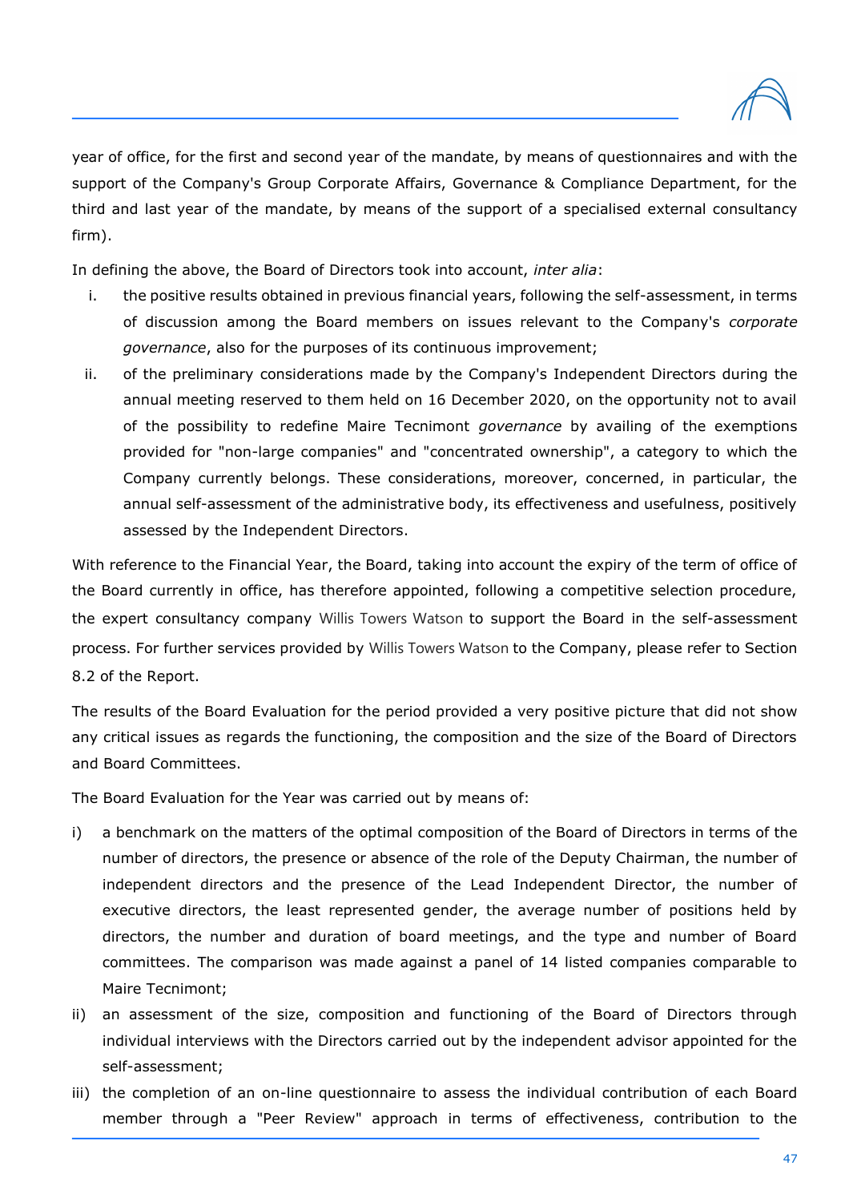year of office, for the first and second year of the mandate, by means of questionnaires and with the support of the Company's Group Corporate Affairs, Governance & Compliance Department, for the third and last year of the mandate, by means of the support of a specialised external consultancy firm).

In defining the above, the Board of Directors took into account, *inter alia*:

i. the positive results obtained in previous financial years, following the self-assessment, in terms of discussion among the Board members on issues relevant to the Company's *corporate governance*, also for the purposes of its continuous improvement;

ii. of the preliminary considerations made by the Company's Independent Directors during the annual meeting reserved to them held on 16 December 2020, on the opportunity not to avail of the possibility to redefine Maire Tecnimont *governance* by availing of the exemptions provided for "non-large companies" and "concentrated ownership", a category to which the Company currently belongs. These considerations, moreover, concerned, in particular, the annual self-assessment of the administrative body, its effectiveness and usefulness, positively assessed by the Independent Directors.

With reference to the Financial Year, the Board, taking into account the expiry of the term of office of the Board currently in office, has therefore appointed, following a competitive selection procedure, the expert consultancy company Willis Towers Watson to support the Board in the self-assessment process. For further services provided by Willis Towers Watson to the Company, please refer to Section 8.2 of the Report.

The results of the Board Evaluation for the period provided a very positive picture that did not show any critical issues as regards the functioning, the composition and the size of the Board of Directors and Board Committees.

The Board Evaluation for the Year was carried out by means of:

i) a benchmark on the matters of the optimal composition of the Board of Directors in terms of the number of directors, the presence or absence of the role of the Deputy Chairman, the number of independent directors and the presence of the Lead Independent Director, the number of executive directors, the least represented gender, the average number of positions held by directors, the number and duration of board meetings, and the type and number of Board committees. The comparison was made against a panel of 14 listed companies comparable to Maire Tecnimont;

ii) an assessment of the size, composition and functioning of the Board of Directors through individual interviews with the Directors carried out by the independent advisor appointed for the self-assessment;

iii) the completion of an on-line questionnaire to assess the individual contribution of each Board member through a "Peer Review" approach in terms of effectiveness, contribution to the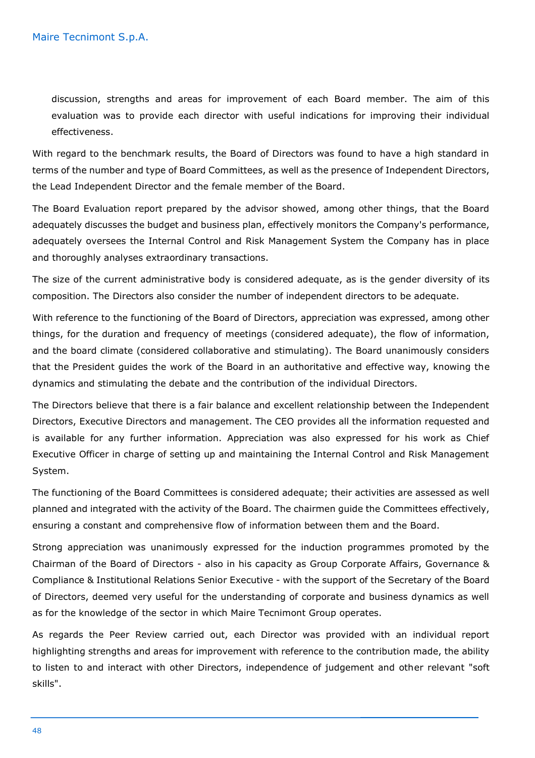discussion, strengths and areas for improvement of each Board member. The aim of this evaluation was to provide each director with useful indications for improving their individual effectiveness.

With regard to the benchmark results, the Board of Directors was found to have a high standard in terms of the number and type of Board Committees, as well as the presence of Independent Directors, the Lead Independent Director and the female member of the Board.

The Board Evaluation report prepared by the advisor showed, among other things, that the Board adequately discusses the budget and business plan, effectively monitors the Company's performance, adequately oversees the Internal Control and Risk Management System the Company has in place and thoroughly analyses extraordinary transactions.

The size of the current administrative body is considered adequate, as is the gender diversity of its composition. The Directors also consider the number of independent directors to be adequate.

With reference to the functioning of the Board of Directors, appreciation was expressed, among other things, for the duration and frequency of meetings (considered adequate), the flow of information, and the board climate (considered collaborative and stimulating). The Board unanimously considers that the President guides the work of the Board in an authoritative and effective way, knowing the dynamics and stimulating the debate and the contribution of the individual Directors.

The Directors believe that there is a fair balance and excellent relationship between the Independent Directors, Executive Directors and management. The CEO provides all the information requested and is available for any further information. Appreciation was also expressed for his work as Chief Executive Officer in charge of setting up and maintaining the Internal Control and Risk Management System.

The functioning of the Board Committees is considered adequate; their activities are assessed as well planned and integrated with the activity of the Board. The chairmen guide the Committees effectively, ensuring a constant and comprehensive flow of information between them and the Board.

Strong appreciation was unanimously expressed for the induction programmes promoted by the Chairman of the Board of Directors - also in his capacity as Group Corporate Affairs, Governance & Compliance & Institutional Relations Senior Executive - with the support of the Secretary of the Board of Directors, deemed very useful for the understanding of corporate and business dynamics as well as for the knowledge of the sector in which Maire Tecnimont Group operates.

As regards the Peer Review carried out, each Director was provided with an individual report highlighting strengths and areas for improvement with reference to the contribution made, the ability to listen to and interact with other Directors, independence of judgement and other relevant "soft skills".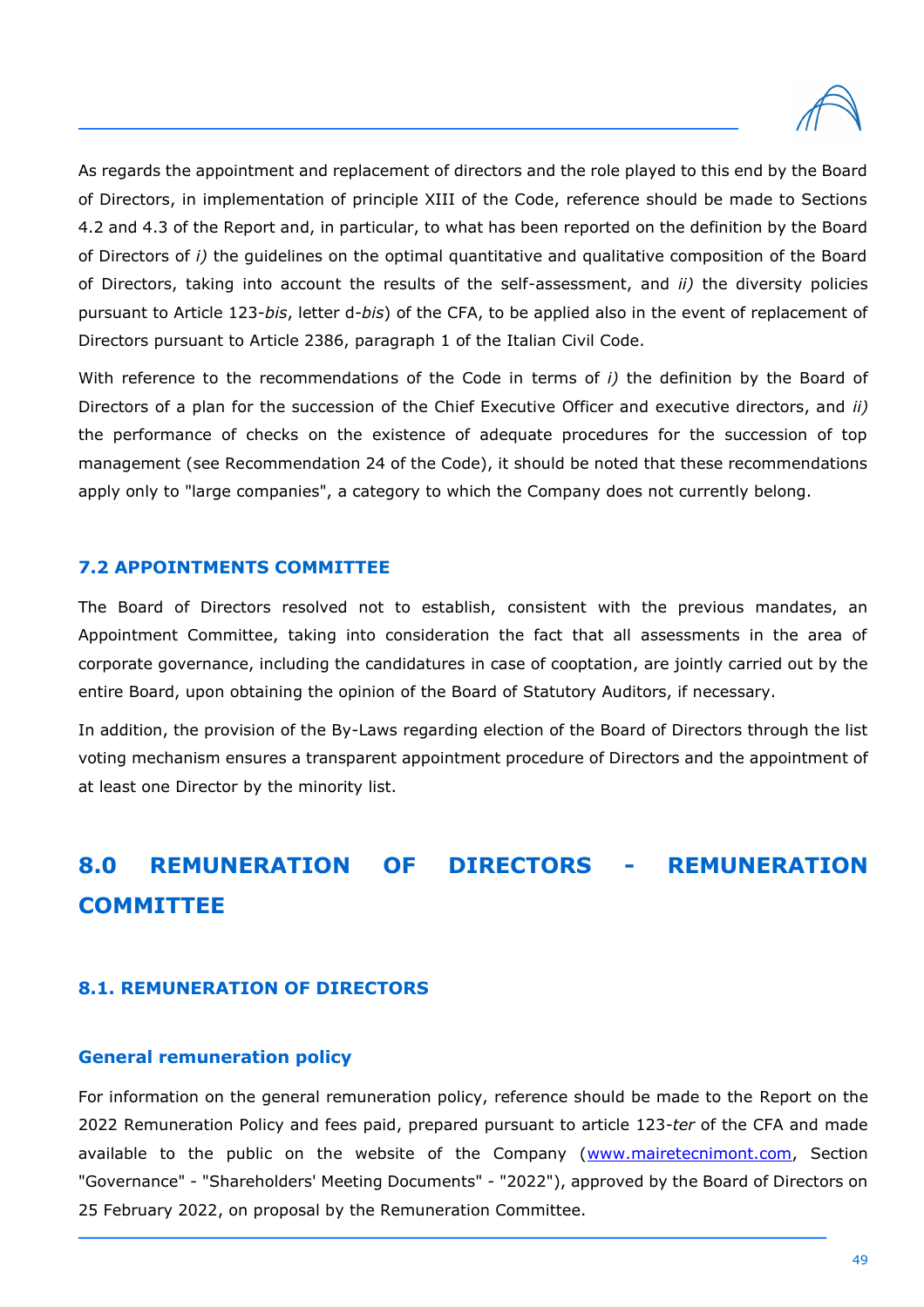As regards the appointment and replacement of directors and the role played to this end by the Board of Directors, in implementation of principle XIII of the Code, reference should be made to Sections 4.2 and 4.3 of the Report and, in particular, to what has been reported on the definition by the Board of Directors of *i)* the guidelines on the optimal quantitative and qualitative composition of the Board of Directors, taking into account the results of the self-assessment, and *ii)* the diversity policies pursuant to Article 123-*bis*, letter d-*bis*) of the CFA, to be applied also in the event of replacement of Directors pursuant to Article 2386, paragraph 1 of the Italian Civil Code.

With reference to the recommendations of the Code in terms of *i)* the definition by the Board of Directors of a plan for the succession of the Chief Executive Officer and executive directors, and *ii)* the performance of checks on the existence of adequate procedures for the succession of top management (see Recommendation 24 of the Code), it should be noted that these recommendations apply only to "large companies", a category to which the Company does not currently belong.

### 7.2 APPOINTMENTS COMMITTEE

The Board of Directors resolved not to establish, consistent with the previous mandates, an Appointment Committee, taking into consideration the fact that all assessments in the area of corporate governance, including the candidatures in case of cooptation, are jointly carried out by the entire Board, upon obtaining the opinion of the Board of Statutory Auditors, if necessary.

In addition, the provision of the By-Laws regarding election of the Board of Directors through the list voting mechanism ensures a transparent appointment procedure of Directors and the appointment of at least one Director by the minority list.

## 8.0 REMUNERATION OF DIRECTORS - REMUNERATION COMMITTEE

### 8.1. REMUNERATION OF DIRECTORS

#### General remuneration policy

For information on the general remuneration policy, reference should be made to the Report on the 2022 Remuneration Policy and fees paid, prepared pursuant to article 123-*ter* of the CFA and made available to the public on the website of the Company (www.mairetecnimont.com, Section "Governance" - "Shareholders' Meeting Documents" - "2022"), approved by the Board of Directors on 25 February 2022, on proposal by the Remuneration Committee.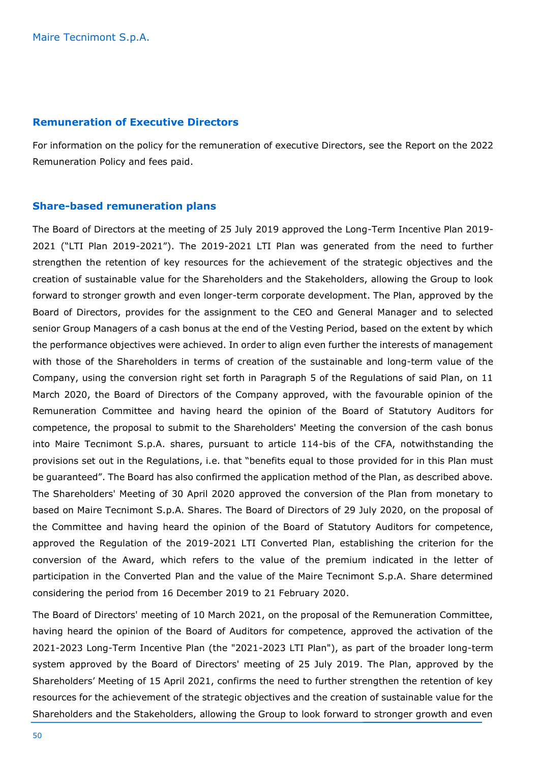## Remuneration of Executive Directors

For information on the policy for the remuneration of executive Directors, see the Report on the 2022 Remuneration Policy and fees paid.

## Share-based remuneration plans

The Board of Directors at the meeting of 25 July 2019 approved the Long-Term Incentive Plan 2019-2021 ("LTI Plan 2019-2021"). The 2019-2021 LTI Plan was generated from the need to further strengthen the retention of key resources for the achievement of the strategic objectives and the creation of sustainable value for the Shareholders and the Stakeholders, allowing the Group to look forward to stronger growth and even longer-term corporate development. The Plan, approved by the Board of Directors, provides for the assignment to the CEO and General Manager and to selected senior Group Managers of a cash bonus at the end of the Vesting Period, based on the extent by which the performance objectives were achieved. In order to align even further the interests of management with those of the Shareholders in terms of creation of the sustainable and long-term value of the Company, using the conversion right set forth in Paragraph 5 of the Regulations of said Plan, on 11 March 2020, the Board of Directors of the Company approved, with the favourable opinion of the Remuneration Committee and having heard the opinion of the Board of Statutory Auditors for competence, the proposal to submit to the Shareholders' Meeting the conversion of the cash bonus into Maire Tecnimont S.p.A. shares, pursuant to article 114-bis of the CFA, notwithstanding the provisions set out in the Regulations, i.e. that "benefits equal to those provided for in this Plan must be guaranteed". The Board has also confirmed the application method of the Plan, as described above. The Shareholders' Meeting of 30 April 2020 approved the conversion of the Plan from monetary to based on Maire Tecnimont S.p.A. Shares. The Board of Directors of 29 July 2020, on the proposal of the Committee and having heard the opinion of the Board of Statutory Auditors for competence, approved the Regulation of the 2019-2021 LTI Converted Plan, establishing the criterion for the conversion of the Award, which refers to the value of the premium indicated in the letter of participation in the Converted Plan and the value of the Maire Tecnimont S.p.A. Share determined considering the period from 16 December 2019 to 21 February 2020.

The Board of Directors' meeting of 10 March 2021, on the proposal of the Remuneration Committee, having heard the opinion of the Board of Auditors for competence, approved the activation of the 2021-2023 Long-Term Incentive Plan (the "2021-2023 LTI Plan"), as part of the broader long-term system approved by the Board of Directors' meeting of 25 July 2019. The Plan, approved by the Shareholders' Meeting of 15 April 2021, confirms the need to further strengthen the retention of key resources for the achievement of the strategic objectives and the creation of sustainable value for the Shareholders and the Stakeholders, allowing the Group to look forward to stronger growth and even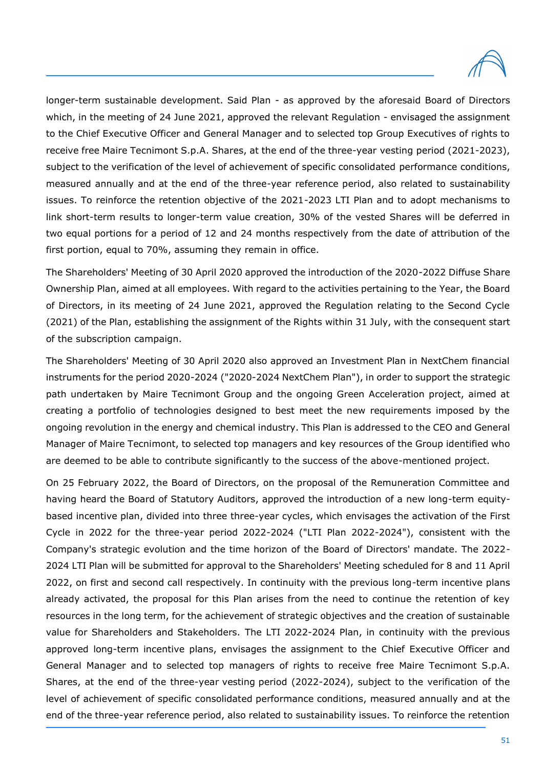longer-term sustainable development. Said Plan - as approved by the aforesaid Board of Directors which, in the meeting of 24 June 2021, approved the relevant Regulation - envisaged the assignment to the Chief Executive Officer and General Manager and to selected top Group Executives of rights to receive free Maire Tecnimont S.p.A. Shares, at the end of the three-year vesting period (2021-2023), subject to the verification of the level of achievement of specific consolidated performance conditions, measured annually and at the end of the three-year reference period, also related to sustainability issues. To reinforce the retention objective of the 2021-2023 LTI Plan and to adopt mechanisms to link short-term results to longer-term value creation, 30% of the vested Shares will be deferred in two equal portions for a period of 12 and 24 months respectively from the date of attribution of the first portion, equal to 70%, assuming they remain in office.

The Shareholders' Meeting of 30 April 2020 approved the introduction of the 2020-2022 Diffuse Share Ownership Plan, aimed at all employees. With regard to the activities pertaining to the Year, the Board of Directors, in its meeting of 24 June 2021, approved the Regulation relating to the Second Cycle (2021) of the Plan, establishing the assignment of the Rights within 31 July, with the consequent start of the subscription campaign.

The Shareholders' Meeting of 30 April 2020 also approved an Investment Plan in NextChem financial instruments for the period 2020-2024 ("2020-2024 NextChem Plan"), in order to support the strategic path undertaken by Maire Tecnimont Group and the ongoing Green Acceleration project, aimed at creating a portfolio of technologies designed to best meet the new requirements imposed by the ongoing revolution in the energy and chemical industry. This Plan is addressed to the CEO and General Manager of Maire Tecnimont, to selected top managers and key resources of the Group identified who are deemed to be able to contribute significantly to the success of the above-mentioned project.

On 25 February 2022, the Board of Directors, on the proposal of the Remuneration Committee and having heard the Board of Statutory Auditors, approved the introduction of a new long-term equity-based incentive plan, divided into three three-year cycles, which envisages the activation of the First Cycle in 2022 for the three-year period 2022-2024 ("LTI Plan 2022-2024"), consistent with the Company's strategic evolution and the time horizon of the Board of Directors' mandate. The 2022-2024 LTI Plan will be submitted for approval to the Shareholders' Meeting scheduled for 8 and 11 April 2022, on first and second call respectively. In continuity with the previous long-term incentive plans already activated, the proposal for this Plan arises from the need to continue the retention of key resources in the long term, for the achievement of strategic objectives and the creation of sustainable value for Shareholders and Stakeholders. The LTI 2022-2024 Plan, in continuity with the previous approved long-term incentive plans, envisages the assignment to the Chief Executive Officer and General Manager and to selected top managers of rights to receive free Maire Tecnimont S.p.A. Shares, at the end of the three-year vesting period (2022-2024), subject to the verification of the level of achievement of specific consolidated performance conditions, measured annually and at the end of the three-year reference period, also related to sustainability issues. To reinforce the retention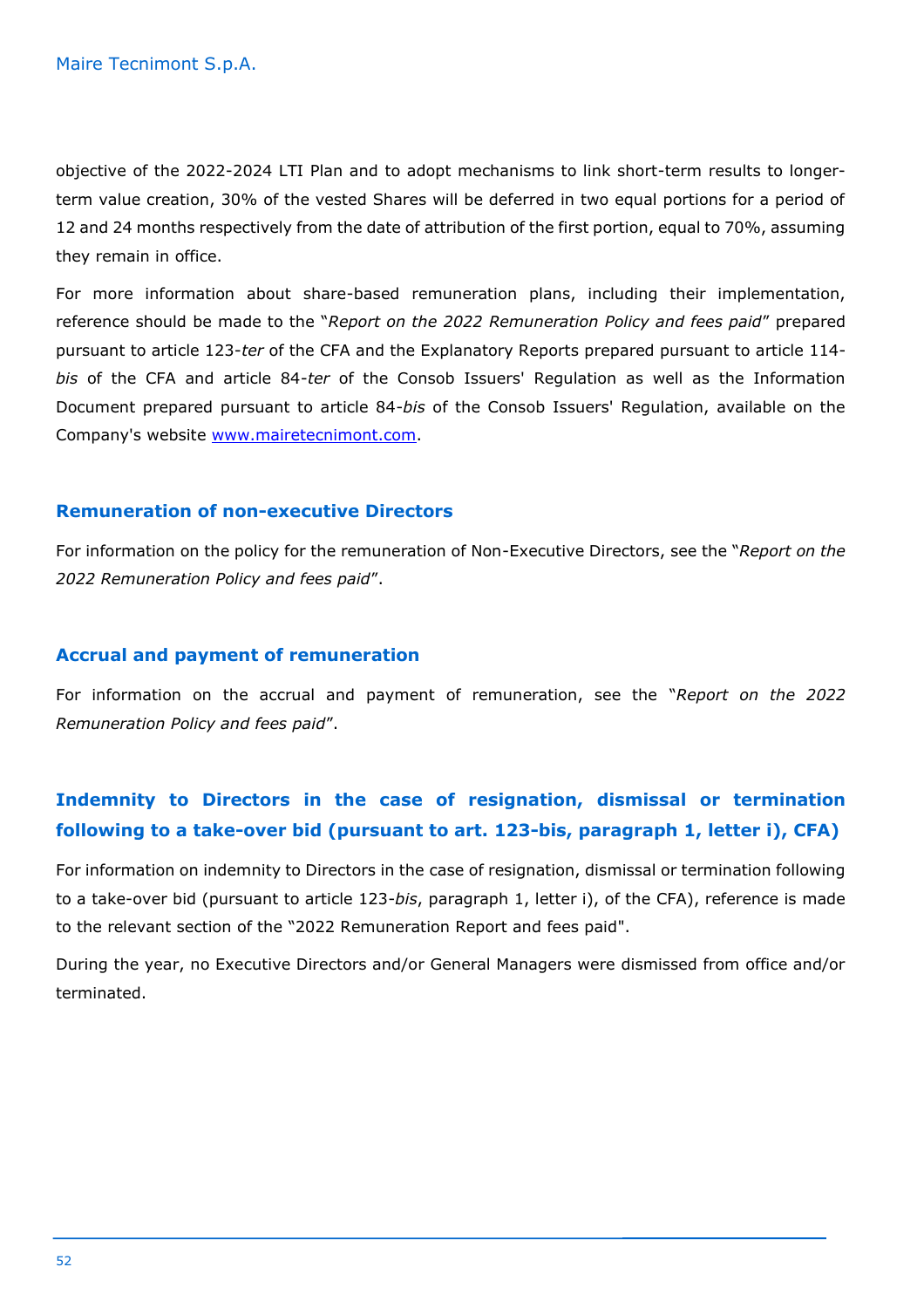objective of the 2022-2024 LTI Plan and to adopt mechanisms to link short-term results to longer-term value creation, 30% of the vested Shares will be deferred in two equal portions for a period of 12 and 24 months respectively from the date of attribution of the first portion, equal to 70%, assuming they remain in office.

For more information about share-based remuneration plans, including their implementation, reference should be made to the "*Report on the 2022 Remuneration Policy and fees paid*" prepared pursuant to article 123-*ter* of the CFA and the Explanatory Reports prepared pursuant to article 114-*bis* of the CFA and article 84-*ter* of the Consob Issuers' Regulation as well as the Information Document prepared pursuant to article 84-*bis* of the Consob Issuers' Regulation, available on the Company's website [www.mairetecnimont.com](http://www.mairetecnimont.com).

### Remuneration of non-executive Directors

For information on the policy for the remuneration of Non-Executive Directors, see the "*Report on the 2022 Remuneration Policy and fees paid*".

### Accrual and payment of remuneration

For information on the accrual and payment of remuneration, see the "*Report on the 2022 Remuneration Policy and fees paid*".

### Indemnity to Directors in the case of resignation, dismissal or termination following to a take-over bid (pursuant to art. 123-bis, paragraph 1, letter i), CFA)

For information on indemnity to Directors in the case of resignation, dismissal or termination following to a take-over bid (pursuant to article 123-*bis*, paragraph 1, letter i), of the CFA), reference is made to the relevant section of the "2022 Remuneration Report and fees paid".

During the year, no Executive Directors and/or General Managers were dismissed from office and/or terminated.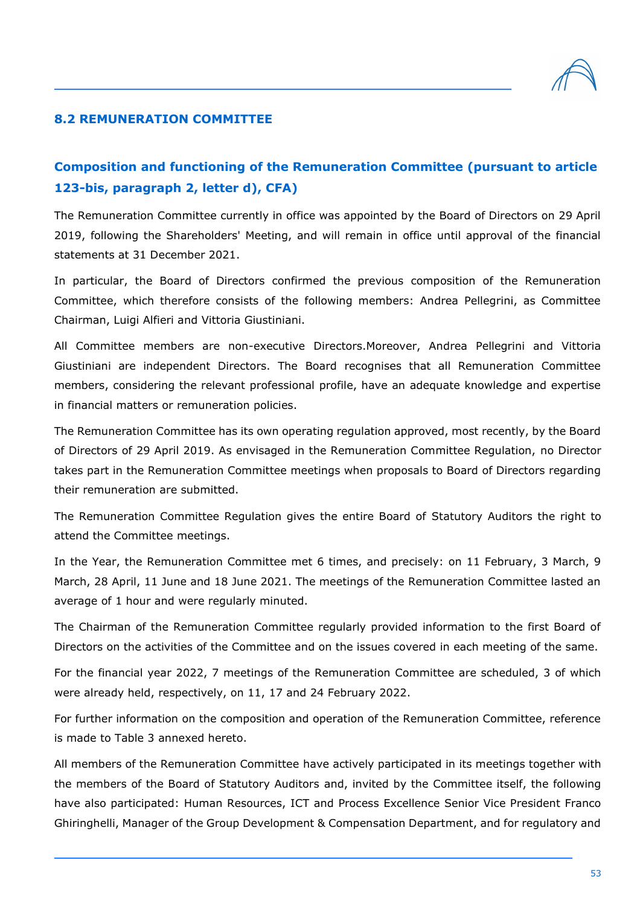## 8.2 REMUNERATION COMMITTEE

### Composition and functioning of the Remuneration Committee (pursuant to article 123-bis, paragraph 2, letter d), CFA)

The Remuneration Committee currently in office was appointed by the Board of Directors on 29 April 2019, following the Shareholders' Meeting, and will remain in office until approval of the financial statements at 31 December 2021.

In particular, the Board of Directors confirmed the previous composition of the Remuneration Committee, which therefore consists of the following members: Andrea Pellegrini, as Committee Chairman, Luigi Alfieri and Vittoria Giustiniani.

All Committee members are non-executive Directors.Moreover, Andrea Pellegrini and Vittoria Giustiniani are independent Directors. The Board recognises that all Remuneration Committee members, considering the relevant professional profile, have an adequate knowledge and expertise in financial matters or remuneration policies.

The Remuneration Committee has its own operating regulation approved, most recently, by the Board of Directors of 29 April 2019. As envisaged in the Remuneration Committee Regulation, no Director takes part in the Remuneration Committee meetings when proposals to Board of Directors regarding their remuneration are submitted.

The Remuneration Committee Regulation gives the entire Board of Statutory Auditors the right to attend the Committee meetings.

In the Year, the Remuneration Committee met 6 times, and precisely: on 11 February, 3 March, 9 March, 28 April, 11 June and 18 June 2021. The meetings of the Remuneration Committee lasted an average of 1 hour and were regularly minuted.

The Chairman of the Remuneration Committee regularly provided information to the first Board of Directors on the activities of the Committee and on the issues covered in each meeting of the same.

For the financial year 2022, 7 meetings of the Remuneration Committee are scheduled, 3 of which were already held, respectively, on 11, 17 and 24 February 2022.

For further information on the composition and operation of the Remuneration Committee, reference is made to Table 3 annexed hereto.

All members of the Remuneration Committee have actively participated in its meetings together with the members of the Board of Statutory Auditors and, invited by the Committee itself, the following have also participated: Human Resources, ICT and Process Excellence Senior Vice President Franco Ghiringhelli, Manager of the Group Development & Compensation Department, and for regulatory and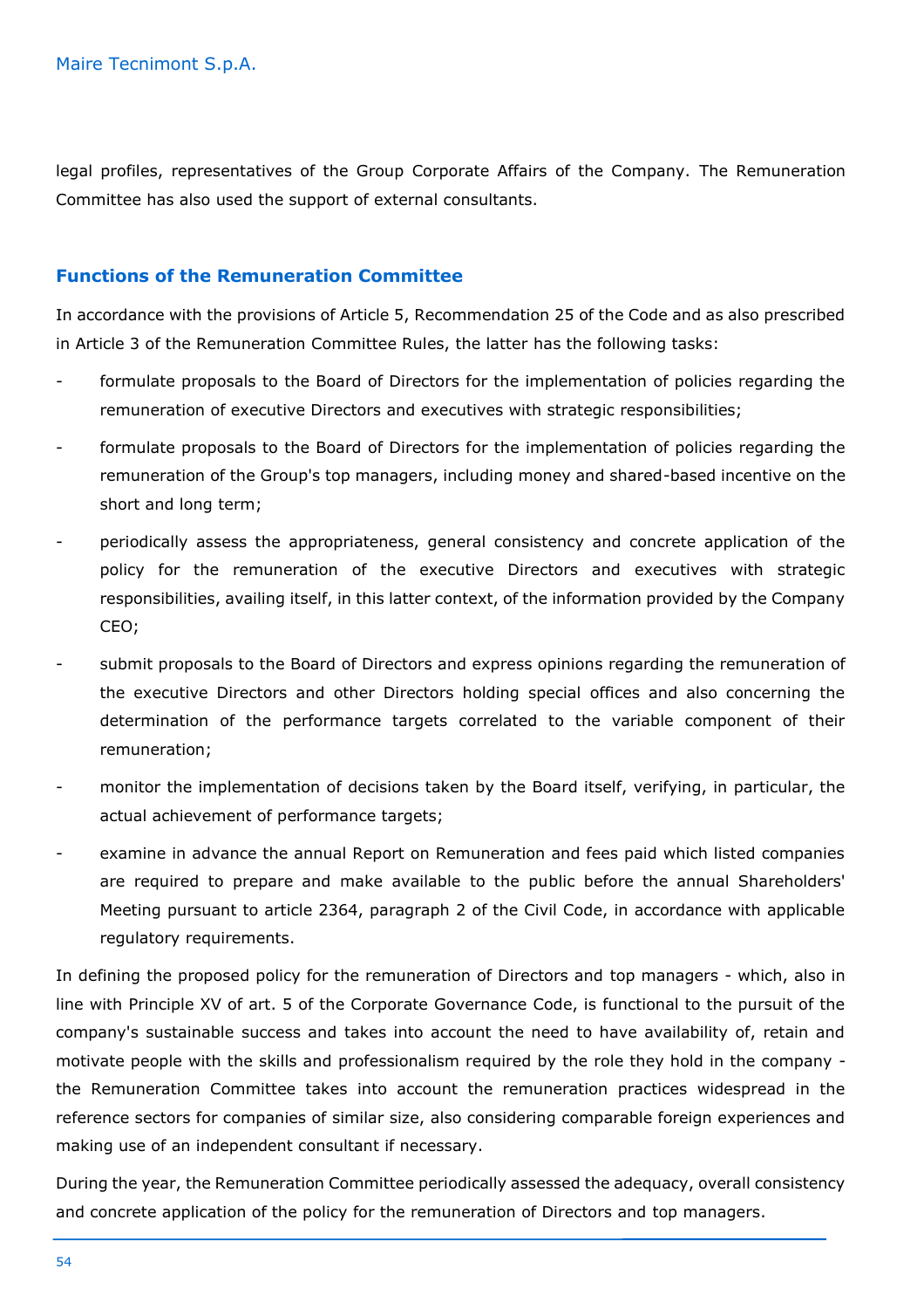legal profiles, representatives of the Group Corporate Affairs of the Company. The Remuneration Committee has also used the support of external consultants.

### Functions of the Remuneration Committee

In accordance with the provisions of Article 5, Recommendation 25 of the Code and as also prescribed in Article 3 of the Remuneration Committee Rules, the latter has the following tasks:

- formulate proposals to the Board of Directors for the implementation of policies regarding the remuneration of executive Directors and executives with strategic responsibilities;
- formulate proposals to the Board of Directors for the implementation of policies regarding the remuneration of the Group's top managers, including money and shared-based incentive on the short and long term;
- periodically assess the appropriateness, general consistency and concrete application of the policy for the remuneration of the executive Directors and executives with strategic responsibilities, availing itself, in this latter context, of the information provided by the Company CEO;
- submit proposals to the Board of Directors and express opinions regarding the remuneration of the executive Directors and other Directors holding special offices and also concerning the determination of the performance targets correlated to the variable component of their remuneration;
- monitor the implementation of decisions taken by the Board itself, verifying, in particular, the actual achievement of performance targets;
- examine in advance the annual Report on Remuneration and fees paid which listed companies are required to prepare and make available to the public before the annual Shareholders' Meeting pursuant to article 2364, paragraph 2 of the Civil Code, in accordance with applicable regulatory requirements.

In defining the proposed policy for the remuneration of Directors and top managers - which, also in line with Principle XV of art. 5 of the Corporate Governance Code, is functional to the pursuit of the company's sustainable success and takes into account the need to have availability of, retain and motivate people with the skills and professionalism required by the role they hold in the company - the Remuneration Committee takes into account the remuneration practices widespread in the reference sectors for companies of similar size, also considering comparable foreign experiences and making use of an independent consultant if necessary.

During the year, the Remuneration Committee periodically assessed the adequacy, overall consistency and concrete application of the policy for the remuneration of Directors and top managers.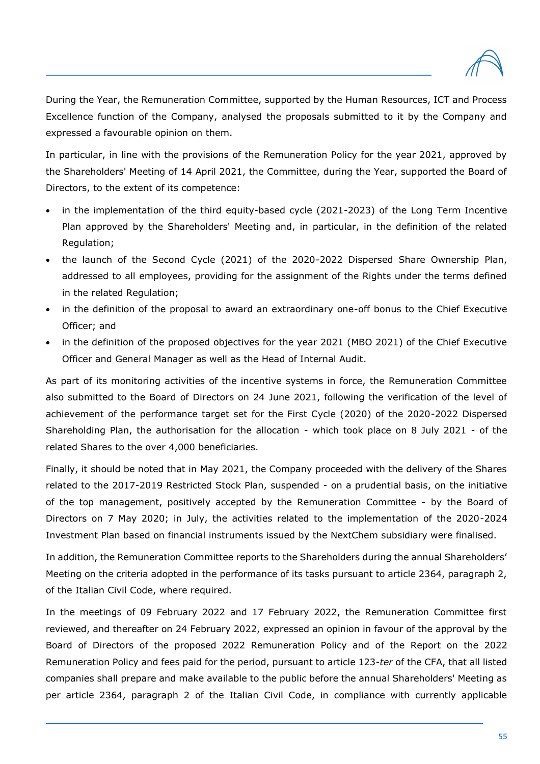During the Year, the Remuneration Committee, supported by the Human Resources, ICT and Process Excellence function of the Company, analysed the proposals submitted to it by the Company and expressed a favourable opinion on them.

In particular, in line with the provisions of the Remuneration Policy for the year 2021, approved by the Shareholders' Meeting of 14 April 2021, the Committee, during the Year, supported the Board of Directors, to the extent of its competence:

- in the implementation of the third equity-based cycle (2021-2023) of the Long Term Incentive Plan approved by the Shareholders' Meeting and, in particular, in the definition of the related Regulation;
- the launch of the Second Cycle (2021) of the 2020-2022 Dispersed Share Ownership Plan, addressed to all employees, providing for the assignment of the Rights under the terms defined in the related Regulation;
- in the definition of the proposal to award an extraordinary one-off bonus to the Chief Executive Officer; and
- in the definition of the proposed objectives for the year 2021 (MBO 2021) of the Chief Executive Officer and General Manager as well as the Head of Internal Audit.

As part of its monitoring activities of the incentive systems in force, the Remuneration Committee also submitted to the Board of Directors on 24 June 2021, following the verification of the level of achievement of the performance target set for the First Cycle (2020) of the 2020-2022 Dispersed Shareholding Plan, the authorisation for the allocation - which took place on 8 July 2021 - of the related Shares to the over 4,000 beneficiaries.

Finally, it should be noted that in May 2021, the Company proceeded with the delivery of the Shares related to the 2017-2019 Restricted Stock Plan, suspended - on a prudential basis, on the initiative of the top management, positively accepted by the Remuneration Committee - by the Board of Directors on 7 May 2020; in July, the activities related to the implementation of the 2020-2024 Investment Plan based on financial instruments issued by the NextChem subsidiary were finalised.

In addition, the Remuneration Committee reports to the Shareholders during the annual Shareholders' Meeting on the criteria adopted in the performance of its tasks pursuant to article 2364, paragraph 2, of the Italian Civil Code, where required.

In the meetings of 09 February 2022 and 17 February 2022, the Remuneration Committee first reviewed, and thereafter on 24 February 2022, expressed an opinion in favour of the approval by the Board of Directors of the proposed 2022 Remuneration Policy and of the Report on the 2022 Remuneration Policy and fees paid for the period, pursuant to article 123-*ter* of the CFA, that all listed companies shall prepare and make available to the public before the annual Shareholders' Meeting as per article 2364, paragraph 2 of the Italian Civil Code, in compliance with currently applicable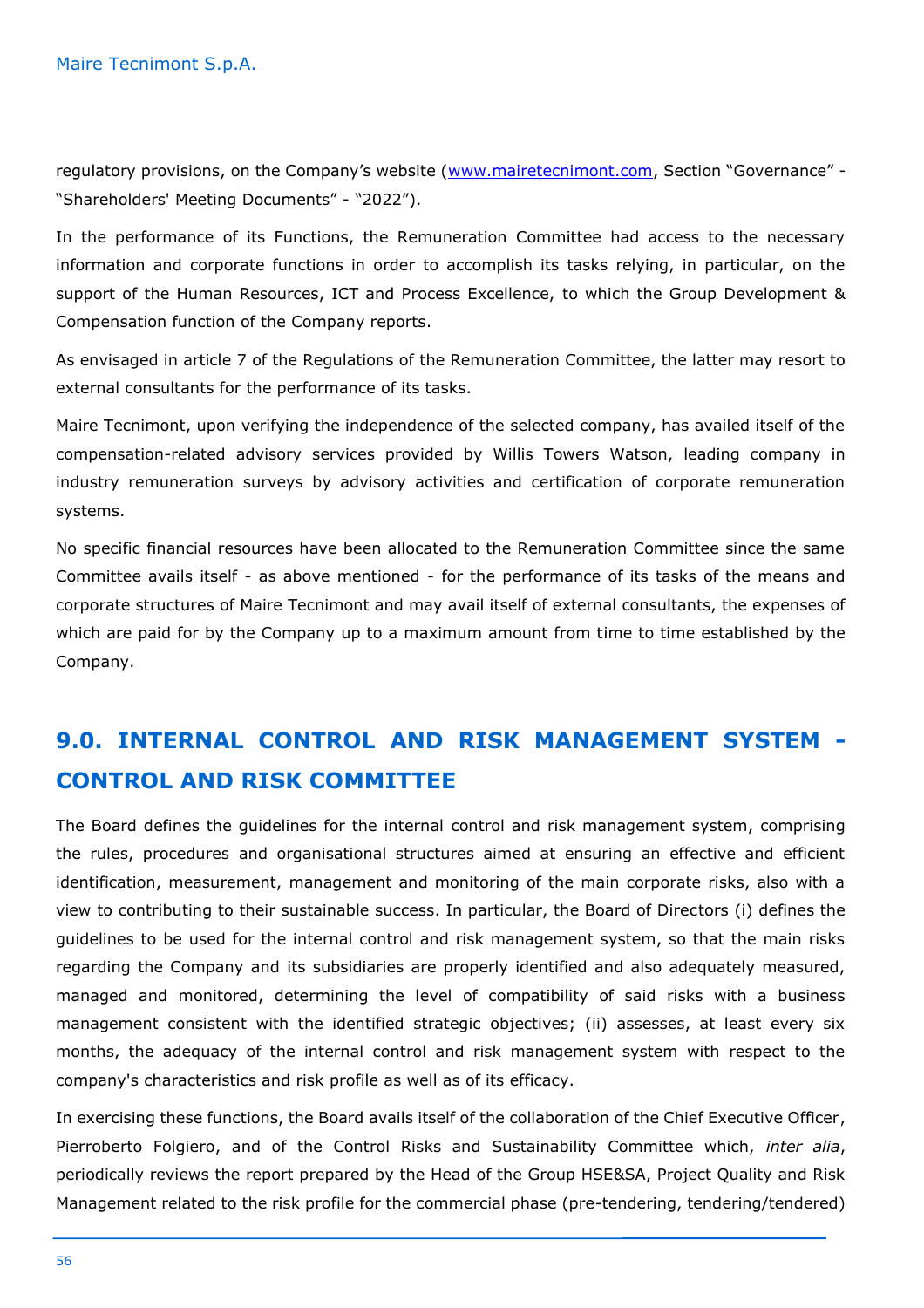regulatory provisions, on the Company's website (www.mairetecnimont.com, Section "Governance" - "Shareholders' Meeting Documents" - "2022").

In the performance of its Functions, the Remuneration Committee had access to the necessary information and corporate functions in order to accomplish its tasks relying, in particular, on the support of the Human Resources, ICT and Process Excellence, to which the Group Development & Compensation function of the Company reports.

As envisaged in article 7 of the Regulations of the Remuneration Committee, the latter may resort to external consultants for the performance of its tasks.

Maire Tecnimont, upon verifying the independence of the selected company, has availed itself of the compensation-related advisory services provided by Willis Towers Watson, leading company in industry remuneration surveys by advisory activities and certification of corporate remuneration systems.

No specific financial resources have been allocated to the Remuneration Committee since the same Committee avails itself - as above mentioned - for the performance of its tasks of the means and corporate structures of Maire Tecnimont and may avail itself of external consultants, the expenses of which are paid for by the Company up to a maximum amount from time to time established by the Company.

# 9.0. INTERNAL CONTROL AND RISK MANAGEMENT SYSTEM - CONTROL AND RISK COMMITTEE

The Board defines the guidelines for the internal control and risk management system, comprising the rules, procedures and organisational structures aimed at ensuring an effective and efficient identification, measurement, management and monitoring of the main corporate risks, also with a view to contributing to their sustainable success. In particular, the Board of Directors (i) defines the guidelines to be used for the internal control and risk management system, so that the main risks regarding the Company and its subsidiaries are properly identified and also adequately measured, managed and monitored, determining the level of compatibility of said risks with a business management consistent with the identified strategic objectives; (ii) assesses, at least every six months, the adequacy of the internal control and risk management system with respect to the company's characteristics and risk profile as well as of its efficacy.

In exercising these functions, the Board avails itself of the collaboration of the Chief Executive Officer, Pierroberto Folgiero, and of the Control Risks and Sustainability Committee which, *inter alia*, periodically reviews the report prepared by the Head of the Group HSE&SA, Project Quality and Risk Management related to the risk profile for the commercial phase (pre-tendering, tendering/tendered)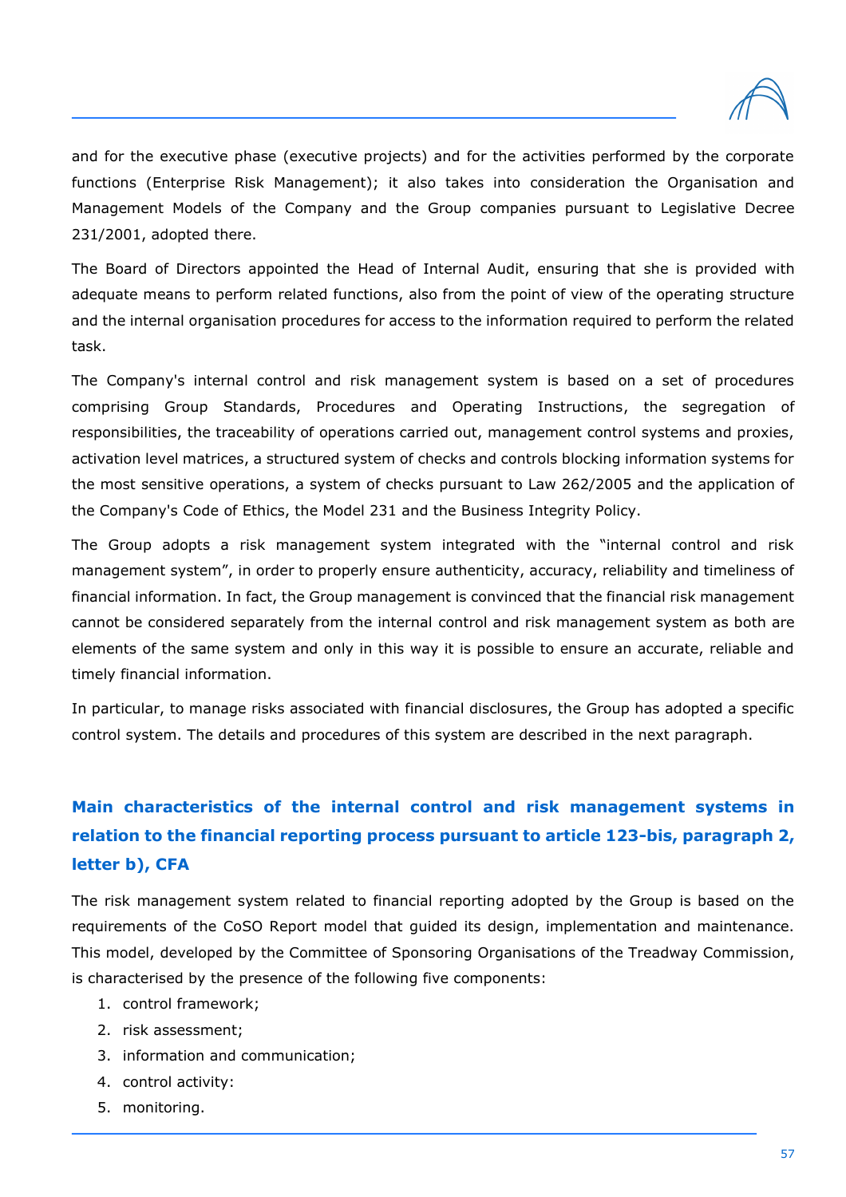and for the executive phase (executive projects) and for the activities performed by the corporate functions (Enterprise Risk Management); it also takes into consideration the Organisation and Management Models of the Company and the Group companies pursuant to Legislative Decree 231/2001, adopted there.

The Board of Directors appointed the Head of Internal Audit, ensuring that she is provided with adequate means to perform related functions, also from the point of view of the operating structure and the internal organisation procedures for access to the information required to perform the related task.

The Company's internal control and risk management system is based on a set of procedures comprising Group Standards, Procedures and Operating Instructions, the segregation of responsibilities, the traceability of operations carried out, management control systems and proxies, activation level matrices, a structured system of checks and controls blocking information systems for the most sensitive operations, a system of checks pursuant to Law 262/2005 and the application of the Company's Code of Ethics, the Model 231 and the Business Integrity Policy.

The Group adopts a risk management system integrated with the "internal control and risk management system", in order to properly ensure authenticity, accuracy, reliability and timeliness of financial information. In fact, the Group management is convinced that the financial risk management cannot be considered separately from the internal control and risk management system as both are elements of the same system and only in this way it is possible to ensure an accurate, reliable and timely financial information.

In particular, to manage risks associated with financial disclosures, the Group has adopted a specific control system. The details and procedures of this system are described in the next paragraph.

## Main characteristics of the internal control and risk management systems in relation to the financial reporting process pursuant to article 123-bis, paragraph 2, letter b), CFA

The risk management system related to financial reporting adopted by the Group is based on the requirements of the CoSO Report model that guided its design, implementation and maintenance. This model, developed by the Committee of Sponsoring Organisations of the Treadway Commission, is characterised by the presence of the following five components:

1. control framework;
2. risk assessment;
3. information and communication;
4. control activity:
5. monitoring.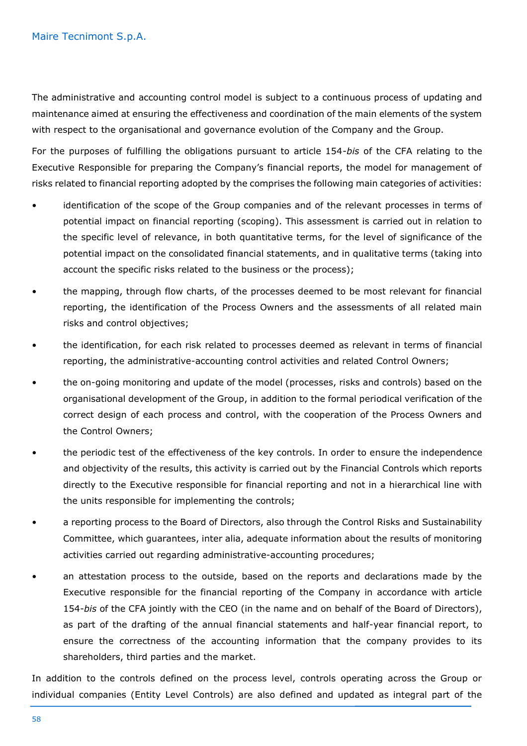The administrative and accounting control model is subject to a continuous process of updating and maintenance aimed at ensuring the effectiveness and coordination of the main elements of the system with respect to the organisational and governance evolution of the Company and the Group.

For the purposes of fulfilling the obligations pursuant to article 154-*bis* of the CFA relating to the Executive Responsible for preparing the Company's financial reports, the model for management of risks related to financial reporting adopted by the comprises the following main categories of activities:

- identification of the scope of the Group companies and of the relevant processes in terms of potential impact on financial reporting (scoping). This assessment is carried out in relation to the specific level of relevance, in both quantitative terms, for the level of significance of the potential impact on the consolidated financial statements, and in qualitative terms (taking into account the specific risks related to the business or the process);
- the mapping, through flow charts, of the processes deemed to be most relevant for financial reporting, the identification of the Process Owners and the assessments of all related main risks and control objectives;
- the identification, for each risk related to processes deemed as relevant in terms of financial reporting, the administrative-accounting control activities and related Control Owners;
- the on-going monitoring and update of the model (processes, risks and controls) based on the organisational development of the Group, in addition to the formal periodical verification of the correct design of each process and control, with the cooperation of the Process Owners and the Control Owners;
- the periodic test of the effectiveness of the key controls. In order to ensure the independence and objectivity of the results, this activity is carried out by the Financial Controls which reports directly to the Executive responsible for financial reporting and not in a hierarchical line with the units responsible for implementing the controls;
- a reporting process to the Board of Directors, also through the Control Risks and Sustainability Committee, which guarantees, inter alia, adequate information about the results of monitoring activities carried out regarding administrative-accounting procedures;
- an attestation process to the outside, based on the reports and declarations made by the Executive responsible for the financial reporting of the Company in accordance with article 154-*bis* of the CFA jointly with the CEO (in the name and on behalf of the Board of Directors), as part of the drafting of the annual financial statements and half-year financial report, to ensure the correctness of the accounting information that the company provides to its shareholders, third parties and the market.

In addition to the controls defined on the process level, controls operating across the Group or individual companies (Entity Level Controls) are also defined and updated as integral part of the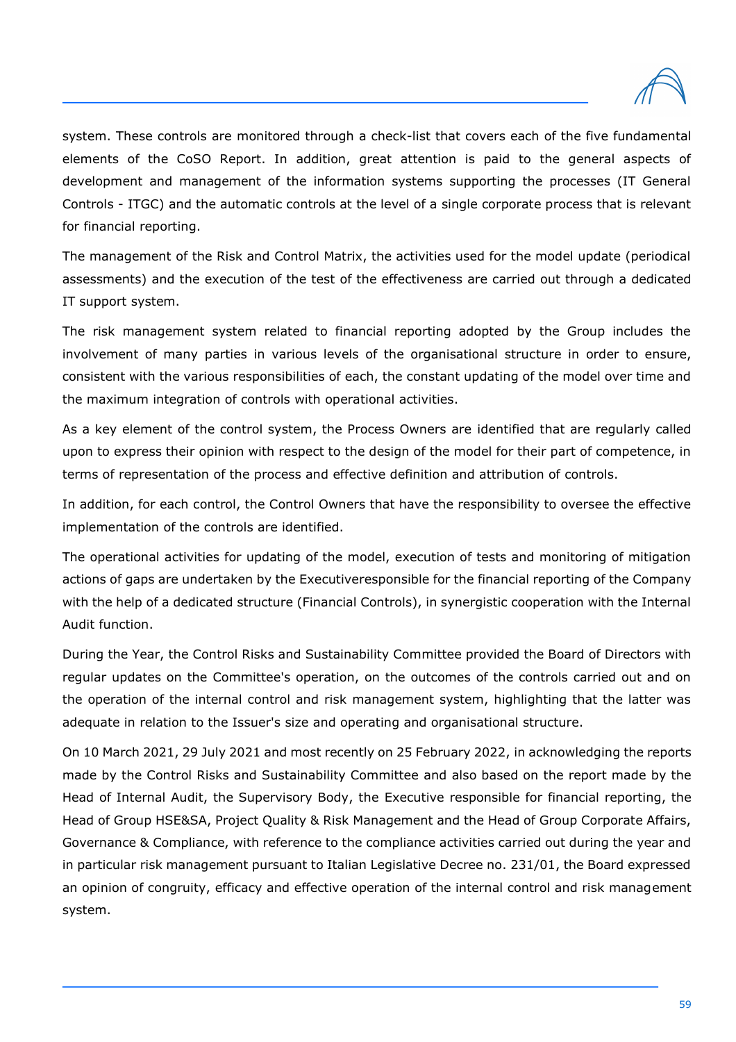system. These controls are monitored through a check-list that covers each of the five fundamental elements of the CoSO Report. In addition, great attention is paid to the general aspects of development and management of the information systems supporting the processes (IT General Controls - ITGC) and the automatic controls at the level of a single corporate process that is relevant for financial reporting.

The management of the Risk and Control Matrix, the activities used for the model update (periodical assessments) and the execution of the test of the effectiveness are carried out through a dedicated IT support system.

The risk management system related to financial reporting adopted by the Group includes the involvement of many parties in various levels of the organisational structure in order to ensure, consistent with the various responsibilities of each, the constant updating of the model over time and the maximum integration of controls with operational activities.

As a key element of the control system, the Process Owners are identified that are regularly called upon to express their opinion with respect to the design of the model for their part of competence, in terms of representation of the process and effective definition and attribution of controls.

In addition, for each control, the Control Owners that have the responsibility to oversee the effective implementation of the controls are identified.

The operational activities for updating of the model, execution of tests and monitoring of mitigation actions of gaps are undertaken by the Executiveresponsible for the financial reporting of the Company with the help of a dedicated structure (Financial Controls), in synergistic cooperation with the Internal Audit function.

During the Year, the Control Risks and Sustainability Committee provided the Board of Directors with regular updates on the Committee's operation, on the outcomes of the controls carried out and on the operation of the internal control and risk management system, highlighting that the latter was adequate in relation to the Issuer's size and operating and organisational structure.

On 10 March 2021, 29 July 2021 and most recently on 25 February 2022, in acknowledging the reports made by the Control Risks and Sustainability Committee and also based on the report made by the Head of Internal Audit, the Supervisory Body, the Executive responsible for financial reporting, the Head of Group HSE&SA, Project Quality & Risk Management and the Head of Group Corporate Affairs, Governance & Compliance, with reference to the compliance activities carried out during the year and in particular risk management pursuant to Italian Legislative Decree no. 231/01, the Board expressed an opinion of congruity, efficacy and effective operation of the internal control and risk management system.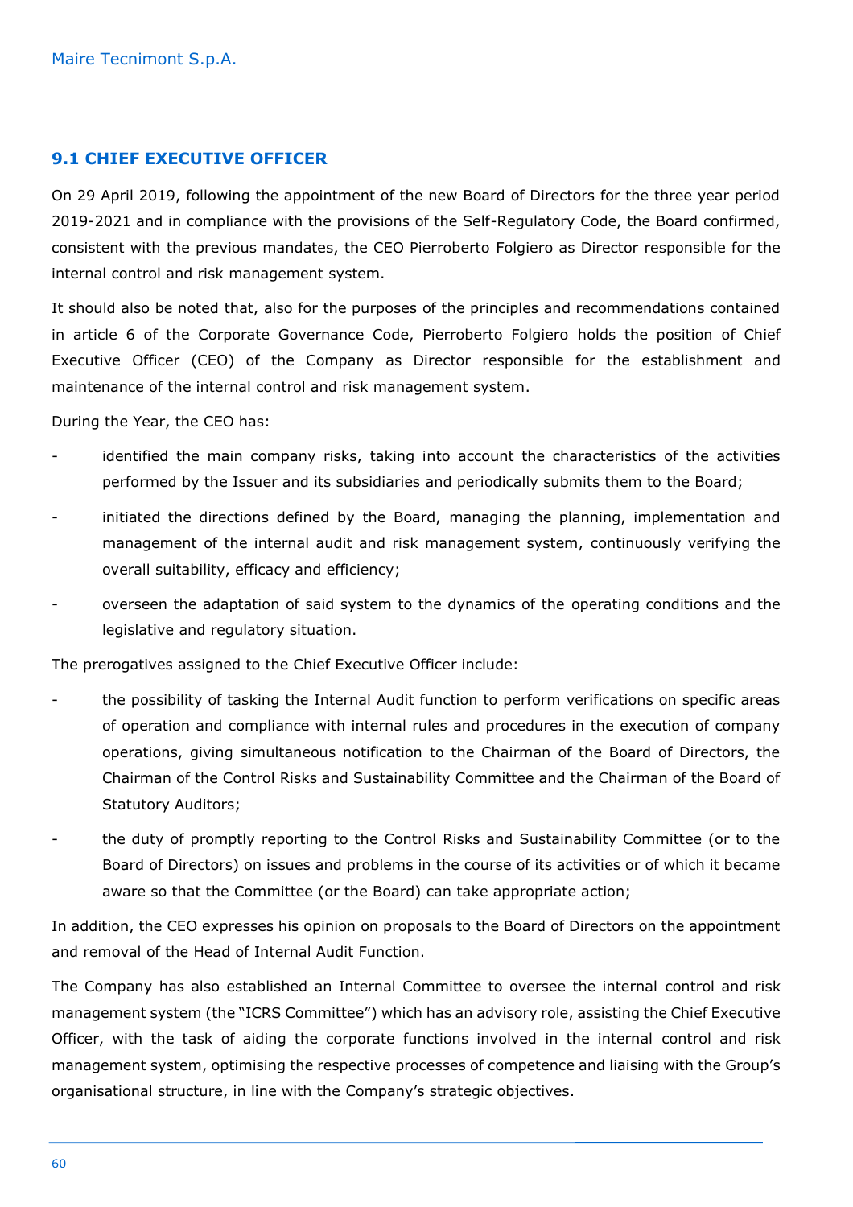## 9.1 CHIEF EXECUTIVE OFFICER

On 29 April 2019, following the appointment of the new Board of Directors for the three year period 2019-2021 and in compliance with the provisions of the Self-Regulatory Code, the Board confirmed, consistent with the previous mandates, the CEO Pierroberto Folgiero as Director responsible for the internal control and risk management system.

It should also be noted that, also for the purposes of the principles and recommendations contained in article 6 of the Corporate Governance Code, Pierroberto Folgiero holds the position of Chief Executive Officer (CEO) of the Company as Director responsible for the establishment and maintenance of the internal control and risk management system.

During the Year, the CEO has:

- identified the main company risks, taking into account the characteristics of the activities performed by the Issuer and its subsidiaries and periodically submits them to the Board;
- initiated the directions defined by the Board, managing the planning, implementation and management of the internal audit and risk management system, continuously verifying the overall suitability, efficacy and efficiency;
- overseen the adaptation of said system to the dynamics of the operating conditions and the legislative and regulatory situation.

The prerogatives assigned to the Chief Executive Officer include:

- the possibility of tasking the Internal Audit function to perform verifications on specific areas of operation and compliance with internal rules and procedures in the execution of company operations, giving simultaneous notification to the Chairman of the Board of Directors, the Chairman of the Control Risks and Sustainability Committee and the Chairman of the Board of Statutory Auditors;
- the duty of promptly reporting to the Control Risks and Sustainability Committee (or to the Board of Directors) on issues and problems in the course of its activities or of which it became aware so that the Committee (or the Board) can take appropriate action;

In addition, the CEO expresses his opinion on proposals to the Board of Directors on the appointment and removal of the Head of Internal Audit Function.

The Company has also established an Internal Committee to oversee the internal control and risk management system (the "ICRS Committee") which has an advisory role, assisting the Chief Executive Officer, with the task of aiding the corporate functions involved in the internal control and risk management system, optimising the respective processes of competence and liaising with the Group's organisational structure, in line with the Company's strategic objectives.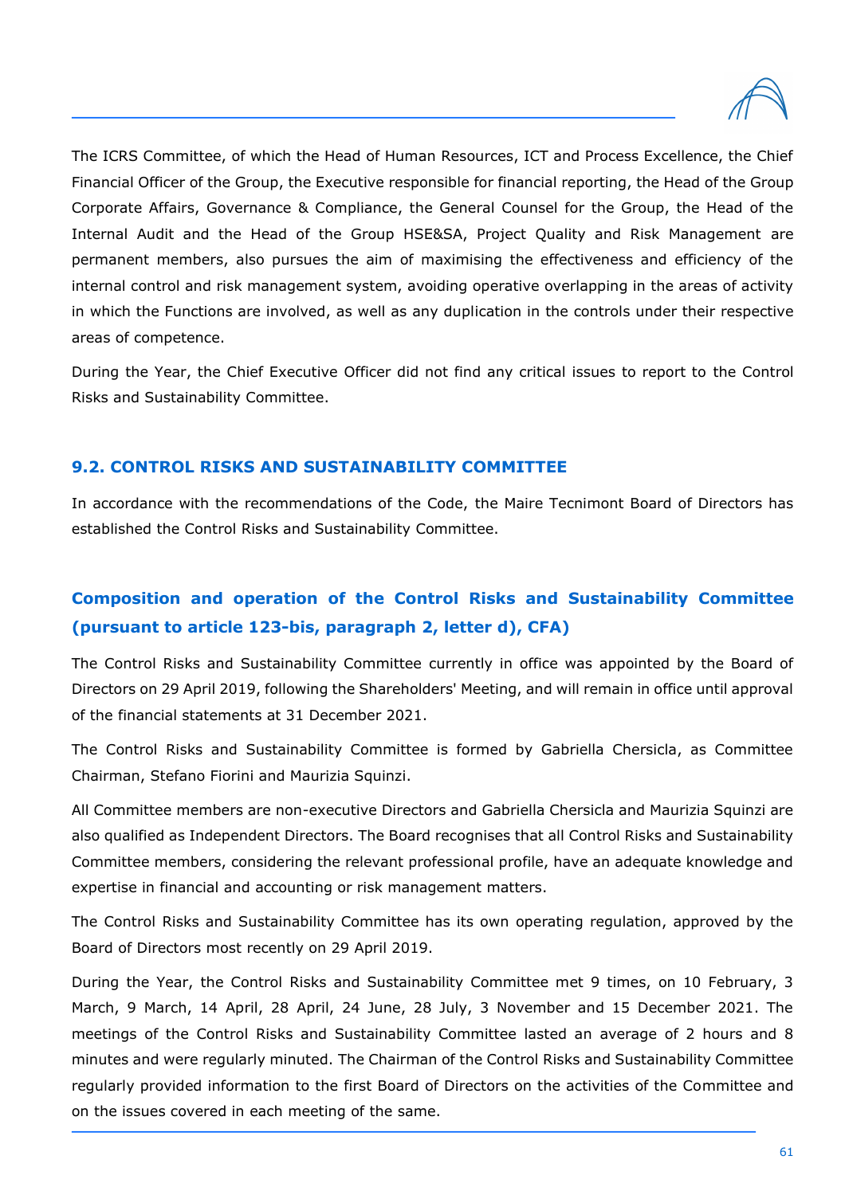The ICRS Committee, of which the Head of Human Resources, ICT and Process Excellence, the Chief Financial Officer of the Group, the Executive responsible for financial reporting, the Head of the Group Corporate Affairs, Governance & Compliance, the General Counsel for the Group, the Head of the Internal Audit and the Head of the Group HSE&SA, Project Quality and Risk Management are permanent members, also pursues the aim of maximising the effectiveness and efficiency of the internal control and risk management system, avoiding operative overlapping in the areas of activity in which the Functions are involved, as well as any duplication in the controls under their respective areas of competence.

During the Year, the Chief Executive Officer did not find any critical issues to report to the Control Risks and Sustainability Committee.

## 9.2. CONTROL RISKS AND SUSTAINABILITY COMMITTEE

In accordance with the recommendations of the Code, the Maire Tecnimont Board of Directors has established the Control Risks and Sustainability Committee.

### Composition and operation of the Control Risks and Sustainability Committee (pursuant to article 123-bis, paragraph 2, letter d), CFA)

The Control Risks and Sustainability Committee currently in office was appointed by the Board of Directors on 29 April 2019, following the Shareholders' Meeting, and will remain in office until approval of the financial statements at 31 December 2021.

The Control Risks and Sustainability Committee is formed by Gabriella Chersicla, as Committee Chairman, Stefano Fiorini and Maurizia Squinzi.

All Committee members are non-executive Directors and Gabriella Chersicla and Maurizia Squinzi are also qualified as Independent Directors. The Board recognises that all Control Risks and Sustainability Committee members, considering the relevant professional profile, have an adequate knowledge and expertise in financial and accounting or risk management matters.

The Control Risks and Sustainability Committee has its own operating regulation, approved by the Board of Directors most recently on 29 April 2019.

During the Year, the Control Risks and Sustainability Committee met 9 times, on 10 February, 3 March, 9 March, 14 April, 28 April, 24 June, 28 July, 3 November and 15 December 2021. The meetings of the Control Risks and Sustainability Committee lasted an average of 2 hours and 8 minutes and were regularly minuted. The Chairman of the Control Risks and Sustainability Committee regularly provided information to the first Board of Directors on the activities of the Committee and on the issues covered in each meeting of the same.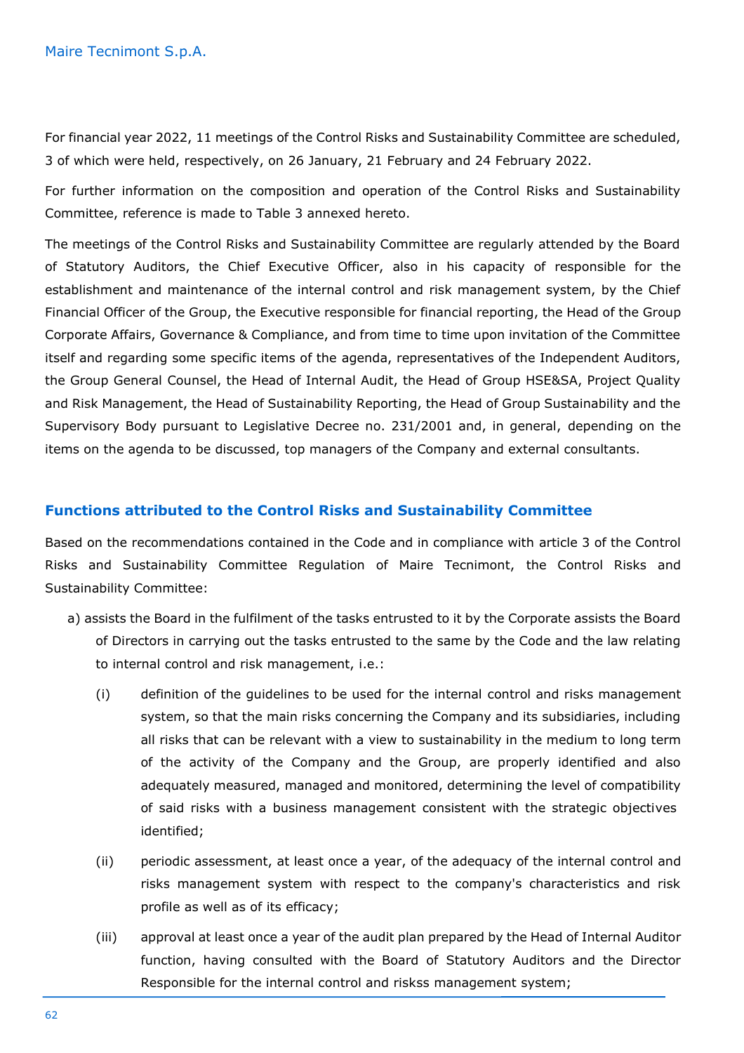For financial year 2022, 11 meetings of the Control Risks and Sustainability Committee are scheduled, 3 of which were held, respectively, on 26 January, 21 February and 24 February 2022.

For further information on the composition and operation of the Control Risks and Sustainability Committee, reference is made to Table 3 annexed hereto.

The meetings of the Control Risks and Sustainability Committee are regularly attended by the Board of Statutory Auditors, the Chief Executive Officer, also in his capacity of responsible for the establishment and maintenance of the internal control and risk management system, by the Chief Financial Officer of the Group, the Executive responsible for financial reporting, the Head of the Group Corporate Affairs, Governance & Compliance, and from time to time upon invitation of the Committee itself and regarding some specific items of the agenda, representatives of the Independent Auditors, the Group General Counsel, the Head of Internal Audit, the Head of Group HSE&SA, Project Quality and Risk Management, the Head of Sustainability Reporting, the Head of Group Sustainability and the Supervisory Body pursuant to Legislative Decree no. 231/2001 and, in general, depending on the items on the agenda to be discussed, top managers of the Company and external consultants.

## Functions attributed to the Control Risks and Sustainability Committee

Based on the recommendations contained in the Code and in compliance with article 3 of the Control Risks and Sustainability Committee Regulation of Maire Tecnimont, the Control Risks and Sustainability Committee:

a) assists the Board in the fulfilment of the tasks entrusted to it by the Corporate assists the Board of Directors in carrying out the tasks entrusted to the same by the Code and the law relating to internal control and risk management, i.e.:

   (i) definition of the guidelines to be used for the internal control and risks management system, so that the main risks concerning the Company and its subsidiaries, including all risks that can be relevant with a view to sustainability in the medium to long term of the activity of the Company and the Group, are properly identified and also adequately measured, managed and monitored, determining the level of compatibility of said risks with a business management consistent with the strategic objectives identified;

   (ii) periodic assessment, at least once a year, of the adequacy of the internal control and risks management system with respect to the company's characteristics and risk profile as well as of its efficacy;

   (iii) approval at least once a year of the audit plan prepared by the Head of Internal Auditor function, having consulted with the Board of Statutory Auditors and the Director Responsible for the internal control and riskss management system;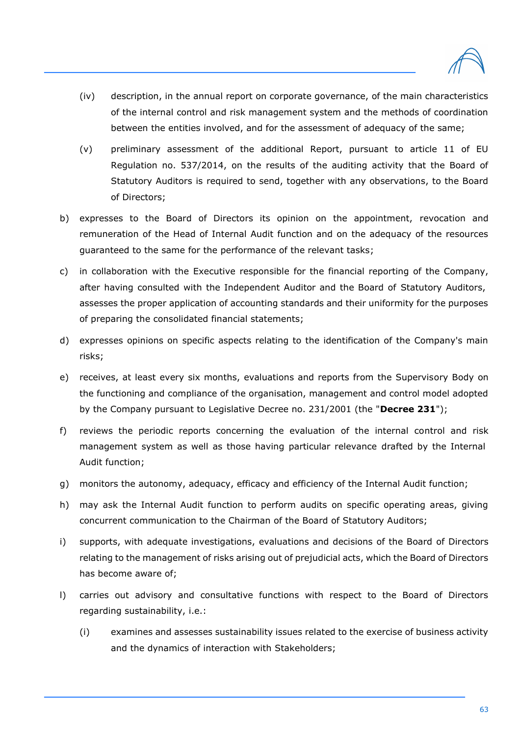(iv) description, in the annual report on corporate governance, of the main characteristics of the internal control and risk management system and the methods of coordination between the entities involved, and for the assessment of adequacy of the same;

(v) preliminary assessment of the additional Report, pursuant to article 11 of EU Regulation no. 537/2014, on the results of the auditing activity that the Board of Statutory Auditors is required to send, together with any observations, to the Board of Directors;

b) expresses to the Board of Directors its opinion on the appointment, revocation and remuneration of the Head of Internal Audit function and on the adequacy of the resources guaranteed to the same for the performance of the relevant tasks;

c) in collaboration with the Executive responsible for the financial reporting of the Company, after having consulted with the Independent Auditor and the Board of Statutory Auditors, assesses the proper application of accounting standards and their uniformity for the purposes of preparing the consolidated financial statements;

d) expresses opinions on specific aspects relating to the identification of the Company's main risks;

e) receives, at least every six months, evaluations and reports from the Supervisory Body on the functioning and compliance of the organisation, management and control model adopted by the Company pursuant to Legislative Decree no. 231/2001 (the "**Decree 231**");

f) reviews the periodic reports concerning the evaluation of the internal control and risk management system as well as those having particular relevance drafted by the Internal Audit function;

g) monitors the autonomy, adequacy, efficacy and efficiency of the Internal Audit function;

h) may ask the Internal Audit function to perform audits on specific operating areas, giving concurrent communication to the Chairman of the Board of Statutory Auditors;

i) supports, with adequate investigations, evaluations and decisions of the Board of Directors relating to the management of risks arising out of prejudicial acts, which the Board of Directors has become aware of;

l) carries out advisory and consultative functions with respect to the Board of Directors regarding sustainability, i.e.:

(i) examines and assesses sustainability issues related to the exercise of business activity and the dynamics of interaction with Stakeholders;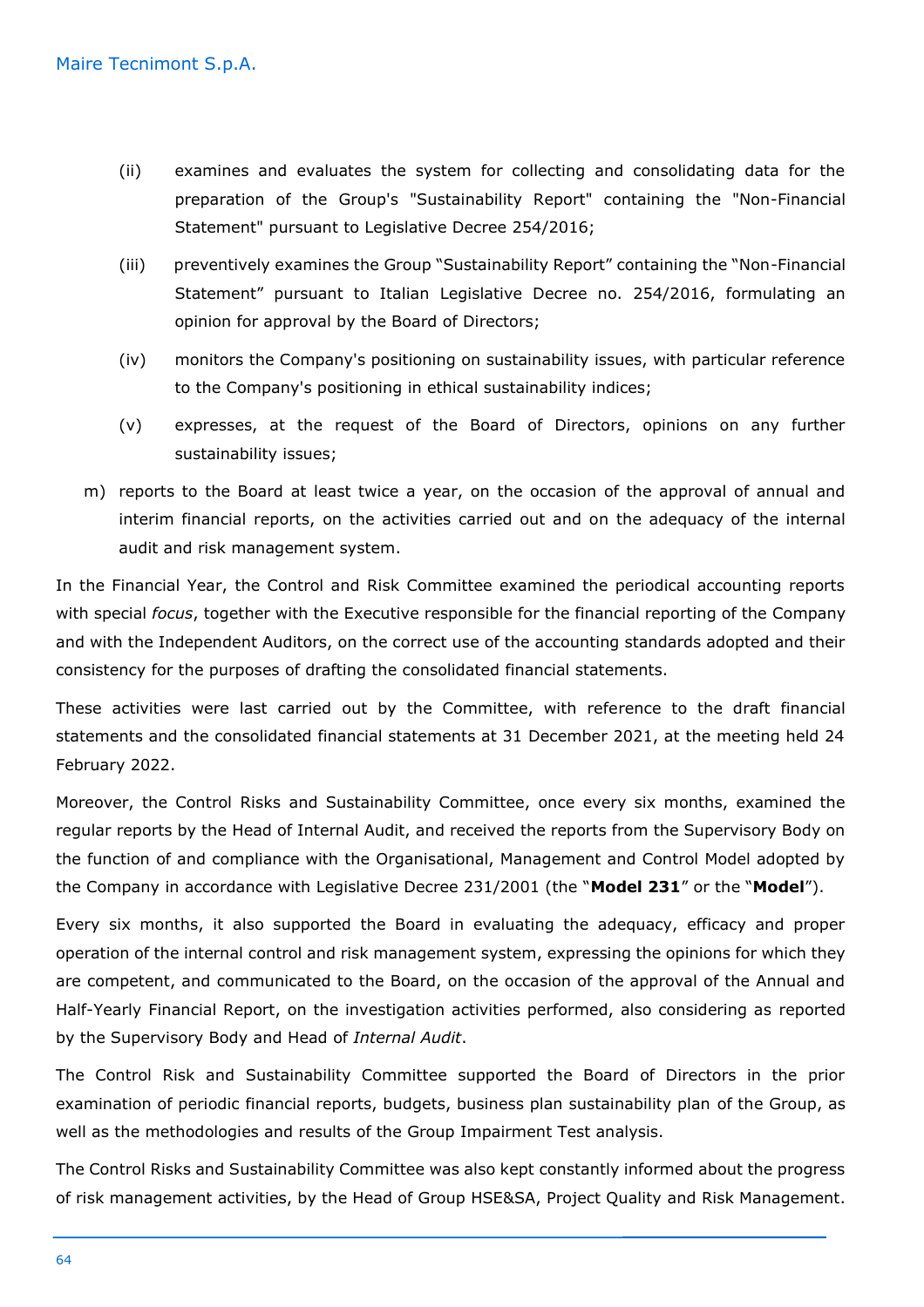(ii) examines and evaluates the system for collecting and consolidating data for the preparation of the Group's "Sustainability Report" containing the "Non-Financial Statement" pursuant to Legislative Decree 254/2016;

(iii) preventively examines the Group "Sustainability Report" containing the "Non-Financial Statement" pursuant to Italian Legislative Decree no. 254/2016, formulating an opinion for approval by the Board of Directors;

(iv) monitors the Company's positioning on sustainability issues, with particular reference to the Company's positioning in ethical sustainability indices;

(v) expresses, at the request of the Board of Directors, opinions on any further sustainability issues;

m) reports to the Board at least twice a year, on the occasion of the approval of annual and interim financial reports, on the activities carried out and on the adequacy of the internal audit and risk management system.

In the Financial Year, the Control and Risk Committee examined the periodical accounting reports with special *focus*, together with the Executive responsible for the financial reporting of the Company and with the Independent Auditors, on the correct use of the accounting standards adopted and their consistency for the purposes of drafting the consolidated financial statements.

These activities were last carried out by the Committee, with reference to the draft financial statements and the consolidated financial statements at 31 December 2021, at the meeting held 24 February 2022.

Moreover, the Control Risks and Sustainability Committee, once every six months, examined the regular reports by the Head of Internal Audit, and received the reports from the Supervisory Body on the function of and compliance with the Organisational, Management and Control Model adopted by the Company in accordance with Legislative Decree 231/2001 (the "**Model 231**" or the "**Model**").

Every six months, it also supported the Board in evaluating the adequacy, efficacy and proper operation of the internal control and risk management system, expressing the opinions for which they are competent, and communicated to the Board, on the occasion of the approval of the Annual and Half-Yearly Financial Report, on the investigation activities performed, also considering as reported by the Supervisory Body and Head of *Internal Audit*.

The Control Risk and Sustainability Committee supported the Board of Directors in the prior examination of periodic financial reports, budgets, business plan sustainability plan of the Group, as well as the methodologies and results of the Group Impairment Test analysis.

The Control Risks and Sustainability Committee was also kept constantly informed about the progress of risk management activities, by the Head of Group HSE&SA, Project Quality and Risk Management.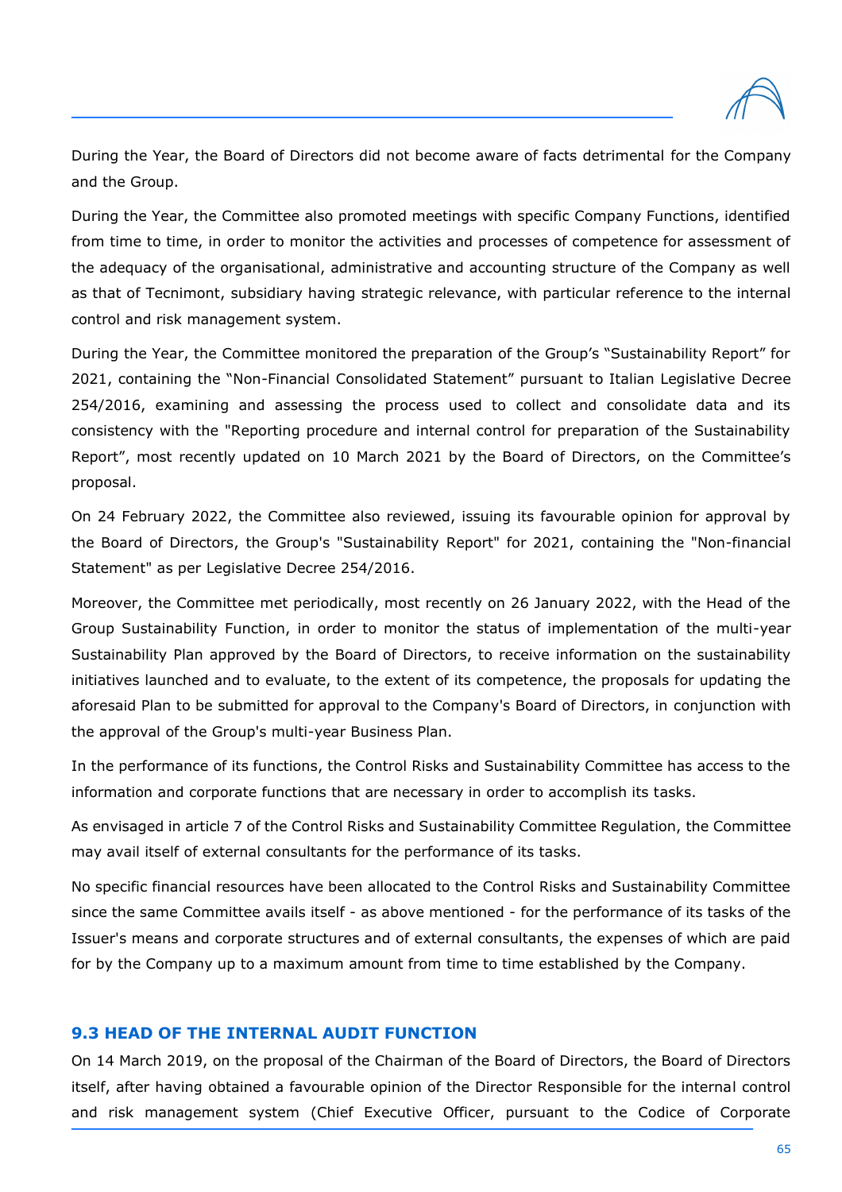During the Year, the Board of Directors did not become aware of facts detrimental for the Company and the Group.

During the Year, the Committee also promoted meetings with specific Company Functions, identified from time to time, in order to monitor the activities and processes of competence for assessment of the adequacy of the organisational, administrative and accounting structure of the Company as well as that of Tecnimont, subsidiary having strategic relevance, with particular reference to the internal control and risk management system.

During the Year, the Committee monitored the preparation of the Group's "Sustainability Report" for 2021, containing the "Non-Financial Consolidated Statement" pursuant to Italian Legislative Decree 254/2016, examining and assessing the process used to collect and consolidate data and its consistency with the "Reporting procedure and internal control for preparation of the Sustainability Report", most recently updated on 10 March 2021 by the Board of Directors, on the Committee's proposal.

On 24 February 2022, the Committee also reviewed, issuing its favourable opinion for approval by the Board of Directors, the Group's "Sustainability Report" for 2021, containing the "Non-financial Statement" as per Legislative Decree 254/2016.

Moreover, the Committee met periodically, most recently on 26 January 2022, with the Head of the Group Sustainability Function, in order to monitor the status of implementation of the multi-year Sustainability Plan approved by the Board of Directors, to receive information on the sustainability initiatives launched and to evaluate, to the extent of its competence, the proposals for updating the aforesaid Plan to be submitted for approval to the Company's Board of Directors, in conjunction with the approval of the Group's multi-year Business Plan.

In the performance of its functions, the Control Risks and Sustainability Committee has access to the information and corporate functions that are necessary in order to accomplish its tasks.

As envisaged in article 7 of the Control Risks and Sustainability Committee Regulation, the Committee may avail itself of external consultants for the performance of its tasks.

No specific financial resources have been allocated to the Control Risks and Sustainability Committee since the same Committee avails itself - as above mentioned - for the performance of its tasks of the Issuer's means and corporate structures and of external consultants, the expenses of which are paid for by the Company up to a maximum amount from time to time established by the Company.

### 9.3 HEAD OF THE INTERNAL AUDIT FUNCTION

On 14 March 2019, on the proposal of the Chairman of the Board of Directors, the Board of Directors itself, after having obtained a favourable opinion of the Director Responsible for the internal control and risk management system (Chief Executive Officer, pursuant to the Codice of Corporate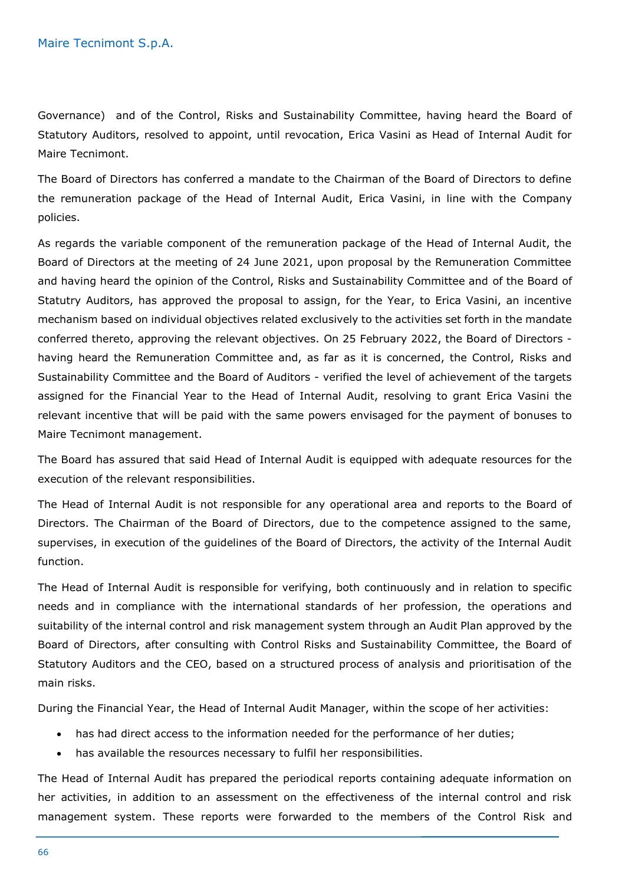Governance) and of the Control, Risks and Sustainability Committee, having heard the Board of Statutory Auditors, resolved to appoint, until revocation, Erica Vasini as Head of Internal Audit for Maire Tecnimont.

The Board of Directors has conferred a mandate to the Chairman of the Board of Directors to define the remuneration package of the Head of Internal Audit, Erica Vasini, in line with the Company policies.

As regards the variable component of the remuneration package of the Head of Internal Audit, the Board of Directors at the meeting of 24 June 2021, upon proposal by the Remuneration Committee and having heard the opinion of the Control, Risks and Sustainability Committee and of the Board of Statutry Auditors, has approved the proposal to assign, for the Year, to Erica Vasini, an incentive mechanism based on individual objectives related exclusively to the activities set forth in the mandate conferred thereto, approving the relevant objectives. On 25 February 2022, the Board of Directors - having heard the Remuneration Committee and, as far as it is concerned, the Control, Risks and Sustainability Committee and the Board of Auditors - verified the level of achievement of the targets assigned for the Financial Year to the Head of Internal Audit, resolving to grant Erica Vasini the relevant incentive that will be paid with the same powers envisaged for the payment of bonuses to Maire Tecnimont management.

The Board has assured that said Head of Internal Audit is equipped with adequate resources for the execution of the relevant responsibilities.

The Head of Internal Audit is not responsible for any operational area and reports to the Board of Directors. The Chairman of the Board of Directors, due to the competence assigned to the same, supervises, in execution of the guidelines of the Board of Directors, the activity of the Internal Audit function.

The Head of Internal Audit is responsible for verifying, both continuously and in relation to specific needs and in compliance with the international standards of her profession, the operations and suitability of the internal control and risk management system through an Audit Plan approved by the Board of Directors, after consulting with Control Risks and Sustainability Committee, the Board of Statutory Auditors and the CEO, based on a structured process of analysis and prioritisation of the main risks.

During the Financial Year, the Head of Internal Audit Manager, within the scope of her activities:

- has had direct access to the information needed for the performance of her duties;
- has available the resources necessary to fulfil her responsibilities.

The Head of Internal Audit has prepared the periodical reports containing adequate information on her activities, in addition to an assessment on the effectiveness of the internal control and risk management system. These reports were forwarded to the members of the Control Risk and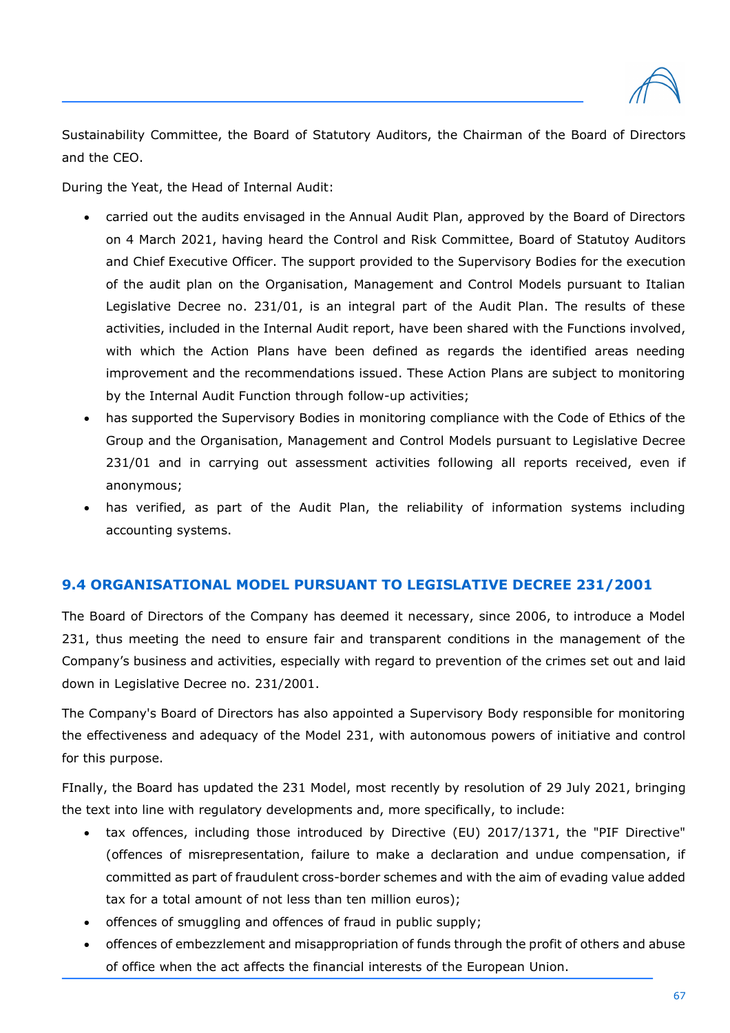Sustainability Committee, the Board of Statutory Auditors, the Chairman of the Board of Directors and the CEO.

During the Yeat, the Head of Internal Audit:

- carried out the audits envisaged in the Annual Audit Plan, approved by the Board of Directors on 4 March 2021, having heard the Control and Risk Committee, Board of Statutoy Auditors and Chief Executive Officer. The support provided to the Supervisory Bodies for the execution of the audit plan on the Organisation, Management and Control Models pursuant to Italian Legislative Decree no. 231/01, is an integral part of the Audit Plan. The results of these activities, included in the Internal Audit report, have been shared with the Functions involved, with which the Action Plans have been defined as regards the identified areas needing improvement and the recommendations issued. These Action Plans are subject to monitoring by the Internal Audit Function through follow-up activities;
- has supported the Supervisory Bodies in monitoring compliance with the Code of Ethics of the Group and the Organisation, Management and Control Models pursuant to Legislative Decree 231/01 and in carrying out assessment activities following all reports received, even if anonymous;
- has verified, as part of the Audit Plan, the reliability of information systems including accounting systems.

## 9.4 ORGANISATIONAL MODEL PURSUANT TO LEGISLATIVE DECREE 231/2001

The Board of Directors of the Company has deemed it necessary, since 2006, to introduce a Model 231, thus meeting the need to ensure fair and transparent conditions in the management of the Company's business and activities, especially with regard to prevention of the crimes set out and laid down in Legislative Decree no. 231/2001.

The Company's Board of Directors has also appointed a Supervisory Body responsible for monitoring the effectiveness and adequacy of the Model 231, with autonomous powers of initiative and control for this purpose.

FInally, the Board has updated the 231 Model, most recently by resolution of 29 July 2021, bringing the text into line with regulatory developments and, more specifically, to include:

- tax offences, including those introduced by Directive (EU) 2017/1371, the "PIF Directive" (offences of misrepresentation, failure to make a declaration and undue compensation, if committed as part of fraudulent cross-border schemes and with the aim of evading value added tax for a total amount of not less than ten million euros);
- offences of smuggling and offences of fraud in public supply;
- offences of embezzlement and misappropriation of funds through the profit of others and abuse of office when the act affects the financial interests of the European Union.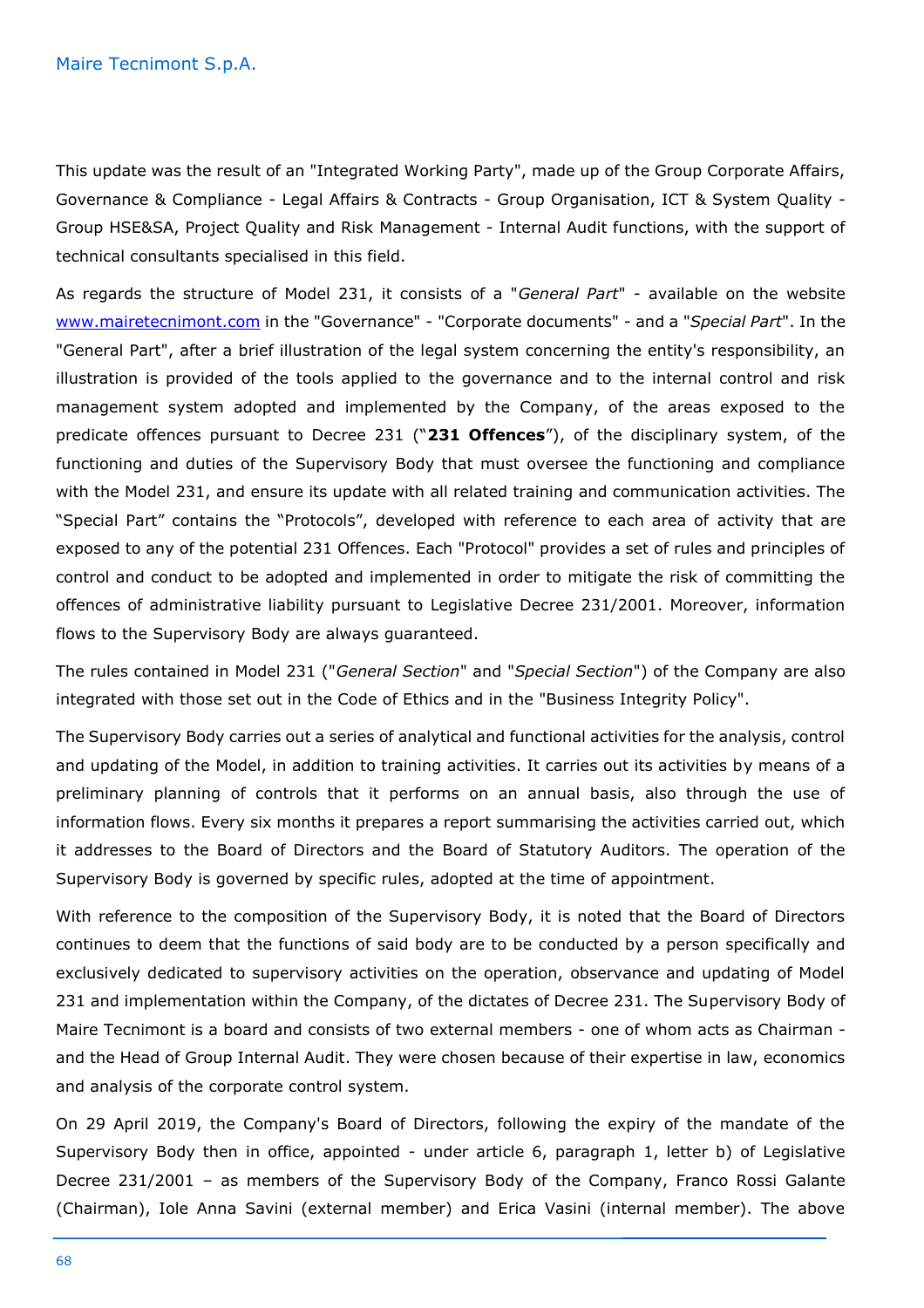This update was the result of an "Integrated Working Party", made up of the Group Corporate Affairs, Governance & Compliance - Legal Affairs & Contracts - Group Organisation, ICT & System Quality - Group HSE&SA, Project Quality and Risk Management - Internal Audit functions, with the support of technical consultants specialised in this field.

As regards the structure of Model 231, it consists of a "*General Part*" - available on the website www.mairetecnimont.com in the "Governance" - "Corporate documents" - and a "*Special Part*". In the "General Part", after a brief illustration of the legal system concerning the entity's responsibility, an illustration is provided of the tools applied to the governance and to the internal control and risk management system adopted and implemented by the Company, of the areas exposed to the predicate offences pursuant to Decree 231 ("**231 Offences**"), of the disciplinary system, of the functioning and duties of the Supervisory Body that must oversee the functioning and compliance with the Model 231, and ensure its update with all related training and communication activities. The "Special Part" contains the "Protocols", developed with reference to each area of activity that are exposed to any of the potential 231 Offences. Each "Protocol" provides a set of rules and principles of control and conduct to be adopted and implemented in order to mitigate the risk of committing the offences of administrative liability pursuant to Legislative Decree 231/2001. Moreover, information flows to the Supervisory Body are always guaranteed.

The rules contained in Model 231 ("*General Section*" and "*Special Section*") of the Company are also integrated with those set out in the Code of Ethics and in the "Business Integrity Policy".

The Supervisory Body carries out a series of analytical and functional activities for the analysis, control and updating of the Model, in addition to training activities. It carries out its activities by means of a preliminary planning of controls that it performs on an annual basis, also through the use of information flows. Every six months it prepares a report summarising the activities carried out, which it addresses to the Board of Directors and the Board of Statutory Auditors. The operation of the Supervisory Body is governed by specific rules, adopted at the time of appointment.

With reference to the composition of the Supervisory Body, it is noted that the Board of Directors continues to deem that the functions of said body are to be conducted by a person specifically and exclusively dedicated to supervisory activities on the operation, observance and updating of Model 231 and implementation within the Company, of the dictates of Decree 231. The Supervisory Body of Maire Tecnimont is a board and consists of two external members - one of whom acts as Chairman - and the Head of Group Internal Audit. They were chosen because of their expertise in law, economics and analysis of the corporate control system.

On 29 April 2019, the Company's Board of Directors, following the expiry of the mandate of the Supervisory Body then in office, appointed - under article 6, paragraph 1, letter b) of Legislative Decree 231/2001 – as members of the Supervisory Body of the Company, Franco Rossi Galante (Chairman), Iole Anna Savini (external member) and Erica Vasini (internal member). The above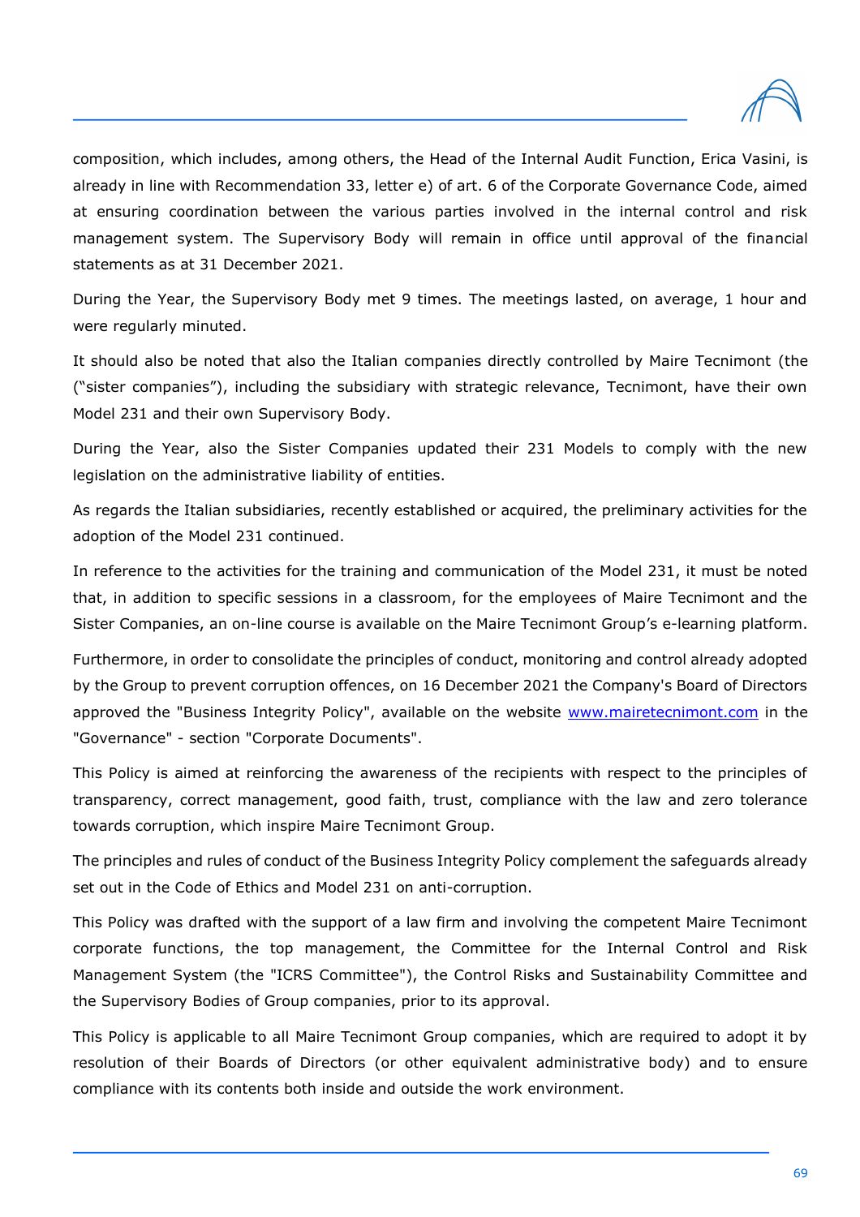composition, which includes, among others, the Head of the Internal Audit Function, Erica Vasini, is already in line with Recommendation 33, letter e) of art. 6 of the Corporate Governance Code, aimed at ensuring coordination between the various parties involved in the internal control and risk management system. The Supervisory Body will remain in office until approval of the financial statements as at 31 December 2021.

During the Year, the Supervisory Body met 9 times. The meetings lasted, on average, 1 hour and were regularly minuted.

It should also be noted that also the Italian companies directly controlled by Maire Tecnimont (the ("sister companies"), including the subsidiary with strategic relevance, Tecnimont, have their own Model 231 and their own Supervisory Body.

During the Year, also the Sister Companies updated their 231 Models to comply with the new legislation on the administrative liability of entities.

As regards the Italian subsidiaries, recently established or acquired, the preliminary activities for the adoption of the Model 231 continued.

In reference to the activities for the training and communication of the Model 231, it must be noted that, in addition to specific sessions in a classroom, for the employees of Maire Tecnimont and the Sister Companies, an on-line course is available on the Maire Tecnimont Group's e-learning platform.

Furthermore, in order to consolidate the principles of conduct, monitoring and control already adopted by the Group to prevent corruption offences, on 16 December 2021 the Company's Board of Directors approved the "Business Integrity Policy", available on the website www.mairetecnimont.com in the "Governance" - section "Corporate Documents".

This Policy is aimed at reinforcing the awareness of the recipients with respect to the principles of transparency, correct management, good faith, trust, compliance with the law and zero tolerance towards corruption, which inspire Maire Tecnimont Group.

The principles and rules of conduct of the Business Integrity Policy complement the safeguards already set out in the Code of Ethics and Model 231 on anti-corruption.

This Policy was drafted with the support of a law firm and involving the competent Maire Tecnimont corporate functions, the top management, the Committee for the Internal Control and Risk Management System (the "ICRS Committee"), the Control Risks and Sustainability Committee and the Supervisory Bodies of Group companies, prior to its approval.

This Policy is applicable to all Maire Tecnimont Group companies, which are required to adopt it by resolution of their Boards of Directors (or other equivalent administrative body) and to ensure compliance with its contents both inside and outside the work environment.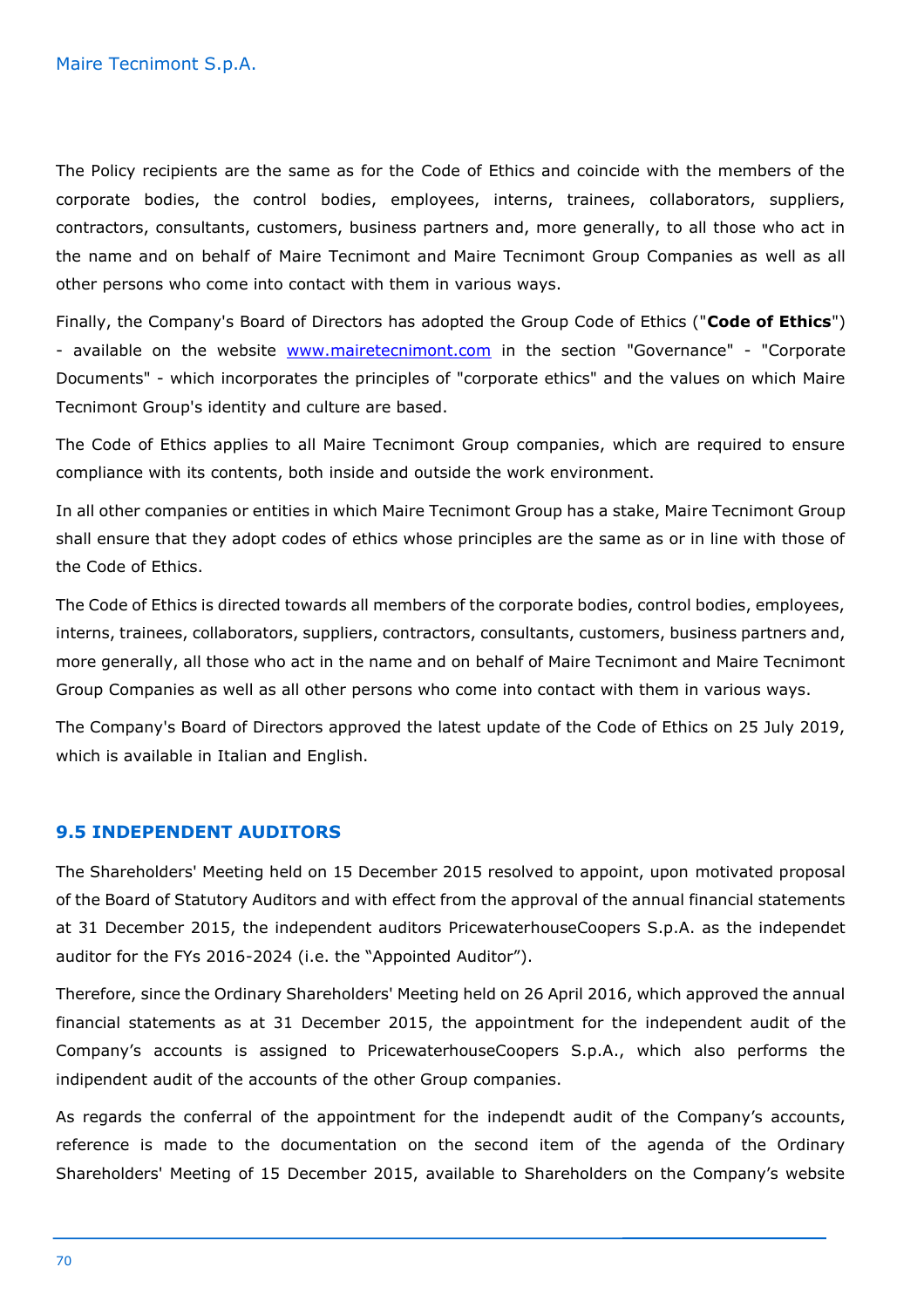The Policy recipients are the same as for the Code of Ethics and coincide with the members of the corporate bodies, the control bodies, employees, interns, trainees, collaborators, suppliers, contractors, consultants, customers, business partners and, more generally, to all those who act in the name and on behalf of Maire Tecnimont and Maire Tecnimont Group Companies as well as all other persons who come into contact with them in various ways.

Finally, the Company's Board of Directors has adopted the Group Code of Ethics ("**Code of Ethics**") - available on the website www.mairetecnimont.com in the section "Governance" - "Corporate Documents" - which incorporates the principles of "corporate ethics" and the values on which Maire Tecnimont Group's identity and culture are based.

The Code of Ethics applies to all Maire Tecnimont Group companies, which are required to ensure compliance with its contents, both inside and outside the work environment.

In all other companies or entities in which Maire Tecnimont Group has a stake, Maire Tecnimont Group shall ensure that they adopt codes of ethics whose principles are the same as or in line with those of the Code of Ethics.

The Code of Ethics is directed towards all members of the corporate bodies, control bodies, employees, interns, trainees, collaborators, suppliers, contractors, consultants, customers, business partners and, more generally, all those who act in the name and on behalf of Maire Tecnimont and Maire Tecnimont Group Companies as well as all other persons who come into contact with them in various ways.

The Company's Board of Directors approved the latest update of the Code of Ethics on 25 July 2019, which is available in Italian and English.

## 9.5 INDEPENDENT AUDITORS

The Shareholders' Meeting held on 15 December 2015 resolved to appoint, upon motivated proposal of the Board of Statutory Auditors and with effect from the approval of the annual financial statements at 31 December 2015, the independent auditors PricewaterhouseCoopers S.p.A. as the independet auditor for the FYs 2016-2024 (i.e. the "Appointed Auditor").

Therefore, since the Ordinary Shareholders' Meeting held on 26 April 2016, which approved the annual financial statements as at 31 December 2015, the appointment for the independent audit of the Company's accounts is assigned to PricewaterhouseCoopers S.p.A., which also performs the indipendent audit of the accounts of the other Group companies.

As regards the conferral of the appointment for the independt audit of the Company's accounts, reference is made to the documentation on the second item of the agenda of the Ordinary Shareholders' Meeting of 15 December 2015, available to Shareholders on the Company's website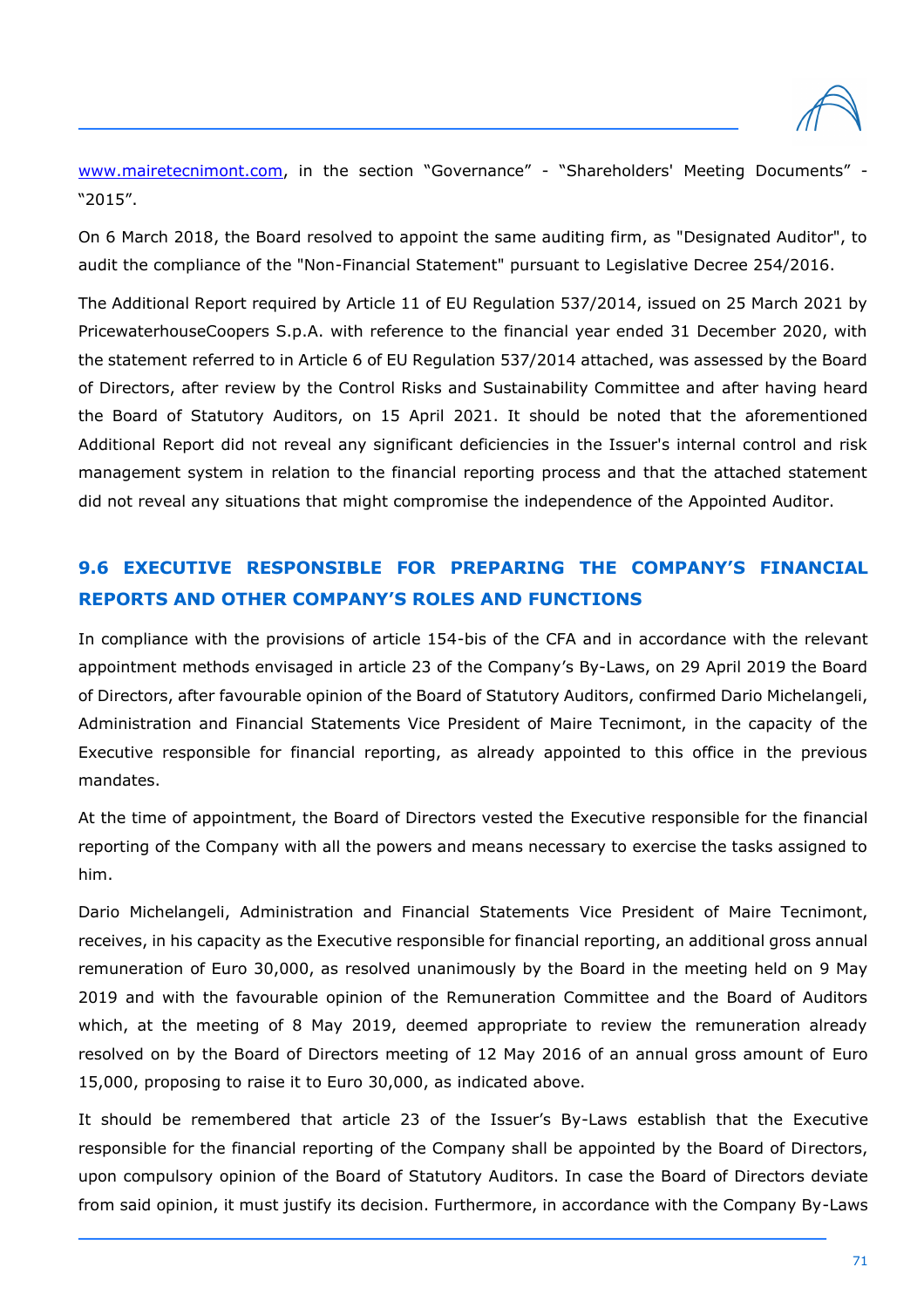www.mairetecnimont.com, in the section "Governance" - "Shareholders' Meeting Documents" - "2015".

On 6 March 2018, the Board resolved to appoint the same auditing firm, as "Designated Auditor", to audit the compliance of the "Non-Financial Statement" pursuant to Legislative Decree 254/2016.

The Additional Report required by Article 11 of EU Regulation 537/2014, issued on 25 March 2021 by PricewaterhouseCoopers S.p.A. with reference to the financial year ended 31 December 2020, with the statement referred to in Article 6 of EU Regulation 537/2014 attached, was assessed by the Board of Directors, after review by the Control Risks and Sustainability Committee and after having heard the Board of Statutory Auditors, on 15 April 2021. It should be noted that the aforementioned Additional Report did not reveal any significant deficiencies in the Issuer's internal control and risk management system in relation to the financial reporting process and that the attached statement did not reveal any situations that might compromise the independence of the Appointed Auditor.

## 9.6 EXECUTIVE RESPONSIBLE FOR PREPARING THE COMPANY'S FINANCIAL REPORTS AND OTHER COMPANY'S ROLES AND FUNCTIONS

In compliance with the provisions of article 154-bis of the CFA and in accordance with the relevant appointment methods envisaged in article 23 of the Company's By-Laws, on 29 April 2019 the Board of Directors, after favourable opinion of the Board of Statutory Auditors, confirmed Dario Michelangeli, Administration and Financial Statements Vice President of Maire Tecnimont, in the capacity of the Executive responsible for financial reporting, as already appointed to this office in the previous mandates.

At the time of appointment, the Board of Directors vested the Executive responsible for the financial reporting of the Company with all the powers and means necessary to exercise the tasks assigned to him.

Dario Michelangeli, Administration and Financial Statements Vice President of Maire Tecnimont, receives, in his capacity as the Executive responsible for financial reporting, an additional gross annual remuneration of Euro 30,000, as resolved unanimously by the Board in the meeting held on 9 May 2019 and with the favourable opinion of the Remuneration Committee and the Board of Auditors which, at the meeting of 8 May 2019, deemed appropriate to review the remuneration already resolved on by the Board of Directors meeting of 12 May 2016 of an annual gross amount of Euro 15,000, proposing to raise it to Euro 30,000, as indicated above.

It should be remembered that article 23 of the Issuer's By-Laws establish that the Executive responsible for the financial reporting of the Company shall be appointed by the Board of Directors, upon compulsory opinion of the Board of Statutory Auditors. In case the Board of Directors deviate from said opinion, it must justify its decision. Furthermore, in accordance with the Company By-Laws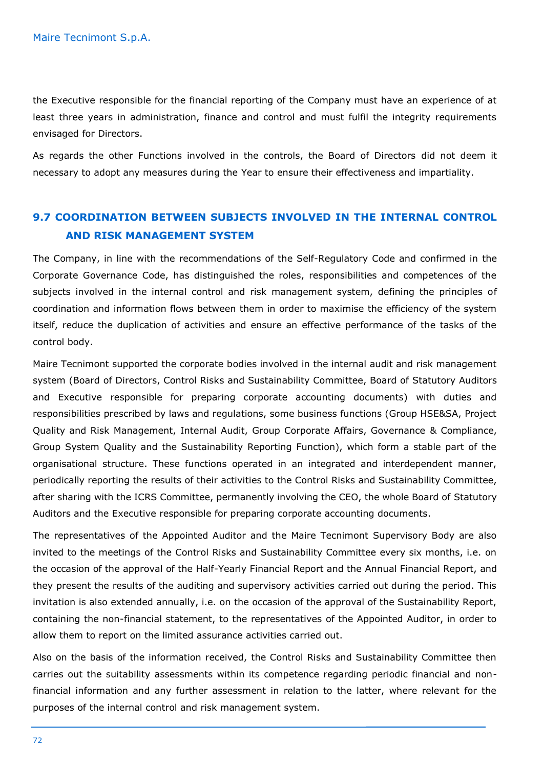the Executive responsible for the financial reporting of the Company must have an experience of at least three years in administration, finance and control and must fulfil the integrity requirements envisaged for Directors.

As regards the other Functions involved in the controls, the Board of Directors did not deem it necessary to adopt any measures during the Year to ensure their effectiveness and impartiality.

## 9.7 COORDINATION BETWEEN SUBJECTS INVOLVED IN THE INTERNAL CONTROL AND RISK MANAGEMENT SYSTEM

The Company, in line with the recommendations of the Self-Regulatory Code and confirmed in the Corporate Governance Code, has distinguished the roles, responsibilities and competences of the subjects involved in the internal control and risk management system, defining the principles of coordination and information flows between them in order to maximise the efficiency of the system itself, reduce the duplication of activities and ensure an effective performance of the tasks of the control body.

Maire Tecnimont supported the corporate bodies involved in the internal audit and risk management system (Board of Directors, Control Risks and Sustainability Committee, Board of Statutory Auditors and Executive responsible for preparing corporate accounting documents) with duties and responsibilities prescribed by laws and regulations, some business functions (Group HSE&SA, Project Quality and Risk Management, Internal Audit, Group Corporate Affairs, Governance & Compliance, Group System Quality and the Sustainability Reporting Function), which form a stable part of the organisational structure. These functions operated in an integrated and interdependent manner, periodically reporting the results of their activities to the Control Risks and Sustainability Committee, after sharing with the ICRS Committee, permanently involving the CEO, the whole Board of Statutory Auditors and the Executive responsible for preparing corporate accounting documents.

The representatives of the Appointed Auditor and the Maire Tecnimont Supervisory Body are also invited to the meetings of the Control Risks and Sustainability Committee every six months, i.e. on the occasion of the approval of the Half-Yearly Financial Report and the Annual Financial Report, and they present the results of the auditing and supervisory activities carried out during the period. This invitation is also extended annually, i.e. on the occasion of the approval of the Sustainability Report, containing the non-financial statement, to the representatives of the Appointed Auditor, in order to allow them to report on the limited assurance activities carried out.

Also on the basis of the information received, the Control Risks and Sustainability Committee then carries out the suitability assessments within its competence regarding periodic financial and non-financial information and any further assessment in relation to the latter, where relevant for the purposes of the internal control and risk management system.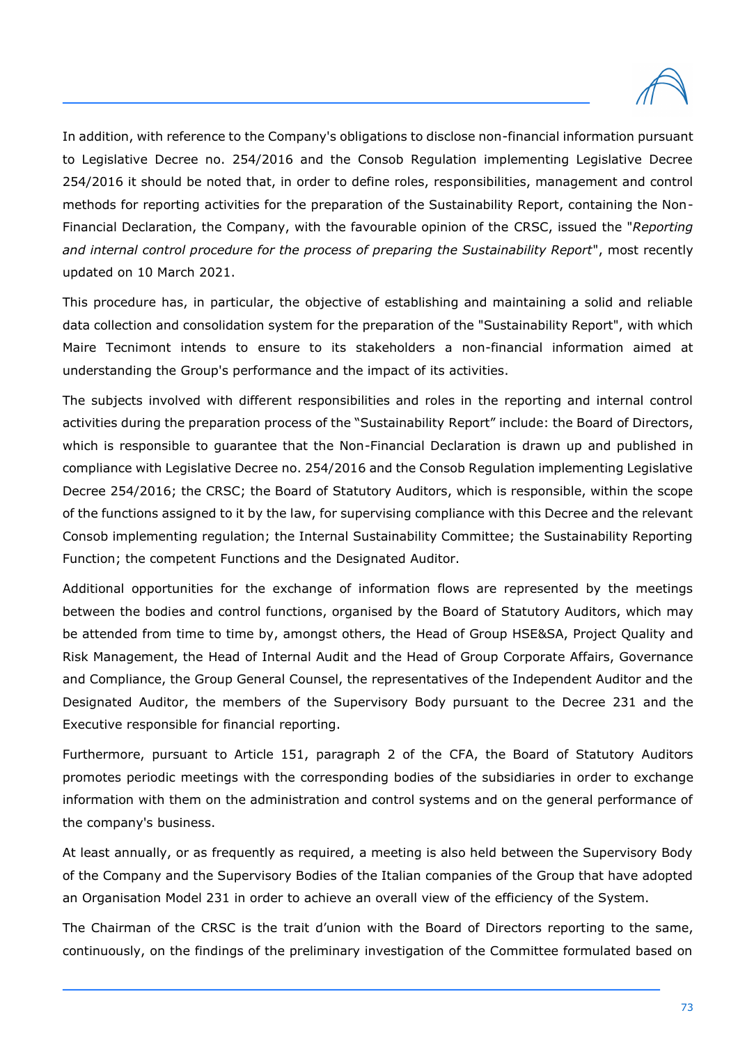In addition, with reference to the Company's obligations to disclose non-financial information pursuant to Legislative Decree no. 254/2016 and the Consob Regulation implementing Legislative Decree 254/2016 it should be noted that, in order to define roles, responsibilities, management and control methods for reporting activities for the preparation of the Sustainability Report, containing the Non-Financial Declaration, the Company, with the favourable opinion of the CRSC, issued the "*Reporting and internal control procedure for the process of preparing the Sustainability Report*", most recently updated on 10 March 2021.

This procedure has, in particular, the objective of establishing and maintaining a solid and reliable data collection and consolidation system for the preparation of the "Sustainability Report", with which Maire Tecnimont intends to ensure to its stakeholders a non-financial information aimed at understanding the Group's performance and the impact of its activities.

The subjects involved with different responsibilities and roles in the reporting and internal control activities during the preparation process of the "Sustainability Report" include: the Board of Directors, which is responsible to guarantee that the Non-Financial Declaration is drawn up and published in compliance with Legislative Decree no. 254/2016 and the Consob Regulation implementing Legislative Decree 254/2016; the CRSC; the Board of Statutory Auditors, which is responsible, within the scope of the functions assigned to it by the law, for supervising compliance with this Decree and the relevant Consob implementing regulation; the Internal Sustainability Committee; the Sustainability Reporting Function; the competent Functions and the Designated Auditor.

Additional opportunities for the exchange of information flows are represented by the meetings between the bodies and control functions, organised by the Board of Statutory Auditors, which may be attended from time to time by, amongst others, the Head of Group HSE&SA, Project Quality and Risk Management, the Head of Internal Audit and the Head of Group Corporate Affairs, Governance and Compliance, the Group General Counsel, the representatives of the Independent Auditor and the Designated Auditor, the members of the Supervisory Body pursuant to the Decree 231 and the Executive responsible for financial reporting.

Furthermore, pursuant to Article 151, paragraph 2 of the CFA, the Board of Statutory Auditors promotes periodic meetings with the corresponding bodies of the subsidiaries in order to exchange information with them on the administration and control systems and on the general performance of the company's business.

At least annually, or as frequently as required, a meeting is also held between the Supervisory Body of the Company and the Supervisory Bodies of the Italian companies of the Group that have adopted an Organisation Model 231 in order to achieve an overall view of the efficiency of the System.

The Chairman of the CRSC is the trait d'union with the Board of Directors reporting to the same, continuously, on the findings of the preliminary investigation of the Committee formulated based on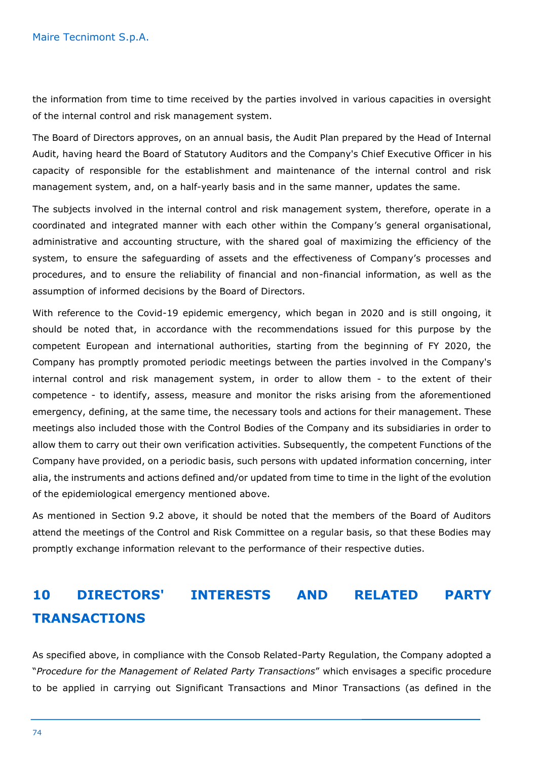the information from time to time received by the parties involved in various capacities in oversight of the internal control and risk management system.

The Board of Directors approves, on an annual basis, the Audit Plan prepared by the Head of Internal Audit, having heard the Board of Statutory Auditors and the Company's Chief Executive Officer in his capacity of responsible for the establishment and maintenance of the internal control and risk management system, and, on a half-yearly basis and in the same manner, updates the same.

The subjects involved in the internal control and risk management system, therefore, operate in a coordinated and integrated manner with each other within the Company's general organisational, administrative and accounting structure, with the shared goal of maximizing the efficiency of the system, to ensure the safeguarding of assets and the effectiveness of Company's processes and procedures, and to ensure the reliability of financial and non-financial information, as well as the assumption of informed decisions by the Board of Directors.

With reference to the Covid-19 epidemic emergency, which began in 2020 and is still ongoing, it should be noted that, in accordance with the recommendations issued for this purpose by the competent European and international authorities, starting from the beginning of FY 2020, the Company has promptly promoted periodic meetings between the parties involved in the Company's internal control and risk management system, in order to allow them - to the extent of their competence - to identify, assess, measure and monitor the risks arising from the aforementioned emergency, defining, at the same time, the necessary tools and actions for their management. These meetings also included those with the Control Bodies of the Company and its subsidiaries in order to allow them to carry out their own verification activities. Subsequently, the competent Functions of the Company have provided, on a periodic basis, such persons with updated information concerning, inter alia, the instruments and actions defined and/or updated from time to time in the light of the evolution of the epidemiological emergency mentioned above.

As mentioned in Section 9.2 above, it should be noted that the members of the Board of Auditors attend the meetings of the Control and Risk Committee on a regular basis, so that these Bodies may promptly exchange information relevant to the performance of their respective duties.

# 10 DIRECTORS' INTERESTS AND RELATED PARTY TRANSACTIONS

As specified above, in compliance with the Consob Related-Party Regulation, the Company adopted a "*Procedure for the Management of Related Party Transactions*" which envisages a specific procedure to be applied in carrying out Significant Transactions and Minor Transactions (as defined in the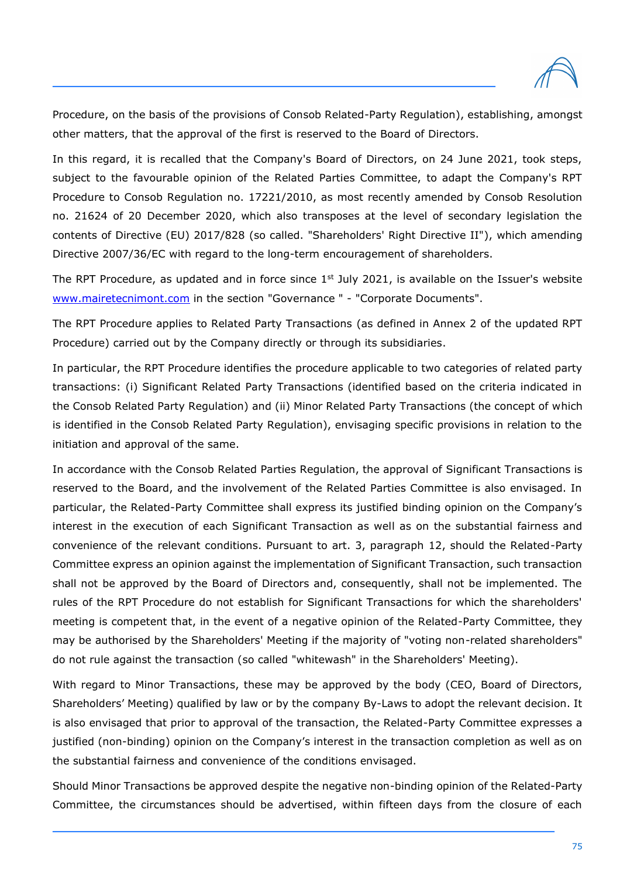Procedure, on the basis of the provisions of Consob Related-Party Regulation), establishing, amongst other matters, that the approval of the first is reserved to the Board of Directors.

In this regard, it is recalled that the Company's Board of Directors, on 24 June 2021, took steps, subject to the favourable opinion of the Related Parties Committee, to adapt the Company's RPT Procedure to Consob Regulation no. 17221/2010, as most recently amended by Consob Resolution no. 21624 of 20 December 2020, which also transposes at the level of secondary legislation the contents of Directive (EU) 2017/828 (so called. "Shareholders' Right Directive II"), which amending Directive 2007/36/EC with regard to the long-term encouragement of shareholders.

The RPT Procedure, as updated and in force since 1st July 2021, is available on the Issuer's website www.mairetecnimont.com in the section "Governance " - "Corporate Documents".

The RPT Procedure applies to Related Party Transactions (as defined in Annex 2 of the updated RPT Procedure) carried out by the Company directly or through its subsidiaries.

In particular, the RPT Procedure identifies the procedure applicable to two categories of related party transactions: (i) Significant Related Party Transactions (identified based on the criteria indicated in the Consob Related Party Regulation) and (ii) Minor Related Party Transactions (the concept of which is identified in the Consob Related Party Regulation), envisaging specific provisions in relation to the initiation and approval of the same.

In accordance with the Consob Related Parties Regulation, the approval of Significant Transactions is reserved to the Board, and the involvement of the Related Parties Committee is also envisaged. In particular, the Related-Party Committee shall express its justified binding opinion on the Company's interest in the execution of each Significant Transaction as well as on the substantial fairness and convenience of the relevant conditions. Pursuant to art. 3, paragraph 12, should the Related-Party Committee express an opinion against the implementation of Significant Transaction, such transaction shall not be approved by the Board of Directors and, consequently, shall not be implemented. The rules of the RPT Procedure do not establish for Significant Transactions for which the shareholders' meeting is competent that, in the event of a negative opinion of the Related-Party Committee, they may be authorised by the Shareholders' Meeting if the majority of "voting non-related shareholders" do not rule against the transaction (so called "whitewash" in the Shareholders' Meeting).

With regard to Minor Transactions, these may be approved by the body (CEO, Board of Directors, Shareholders' Meeting) qualified by law or by the company By-Laws to adopt the relevant decision. It is also envisaged that prior to approval of the transaction, the Related-Party Committee expresses a justified (non-binding) opinion on the Company's interest in the transaction completion as well as on the substantial fairness and convenience of the conditions envisaged.

Should Minor Transactions be approved despite the negative non-binding opinion of the Related-Party Committee, the circumstances should be advertised, within fifteen days from the closure of each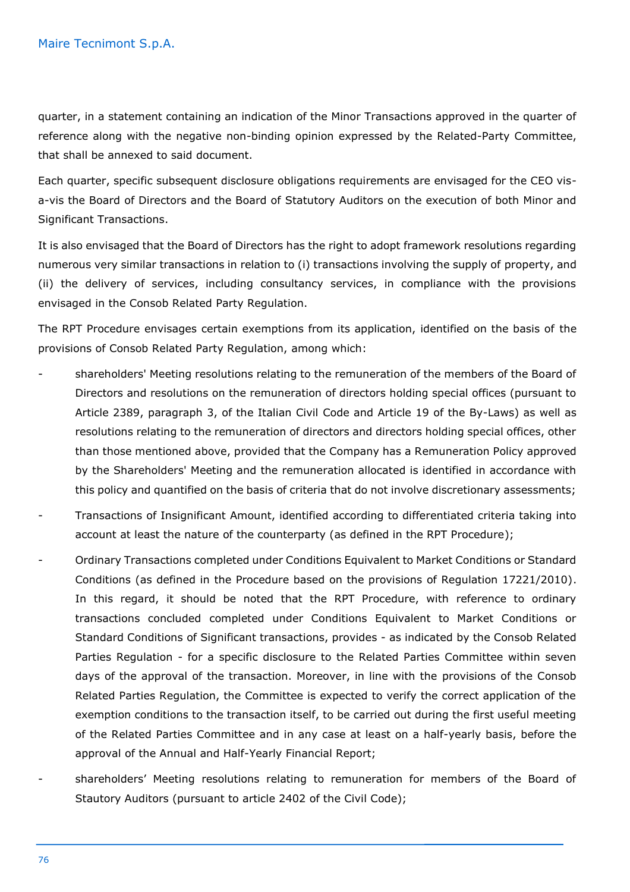quarter, in a statement containing an indication of the Minor Transactions approved in the quarter of reference along with the negative non-binding opinion expressed by the Related-Party Committee, that shall be annexed to said document.

Each quarter, specific subsequent disclosure obligations requirements are envisaged for the CEO vis-a-vis the Board of Directors and the Board of Statutory Auditors on the execution of both Minor and Significant Transactions.

It is also envisaged that the Board of Directors has the right to adopt framework resolutions regarding numerous very similar transactions in relation to (i) transactions involving the supply of property, and (ii) the delivery of services, including consultancy services, in compliance with the provisions envisaged in the Consob Related Party Regulation.

The RPT Procedure envisages certain exemptions from its application, identified on the basis of the provisions of Consob Related Party Regulation, among which:

- shareholders' Meeting resolutions relating to the remuneration of the members of the Board of Directors and resolutions on the remuneration of directors holding special offices (pursuant to Article 2389, paragraph 3, of the Italian Civil Code and Article 19 of the By-Laws) as well as resolutions relating to the remuneration of directors and directors holding special offices, other than those mentioned above, provided that the Company has a Remuneration Policy approved by the Shareholders' Meeting and the remuneration allocated is identified in accordance with this policy and quantified on the basis of criteria that do not involve discretionary assessments;
- Transactions of Insignificant Amount, identified according to differentiated criteria taking into account at least the nature of the counterparty (as defined in the RPT Procedure);
- Ordinary Transactions completed under Conditions Equivalent to Market Conditions or Standard Conditions (as defined in the Procedure based on the provisions of Regulation 17221/2010). In this regard, it should be noted that the RPT Procedure, with reference to ordinary transactions concluded completed under Conditions Equivalent to Market Conditions or Standard Conditions of Significant transactions, provides - as indicated by the Consob Related Parties Regulation - for a specific disclosure to the Related Parties Committee within seven days of the approval of the transaction. Moreover, in line with the provisions of the Consob Related Parties Regulation, the Committee is expected to verify the correct application of the exemption conditions to the transaction itself, to be carried out during the first useful meeting of the Related Parties Committee and in any case at least on a half-yearly basis, before the approval of the Annual and Half-Yearly Financial Report;
- shareholders' Meeting resolutions relating to remuneration for members of the Board of Stautory Auditors (pursuant to article 2402 of the Civil Code);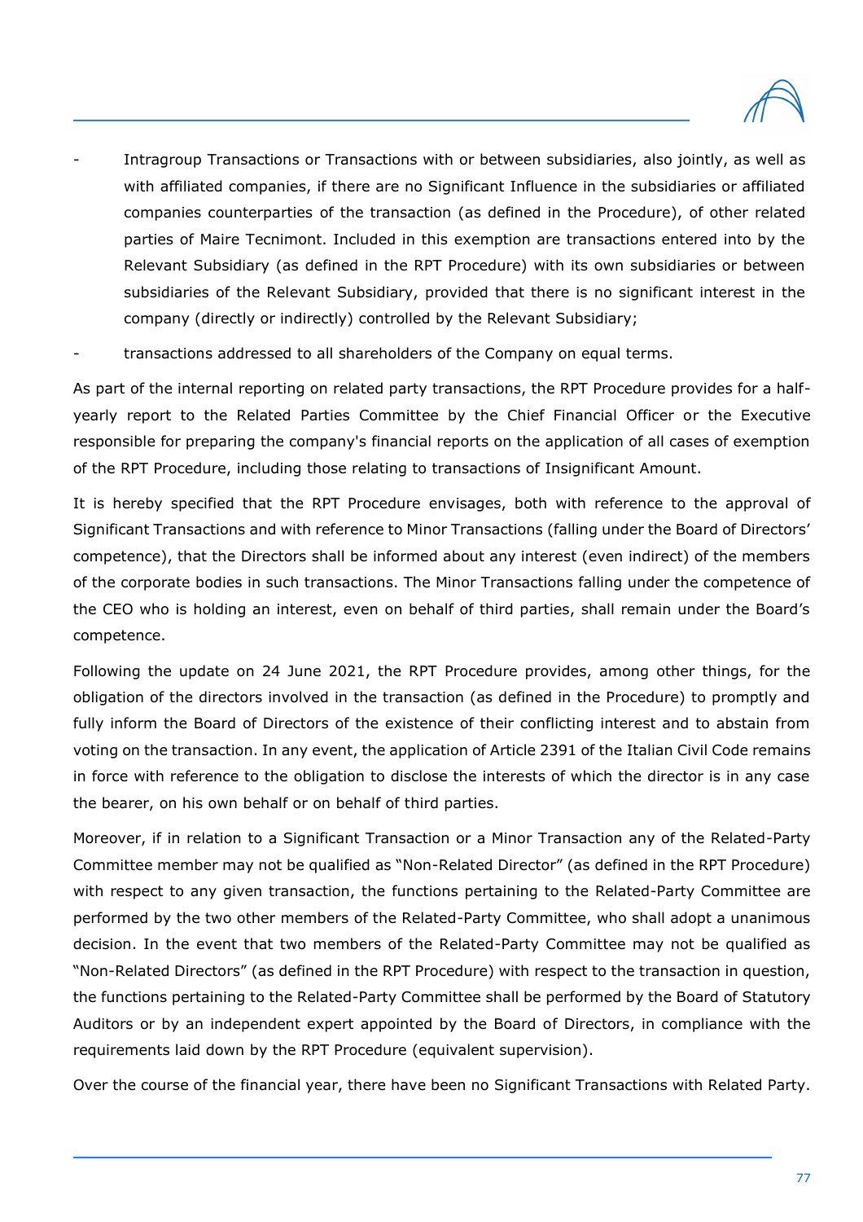- Intragroup Transactions or Transactions with or between subsidiaries, also jointly, as well as with affiliated companies, if there are no Significant Influence in the subsidiaries or affiliated companies counterparties of the transaction (as defined in the Procedure), of other related parties of Maire Tecnimont. Included in this exemption are transactions entered into by the Relevant Subsidiary (as defined in the RPT Procedure) with its own subsidiaries or between subsidiaries of the Relevant Subsidiary, provided that there is no significant interest in the company (directly or indirectly) controlled by the Relevant Subsidiary;
- transactions addressed to all shareholders of the Company on equal terms.

As part of the internal reporting on related party transactions, the RPT Procedure provides for a half-yearly report to the Related Parties Committee by the Chief Financial Officer or the Executive responsible for preparing the company's financial reports on the application of all cases of exemption of the RPT Procedure, including those relating to transactions of Insignificant Amount.

It is hereby specified that the RPT Procedure envisages, both with reference to the approval of Significant Transactions and with reference to Minor Transactions (falling under the Board of Directors' competence), that the Directors shall be informed about any interest (even indirect) of the members of the corporate bodies in such transactions. The Minor Transactions falling under the competence of the CEO who is holding an interest, even on behalf of third parties, shall remain under the Board's competence.

Following the update on 24 June 2021, the RPT Procedure provides, among other things, for the obligation of the directors involved in the transaction (as defined in the Procedure) to promptly and fully inform the Board of Directors of the existence of their conflicting interest and to abstain from voting on the transaction. In any event, the application of Article 2391 of the Italian Civil Code remains in force with reference to the obligation to disclose the interests of which the director is in any case the bearer, on his own behalf or on behalf of third parties.

Moreover, if in relation to a Significant Transaction or a Minor Transaction any of the Related-Party Committee member may not be qualified as "Non-Related Director" (as defined in the RPT Procedure) with respect to any given transaction, the functions pertaining to the Related-Party Committee are performed by the two other members of the Related-Party Committee, who shall adopt a unanimous decision. In the event that two members of the Related-Party Committee may not be qualified as "Non-Related Directors" (as defined in the RPT Procedure) with respect to the transaction in question, the functions pertaining to the Related-Party Committee shall be performed by the Board of Statutory Auditors or by an independent expert appointed by the Board of Directors, in compliance with the requirements laid down by the RPT Procedure (equivalent supervision).

Over the course of the financial year, there have been no Significant Transactions with Related Party.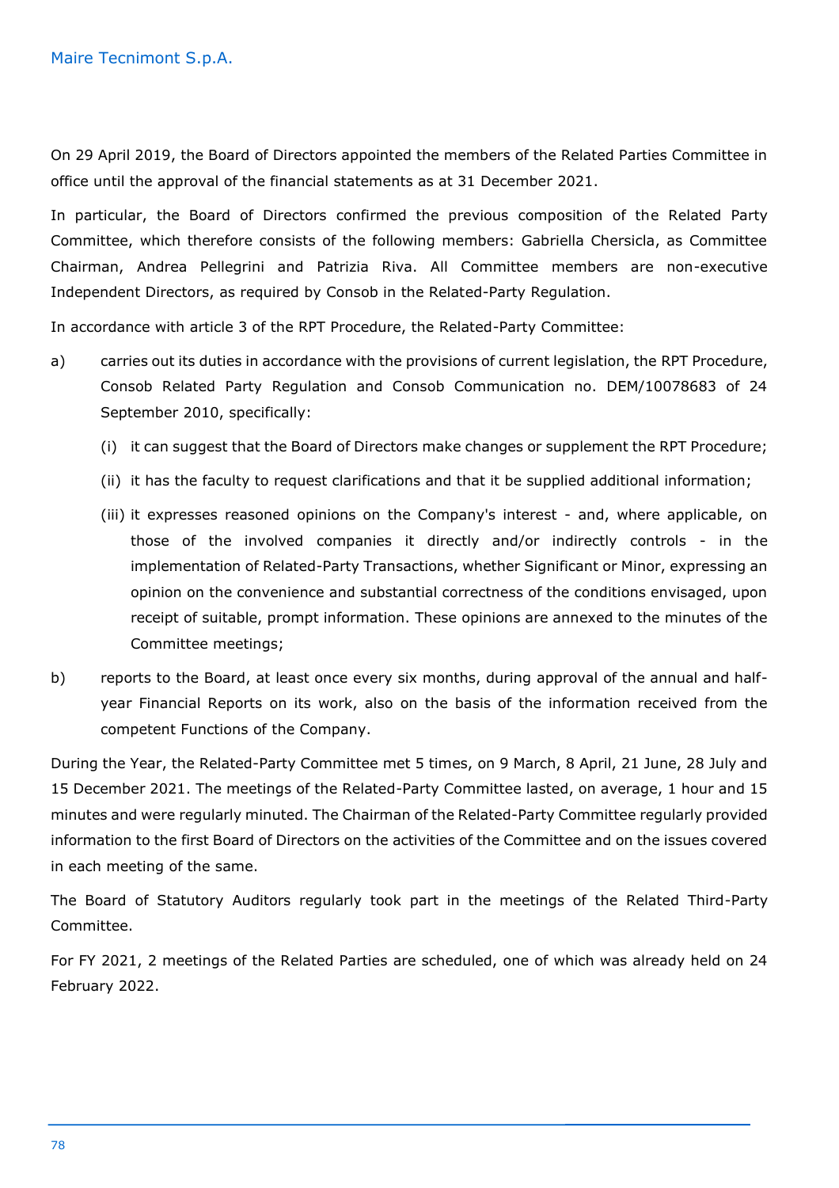On 29 April 2019, the Board of Directors appointed the members of the Related Parties Committee in office until the approval of the financial statements as at 31 December 2021.

In particular, the Board of Directors confirmed the previous composition of the Related Party Committee, which therefore consists of the following members: Gabriella Chersicla, as Committee Chairman, Andrea Pellegrini and Patrizia Riva. All Committee members are non-executive Independent Directors, as required by Consob in the Related-Party Regulation.

In accordance with article 3 of the RPT Procedure, the Related-Party Committee:

a) carries out its duties in accordance with the provisions of current legislation, the RPT Procedure, Consob Related Party Regulation and Consob Communication no. DEM/10078683 of 24 September 2010, specifically:

   (i) it can suggest that the Board of Directors make changes or supplement the RPT Procedure;

   (ii) it has the faculty to request clarifications and that it be supplied additional information;

   (iii) it expresses reasoned opinions on the Company's interest - and, where applicable, on those of the involved companies it directly and/or indirectly controls - in the implementation of Related-Party Transactions, whether Significant or Minor, expressing an opinion on the convenience and substantial correctness of the conditions envisaged, upon receipt of suitable, prompt information. These opinions are annexed to the minutes of the Committee meetings;

b) reports to the Board, at least once every six months, during approval of the annual and half-year Financial Reports on its work, also on the basis of the information received from the competent Functions of the Company.

During the Year, the Related-Party Committee met 5 times, on 9 March, 8 April, 21 June, 28 July and 15 December 2021. The meetings of the Related-Party Committee lasted, on average, 1 hour and 15 minutes and were regularly minuted. The Chairman of the Related-Party Committee regularly provided information to the first Board of Directors on the activities of the Committee and on the issues covered in each meeting of the same.

The Board of Statutory Auditors regularly took part in the meetings of the Related Third-Party Committee.

For FY 2021, 2 meetings of the Related Parties are scheduled, one of which was already held on 24 February 2022.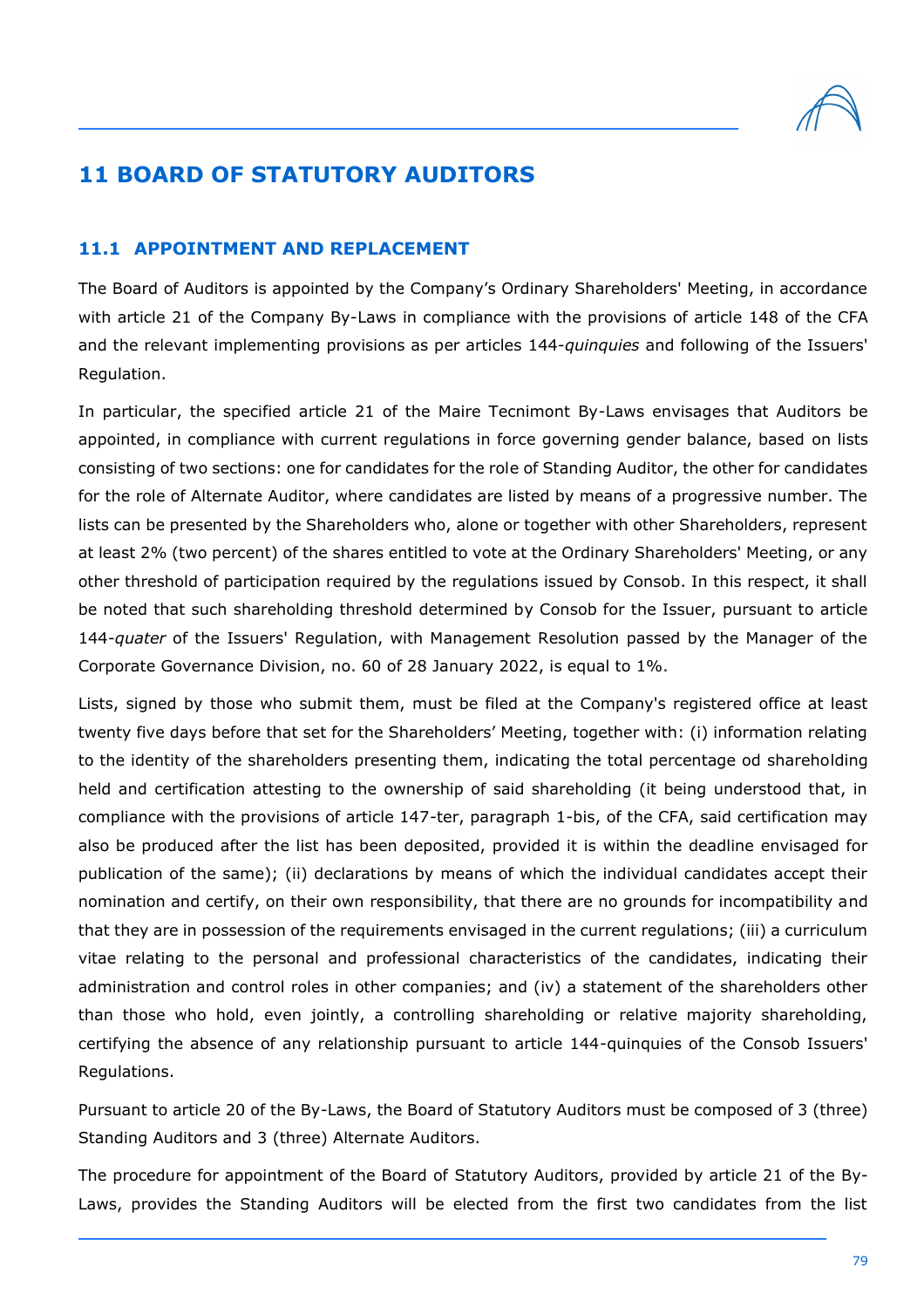# 11 BOARD OF STATUTORY AUDITORS

## 11.1 APPOINTMENT AND REPLACEMENT

The Board of Auditors is appointed by the Company's Ordinary Shareholders' Meeting, in accordance with article 21 of the Company By-Laws in compliance with the provisions of article 148 of the CFA and the relevant implementing provisions as per articles 144-*quinquies* and following of the Issuers' Regulation.

In particular, the specified article 21 of the Maire Tecnimont By-Laws envisages that Auditors be appointed, in compliance with current regulations in force governing gender balance, based on lists consisting of two sections: one for candidates for the role of Standing Auditor, the other for candidates for the role of Alternate Auditor, where candidates are listed by means of a progressive number. The lists can be presented by the Shareholders who, alone or together with other Shareholders, represent at least 2% (two percent) of the shares entitled to vote at the Ordinary Shareholders' Meeting, or any other threshold of participation required by the regulations issued by Consob. In this respect, it shall be noted that such shareholding threshold determined by Consob for the Issuer, pursuant to article 144-*quater* of the Issuers' Regulation, with Management Resolution passed by the Manager of the Corporate Governance Division, no. 60 of 28 January 2022, is equal to 1%.

Lists, signed by those who submit them, must be filed at the Company's registered office at least twenty five days before that set for the Shareholders' Meeting, together with: (i) information relating to the identity of the shareholders presenting them, indicating the total percentage od shareholding held and certification attesting to the ownership of said shareholding (it being understood that, in compliance with the provisions of article 147-ter, paragraph 1-bis, of the CFA, said certification may also be produced after the list has been deposited, provided it is within the deadline envisaged for publication of the same); (ii) declarations by means of which the individual candidates accept their nomination and certify, on their own responsibility, that there are no grounds for incompatibility and that they are in possession of the requirements envisaged in the current regulations; (iii) a curriculum vitae relating to the personal and professional characteristics of the candidates, indicating their administration and control roles in other companies; and (iv) a statement of the shareholders other than those who hold, even jointly, a controlling shareholding or relative majority shareholding, certifying the absence of any relationship pursuant to article 144-quinquies of the Consob Issuers' Regulations.

Pursuant to article 20 of the By-Laws, the Board of Statutory Auditors must be composed of 3 (three) Standing Auditors and 3 (three) Alternate Auditors.

The procedure for appointment of the Board of Statutory Auditors, provided by article 21 of the By-Laws, provides the Standing Auditors will be elected from the first two candidates from the list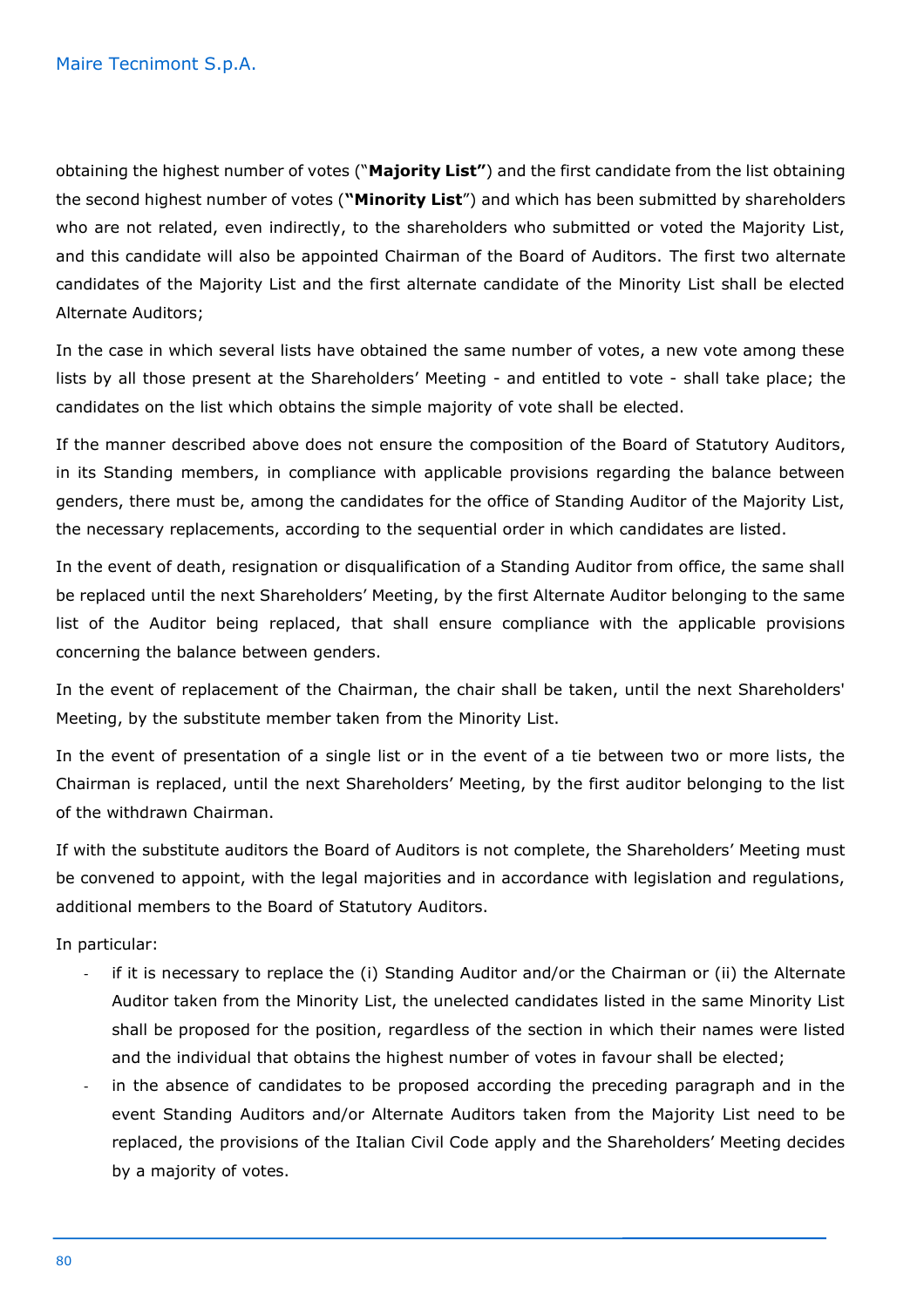obtaining the highest number of votes ("**Majority List"**) and the first candidate from the list obtaining the second highest number of votes (**"Minority List**") and which has been submitted by shareholders who are not related, even indirectly, to the shareholders who submitted or voted the Majority List, and this candidate will also be appointed Chairman of the Board of Auditors. The first two alternate candidates of the Majority List and the first alternate candidate of the Minority List shall be elected Alternate Auditors;

In the case in which several lists have obtained the same number of votes, a new vote among these lists by all those present at the Shareholders' Meeting - and entitled to vote - shall take place; the candidates on the list which obtains the simple majority of vote shall be elected.

If the manner described above does not ensure the composition of the Board of Statutory Auditors, in its Standing members, in compliance with applicable provisions regarding the balance between genders, there must be, among the candidates for the office of Standing Auditor of the Majority List, the necessary replacements, according to the sequential order in which candidates are listed.

In the event of death, resignation or disqualification of a Standing Auditor from office, the same shall be replaced until the next Shareholders' Meeting, by the first Alternate Auditor belonging to the same list of the Auditor being replaced, that shall ensure compliance with the applicable provisions concerning the balance between genders.

In the event of replacement of the Chairman, the chair shall be taken, until the next Shareholders' Meeting, by the substitute member taken from the Minority List.

In the event of presentation of a single list or in the event of a tie between two or more lists, the Chairman is replaced, until the next Shareholders' Meeting, by the first auditor belonging to the list of the withdrawn Chairman.

If with the substitute auditors the Board of Auditors is not complete, the Shareholders' Meeting must be convened to appoint, with the legal majorities and in accordance with legislation and regulations, additional members to the Board of Statutory Auditors.

In particular:

- if it is necessary to replace the (i) Standing Auditor and/or the Chairman or (ii) the Alternate Auditor taken from the Minority List, the unelected candidates listed in the same Minority List shall be proposed for the position, regardless of the section in which their names were listed and the individual that obtains the highest number of votes in favour shall be elected;
- in the absence of candidates to be proposed according the preceding paragraph and in the event Standing Auditors and/or Alternate Auditors taken from the Majority List need to be replaced, the provisions of the Italian Civil Code apply and the Shareholders' Meeting decides by a majority of votes.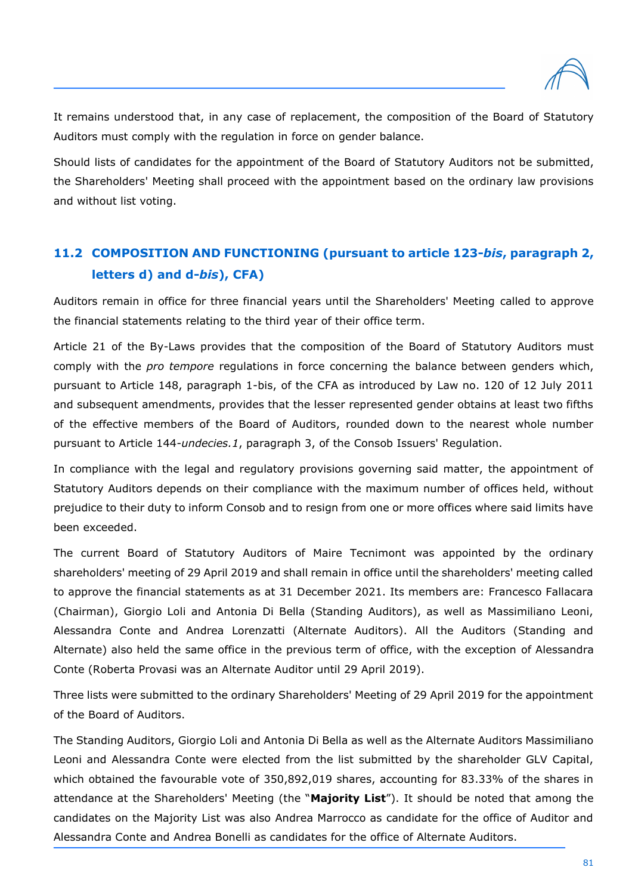It remains understood that, in any case of replacement, the composition of the Board of Statutory Auditors must comply with the regulation in force on gender balance.

Should lists of candidates for the appointment of the Board of Statutory Auditors not be submitted, the Shareholders' Meeting shall proceed with the appointment based on the ordinary law provisions and without list voting.

## 11.2 COMPOSITION AND FUNCTIONING (pursuant to article 123-*bis*, paragraph 2, letters d) and d-*bis*), CFA)

Auditors remain in office for three financial years until the Shareholders' Meeting called to approve the financial statements relating to the third year of their office term.

Article 21 of the By-Laws provides that the composition of the Board of Statutory Auditors must comply with the *pro tempore* regulations in force concerning the balance between genders which, pursuant to Article 148, paragraph 1-bis, of the CFA as introduced by Law no. 120 of 12 July 2011 and subsequent amendments, provides that the lesser represented gender obtains at least two fifths of the effective members of the Board of Auditors, rounded down to the nearest whole number pursuant to Article 144-*undecies.1*, paragraph 3, of the Consob Issuers' Regulation.

In compliance with the legal and regulatory provisions governing said matter, the appointment of Statutory Auditors depends on their compliance with the maximum number of offices held, without prejudice to their duty to inform Consob and to resign from one or more offices where said limits have been exceeded.

The current Board of Statutory Auditors of Maire Tecnimont was appointed by the ordinary shareholders' meeting of 29 April 2019 and shall remain in office until the shareholders' meeting called to approve the financial statements as at 31 December 2021. Its members are: Francesco Fallacara (Chairman), Giorgio Loli and Antonia Di Bella (Standing Auditors), as well as Massimiliano Leoni, Alessandra Conte and Andrea Lorenzatti (Alternate Auditors). All the Auditors (Standing and Alternate) also held the same office in the previous term of office, with the exception of Alessandra Conte (Roberta Provasi was an Alternate Auditor until 29 April 2019).

Three lists were submitted to the ordinary Shareholders' Meeting of 29 April 2019 for the appointment of the Board of Auditors.

The Standing Auditors, Giorgio Loli and Antonia Di Bella as well as the Alternate Auditors Massimiliano Leoni and Alessandra Conte were elected from the list submitted by the shareholder GLV Capital, which obtained the favourable vote of 350,892,019 shares, accounting for 83.33% of the shares in attendance at the Shareholders' Meeting (the "**Majority List**"). It should be noted that among the candidates on the Majority List was also Andrea Marrocco as candidate for the office of Auditor and Alessandra Conte and Andrea Bonelli as candidates for the office of Alternate Auditors.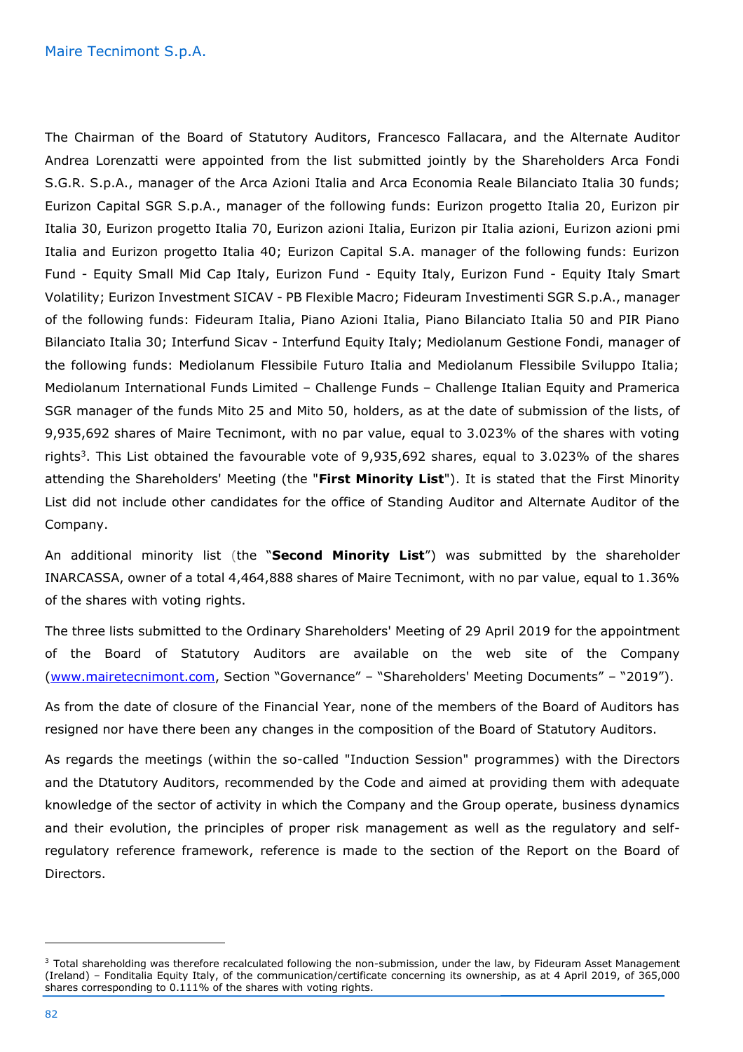The Chairman of the Board of Statutory Auditors, Francesco Fallacara, and the Alternate Auditor Andrea Lorenzatti were appointed from the list submitted jointly by the Shareholders Arca Fondi S.G.R. S.p.A., manager of the Arca Azioni Italia and Arca Economia Reale Bilanciato Italia 30 funds; Eurizon Capital SGR S.p.A., manager of the following funds: Eurizon progetto Italia 20, Eurizon pir Italia 30, Eurizon progetto Italia 70, Eurizon azioni Italia, Eurizon pir Italia azioni, Eurizon azioni pmi Italia and Eurizon progetto Italia 40; Eurizon Capital S.A. manager of the following funds: Eurizon Fund - Equity Small Mid Cap Italy, Eurizon Fund - Equity Italy, Eurizon Fund - Equity Italy Smart Volatility; Eurizon Investment SICAV - PB Flexible Macro; Fideuram Investimenti SGR S.p.A., manager of the following funds: Fideuram Italia, Piano Azioni Italia, Piano Bilanciato Italia 50 and PIR Piano Bilanciato Italia 30; Interfund Sicav - Interfund Equity Italy; Mediolanum Gestione Fondi, manager of the following funds: Mediolanum Flessibile Futuro Italia and Mediolanum Flessibile Sviluppo Italia; Mediolanum International Funds Limited – Challenge Funds – Challenge Italian Equity and Pramerica SGR manager of the funds Mito 25 and Mito 50, holders, as at the date of submission of the lists, of 9,935,692 shares of Maire Tecnimont, with no par value, equal to 3.023% of the shares with voting rights[3]. This List obtained the favourable vote of 9,935,692 shares, equal to 3.023% of the shares attending the Shareholders' Meeting (the "**First Minority List**"). It is stated that the First Minority List did not include other candidates for the office of Standing Auditor and Alternate Auditor of the Company.

An additional minority list (the "**Second Minority List**") was submitted by the shareholder INARCASSA, owner of a total 4,464,888 shares of Maire Tecnimont, with no par value, equal to 1.36% of the shares with voting rights.

The three lists submitted to the Ordinary Shareholders' Meeting of 29 April 2019 for the appointment of the Board of Statutory Auditors are available on the web site of the Company (www.mairetecnimont.com, Section "Governance" – "Shareholders' Meeting Documents" – "2019").

As from the date of closure of the Financial Year, none of the members of the Board of Auditors has resigned nor have there been any changes in the composition of the Board of Statutory Auditors.

As regards the meetings (within the so-called "Induction Session" programmes) with the Directors and the Dtatutory Auditors, recommended by the Code and aimed at providing them with adequate knowledge of the sector of activity in which the Company and the Group operate, business dynamics and their evolution, the principles of proper risk management as well as the regulatory and self-regulatory reference framework, reference is made to the section of the Report on the Board of Directors.

[3] Total shareholding was therefore recalculated following the non-submission, under the law, by Fideuram Asset Management (Ireland) – Fonditalia Equity Italy, of the communication/certificate concerning its ownership, as at 4 April 2019, of 365,000 shares corresponding to 0.111% of the shares with voting rights.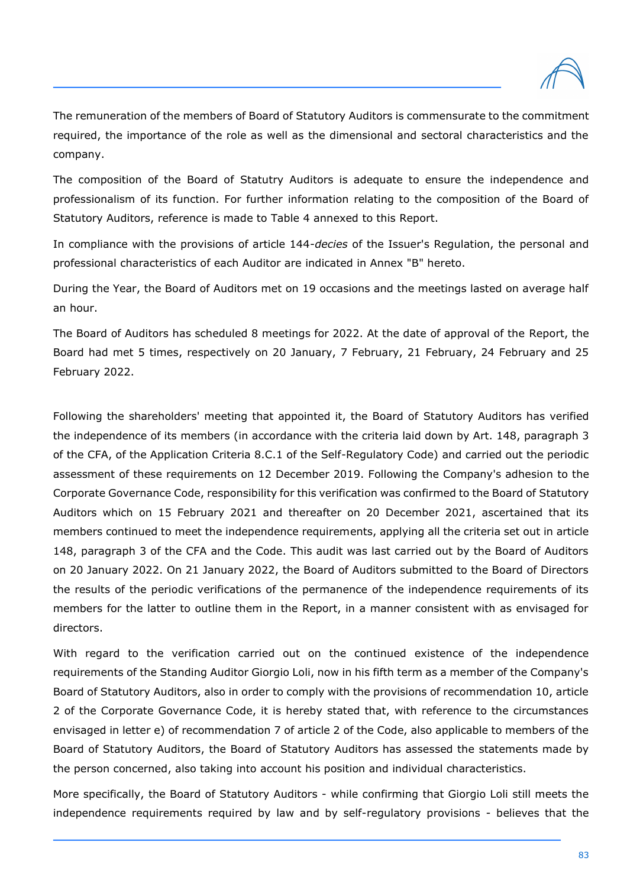The remuneration of the members of Board of Statutory Auditors is commensurate to the commitment required, the importance of the role as well as the dimensional and sectoral characteristics and the company.

The composition of the Board of Statutry Auditors is adequate to ensure the independence and professionalism of its function. For further information relating to the composition of the Board of Statutory Auditors, reference is made to Table 4 annexed to this Report.

In compliance with the provisions of article 144-*decies* of the Issuer's Regulation, the personal and professional characteristics of each Auditor are indicated in Annex "B" hereto.

During the Year, the Board of Auditors met on 19 occasions and the meetings lasted on average half an hour.

The Board of Auditors has scheduled 8 meetings for 2022. At the date of approval of the Report, the Board had met 5 times, respectively on 20 January, 7 February, 21 February, 24 February and 25 February 2022.

Following the shareholders' meeting that appointed it, the Board of Statutory Auditors has verified the independence of its members (in accordance with the criteria laid down by Art. 148, paragraph 3 of the CFA, of the Application Criteria 8.C.1 of the Self-Regulatory Code) and carried out the periodic assessment of these requirements on 12 December 2019. Following the Company's adhesion to the Corporate Governance Code, responsibility for this verification was confirmed to the Board of Statutory Auditors which on 15 February 2021 and thereafter on 20 December 2021, ascertained that its members continued to meet the independence requirements, applying all the criteria set out in article 148, paragraph 3 of the CFA and the Code. This audit was last carried out by the Board of Auditors on 20 January 2022. On 21 January 2022, the Board of Auditors submitted to the Board of Directors the results of the periodic verifications of the permanence of the independence requirements of its members for the latter to outline them in the Report, in a manner consistent with as envisaged for directors.

With regard to the verification carried out on the continued existence of the independence requirements of the Standing Auditor Giorgio Loli, now in his fifth term as a member of the Company's Board of Statutory Auditors, also in order to comply with the provisions of recommendation 10, article 2 of the Corporate Governance Code, it is hereby stated that, with reference to the circumstances envisaged in letter e) of recommendation 7 of article 2 of the Code, also applicable to members of the Board of Statutory Auditors, the Board of Statutory Auditors has assessed the statements made by the person concerned, also taking into account his position and individual characteristics.

More specifically, the Board of Statutory Auditors - while confirming that Giorgio Loli still meets the independence requirements required by law and by self-regulatory provisions - believes that the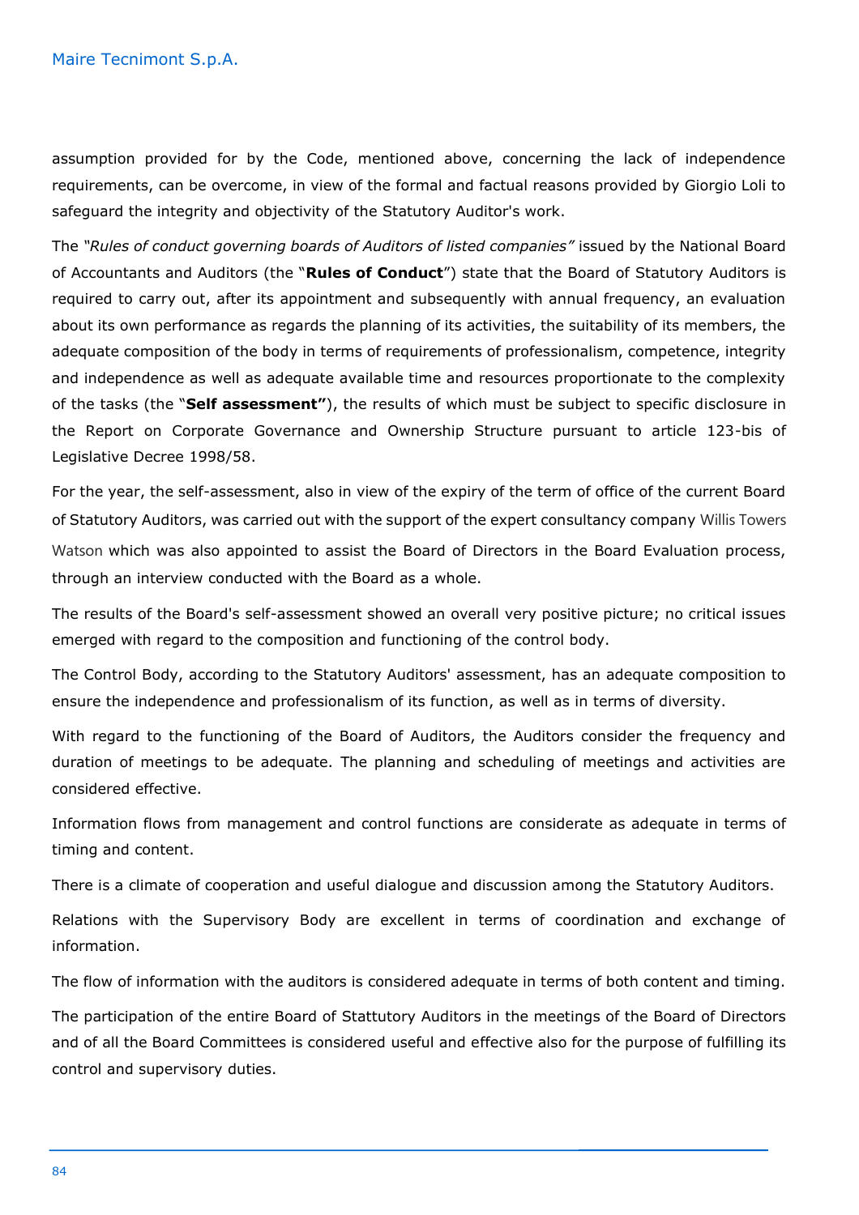assumption provided for by the Code, mentioned above, concerning the lack of independence requirements, can be overcome, in view of the formal and factual reasons provided by Giorgio Loli to safeguard the integrity and objectivity of the Statutory Auditor's work.

The *"Rules of conduct governing boards of Auditors of listed companies"* issued by the National Board of Accountants and Auditors (the "**Rules of Conduct**") state that the Board of Statutory Auditors is required to carry out, after its appointment and subsequently with annual frequency, an evaluation about its own performance as regards the planning of its activities, the suitability of its members, the adequate composition of the body in terms of requirements of professionalism, competence, integrity and independence as well as adequate available time and resources proportionate to the complexity of the tasks (the "**Self assessment"**), the results of which must be subject to specific disclosure in the Report on Corporate Governance and Ownership Structure pursuant to article 123-bis of Legislative Decree 1998/58.

For the year, the self-assessment, also in view of the expiry of the term of office of the current Board of Statutory Auditors, was carried out with the support of the expert consultancy company Willis Towers Watson which was also appointed to assist the Board of Directors in the Board Evaluation process, through an interview conducted with the Board as a whole.

The results of the Board's self-assessment showed an overall very positive picture; no critical issues emerged with regard to the composition and functioning of the control body.

The Control Body, according to the Statutory Auditors' assessment, has an adequate composition to ensure the independence and professionalism of its function, as well as in terms of diversity.

With regard to the functioning of the Board of Auditors, the Auditors consider the frequency and duration of meetings to be adequate. The planning and scheduling of meetings and activities are considered effective.

Information flows from management and control functions are considerate as adequate in terms of timing and content.

There is a climate of cooperation and useful dialogue and discussion among the Statutory Auditors.

Relations with the Supervisory Body are excellent in terms of coordination and exchange of information.

The flow of information with the auditors is considered adequate in terms of both content and timing.

The participation of the entire Board of Stattutory Auditors in the meetings of the Board of Directors and of all the Board Committees is considered useful and effective also for the purpose of fulfilling its control and supervisory duties.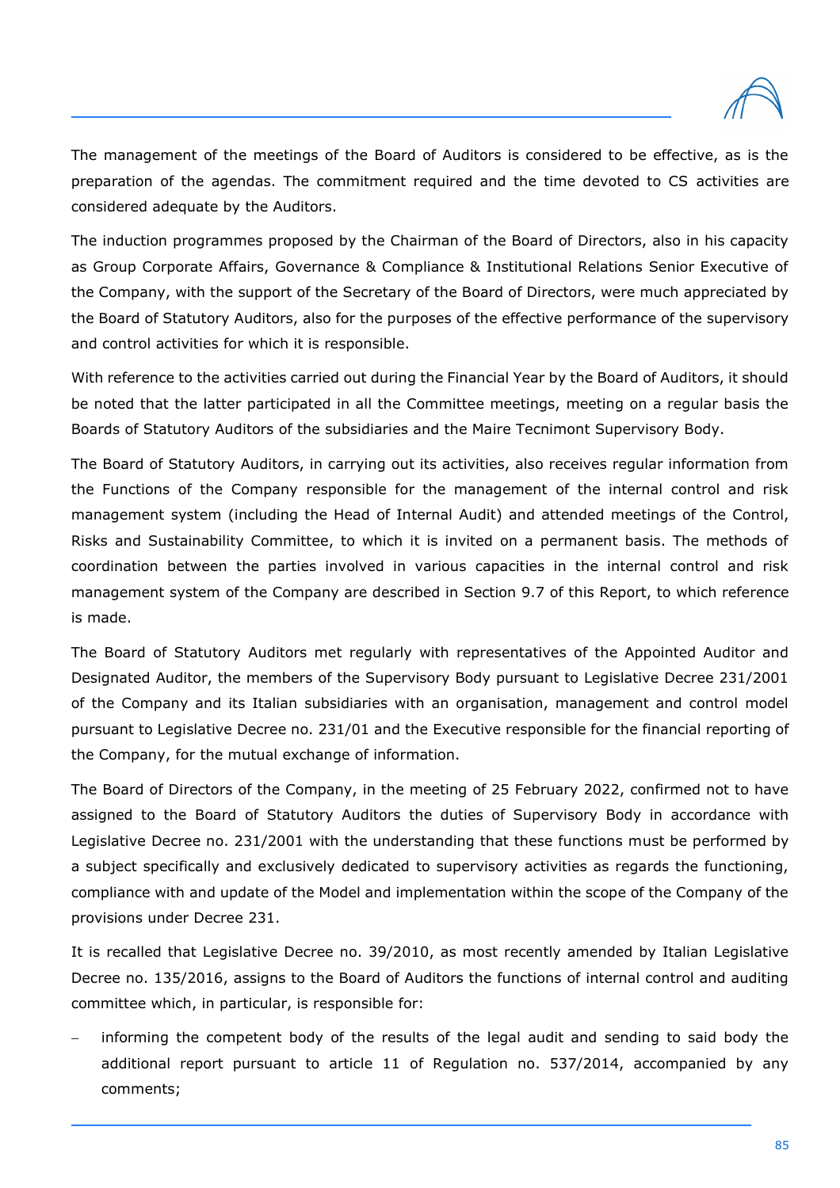The management of the meetings of the Board of Auditors is considered to be effective, as is the preparation of the agendas. The commitment required and the time devoted to CS activities are considered adequate by the Auditors.

The induction programmes proposed by the Chairman of the Board of Directors, also in his capacity as Group Corporate Affairs, Governance & Compliance & Institutional Relations Senior Executive of the Company, with the support of the Secretary of the Board of Directors, were much appreciated by the Board of Statutory Auditors, also for the purposes of the effective performance of the supervisory and control activities for which it is responsible.

With reference to the activities carried out during the Financial Year by the Board of Auditors, it should be noted that the latter participated in all the Committee meetings, meeting on a regular basis the Boards of Statutory Auditors of the subsidiaries and the Maire Tecnimont Supervisory Body.

The Board of Statutory Auditors, in carrying out its activities, also receives regular information from the Functions of the Company responsible for the management of the internal control and risk management system (including the Head of Internal Audit) and attended meetings of the Control, Risks and Sustainability Committee, to which it is invited on a permanent basis. The methods of coordination between the parties involved in various capacities in the internal control and risk management system of the Company are described in Section 9.7 of this Report, to which reference is made.

The Board of Statutory Auditors met regularly with representatives of the Appointed Auditor and Designated Auditor, the members of the Supervisory Body pursuant to Legislative Decree 231/2001 of the Company and its Italian subsidiaries with an organisation, management and control model pursuant to Legislative Decree no. 231/01 and the Executive responsible for the financial reporting of the Company, for the mutual exchange of information.

The Board of Directors of the Company, in the meeting of 25 February 2022, confirmed not to have assigned to the Board of Statutory Auditors the duties of Supervisory Body in accordance with Legislative Decree no. 231/2001 with the understanding that these functions must be performed by a subject specifically and exclusively dedicated to supervisory activities as regards the functioning, compliance with and update of the Model and implementation within the scope of the Company of the provisions under Decree 231.

It is recalled that Legislative Decree no. 39/2010, as most recently amended by Italian Legislative Decree no. 135/2016, assigns to the Board of Auditors the functions of internal control and auditing committee which, in particular, is responsible for:

- informing the competent body of the results of the legal audit and sending to said body the additional report pursuant to article 11 of Regulation no. 537/2014, accompanied by any comments;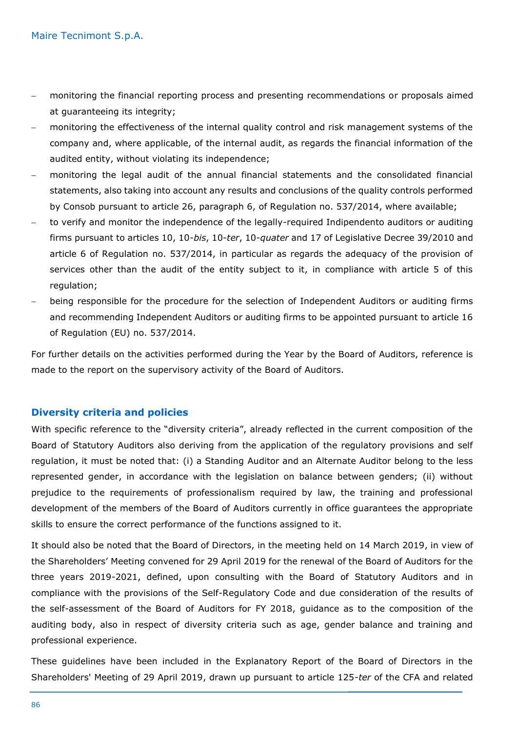- monitoring the financial reporting process and presenting recommendations or proposals aimed at guaranteeing its integrity;
- monitoring the effectiveness of the internal quality control and risk management systems of the company and, where applicable, of the internal audit, as regards the financial information of the audited entity, without violating its independence;
- monitoring the legal audit of the annual financial statements and the consolidated financial statements, also taking into account any results and conclusions of the quality controls performed by Consob pursuant to article 26, paragraph 6, of Regulation no. 537/2014, where available;
- to verify and monitor the independence of the legally-required Indipendento auditors or auditing firms pursuant to articles 10, 10-*bis*, 10-*ter*, 10-*quater* and 17 of Legislative Decree 39/2010 and article 6 of Regulation no. 537/2014, in particular as regards the adequacy of the provision of services other than the audit of the entity subject to it, in compliance with article 5 of this regulation;
- being responsible for the procedure for the selection of Independent Auditors or auditing firms and recommending Independent Auditors or auditing firms to be appointed pursuant to article 16 of Regulation (EU) no. 537/2014.

For further details on the activities performed during the Year by the Board of Auditors, reference is made to the report on the supervisory activity of the Board of Auditors.

## Diversity criteria and policies

With specific reference to the "diversity criteria", already reflected in the current composition of the Board of Statutory Auditors also deriving from the application of the regulatory provisions and self regulation, it must be noted that: (i) a Standing Auditor and an Alternate Auditor belong to the less represented gender, in accordance with the legislation on balance between genders; (ii) without prejudice to the requirements of professionalism required by law, the training and professional development of the members of the Board of Auditors currently in office guarantees the appropriate skills to ensure the correct performance of the functions assigned to it.

It should also be noted that the Board of Directors, in the meeting held on 14 March 2019, in view of the Shareholders' Meeting convened for 29 April 2019 for the renewal of the Board of Auditors for the three years 2019-2021, defined, upon consulting with the Board of Statutory Auditors and in compliance with the provisions of the Self-Regulatory Code and due consideration of the results of the self-assessment of the Board of Auditors for FY 2018, guidance as to the composition of the auditing body, also in respect of diversity criteria such as age, gender balance and training and professional experience.

These guidelines have been included in the Explanatory Report of the Board of Directors in the Shareholders' Meeting of 29 April 2019, drawn up pursuant to article 125-*ter* of the CFA and related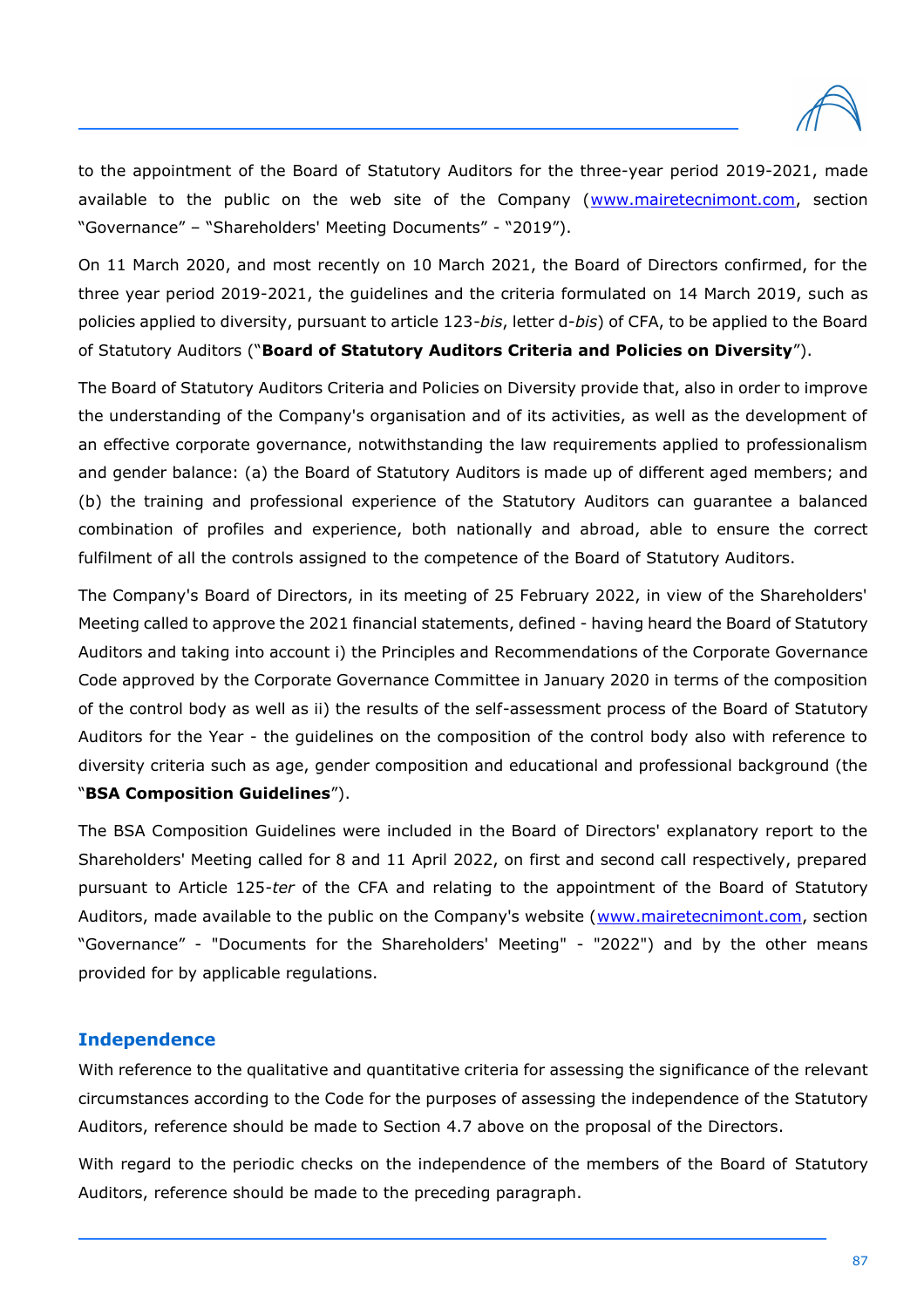to the appointment of the Board of Statutory Auditors for the three-year period 2019-2021, made available to the public on the web site of the Company (www.mairetecnimont.com, section "Governance" – "Shareholders' Meeting Documents" - "2019").

On 11 March 2020, and most recently on 10 March 2021, the Board of Directors confirmed, for the three year period 2019-2021, the guidelines and the criteria formulated on 14 March 2019, such as policies applied to diversity, pursuant to article 123-*bis*, letter d-*bis*) of CFA, to be applied to the Board of Statutory Auditors ("**Board of Statutory Auditors Criteria and Policies on Diversity**").

The Board of Statutory Auditors Criteria and Policies on Diversity provide that, also in order to improve the understanding of the Company's organisation and of its activities, as well as the development of an effective corporate governance, notwithstanding the law requirements applied to professionalism and gender balance: (a) the Board of Statutory Auditors is made up of different aged members; and (b) the training and professional experience of the Statutory Auditors can guarantee a balanced combination of profiles and experience, both nationally and abroad, able to ensure the correct fulfilment of all the controls assigned to the competence of the Board of Statutory Auditors.

The Company's Board of Directors, in its meeting of 25 February 2022, in view of the Shareholders' Meeting called to approve the 2021 financial statements, defined - having heard the Board of Statutory Auditors and taking into account i) the Principles and Recommendations of the Corporate Governance Code approved by the Corporate Governance Committee in January 2020 in terms of the composition of the control body as well as ii) the results of the self-assessment process of the Board of Statutory Auditors for the Year - the guidelines on the composition of the control body also with reference to diversity criteria such as age, gender composition and educational and professional background (the "**BSA Composition Guidelines**").

The BSA Composition Guidelines were included in the Board of Directors' explanatory report to the Shareholders' Meeting called for 8 and 11 April 2022, on first and second call respectively, prepared pursuant to Article 125-*ter* of the CFA and relating to the appointment of the Board of Statutory Auditors, made available to the public on the Company's website (www.mairetecnimont.com, section "Governance" - "Documents for the Shareholders' Meeting" - "2022") and by the other means provided for by applicable regulations.

## Independence

With reference to the qualitative and quantitative criteria for assessing the significance of the relevant circumstances according to the Code for the purposes of assessing the independence of the Statutory Auditors, reference should be made to Section 4.7 above on the proposal of the Directors.

With regard to the periodic checks on the independence of the members of the Board of Statutory Auditors, reference should be made to the preceding paragraph.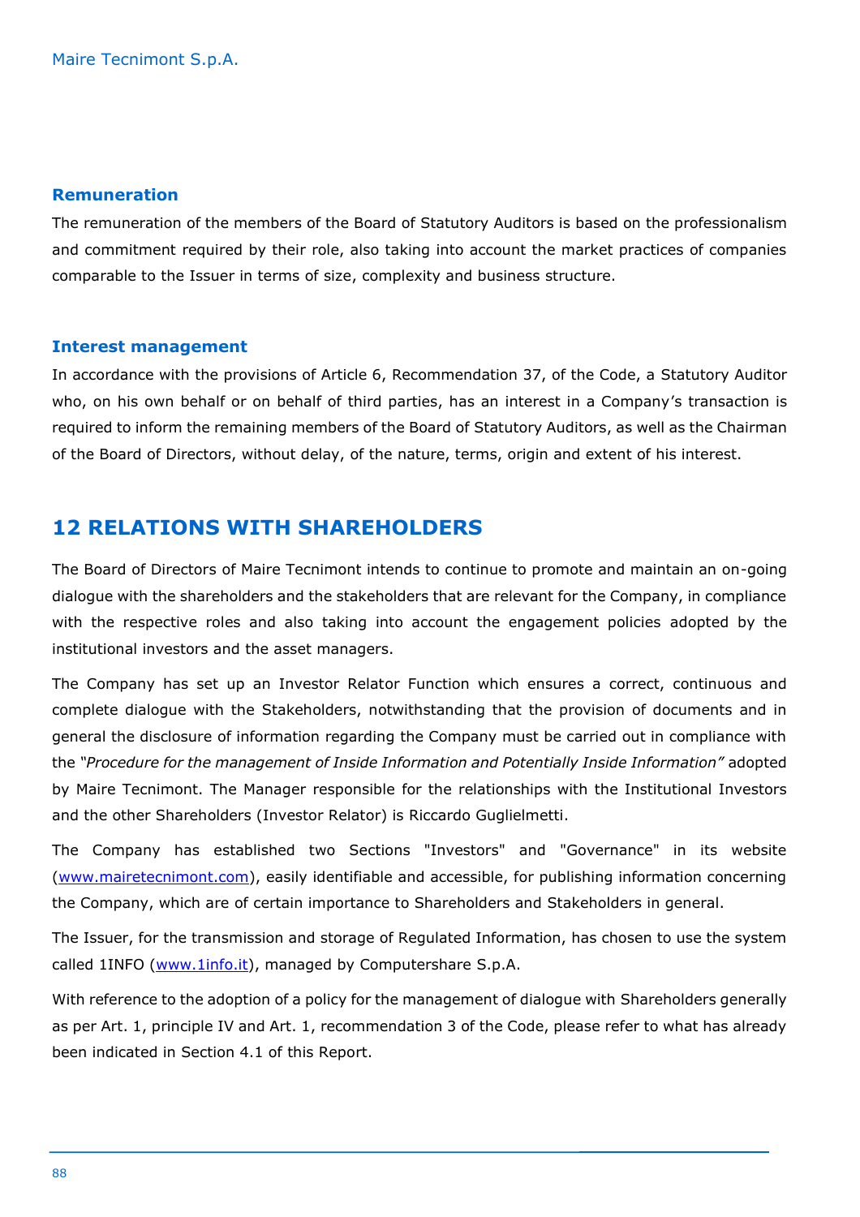### Remuneration

The remuneration of the members of the Board of Statutory Auditors is based on the professionalism and commitment required by their role, also taking into account the market practices of companies comparable to the Issuer in terms of size, complexity and business structure.

### Interest management

In accordance with the provisions of Article 6, Recommendation 37, of the Code, a Statutory Auditor who, on his own behalf or on behalf of third parties, has an interest in a Company's transaction is required to inform the remaining members of the Board of Statutory Auditors, as well as the Chairman of the Board of Directors, without delay, of the nature, terms, origin and extent of his interest.

## 12 RELATIONS WITH SHAREHOLDERS

The Board of Directors of Maire Tecnimont intends to continue to promote and maintain an on-going dialogue with the shareholders and the stakeholders that are relevant for the Company, in compliance with the respective roles and also taking into account the engagement policies adopted by the institutional investors and the asset managers.

The Company has set up an Investor Relator Function which ensures a correct, continuous and complete dialogue with the Stakeholders, notwithstanding that the provision of documents and in general the disclosure of information regarding the Company must be carried out in compliance with the *"Procedure for the management of Inside Information and Potentially Inside Information"* adopted by Maire Tecnimont. The Manager responsible for the relationships with the Institutional Investors and the other Shareholders (Investor Relator) is Riccardo Guglielmetti.

The Company has established two Sections "Investors" and "Governance" in its website (www.mairetecnimont.com), easily identifiable and accessible, for publishing information concerning the Company, which are of certain importance to Shareholders and Stakeholders in general.

The Issuer, for the transmission and storage of Regulated Information, has chosen to use the system called 1INFO (www.1info.it), managed by Computershare S.p.A.

With reference to the adoption of a policy for the management of dialogue with Shareholders generally as per Art. 1, principle IV and Art. 1, recommendation 3 of the Code, please refer to what has already been indicated in Section 4.1 of this Report.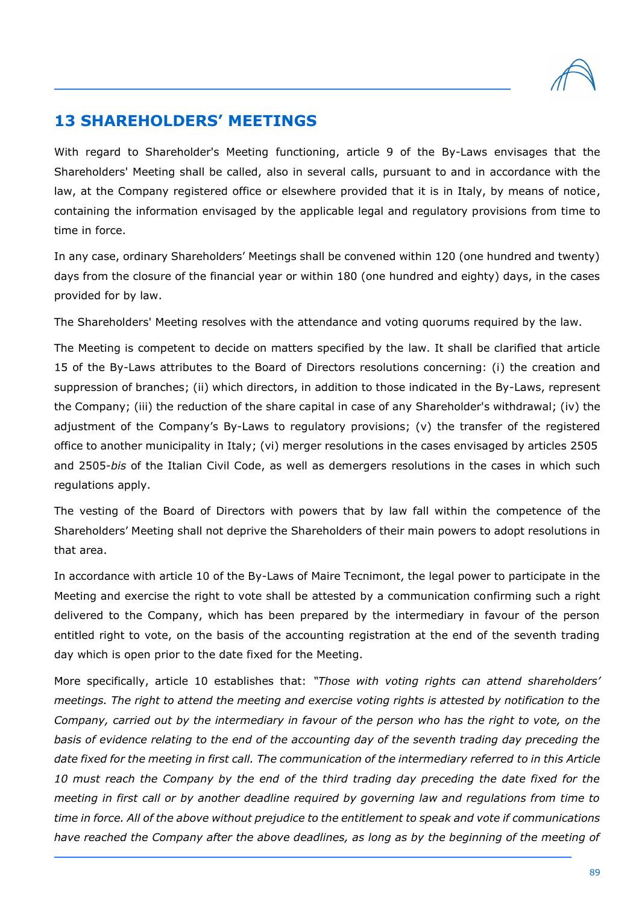# 13 SHAREHOLDERS' MEETINGS

With regard to Shareholder's Meeting functioning, article 9 of the By-Laws envisages that the Shareholders' Meeting shall be called, also in several calls, pursuant to and in accordance with the law, at the Company registered office or elsewhere provided that it is in Italy, by means of notice, containing the information envisaged by the applicable legal and regulatory provisions from time to time in force.

In any case, ordinary Shareholders' Meetings shall be convened within 120 (one hundred and twenty) days from the closure of the financial year or within 180 (one hundred and eighty) days, in the cases provided for by law.

The Shareholders' Meeting resolves with the attendance and voting quorums required by the law.

The Meeting is competent to decide on matters specified by the law. It shall be clarified that article 15 of the By-Laws attributes to the Board of Directors resolutions concerning: (i) the creation and suppression of branches; (ii) which directors, in addition to those indicated in the By-Laws, represent the Company; (iii) the reduction of the share capital in case of any Shareholder's withdrawal; (iv) the adjustment of the Company's By-Laws to regulatory provisions; (v) the transfer of the registered office to another municipality in Italy; (vi) merger resolutions in the cases envisaged by articles 2505 and 2505-*bis* of the Italian Civil Code, as well as demergers resolutions in the cases in which such regulations apply.

The vesting of the Board of Directors with powers that by law fall within the competence of the Shareholders' Meeting shall not deprive the Shareholders of their main powers to adopt resolutions in that area.

In accordance with article 10 of the By-Laws of Maire Tecnimont, the legal power to participate in the Meeting and exercise the right to vote shall be attested by a communication confirming such a right delivered to the Company, which has been prepared by the intermediary in favour of the person entitled right to vote, on the basis of the accounting registration at the end of the seventh trading day which is open prior to the date fixed for the Meeting.

More specifically, article 10 establishes that: *"Those with voting rights can attend shareholders' meetings. The right to attend the meeting and exercise voting rights is attested by notification to the Company, carried out by the intermediary in favour of the person who has the right to vote, on the basis of evidence relating to the end of the accounting day of the seventh trading day preceding the date fixed for the meeting in first call. The communication of the intermediary referred to in this Article 10 must reach the Company by the end of the third trading day preceding the date fixed for the meeting in first call or by another deadline required by governing law and regulations from time to time in force. All of the above without prejudice to the entitlement to speak and vote if communications have reached the Company after the above deadlines, as long as by the beginning of the meeting of*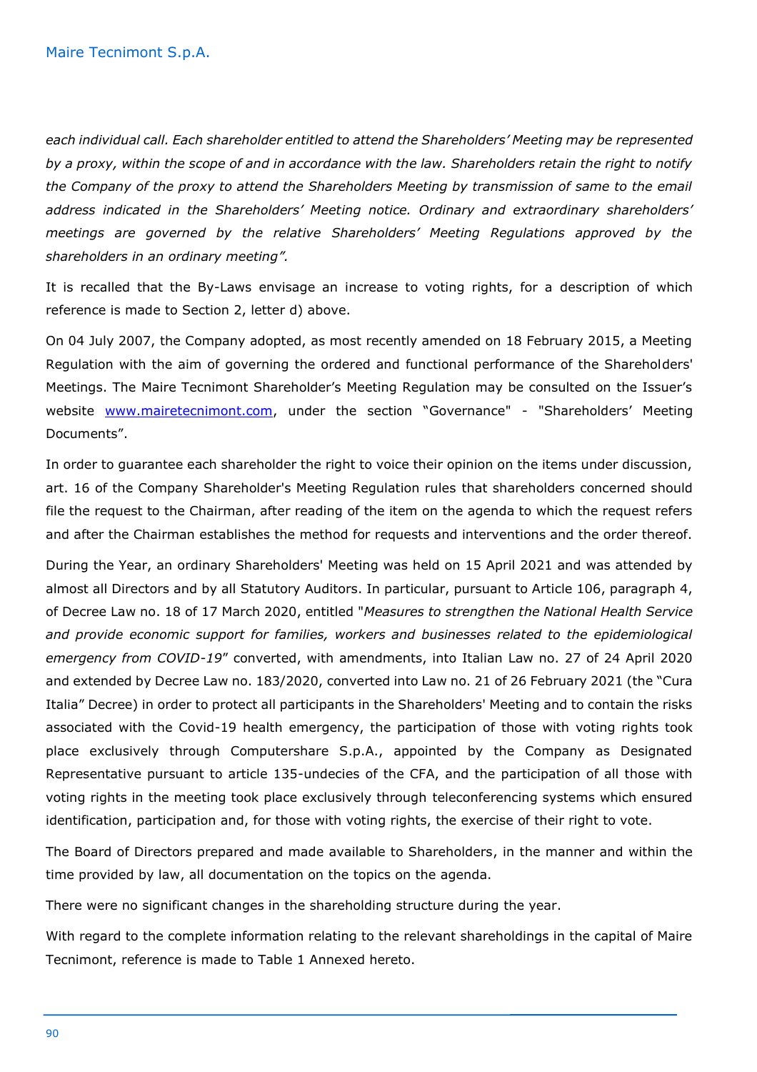*each individual call. Each shareholder entitled to attend the Shareholders' Meeting may be represented by a proxy, within the scope of and in accordance with the law. Shareholders retain the right to notify the Company of the proxy to attend the Shareholders Meeting by transmission of same to the email address indicated in the Shareholders' Meeting notice. Ordinary and extraordinary shareholders' meetings are governed by the relative Shareholders' Meeting Regulations approved by the shareholders in an ordinary meeting".*

It is recalled that the By-Laws envisage an increase to voting rights, for a description of which reference is made to Section 2, letter d) above.

On 04 July 2007, the Company adopted, as most recently amended on 18 February 2015, a Meeting Regulation with the aim of governing the ordered and functional performance of the Shareholders' Meetings. The Maire Tecnimont Shareholder's Meeting Regulation may be consulted on the Issuer's website [www.mairetecnimont.com](http://www.mairetecnimont.com), under the section "Governance" - "Shareholders' Meeting Documents".

In order to guarantee each shareholder the right to voice their opinion on the items under discussion, art. 16 of the Company Shareholder's Meeting Regulation rules that shareholders concerned should file the request to the Chairman, after reading of the item on the agenda to which the request refers and after the Chairman establishes the method for requests and interventions and the order thereof.

During the Year, an ordinary Shareholders' Meeting was held on 15 April 2021 and was attended by almost all Directors and by all Statutory Auditors. In particular, pursuant to Article 106, paragraph 4, of Decree Law no. 18 of 17 March 2020, entitled "*Measures to strengthen the National Health Service and provide economic support for families, workers and businesses related to the epidemiological emergency from COVID-19*" converted, with amendments, into Italian Law no. 27 of 24 April 2020 and extended by Decree Law no. 183/2020, converted into Law no. 21 of 26 February 2021 (the "Cura Italia" Decree) in order to protect all participants in the Shareholders' Meeting and to contain the risks associated with the Covid-19 health emergency, the participation of those with voting rights took place exclusively through Computershare S.p.A., appointed by the Company as Designated Representative pursuant to article 135-undecies of the CFA, and the participation of all those with voting rights in the meeting took place exclusively through teleconferencing systems which ensured identification, participation and, for those with voting rights, the exercise of their right to vote.

The Board of Directors prepared and made available to Shareholders, in the manner and within the time provided by law, all documentation on the topics on the agenda.

There were no significant changes in the shareholding structure during the year.

With regard to the complete information relating to the relevant shareholdings in the capital of Maire Tecnimont, reference is made to Table 1 Annexed hereto.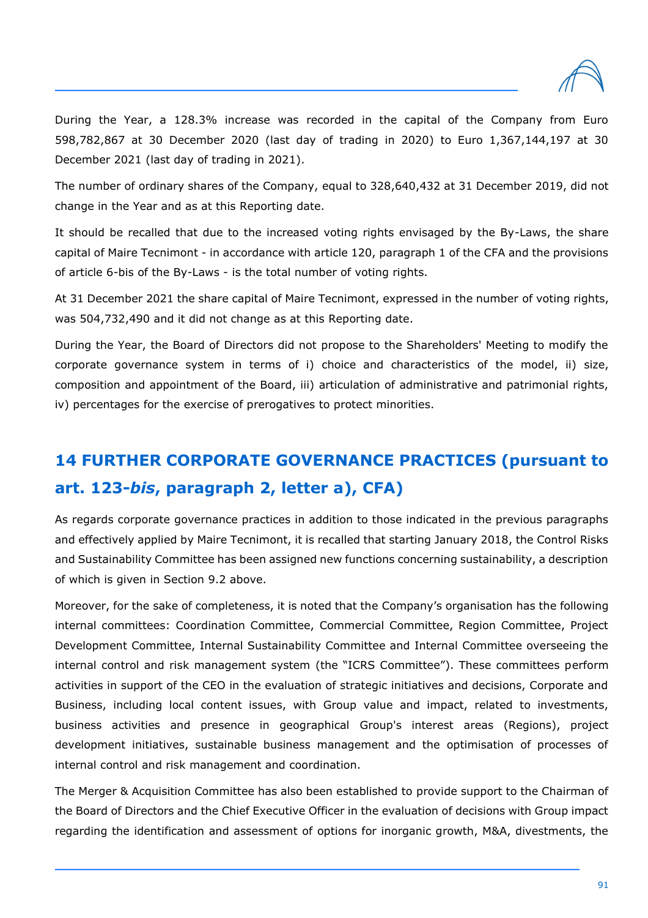During the Year, a 128.3% increase was recorded in the capital of the Company from Euro 598,782,867 at 30 December 2020 (last day of trading in 2020) to Euro 1,367,144,197 at 30 December 2021 (last day of trading in 2021).

The number of ordinary shares of the Company, equal to 328,640,432 at 31 December 2019, did not change in the Year and as at this Reporting date.

It should be recalled that due to the increased voting rights envisaged by the By-Laws, the share capital of Maire Tecnimont - in accordance with article 120, paragraph 1 of the CFA and the provisions of article 6-bis of the By-Laws - is the total number of voting rights.

At 31 December 2021 the share capital of Maire Tecnimont, expressed in the number of voting rights, was 504,732,490 and it did not change as at this Reporting date.

During the Year, the Board of Directors did not propose to the Shareholders' Meeting to modify the corporate governance system in terms of i) choice and characteristics of the model, ii) size, composition and appointment of the Board, iii) articulation of administrative and patrimonial rights, iv) percentages for the exercise of prerogatives to protect minorities.

# 14 FURTHER CORPORATE GOVERNANCE PRACTICES (pursuant to art. 123-*bis*, paragraph 2, letter a), CFA)

As regards corporate governance practices in addition to those indicated in the previous paragraphs and effectively applied by Maire Tecnimont, it is recalled that starting January 2018, the Control Risks and Sustainability Committee has been assigned new functions concerning sustainability, a description of which is given in Section 9.2 above.

Moreover, for the sake of completeness, it is noted that the Company's organisation has the following internal committees: Coordination Committee, Commercial Committee, Region Committee, Project Development Committee, Internal Sustainability Committee and Internal Committee overseeing the internal control and risk management system (the "ICRS Committee"). These committees perform activities in support of the CEO in the evaluation of strategic initiatives and decisions, Corporate and Business, including local content issues, with Group value and impact, related to investments, business activities and presence in geographical Group's interest areas (Regions), project development initiatives, sustainable business management and the optimisation of processes of internal control and risk management and coordination.

The Merger & Acquisition Committee has also been established to provide support to the Chairman of the Board of Directors and the Chief Executive Officer in the evaluation of decisions with Group impact regarding the identification and assessment of options for inorganic growth, M&A, divestments, the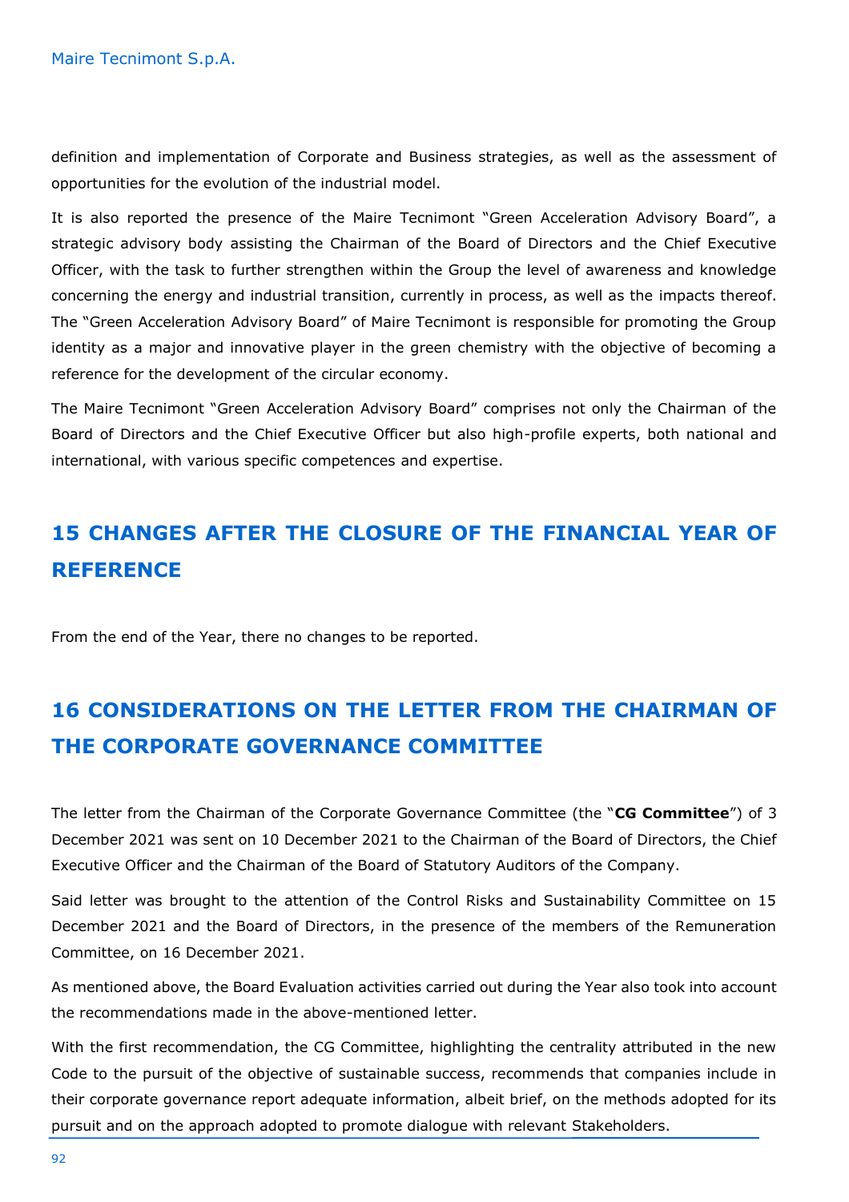definition and implementation of Corporate and Business strategies, as well as the assessment of opportunities for the evolution of the industrial model.

It is also reported the presence of the Maire Tecnimont "Green Acceleration Advisory Board", a strategic advisory body assisting the Chairman of the Board of Directors and the Chief Executive Officer, with the task to further strengthen within the Group the level of awareness and knowledge concerning the energy and industrial transition, currently in process, as well as the impacts thereof. The "Green Acceleration Advisory Board" of Maire Tecnimont is responsible for promoting the Group identity as a major and innovative player in the green chemistry with the objective of becoming a reference for the development of the circular economy.

The Maire Tecnimont "Green Acceleration Advisory Board" comprises not only the Chairman of the Board of Directors and the Chief Executive Officer but also high-profile experts, both national and international, with various specific competences and expertise.

# 15 CHANGES AFTER THE CLOSURE OF THE FINANCIAL YEAR OF REFERENCE

From the end of the Year, there no changes to be reported.

# 16 CONSIDERATIONS ON THE LETTER FROM THE CHAIRMAN OF THE CORPORATE GOVERNANCE COMMITTEE

The letter from the Chairman of the Corporate Governance Committee (the "**CG Committee**") of 3 December 2021 was sent on 10 December 2021 to the Chairman of the Board of Directors, the Chief Executive Officer and the Chairman of the Board of Statutory Auditors of the Company.

Said letter was brought to the attention of the Control Risks and Sustainability Committee on 15 December 2021 and the Board of Directors, in the presence of the members of the Remuneration Committee, on 16 December 2021.

As mentioned above, the Board Evaluation activities carried out during the Year also took into account the recommendations made in the above-mentioned letter.

With the first recommendation, the CG Committee, highlighting the centrality attributed in the new Code to the pursuit of the objective of sustainable success, recommends that companies include in their corporate governance report adequate information, albeit brief, on the methods adopted for its pursuit and on the approach adopted to promote dialogue with relevant Stakeholders.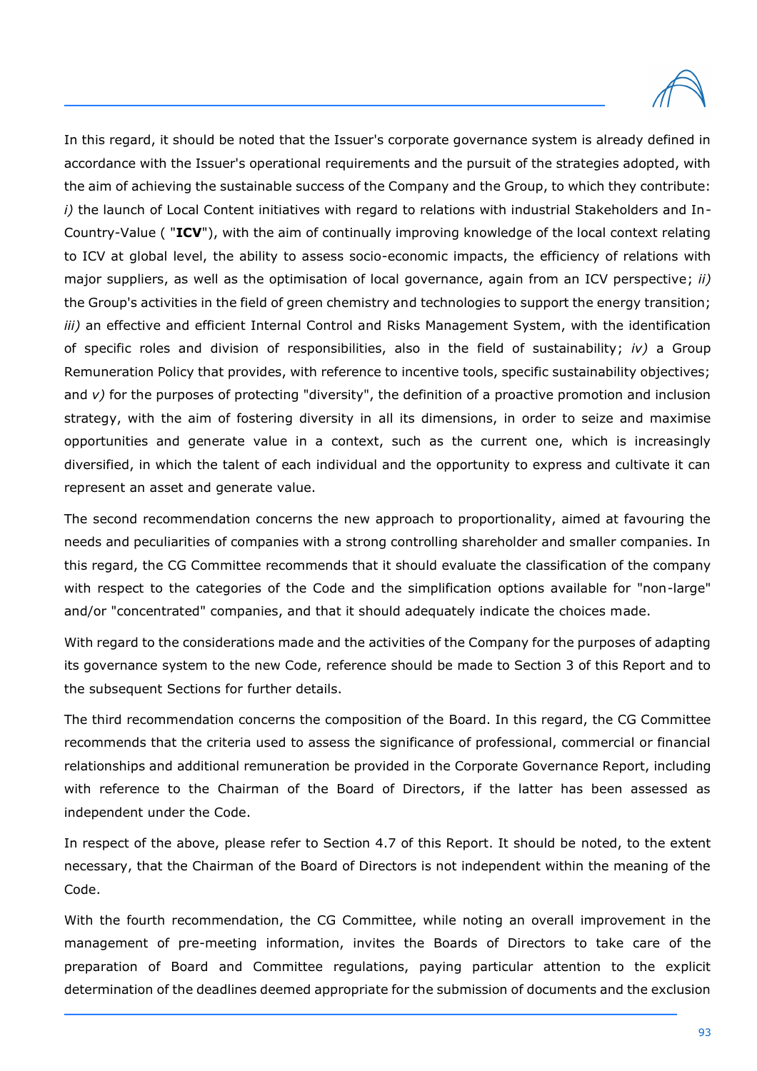In this regard, it should be noted that the Issuer's corporate governance system is already defined in accordance with the Issuer's operational requirements and the pursuit of the strategies adopted, with the aim of achieving the sustainable success of the Company and the Group, to which they contribute: *i)* the launch of Local Content initiatives with regard to relations with industrial Stakeholders and In-Country-Value ( "**ICV**"), with the aim of continually improving knowledge of the local context relating to ICV at global level, the ability to assess socio-economic impacts, the efficiency of relations with major suppliers, as well as the optimisation of local governance, again from an ICV perspective; *ii)* the Group's activities in the field of green chemistry and technologies to support the energy transition; *iii)* an effective and efficient Internal Control and Risks Management System, with the identification of specific roles and division of responsibilities, also in the field of sustainability; *iv)* a Group Remuneration Policy that provides, with reference to incentive tools, specific sustainability objectives; and *v)* for the purposes of protecting "diversity", the definition of a proactive promotion and inclusion strategy, with the aim of fostering diversity in all its dimensions, in order to seize and maximise opportunities and generate value in a context, such as the current one, which is increasingly diversified, in which the talent of each individual and the opportunity to express and cultivate it can represent an asset and generate value.

The second recommendation concerns the new approach to proportionality, aimed at favouring the needs and peculiarities of companies with a strong controlling shareholder and smaller companies. In this regard, the CG Committee recommends that it should evaluate the classification of the company with respect to the categories of the Code and the simplification options available for "non-large" and/or "concentrated" companies, and that it should adequately indicate the choices made.

With regard to the considerations made and the activities of the Company for the purposes of adapting its governance system to the new Code, reference should be made to Section 3 of this Report and to the subsequent Sections for further details.

The third recommendation concerns the composition of the Board. In this regard, the CG Committee recommends that the criteria used to assess the significance of professional, commercial or financial relationships and additional remuneration be provided in the Corporate Governance Report, including with reference to the Chairman of the Board of Directors, if the latter has been assessed as independent under the Code.

In respect of the above, please refer to Section 4.7 of this Report. It should be noted, to the extent necessary, that the Chairman of the Board of Directors is not independent within the meaning of the Code.

With the fourth recommendation, the CG Committee, while noting an overall improvement in the management of pre-meeting information, invites the Boards of Directors to take care of the preparation of Board and Committee regulations, paying particular attention to the explicit determination of the deadlines deemed appropriate for the submission of documents and the exclusion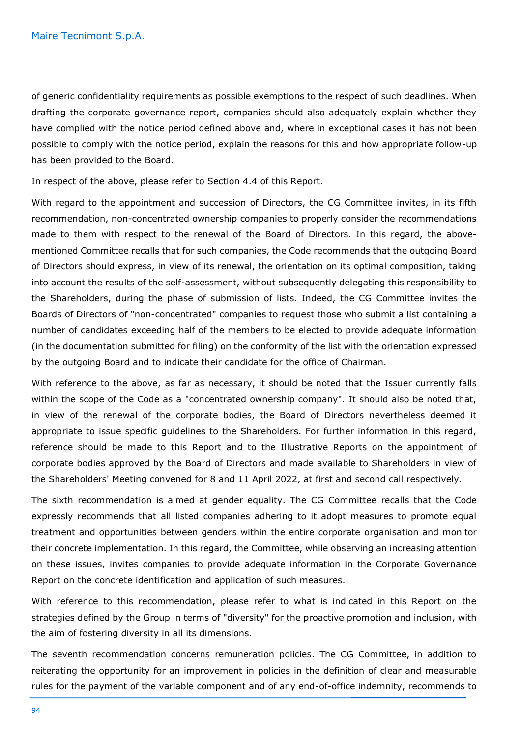of generic confidentiality requirements as possible exemptions to the respect of such deadlines. When drafting the corporate governance report, companies should also adequately explain whether they have complied with the notice period defined above and, where in exceptional cases it has not been possible to comply with the notice period, explain the reasons for this and how appropriate follow-up has been provided to the Board.

In respect of the above, please refer to Section 4.4 of this Report.

With regard to the appointment and succession of Directors, the CG Committee invites, in its fifth recommendation, non-concentrated ownership companies to properly consider the recommendations made to them with respect to the renewal of the Board of Directors. In this regard, the above-mentioned Committee recalls that for such companies, the Code recommends that the outgoing Board of Directors should express, in view of its renewal, the orientation on its optimal composition, taking into account the results of the self-assessment, without subsequently delegating this responsibility to the Shareholders, during the phase of submission of lists. Indeed, the CG Committee invites the Boards of Directors of "non-concentrated" companies to request those who submit a list containing a number of candidates exceeding half of the members to be elected to provide adequate information (in the documentation submitted for filing) on the conformity of the list with the orientation expressed by the outgoing Board and to indicate their candidate for the office of Chairman.

With reference to the above, as far as necessary, it should be noted that the Issuer currently falls within the scope of the Code as a "concentrated ownership company". It should also be noted that, in view of the renewal of the corporate bodies, the Board of Directors nevertheless deemed it appropriate to issue specific guidelines to the Shareholders. For further information in this regard, reference should be made to this Report and to the Illustrative Reports on the appointment of corporate bodies approved by the Board of Directors and made available to Shareholders in view of the Shareholders' Meeting convened for 8 and 11 April 2022, at first and second call respectively.

The sixth recommendation is aimed at gender equality. The CG Committee recalls that the Code expressly recommends that all listed companies adhering to it adopt measures to promote equal treatment and opportunities between genders within the entire corporate organisation and monitor their concrete implementation. In this regard, the Committee, while observing an increasing attention on these issues, invites companies to provide adequate information in the Corporate Governance Report on the concrete identification and application of such measures.

With reference to this recommendation, please refer to what is indicated in this Report on the strategies defined by the Group in terms of "diversity" for the proactive promotion and inclusion, with the aim of fostering diversity in all its dimensions.

The seventh recommendation concerns remuneration policies. The CG Committee, in addition to reiterating the opportunity for an improvement in policies in the definition of clear and measurable rules for the payment of the variable component and of any end-of-office indemnity, recommends to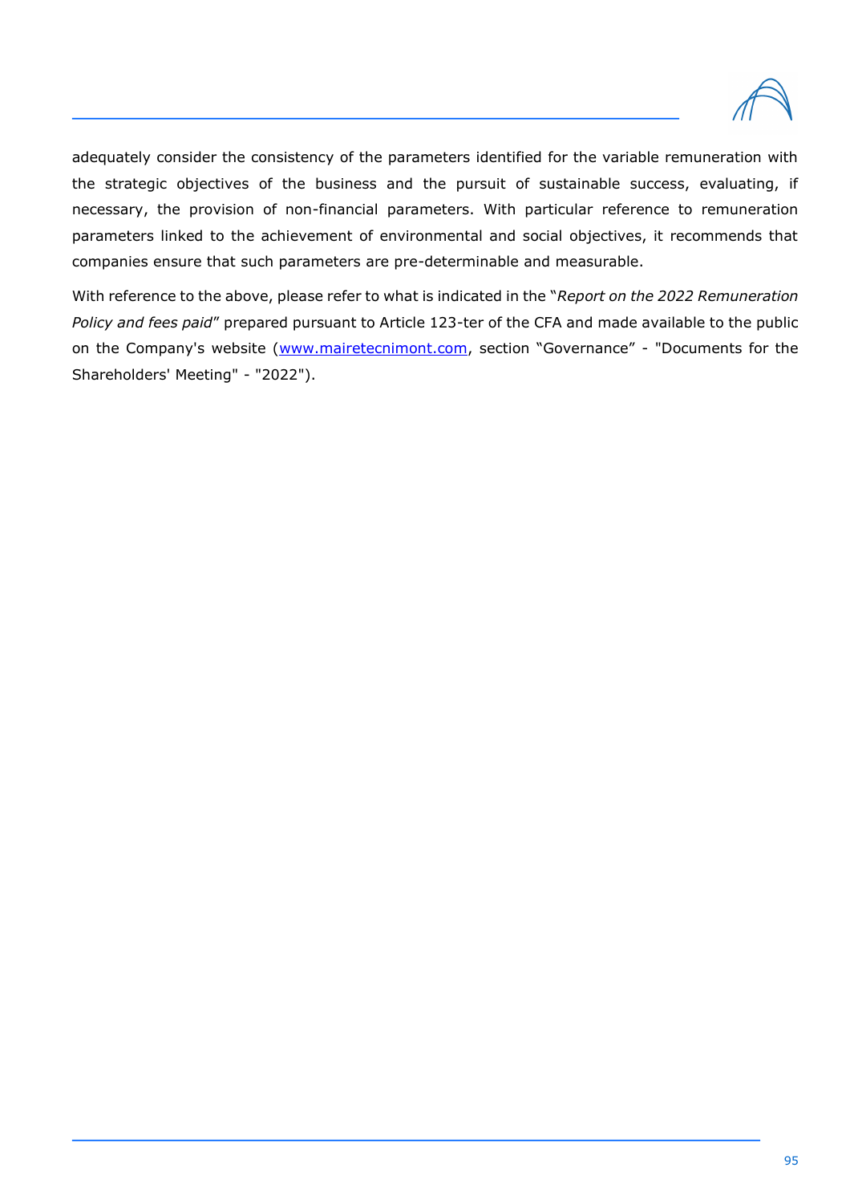adequately consider the consistency of the parameters identified for the variable remuneration with the strategic objectives of the business and the pursuit of sustainable success, evaluating, if necessary, the provision of non-financial parameters. With particular reference to remuneration parameters linked to the achievement of environmental and social objectives, it recommends that companies ensure that such parameters are pre-determinable and measurable.

With reference to the above, please refer to what is indicated in the "*Report on the 2022 Remuneration Policy and fees paid*" prepared pursuant to Article 123-ter of the CFA and made available to the public on the Company's website (www.mairetecnimont.com, section "Governance" - "Documents for the Shareholders' Meeting" - "2022").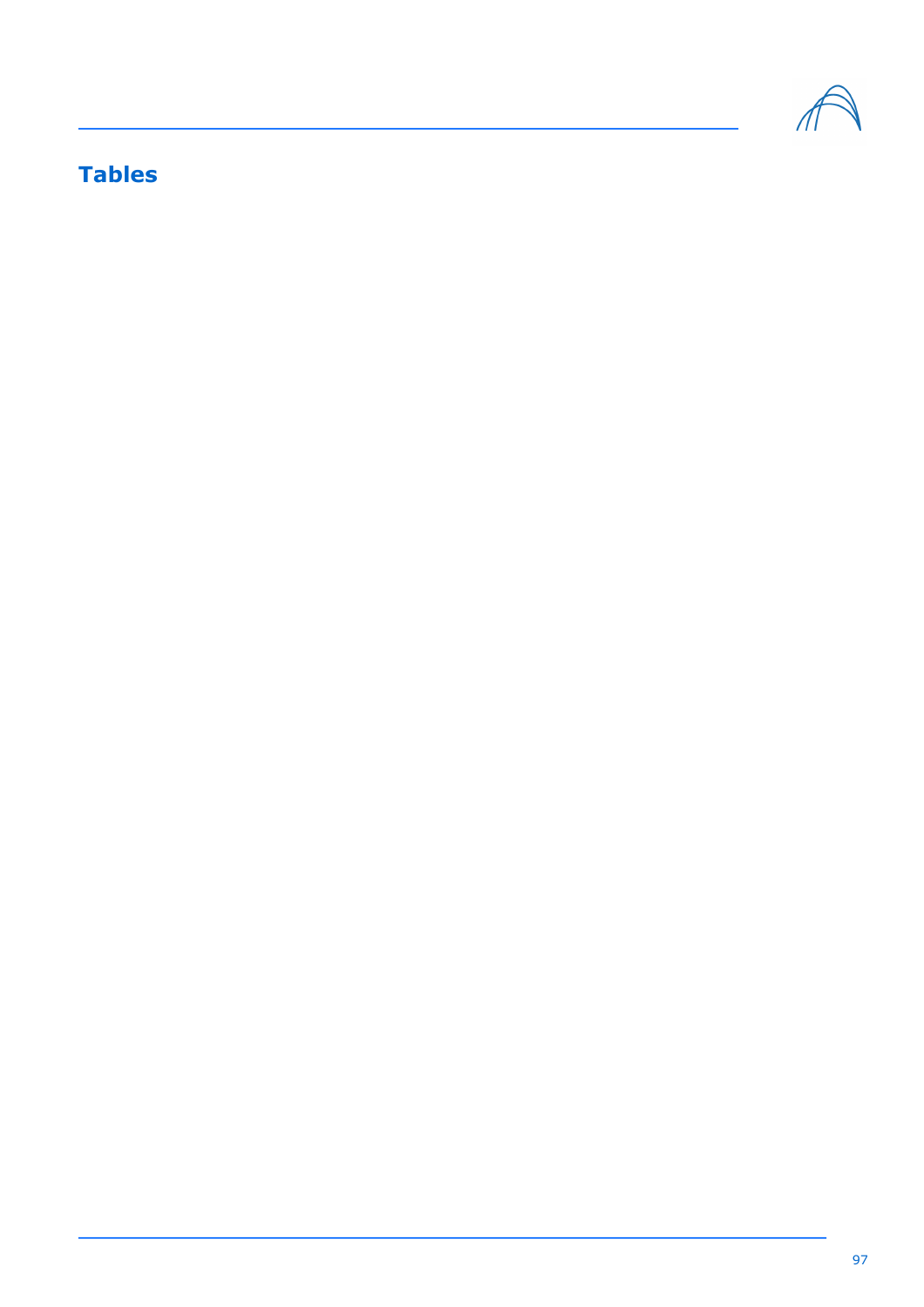## Tables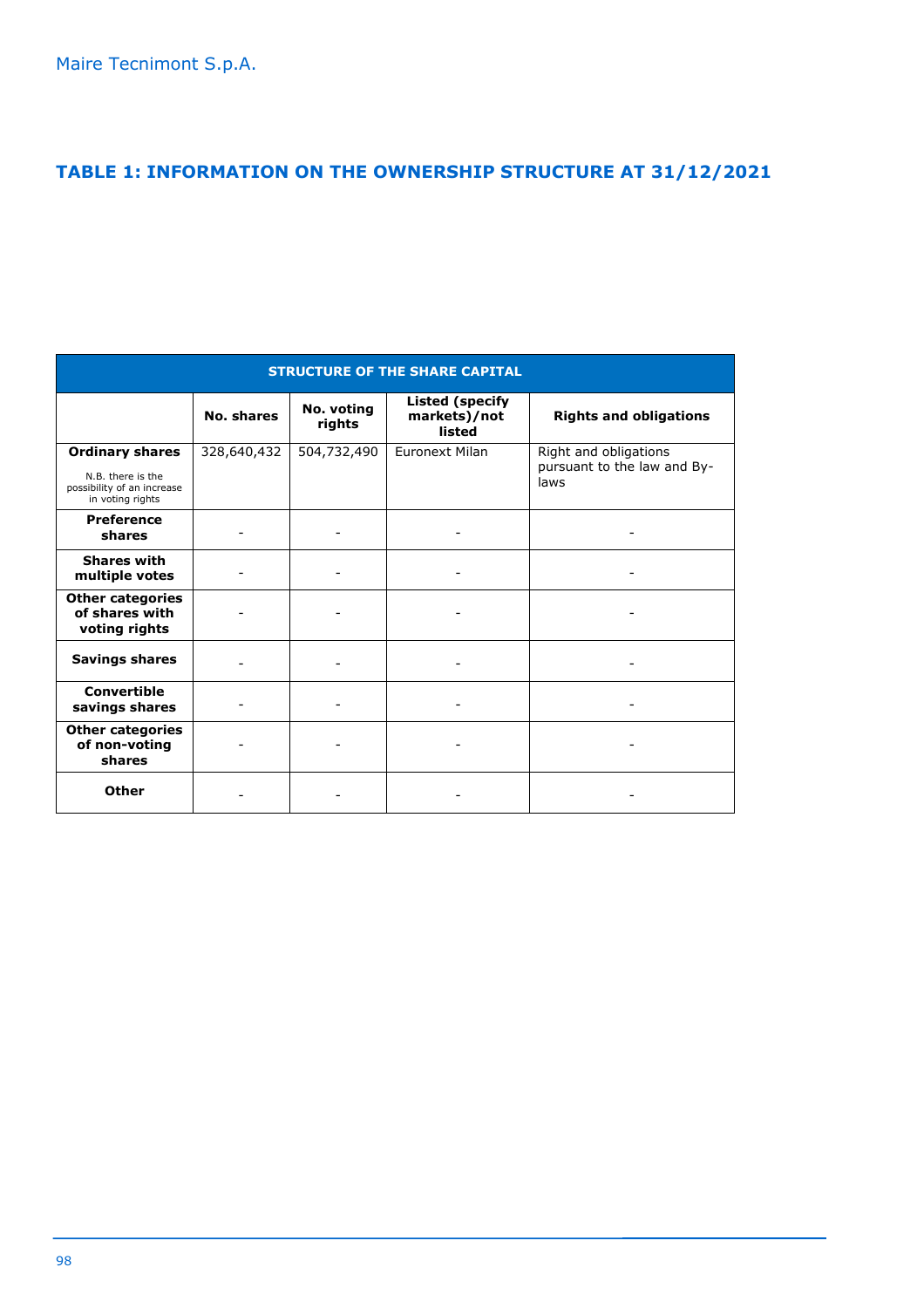# TABLE 1: INFORMATION ON THE OWNERSHIP STRUCTURE AT 31/12/2021

| STRUCTURE OF THE SHARE CAPITAL | | | | |
|---|---|---|---|---|
| | **No. shares** | **No. voting rights** | **Listed (specify markets)/not listed** | **Rights and obligations** |
| **Ordinary shares** N.B. there is the possibility of an increase in voting rights | 328,640,432 | 504,732,490 | Euronext Milan | Right and obligations pursuant to the law and By-laws |
| **Preference shares** | - | - | - | - |
| **Shares with multiple votes** | - | - | - | - |
| **Other categories of shares with voting rights** | - | - | - | - |
| **Savings shares** | - | - | - | - |
| **Convertible savings shares** | - | - | - | - |
| **Other categories of non-voting shares** | - | - | - | - |
| **Other** | - | - | - | - |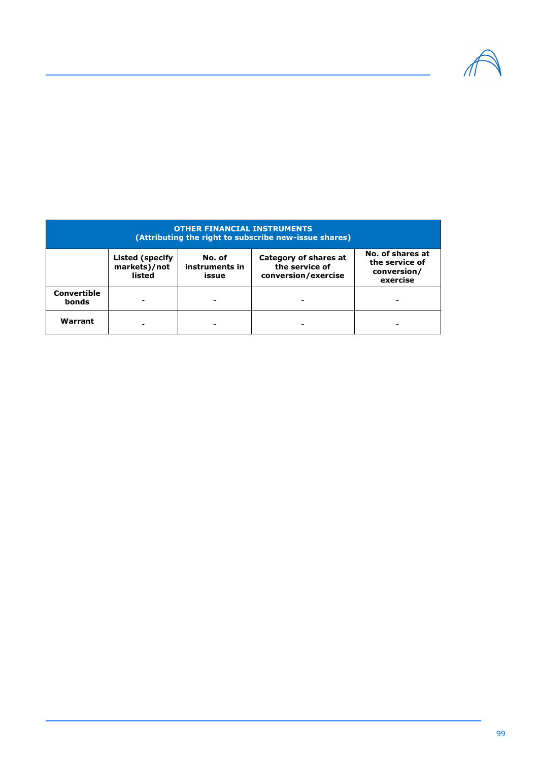| OTHER FINANCIAL INSTRUMENTS (Attributing the right to subscribe new-issue shares) | | | | |
|---|---|---|---|---|
| | **Listed (specify markets)/not listed** | **No. of instruments in issue** | **Category of shares at the service of conversion/exercise** | **No. of shares at the service of conversion/ exercise** |
| **Convertible bonds** | - | - | - | - |
| **Warrant** | - | - | - | - |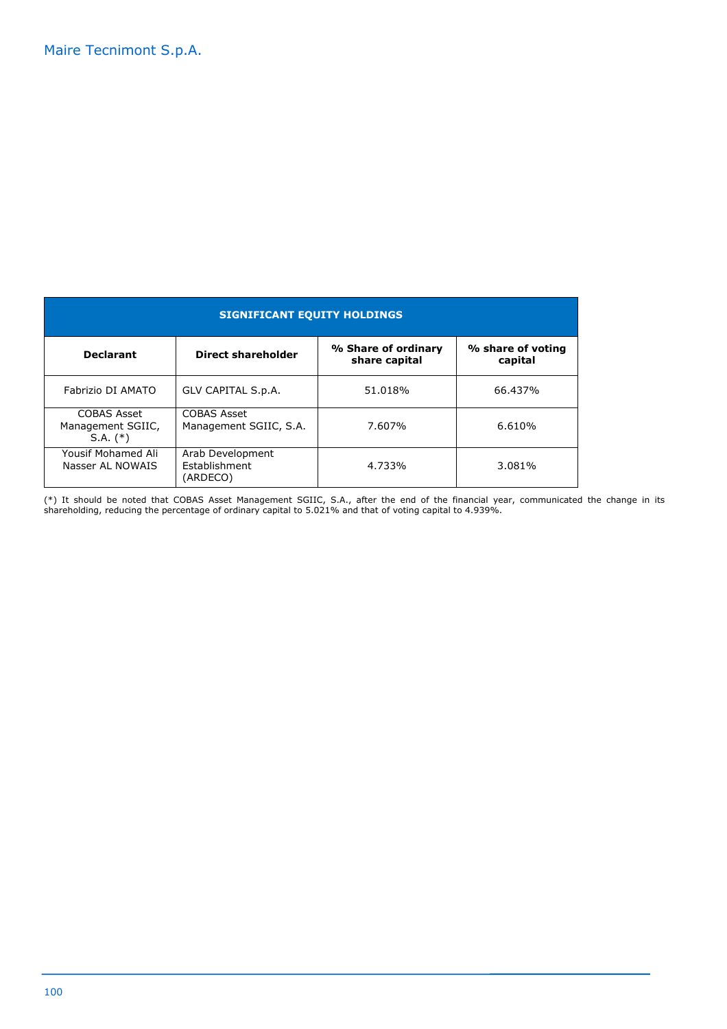| SIGNIFICANT EQUITY HOLDINGS | | | |
|---|---|---|---|
| **Declarant** | **Direct shareholder** | **% Share of ordinary share capital** | **% share of voting capital** |
| Fabrizio DI AMATO | GLV CAPITAL S.p.A. | 51.018% | 66.437% |
| COBAS Asset Management SGIIC, S.A. (*) | COBAS Asset Management SGIIC, S.A. | 7.607% | 6.610% |
| Yousif Mohamed Ali Nasser AL NOWAIS | Arab Development Establishment (ARDECO) | 4.733% | 3.081% |

(*) It should be noted that COBAS Asset Management SGIIC, S.A., after the end of the financial year, communicated the change in its shareholding, reducing the percentage of ordinary capital to 5.021% and that of voting capital to 4.939%.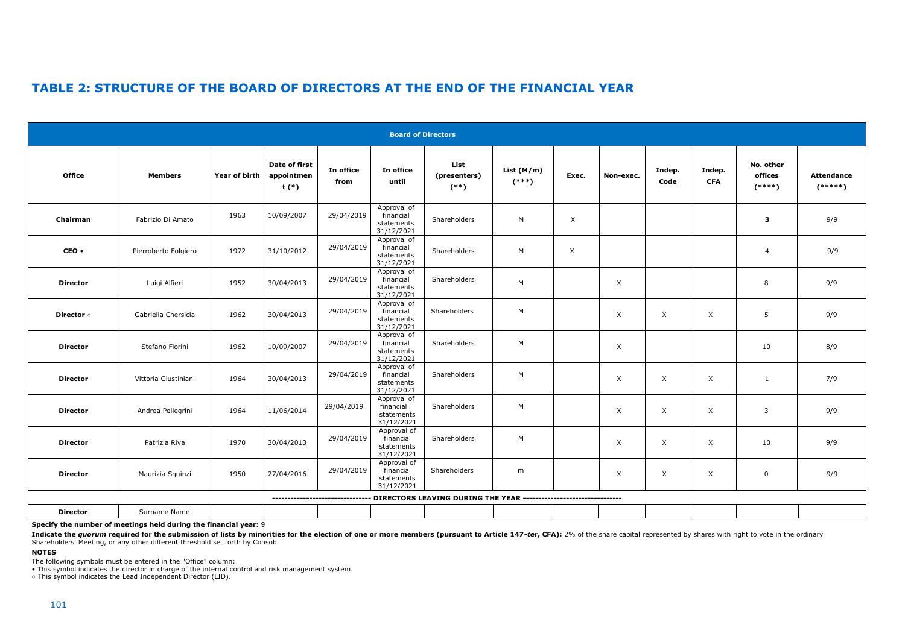## TABLE 2: STRUCTURE OF THE BOARD OF DIRECTORS AT THE END OF THE FINANCIAL YEAR

| Board of Directors | | | | | | | | | | | | | |
|---|---|---|---|---|---|---|---|---|---|---|---|---|---|
| Office | Members | Year of birth | Date of first appointment (*) | In office from | In office until | List (presenters) (**) | List (M/m) (***) | Exec. | Non-exec. | Indep. Code | Indep. CFA | No. other offices (****) | Attendance (*****) |
| Chairman | Fabrizio Di Amato | 1963 | 10/09/2007 | 29/04/2019 | Approval of financial statements 31/12/2021 | Shareholders | M | X | | | | 3 | 9/9 |
| CEO • | Pierroberto Folgiero | 1972 | 31/10/2012 | 29/04/2019 | Approval of financial statements 31/12/2021 | Shareholders | M | X | | | | 4 | 9/9 |
| Director | Luigi Alfieri | 1952 | 30/04/2013 | 29/04/2019 | Approval of financial statements 31/12/2021 | Shareholders | M | | X | | | 8 | 9/9 |
| Director ○ | Gabriella Chersicla | 1962 | 30/04/2013 | 29/04/2019 | Approval of financial statements 31/12/2021 | Shareholders | M | | X | X | X | 5 | 9/9 |
| Director | Stefano Fiorini | 1962 | 10/09/2007 | 29/04/2019 | Approval of financial statements 31/12/2021 | Shareholders | M | | X | | | 10 | 8/9 |
| Director | Vittoria Giustiniani | 1964 | 30/04/2013 | 29/04/2019 | Approval of financial statements 31/12/2021 | Shareholders | M | | X | X | X | 1 | 7/9 |
| Director | Andrea Pellegrini | 1964 | 11/06/2014 | 29/04/2019 | Approval of financial statements 31/12/2021 | Shareholders | M | | X | X | X | 3 | 9/9 |
| Director | Patrizia Riva | 1970 | 30/04/2013 | 29/04/2019 | Approval of financial statements 31/12/2021 | Shareholders | M | | X | X | X | 10 | 9/9 |
| Director | Maurizia Squinzi | 1950 | 27/04/2016 | 29/04/2019 | Approval of financial statements 31/12/2021 | Shareholders | m | | X | X | X | 0 | 9/9 |
| -------------------------------- DIRECTORS LEAVING DURING THE YEAR -------------------------------- | | | | | | | | | | | | | |
| Director | Surname Name | | | | | | | | | | | | |

**Specify the number of meetings held during the financial year:** 9

**Indicate the *quorum* required for the submission of lists by minorities for the election of one or more members (pursuant to Article 147-*ter*, CFA):** 2% of the share capital represented by shares with right to vote in the ordinary Shareholders' Meeting, or any other different threshold set forth by Consob

**NOTES**

The following symbols must be entered in the "Office" column:

• This symbol indicates the director in charge of the internal control and risk management system.

○ This symbol indicates the Lead Independent Director (LID).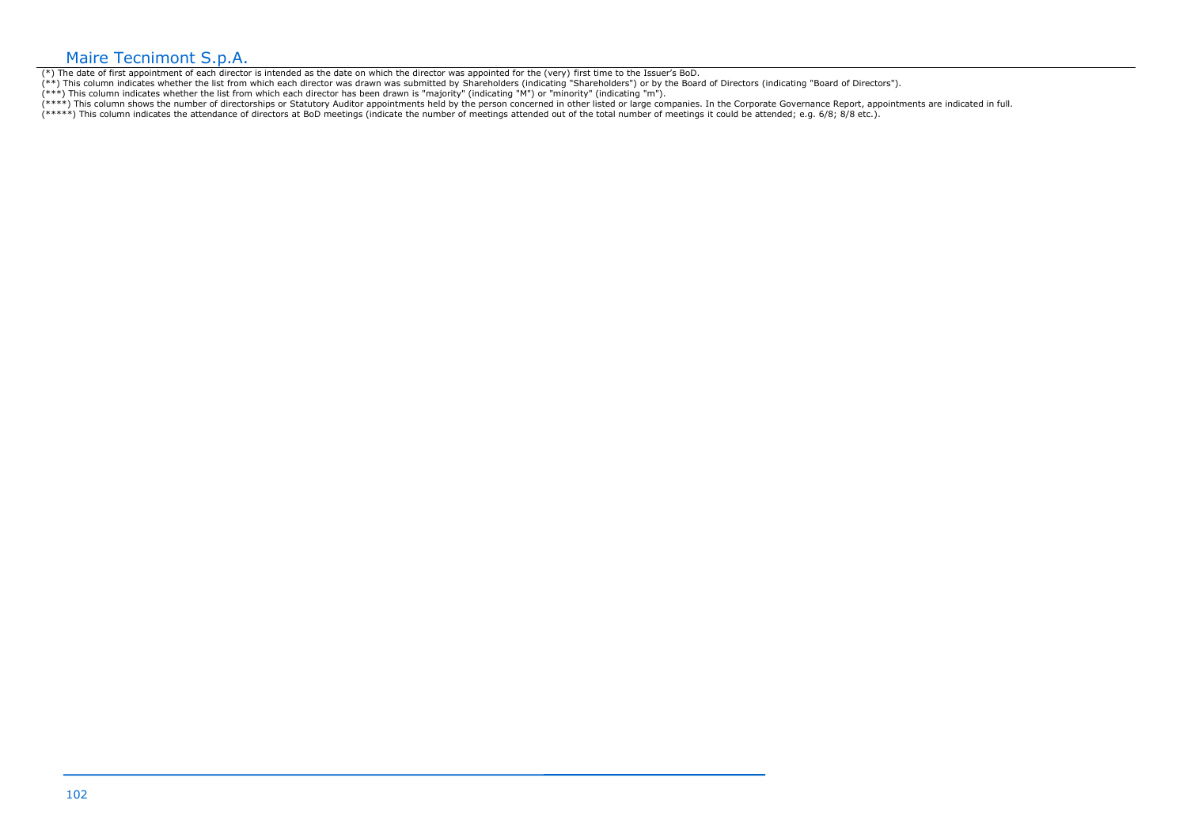(*) The date of first appointment of each director is intended as the date on which the director was appointed for the (very) first time to the Issuer's BoD.
(**) This column indicates whether the list from which each director was drawn was submitted by Shareholders (indicating "Shareholders") or by the Board of Directors (indicating "Board of Directors").
(***) This column indicates whether the list from which each director has been drawn is "majority" (indicating "M") or "minority" (indicating "m").
(****) This column shows the number of directorships or Statutory Auditor appointments held by the person concerned in other listed or large companies. In the Corporate Governance Report, appointments are indicated in full.
(*****) This column indicates the attendance of directors at BoD meetings (indicate the number of meetings attended out of the total number of meetings it could be attended; e.g. 6/8; 8/8 etc.).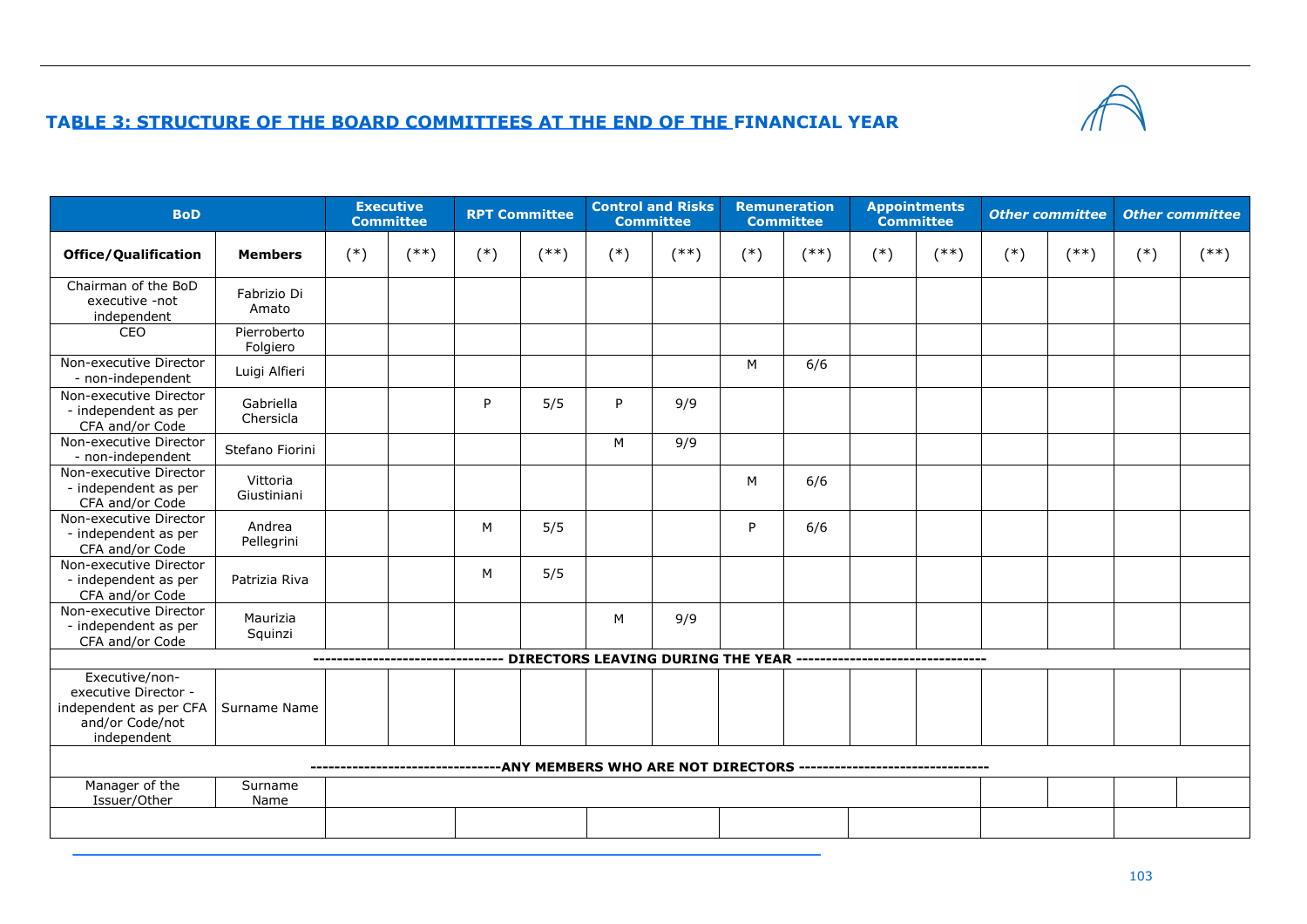## TABLE 3: STRUCTURE OF THE BOARD COMMITTEES AT THE END OF THE FINANCIAL YEAR

| BoD | | Executive Committee | | RPT Committee | | Control and Risks Committee | | Remuneration Committee | | Appointments Committee | | *Other committee* | | *Other committee* | |
|---|---|---|---|---|---|---|---|---|---|---|---|---|---|---|---|
| **Office/Qualification** | **Members** | (*) | (**) | (*) | (**) | (*) | (**) | (*) | (**) | (*) | (**) | (*) | (**) | (*) | (**) |
| Chairman of the BoD executive -not independent | Fabrizio Di Amato | | | | | | | | | | | | | | |
| CEO | Pierroberto Folgiero | | | | | | | | | | | | | | |
| Non-executive Director - non-independent | Luigi Alfieri | | | | | | | M | 6/6 | | | | | | |
| Non-executive Director - independent as per CFA and/or Code | Gabriella Chersicla | | | P | 5/5 | P | 9/9 | | | | | | | | |
| Non-executive Director - non-independent | Stefano Fiorini | | | | | M | 9/9 | | | | | | | | |
| Non-executive Director - independent as per CFA and/or Code | Vittoria Giustiniani | | | | | | | M | 6/6 | | | | | | |
| Non-executive Director - independent as per CFA and/or Code | Andrea Pellegrini | | | M | 5/5 | | | P | 6/6 | | | | | | |
| Non-executive Director - independent as per CFA and/or Code | Patrizia Riva | | | M | 5/5 | | | | | | | | | | |
| Non-executive Director - independent as per CFA and/or Code | Maurizia Squinzi | | | | | M | 9/9 | | | | | | | | |
| ------------------------------ DIRECTORS LEAVING DURING THE YEAR ------------------------------ | | | | | | | | | | | | | | | |
| Executive/non-executive Director - independent as per CFA and/or Code/not independent | Surname Name | | | | | | | | | | | | | | |
| ------------------------------ANY MEMBERS WHO ARE NOT DIRECTORS ------------------------------ | | | | | | | | | | | | | | | |
| Manager of the Issuer/Other | Surname Name | | | | | | | | | | | | | | |
| | | | | | | | | | | | | | | | |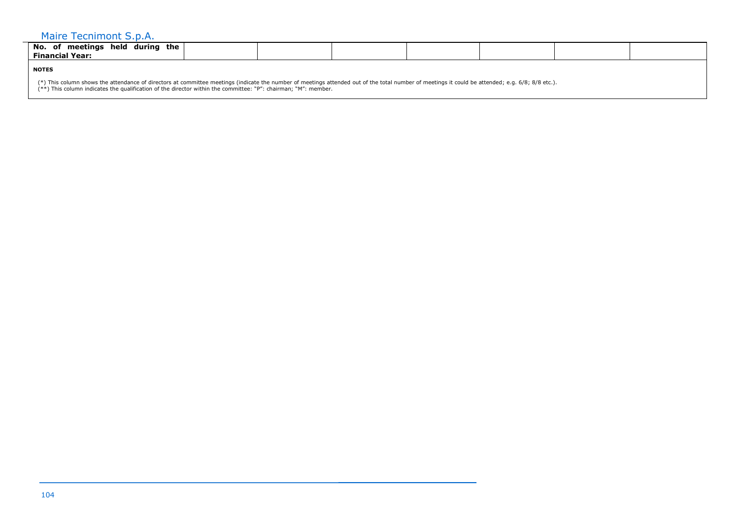| No. of meetings held during the Financial Year: | | | | | | | |
|---|---|---|---|---|---|---|---|

**NOTES**

(*) This column shows the attendance of directors at committee meetings (indicate the number of meetings attended out of the total number of meetings it could be attended; e.g. 6/8; 8/8 etc.).
(**) This column indicates the qualification of the director within the committee: "P": chairman; "M": member.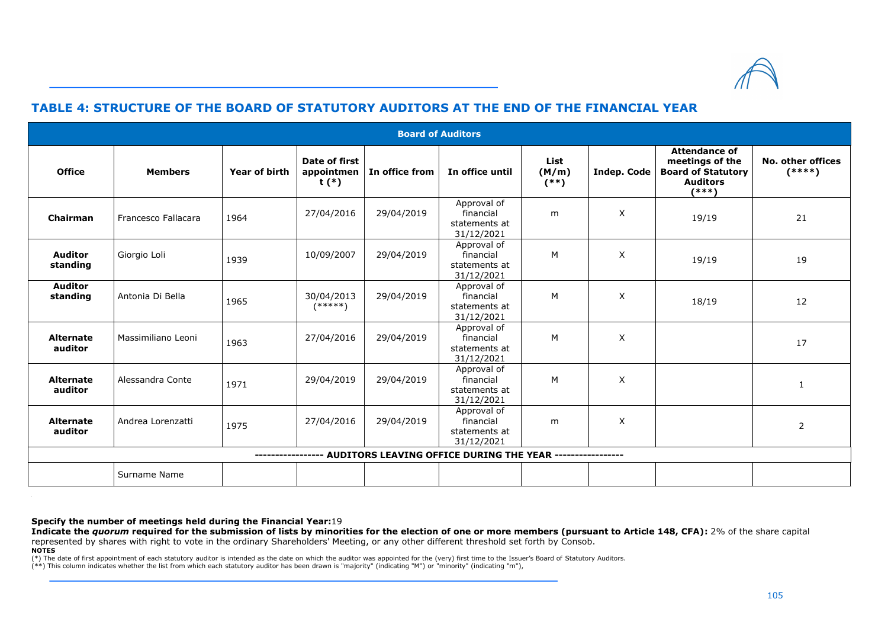## TABLE 4: STRUCTURE OF THE BOARD OF STATUTORY AUDITORS AT THE END OF THE FINANCIAL YEAR

| Board of Auditors | | | | | | | | | |
|---|---|---|---|---|---|---|---|---|---|
| **Office** | **Members** | **Year of birth** | **Date of first appointment (*)** | **In office from** | **In office until** | **List (M/m) (**)** | **Indep. Code** | **Attendance of meetings of the Board of Statutory Auditors (***)** | **No. other offices (****)** |
| **Chairman** | Francesco Fallacara | 1964 | 27/04/2016 | 29/04/2019 | Approval of financial statements at 31/12/2021 | m | X | 19/19 | 21 |
| **Auditor standing** | Giorgio Loli | 1939 | 10/09/2007 | 29/04/2019 | Approval of financial statements at 31/12/2021 | M | X | 19/19 | 19 |
| **Auditor standing** | Antonia Di Bella | 1965 | 30/04/2013 (*****) | 29/04/2019 | Approval of financial statements at 31/12/2021 | M | X | 18/19 | 12 |
| **Alternate auditor** | Massimiliano Leoni | 1963 | 27/04/2016 | 29/04/2019 | Approval of financial statements at 31/12/2021 | M | X | | 17 |
| **Alternate auditor** | Alessandra Conte | 1971 | 29/04/2019 | 29/04/2019 | Approval of financial statements at 31/12/2021 | M | X | | 1 |
| **Alternate auditor** | Andrea Lorenzatti | 1975 | 27/04/2016 | 29/04/2019 | Approval of financial statements at 31/12/2021 | m | X | | 2 |
| **---------------- AUDITORS LEAVING OFFICE DURING THE YEAR -----------------** | | | | | | | | | |
| | Surname Name | | | | | | | | |

**Specify the number of meetings held during the Financial Year:** 19

**Indicate the *quorum* required for the submission of lists by minorities for the election of one or more members (pursuant to Article 148, CFA):** 2% of the share capital represented by shares with right to vote in the ordinary Shareholders' Meeting, or any other different threshold set forth by Consob.

**NOTES**

(*) The date of first appointment of each statutory auditor is intended as the date on which the auditor was appointed for the (very) first time to the Issuer's Board of Statutory Auditors.

(**) This column indicates whether the list from which each statutory auditor has been drawn is "majority" (indicating "M") or "minority" (indicating "m"),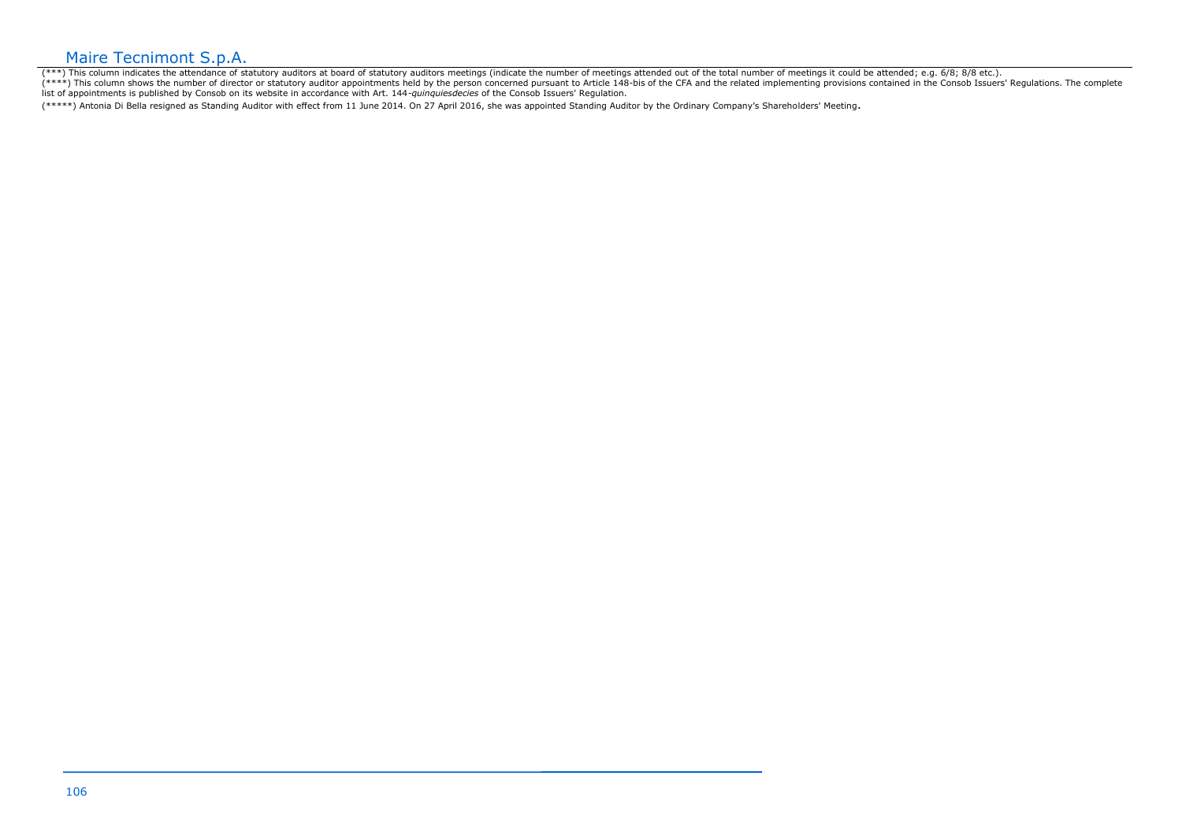(***) This column indicates the attendance of statutory auditors at board of statutory auditors meetings (indicate the number of meetings attended out of the total number of meetings it could be attended; e.g. 6/8; 8/8 etc.).

(****) This column shows the number of director or statutory auditor appointments held by the person concerned pursuant to Article 148-bis of the CFA and the related implementing provisions contained in the Consob Issuers' Regulations. The complete list of appointments is published by Consob on its website in accordance with Art. 144-*quinquiesdecies* of the Consob Issuers' Regulation.

(*****) Antonia Di Bella resigned as Standing Auditor with effect from 11 June 2014. On 27 April 2016, she was appointed Standing Auditor by the Ordinary Company's Shareholders' Meeting.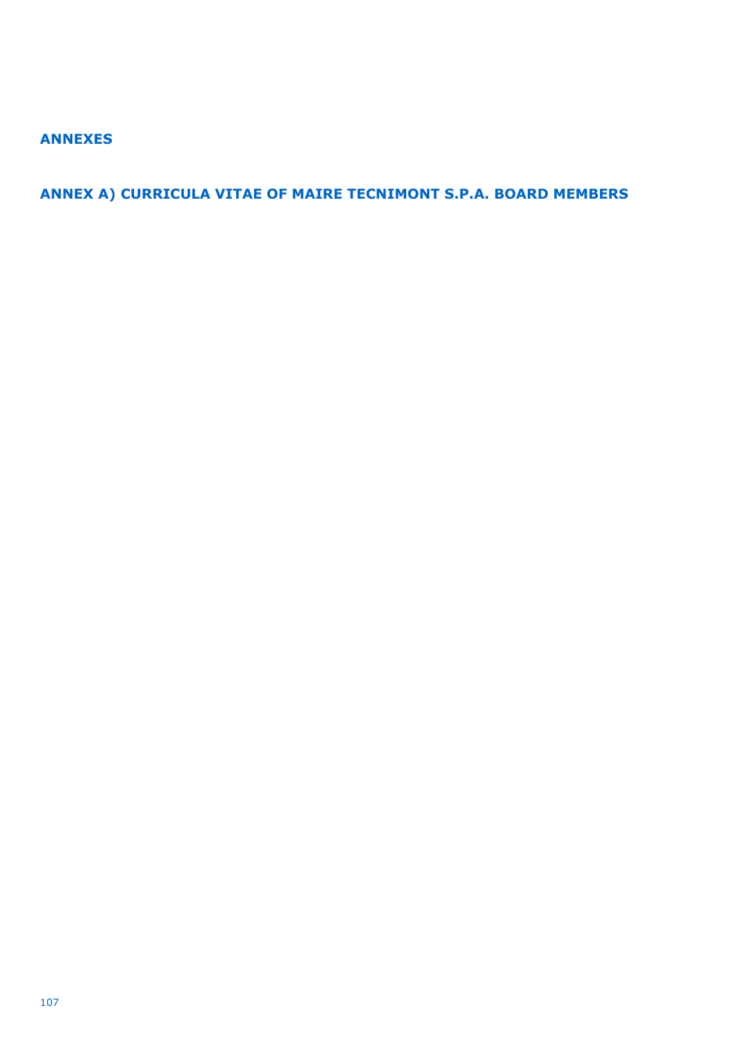# ANNEXES

## ANNEX A) CURRICULA VITAE OF MAIRE TECNIMONT S.P.A. BOARD MEMBERS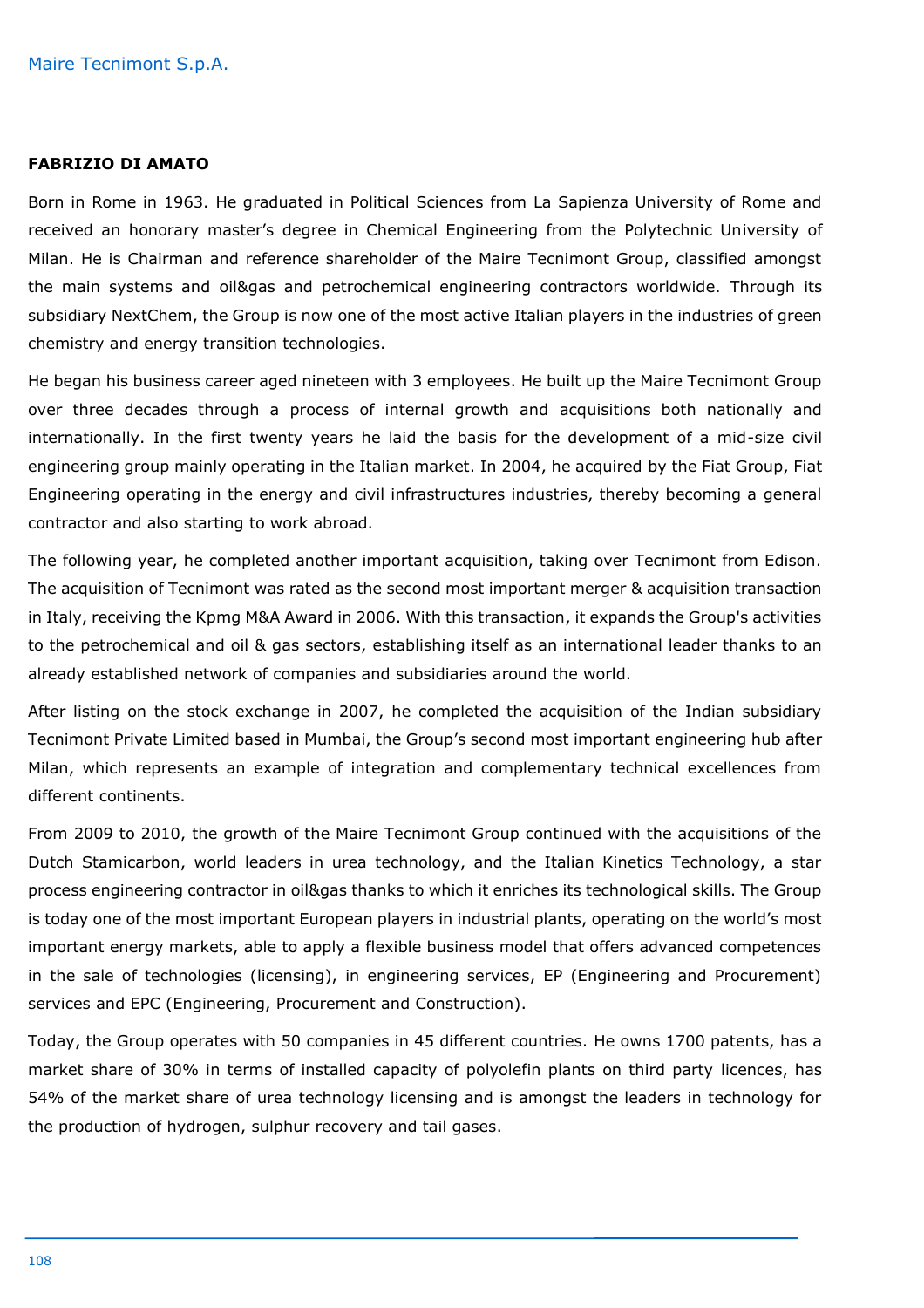**FABRIZIO DI AMATO**

Born in Rome in 1963. He graduated in Political Sciences from La Sapienza University of Rome and received an honorary master's degree in Chemical Engineering from the Polytechnic University of Milan. He is Chairman and reference shareholder of the Maire Tecnimont Group, classified amongst the main systems and oil&gas and petrochemical engineering contractors worldwide. Through its subsidiary NextChem, the Group is now one of the most active Italian players in the industries of green chemistry and energy transition technologies.

He began his business career aged nineteen with 3 employees. He built up the Maire Tecnimont Group over three decades through a process of internal growth and acquisitions both nationally and internationally. In the first twenty years he laid the basis for the development of a mid-size civil engineering group mainly operating in the Italian market. In 2004, he acquired by the Fiat Group, Fiat Engineering operating in the energy and civil infrastructures industries, thereby becoming a general contractor and also starting to work abroad.

The following year, he completed another important acquisition, taking over Tecnimont from Edison. The acquisition of Tecnimont was rated as the second most important merger & acquisition transaction in Italy, receiving the Kpmg M&A Award in 2006. With this transaction, it expands the Group's activities to the petrochemical and oil & gas sectors, establishing itself as an international leader thanks to an already established network of companies and subsidiaries around the world.

After listing on the stock exchange in 2007, he completed the acquisition of the Indian subsidiary Tecnimont Private Limited based in Mumbai, the Group's second most important engineering hub after Milan, which represents an example of integration and complementary technical excellences from different continents.

From 2009 to 2010, the growth of the Maire Tecnimont Group continued with the acquisitions of the Dutch Stamicarbon, world leaders in urea technology, and the Italian Kinetics Technology, a star process engineering contractor in oil&gas thanks to which it enriches its technological skills. The Group is today one of the most important European players in industrial plants, operating on the world's most important energy markets, able to apply a flexible business model that offers advanced competences in the sale of technologies (licensing), in engineering services, EP (Engineering and Procurement) services and EPC (Engineering, Procurement and Construction).

Today, the Group operates with 50 companies in 45 different countries. He owns 1700 patents, has a market share of 30% in terms of installed capacity of polyolefin plants on third party licences, has 54% of the market share of urea technology licensing and is amongst the leaders in technology for the production of hydrogen, sulphur recovery and tail gases.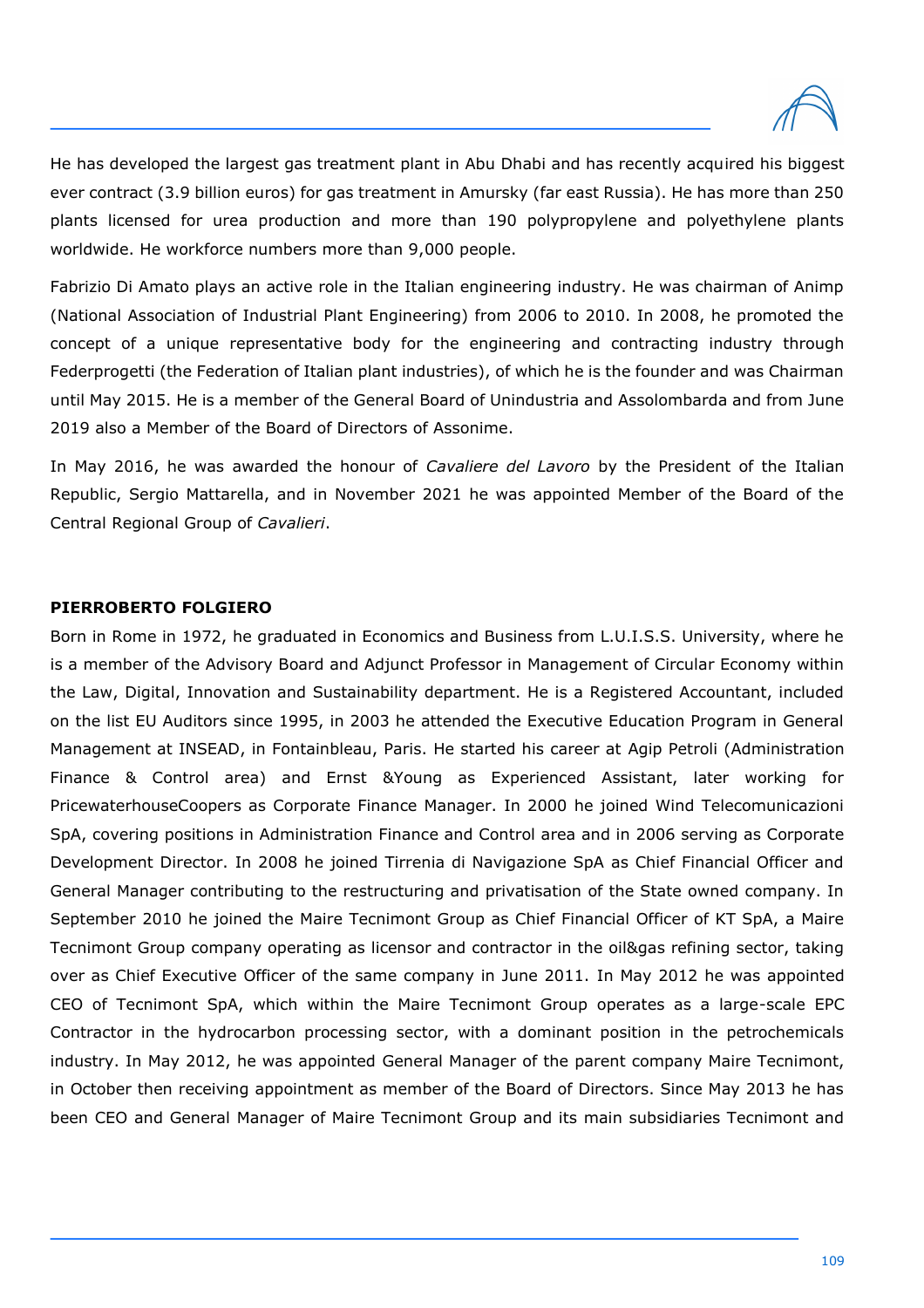He has developed the largest gas treatment plant in Abu Dhabi and has recently acquired his biggest ever contract (3.9 billion euros) for gas treatment in Amursky (far east Russia). He has more than 250 plants licensed for urea production and more than 190 polypropylene and polyethylene plants worldwide. He workforce numbers more than 9,000 people.

Fabrizio Di Amato plays an active role in the Italian engineering industry. He was chairman of Animp (National Association of Industrial Plant Engineering) from 2006 to 2010. In 2008, he promoted the concept of a unique representative body for the engineering and contracting industry through Federprogetti (the Federation of Italian plant industries), of which he is the founder and was Chairman until May 2015. He is a member of the General Board of Unindustria and Assolombarda and from June 2019 also a Member of the Board of Directors of Assonime.

In May 2016, he was awarded the honour of *Cavaliere del Lavoro* by the President of the Italian Republic, Sergio Mattarella, and in November 2021 he was appointed Member of the Board of the Central Regional Group of *Cavalieri*.

**PIERROBERTO FOLGIERO**

Born in Rome in 1972, he graduated in Economics and Business from L.U.I.S.S. University, where he is a member of the Advisory Board and Adjunct Professor in Management of Circular Economy within the Law, Digital, Innovation and Sustainability department. He is a Registered Accountant, included on the list EU Auditors since 1995, in 2003 he attended the Executive Education Program in General Management at INSEAD, in Fontainbleau, Paris. He started his career at Agip Petroli (Administration Finance & Control area) and Ernst &Young as Experienced Assistant, later working for PricewaterhouseCoopers as Corporate Finance Manager. In 2000 he joined Wind Telecomunicazioni SpA, covering positions in Administration Finance and Control area and in 2006 serving as Corporate Development Director. In 2008 he joined Tirrenia di Navigazione SpA as Chief Financial Officer and General Manager contributing to the restructuring and privatisation of the State owned company. In September 2010 he joined the Maire Tecnimont Group as Chief Financial Officer of KT SpA, a Maire Tecnimont Group company operating as licensor and contractor in the oil&gas refining sector, taking over as Chief Executive Officer of the same company in June 2011. In May 2012 he was appointed CEO of Tecnimont SpA, which within the Maire Tecnimont Group operates as a large-scale EPC Contractor in the hydrocarbon processing sector, with a dominant position in the petrochemicals industry. In May 2012, he was appointed General Manager of the parent company Maire Tecnimont, in October then receiving appointment as member of the Board of Directors. Since May 2013 he has been CEO and General Manager of Maire Tecnimont Group and its main subsidiaries Tecnimont and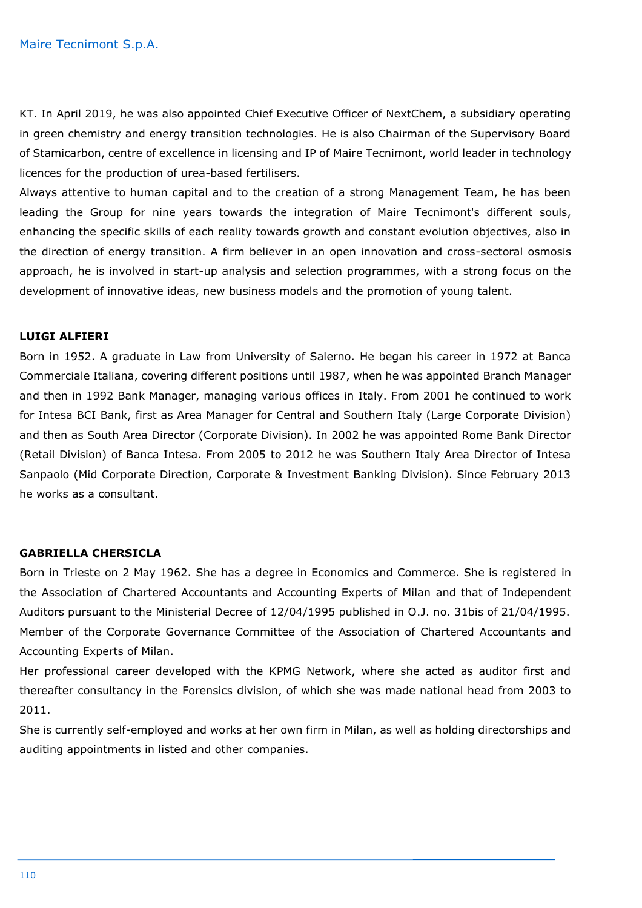KT. In April 2019, he was also appointed Chief Executive Officer of NextChem, a subsidiary operating in green chemistry and energy transition technologies. He is also Chairman of the Supervisory Board of Stamicarbon, centre of excellence in licensing and IP of Maire Tecnimont, world leader in technology licences for the production of urea-based fertilisers.

Always attentive to human capital and to the creation of a strong Management Team, he has been leading the Group for nine years towards the integration of Maire Tecnimont's different souls, enhancing the specific skills of each reality towards growth and constant evolution objectives, also in the direction of energy transition. A firm believer in an open innovation and cross-sectoral osmosis approach, he is involved in start-up analysis and selection programmes, with a strong focus on the development of innovative ideas, new business models and the promotion of young talent.

**LUIGI ALFIERI**

Born in 1952. A graduate in Law from University of Salerno. He began his career in 1972 at Banca Commerciale Italiana, covering different positions until 1987, when he was appointed Branch Manager and then in 1992 Bank Manager, managing various offices in Italy. From 2001 he continued to work for Intesa BCI Bank, first as Area Manager for Central and Southern Italy (Large Corporate Division) and then as South Area Director (Corporate Division). In 2002 he was appointed Rome Bank Director (Retail Division) of Banca Intesa. From 2005 to 2012 he was Southern Italy Area Director of Intesa Sanpaolo (Mid Corporate Direction, Corporate & Investment Banking Division). Since February 2013 he works as a consultant.

**GABRIELLA CHERSICLA**

Born in Trieste on 2 May 1962. She has a degree in Economics and Commerce. She is registered in the Association of Chartered Accountants and Accounting Experts of Milan and that of Independent Auditors pursuant to the Ministerial Decree of 12/04/1995 published in O.J. no. 31bis of 21/04/1995. Member of the Corporate Governance Committee of the Association of Chartered Accountants and Accounting Experts of Milan.

Her professional career developed with the KPMG Network, where she acted as auditor first and thereafter consultancy in the Forensics division, of which she was made national head from 2003 to 2011.

She is currently self-employed and works at her own firm in Milan, as well as holding directorships and auditing appointments in listed and other companies.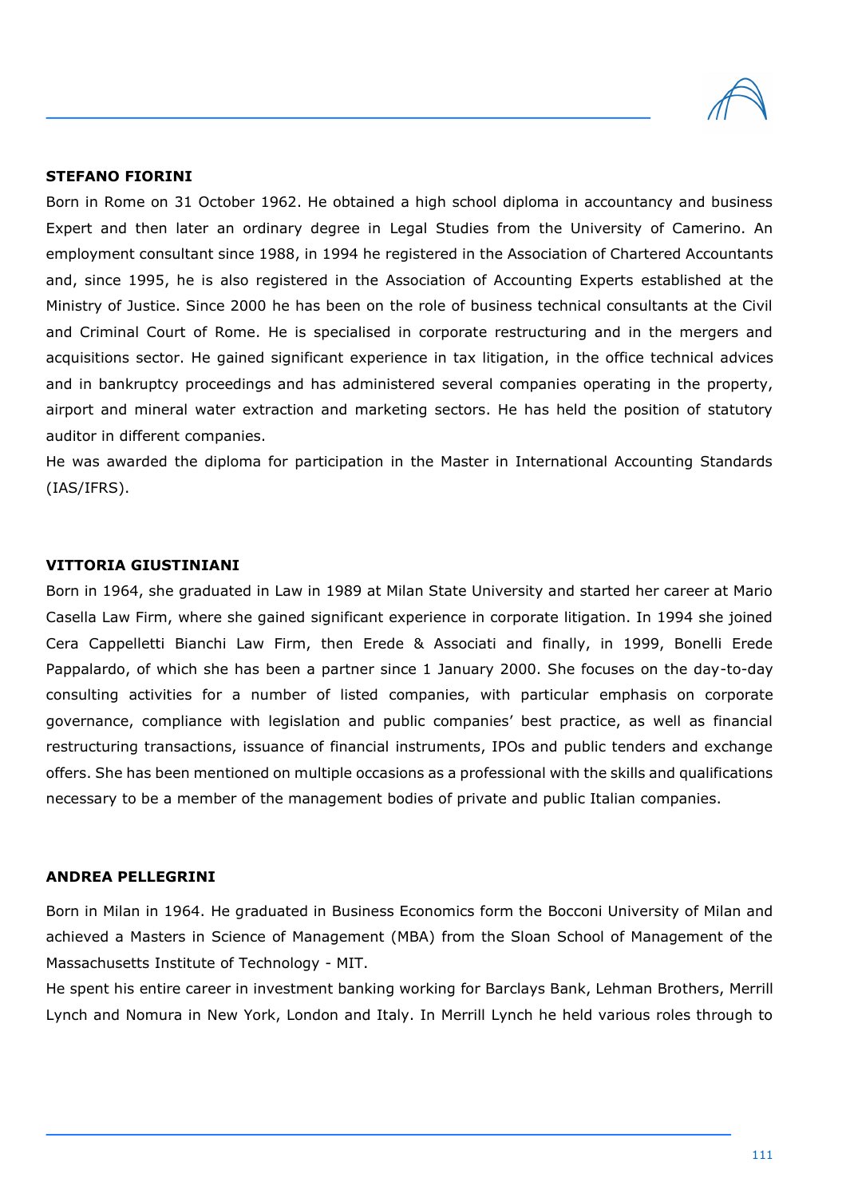**STEFANO FIORINI**

Born in Rome on 31 October 1962. He obtained a high school diploma in accountancy and business Expert and then later an ordinary degree in Legal Studies from the University of Camerino. An employment consultant since 1988, in 1994 he registered in the Association of Chartered Accountants and, since 1995, he is also registered in the Association of Accounting Experts established at the Ministry of Justice. Since 2000 he has been on the role of business technical consultants at the Civil and Criminal Court of Rome. He is specialised in corporate restructuring and in the mergers and acquisitions sector. He gained significant experience in tax litigation, in the office technical advices and in bankruptcy proceedings and has administered several companies operating in the property, airport and mineral water extraction and marketing sectors. He has held the position of statutory auditor in different companies.

He was awarded the diploma for participation in the Master in International Accounting Standards (IAS/IFRS).

**VITTORIA GIUSTINIANI**

Born in 1964, she graduated in Law in 1989 at Milan State University and started her career at Mario Casella Law Firm, where she gained significant experience in corporate litigation. In 1994 she joined Cera Cappelletti Bianchi Law Firm, then Erede & Associati and finally, in 1999, Bonelli Erede Pappalardo, of which she has been a partner since 1 January 2000. She focuses on the day-to-day consulting activities for a number of listed companies, with particular emphasis on corporate governance, compliance with legislation and public companies' best practice, as well as financial restructuring transactions, issuance of financial instruments, IPOs and public tenders and exchange offers. She has been mentioned on multiple occasions as a professional with the skills and qualifications necessary to be a member of the management bodies of private and public Italian companies.

**ANDREA PELLEGRINI**

Born in Milan in 1964. He graduated in Business Economics form the Bocconi University of Milan and achieved a Masters in Science of Management (MBA) from the Sloan School of Management of the Massachusetts Institute of Technology - MIT.

He spent his entire career in investment banking working for Barclays Bank, Lehman Brothers, Merrill Lynch and Nomura in New York, London and Italy. In Merrill Lynch he held various roles through to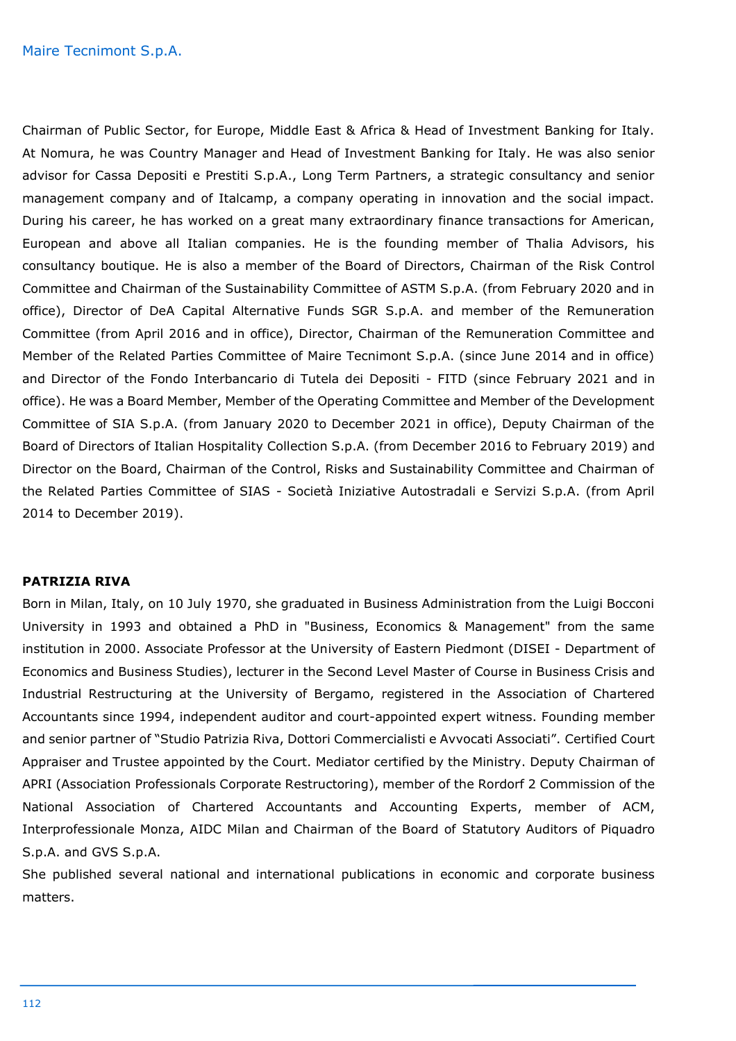Chairman of Public Sector, for Europe, Middle East & Africa & Head of Investment Banking for Italy. At Nomura, he was Country Manager and Head of Investment Banking for Italy. He was also senior advisor for Cassa Depositi e Prestiti S.p.A., Long Term Partners, a strategic consultancy and senior management company and of Italcamp, a company operating in innovation and the social impact. During his career, he has worked on a great many extraordinary finance transactions for American, European and above all Italian companies. He is the founding member of Thalia Advisors, his consultancy boutique. He is also a member of the Board of Directors, Chairman of the Risk Control Committee and Chairman of the Sustainability Committee of ASTM S.p.A. (from February 2020 and in office), Director of DeA Capital Alternative Funds SGR S.p.A. and member of the Remuneration Committee (from April 2016 and in office), Director, Chairman of the Remuneration Committee and Member of the Related Parties Committee of Maire Tecnimont S.p.A. (since June 2014 and in office) and Director of the Fondo Interbancario di Tutela dei Depositi - FITD (since February 2021 and in office). He was a Board Member, Member of the Operating Committee and Member of the Development Committee of SIA S.p.A. (from January 2020 to December 2021 in office), Deputy Chairman of the Board of Directors of Italian Hospitality Collection S.p.A. (from December 2016 to February 2019) and Director on the Board, Chairman of the Control, Risks and Sustainability Committee and Chairman of the Related Parties Committee of SIAS - Società Iniziative Autostradali e Servizi S.p.A. (from April 2014 to December 2019).

**PATRIZIA RIVA**

Born in Milan, Italy, on 10 July 1970, she graduated in Business Administration from the Luigi Bocconi University in 1993 and obtained a PhD in "Business, Economics & Management" from the same institution in 2000. Associate Professor at the University of Eastern Piedmont (DISEI - Department of Economics and Business Studies), lecturer in the Second Level Master of Course in Business Crisis and Industrial Restructuring at the University of Bergamo, registered in the Association of Chartered Accountants since 1994, independent auditor and court-appointed expert witness. Founding member and senior partner of "Studio Patrizia Riva, Dottori Commercialisti e Avvocati Associati". Certified Court Appraiser and Trustee appointed by the Court. Mediator certified by the Ministry. Deputy Chairman of APRI (Association Professionals Corporate Restructoring), member of the Rordorf 2 Commission of the National Association of Chartered Accountants and Accounting Experts, member of ACM, Interprofessionale Monza, AIDC Milan and Chairman of the Board of Statutory Auditors of Piquadro S.p.A. and GVS S.p.A.

She published several national and international publications in economic and corporate business matters.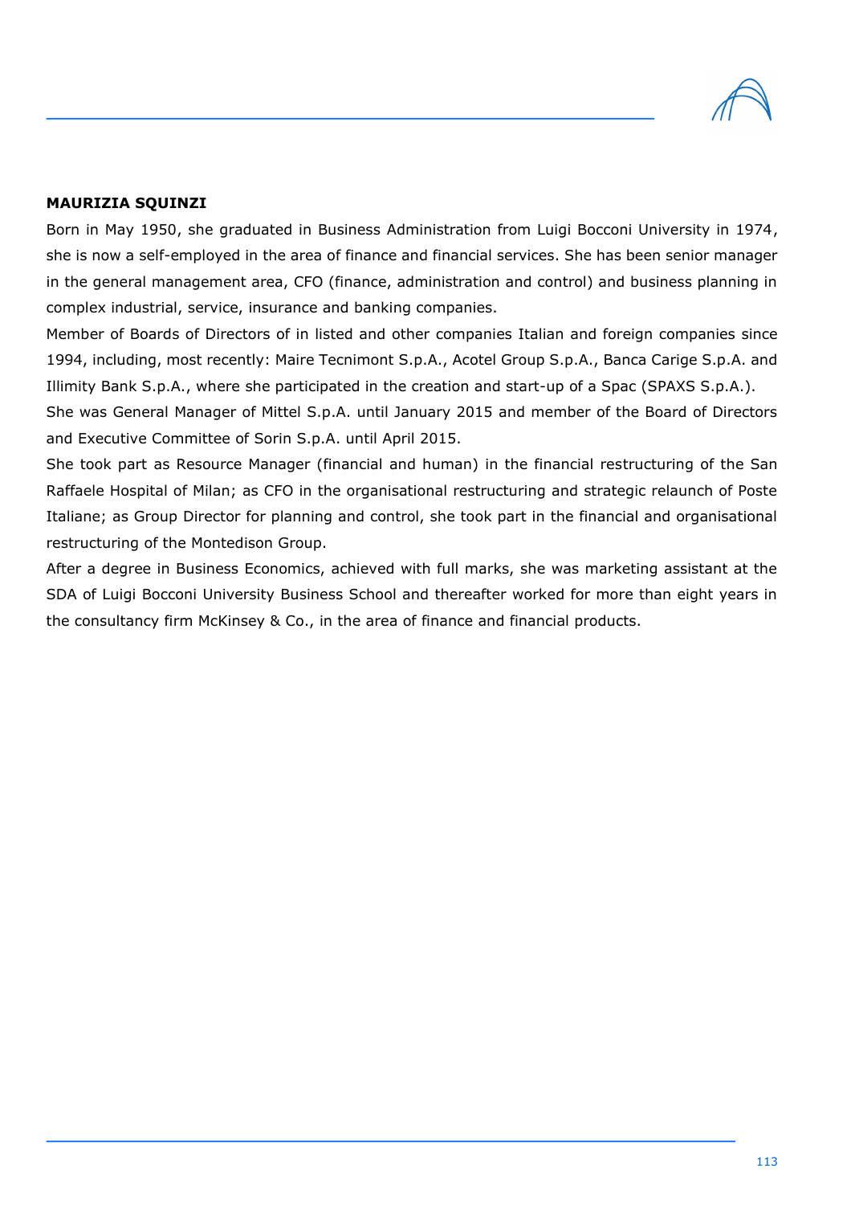**MAURIZIA SQUINZI**

Born in May 1950, she graduated in Business Administration from Luigi Bocconi University in 1974, she is now a self-employed in the area of finance and financial services. She has been senior manager in the general management area, CFO (finance, administration and control) and business planning in complex industrial, service, insurance and banking companies.

Member of Boards of Directors of in listed and other companies Italian and foreign companies since 1994, including, most recently: Maire Tecnimont S.p.A., Acotel Group S.p.A., Banca Carige S.p.A. and Illimity Bank S.p.A., where she participated in the creation and start-up of a Spac (SPAXS S.p.A.).

She was General Manager of Mittel S.p.A. until January 2015 and member of the Board of Directors and Executive Committee of Sorin S.p.A. until April 2015.

She took part as Resource Manager (financial and human) in the financial restructuring of the San Raffaele Hospital of Milan; as CFO in the organisational restructuring and strategic relaunch of Poste Italiane; as Group Director for planning and control, she took part in the financial and organisational restructuring of the Montedison Group.

After a degree in Business Economics, achieved with full marks, she was marketing assistant at the SDA of Luigi Bocconi University Business School and thereafter worked for more than eight years in the consultancy firm McKinsey & Co., in the area of finance and financial products.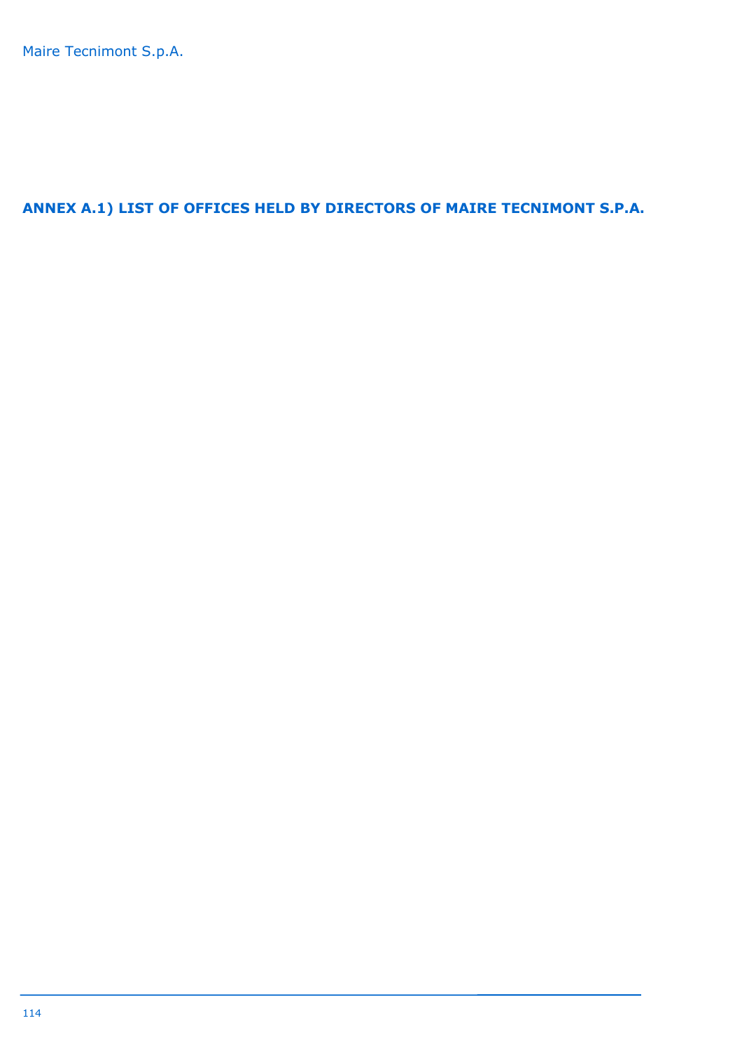## ANNEX A.1) LIST OF OFFICES HELD BY DIRECTORS OF MAIRE TECNIMONT S.P.A.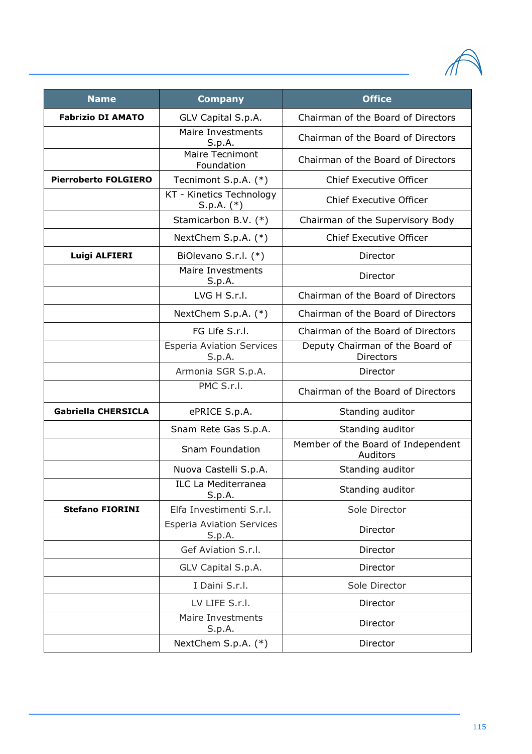| Name | Company | Office |
|---|---|---|
| **Fabrizio DI AMATO** | GLV Capital S.p.A. | Chairman of the Board of Directors |
| | Maire Investments S.p.A. | Chairman of the Board of Directors |
| | Maire Tecnimont Foundation | Chairman of the Board of Directors |
| **Pierroberto FOLGIERO** | Tecnimont S.p.A. (*) | Chief Executive Officer |
| | KT - Kinetics Technology S.p.A. (*) | Chief Executive Officer |
| | Stamicarbon B.V. (*) | Chairman of the Supervisory Body |
| | NextChem S.p.A. (*) | Chief Executive Officer |
| **Luigi ALFIERI** | BiOlevano S.r.l. (*) | Director |
| | Maire Investments S.p.A. | Director |
| | LVG H S.r.l. | Chairman of the Board of Directors |
| | NextChem S.p.A. (*) | Chairman of the Board of Directors |
| | FG Life S.r.l. | Chairman of the Board of Directors |
| | Esperia Aviation Services S.p.A. | Deputy Chairman of the Board of Directors |
| | Armonia SGR S.p.A. | Director |
| | PMC S.r.l. | Chairman of the Board of Directors |
| **Gabriella CHERSICLA** | ePRICE S.p.A. | Standing auditor |
| | Snam Rete Gas S.p.A. | Standing auditor |
| | Snam Foundation | Member of the Board of Independent Auditors |
| | Nuova Castelli S.p.A. | Standing auditor |
| | ILC La Mediterranea S.p.A. | Standing auditor |
| **Stefano FIORINI** | Elfa Investimenti S.r.l. | Sole Director |
| | Esperia Aviation Services S.p.A. | Director |
| | Gef Aviation S.r.l. | Director |
| | GLV Capital S.p.A. | Director |
| | I Daini S.r.l. | Sole Director |
| | LV LIFE S.r.l. | Director |
| | Maire Investments S.p.A. | Director |
| | NextChem S.p.A. (*) | Director |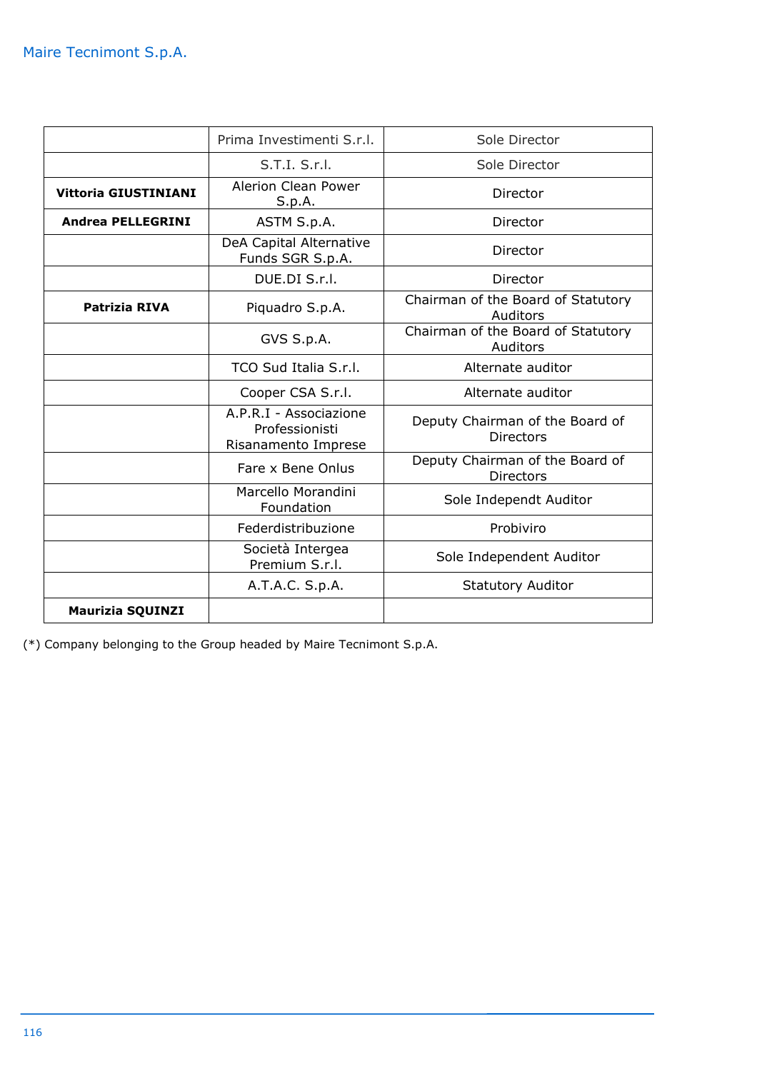| | | |
|---|---|---|
| | Prima Investimenti S.r.l. | Sole Director |
| | S.T.I. S.r.l. | Sole Director |
| **Vittoria GIUSTINIANI** | Alerion Clean Power S.p.A. | Director |
| **Andrea PELLEGRINI** | ASTM S.p.A. | Director |
| | DeA Capital Alternative Funds SGR S.p.A. | Director |
| | DUE.DI S.r.l. | Director |
| **Patrizia RIVA** | Piquadro S.p.A. | Chairman of the Board of Statutory Auditors |
| | GVS S.p.A. | Chairman of the Board of Statutory Auditors |
| | TCO Sud Italia S.r.l. | Alternate auditor |
| | Cooper CSA S.r.l. | Alternate auditor |
| | A.P.R.I - Associazione Professionisti Risanamento Imprese | Deputy Chairman of the Board of Directors |
| | Fare x Bene Onlus | Deputy Chairman of the Board of Directors |
| | Marcello Morandini Foundation | Sole Independt Auditor |
| | Federdistribuzione | Probiviro |
| | Società Intergea Premium S.r.l. | Sole Independent Auditor |
| | A.T.A.C. S.p.A. | Statutory Auditor |
| **Maurizia SQUINZI** | | |

(*) Company belonging to the Group headed by Maire Tecnimont S.p.A.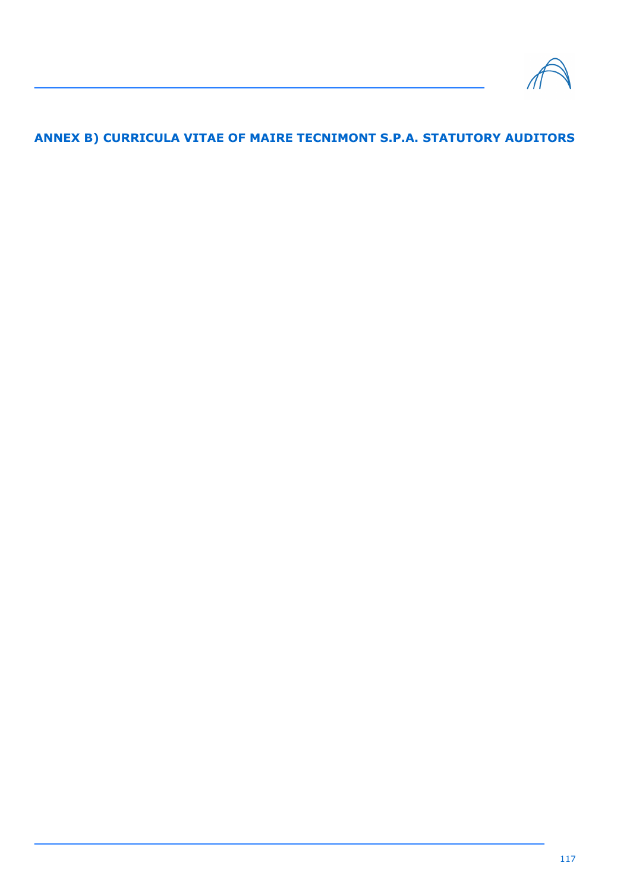## ANNEX B) CURRICULA VITAE OF MAIRE TECNIMONT S.P.A. STATUTORY AUDITORS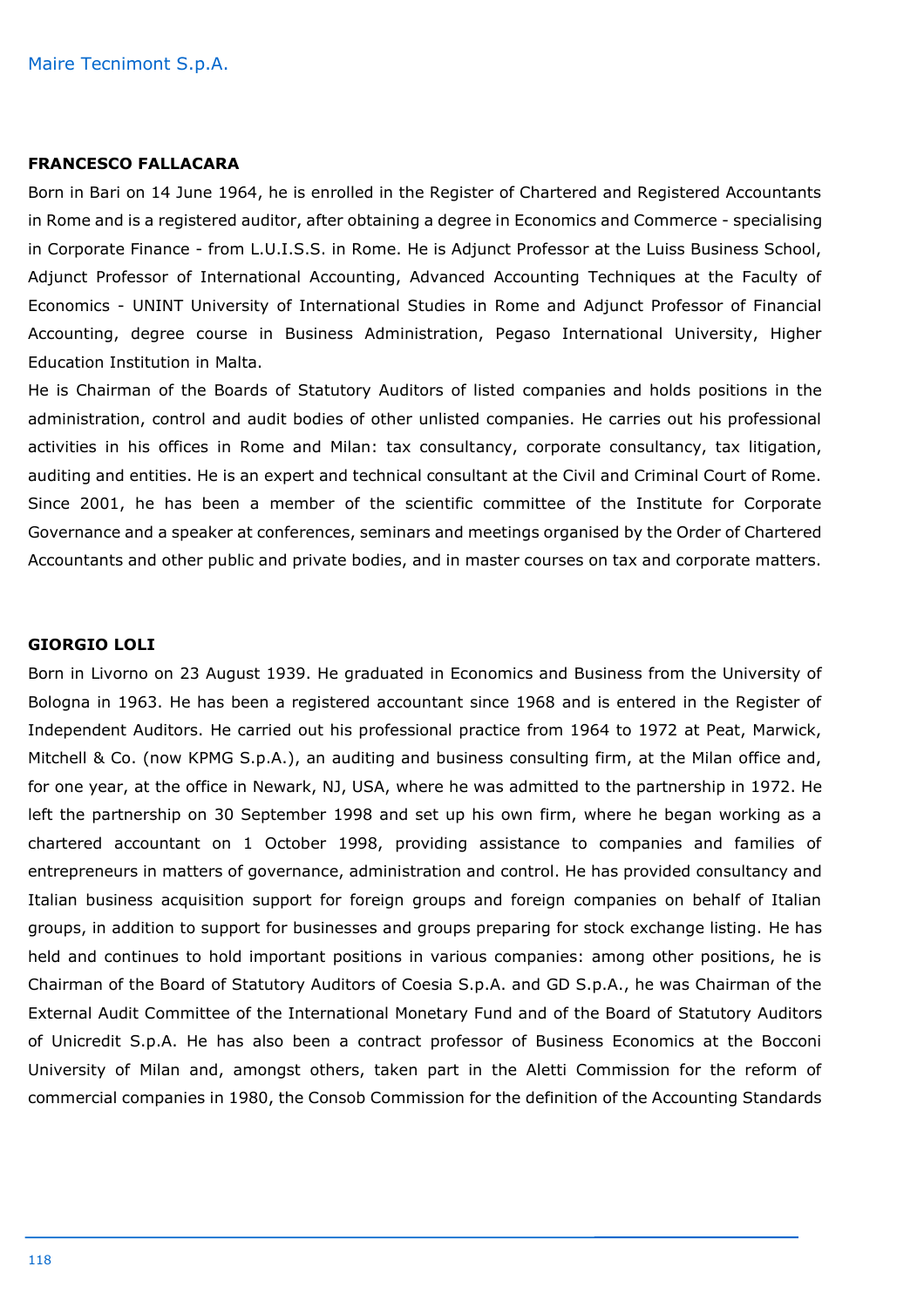**FRANCESCO FALLACARA**

Born in Bari on 14 June 1964, he is enrolled in the Register of Chartered and Registered Accountants in Rome and is a registered auditor, after obtaining a degree in Economics and Commerce - specialising in Corporate Finance - from L.U.I.S.S. in Rome. He is Adjunct Professor at the Luiss Business School, Adjunct Professor of International Accounting, Advanced Accounting Techniques at the Faculty of Economics - UNINT University of International Studies in Rome and Adjunct Professor of Financial Accounting, degree course in Business Administration, Pegaso International University, Higher Education Institution in Malta.

He is Chairman of the Boards of Statutory Auditors of listed companies and holds positions in the administration, control and audit bodies of other unlisted companies. He carries out his professional activities in his offices in Rome and Milan: tax consultancy, corporate consultancy, tax litigation, auditing and entities. He is an expert and technical consultant at the Civil and Criminal Court of Rome. Since 2001, he has been a member of the scientific committee of the Institute for Corporate Governance and a speaker at conferences, seminars and meetings organised by the Order of Chartered Accountants and other public and private bodies, and in master courses on tax and corporate matters.

**GIORGIO LOLI**

Born in Livorno on 23 August 1939. He graduated in Economics and Business from the University of Bologna in 1963. He has been a registered accountant since 1968 and is entered in the Register of Independent Auditors. He carried out his professional practice from 1964 to 1972 at Peat, Marwick, Mitchell & Co. (now KPMG S.p.A.), an auditing and business consulting firm, at the Milan office and, for one year, at the office in Newark, NJ, USA, where he was admitted to the partnership in 1972. He left the partnership on 30 September 1998 and set up his own firm, where he began working as a chartered accountant on 1 October 1998, providing assistance to companies and families of entrepreneurs in matters of governance, administration and control. He has provided consultancy and Italian business acquisition support for foreign groups and foreign companies on behalf of Italian groups, in addition to support for businesses and groups preparing for stock exchange listing. He has held and continues to hold important positions in various companies: among other positions, he is Chairman of the Board of Statutory Auditors of Coesia S.p.A. and GD S.p.A., he was Chairman of the External Audit Committee of the International Monetary Fund and of the Board of Statutory Auditors of Unicredit S.p.A. He has also been a contract professor of Business Economics at the Bocconi University of Milan and, amongst others, taken part in the Aletti Commission for the reform of commercial companies in 1980, the Consob Commission for the definition of the Accounting Standards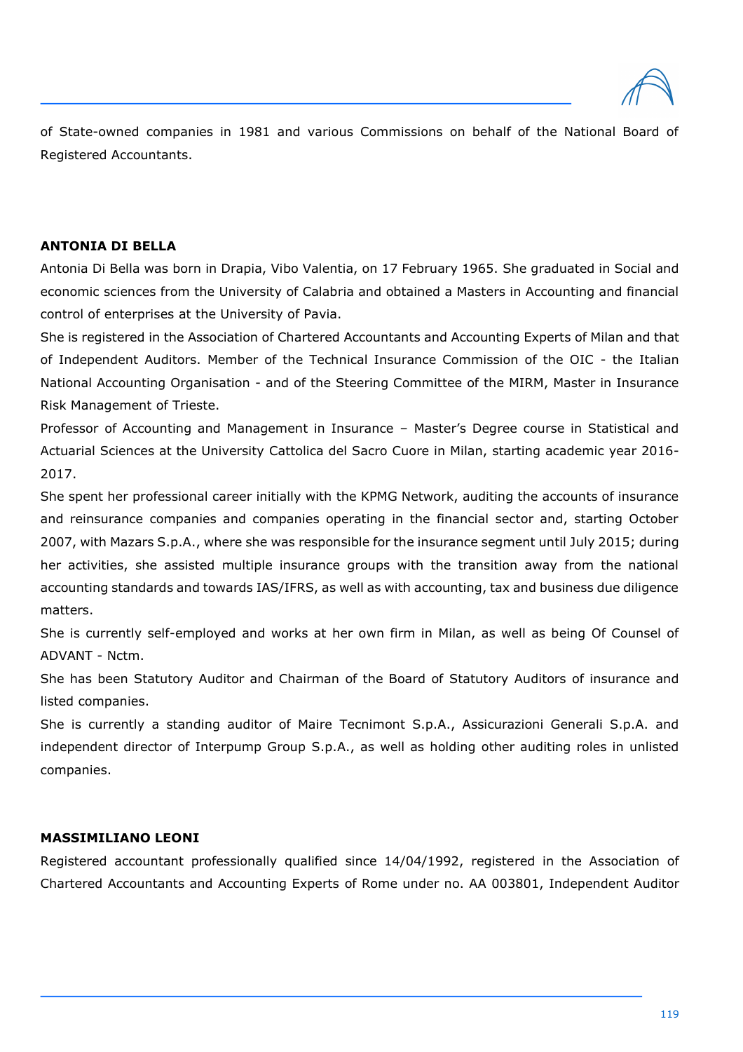of State-owned companies in 1981 and various Commissions on behalf of the National Board of Registered Accountants.

**ANTONIA DI BELLA**

Antonia Di Bella was born in Drapia, Vibo Valentia, on 17 February 1965. She graduated in Social and economic sciences from the University of Calabria and obtained a Masters in Accounting and financial control of enterprises at the University of Pavia.

She is registered in the Association of Chartered Accountants and Accounting Experts of Milan and that of Independent Auditors. Member of the Technical Insurance Commission of the OIC - the Italian National Accounting Organisation - and of the Steering Committee of the MIRM, Master in Insurance Risk Management of Trieste.

Professor of Accounting and Management in Insurance – Master's Degree course in Statistical and Actuarial Sciences at the University Cattolica del Sacro Cuore in Milan, starting academic year 2016-2017.

She spent her professional career initially with the KPMG Network, auditing the accounts of insurance and reinsurance companies and companies operating in the financial sector and, starting October 2007, with Mazars S.p.A., where she was responsible for the insurance segment until July 2015; during her activities, she assisted multiple insurance groups with the transition away from the national accounting standards and towards IAS/IFRS, as well as with accounting, tax and business due diligence matters.

She is currently self-employed and works at her own firm in Milan, as well as being Of Counsel of ADVANT - Nctm.

She has been Statutory Auditor and Chairman of the Board of Statutory Auditors of insurance and listed companies.

She is currently a standing auditor of Maire Tecnimont S.p.A., Assicurazioni Generali S.p.A. and independent director of Interpump Group S.p.A., as well as holding other auditing roles in unlisted companies.

**MASSIMILIANO LEONI**

Registered accountant professionally qualified since 14/04/1992, registered in the Association of Chartered Accountants and Accounting Experts of Rome under no. AA 003801, Independent Auditor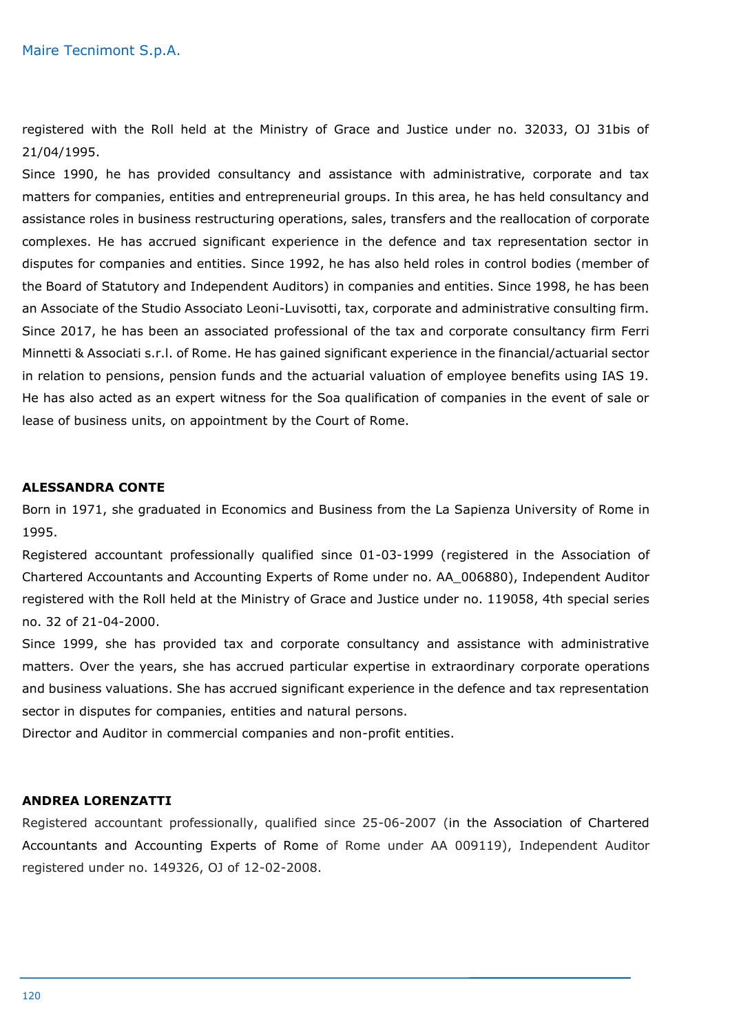registered with the Roll held at the Ministry of Grace and Justice under no. 32033, OJ 31bis of 21/04/1995.

Since 1990, he has provided consultancy and assistance with administrative, corporate and tax matters for companies, entities and entrepreneurial groups. In this area, he has held consultancy and assistance roles in business restructuring operations, sales, transfers and the reallocation of corporate complexes. He has accrued significant experience in the defence and tax representation sector in disputes for companies and entities. Since 1992, he has also held roles in control bodies (member of the Board of Statutory and Independent Auditors) in companies and entities. Since 1998, he has been an Associate of the Studio Associato Leoni-Luvisotti, tax, corporate and administrative consulting firm. Since 2017, he has been an associated professional of the tax and corporate consultancy firm Ferri Minnetti & Associati s.r.l. of Rome. He has gained significant experience in the financial/actuarial sector in relation to pensions, pension funds and the actuarial valuation of employee benefits using IAS 19. He has also acted as an expert witness for the Soa qualification of companies in the event of sale or lease of business units, on appointment by the Court of Rome.

**ALESSANDRA CONTE**

Born in 1971, she graduated in Economics and Business from the La Sapienza University of Rome in 1995.

Registered accountant professionally qualified since 01-03-1999 (registered in the Association of Chartered Accountants and Accounting Experts of Rome under no. AA_006880), Independent Auditor registered with the Roll held at the Ministry of Grace and Justice under no. 119058, 4th special series no. 32 of 21-04-2000.

Since 1999, she has provided tax and corporate consultancy and assistance with administrative matters. Over the years, she has accrued particular expertise in extraordinary corporate operations and business valuations. She has accrued significant experience in the defence and tax representation sector in disputes for companies, entities and natural persons.

Director and Auditor in commercial companies and non-profit entities.

**ANDREA LORENZATTI**

Registered accountant professionally, qualified since 25-06-2007 (in the Association of Chartered Accountants and Accounting Experts of Rome of Rome under AA 009119), Independent Auditor registered under no. 149326, OJ of 12-02-2008.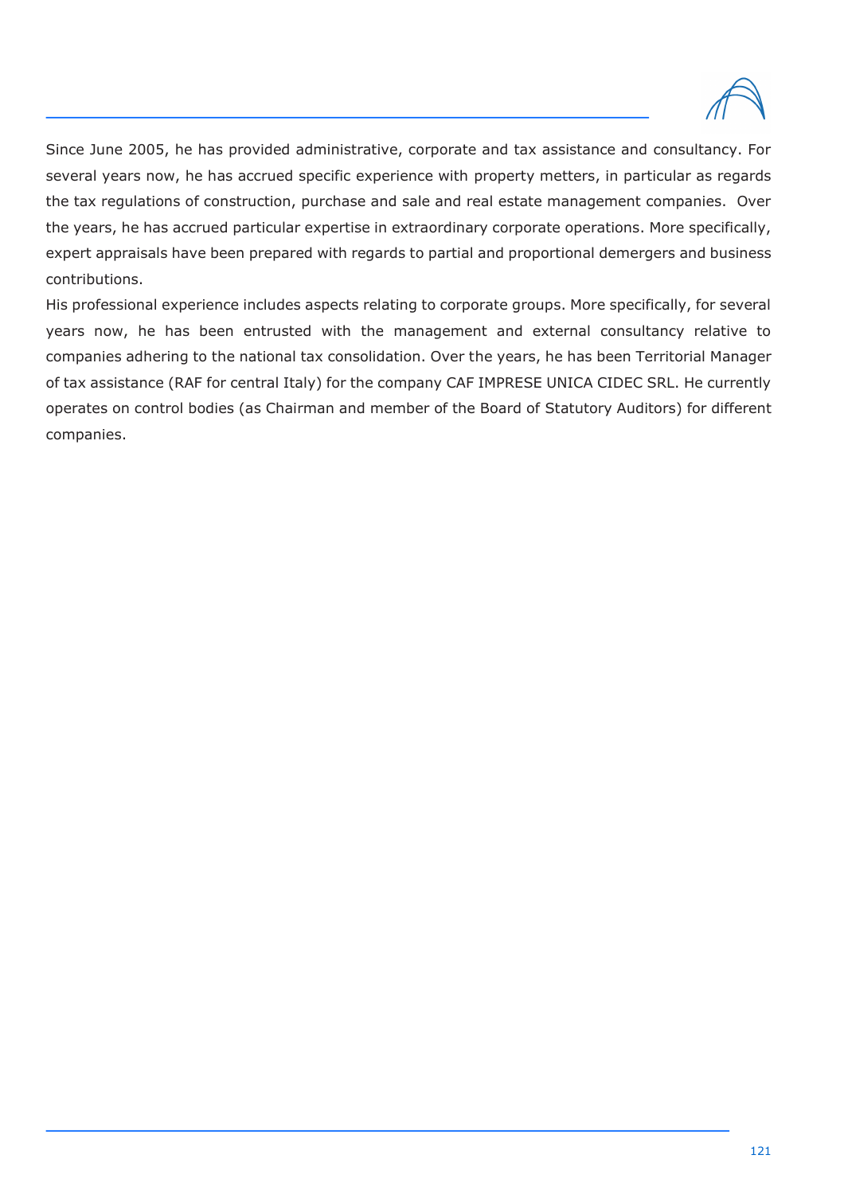Since June 2005, he has provided administrative, corporate and tax assistance and consultancy. For several years now, he has accrued specific experience with property metters, in particular as regards the tax regulations of construction, purchase and sale and real estate management companies.  Over the years, he has accrued particular expertise in extraordinary corporate operations. More specifically, expert appraisals have been prepared with regards to partial and proportional demergers and business contributions.

His professional experience includes aspects relating to corporate groups. More specifically, for several years now, he has been entrusted with the management and external consultancy relative to companies adhering to the national tax consolidation. Over the years, he has been Territorial Manager of tax assistance (RAF for central Italy) for the company CAF IMPRESE UNICA CIDEC SRL. He currently operates on control bodies (as Chairman and member of the Board of Statutory Auditors) for different companies.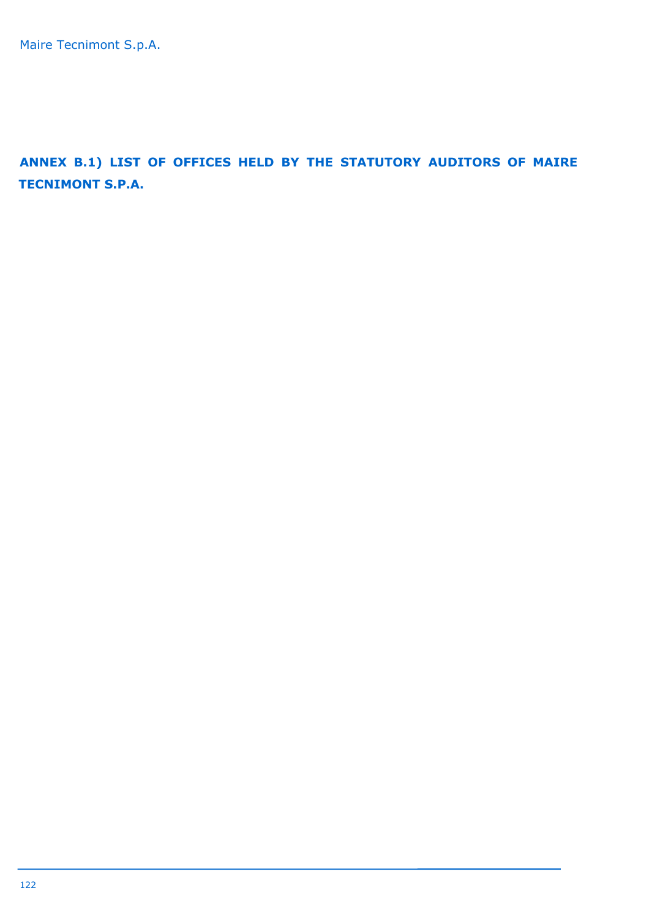## ANNEX B.1) LIST OF OFFICES HELD BY THE STATUTORY AUDITORS OF MAIRE TECNIMONT S.P.A.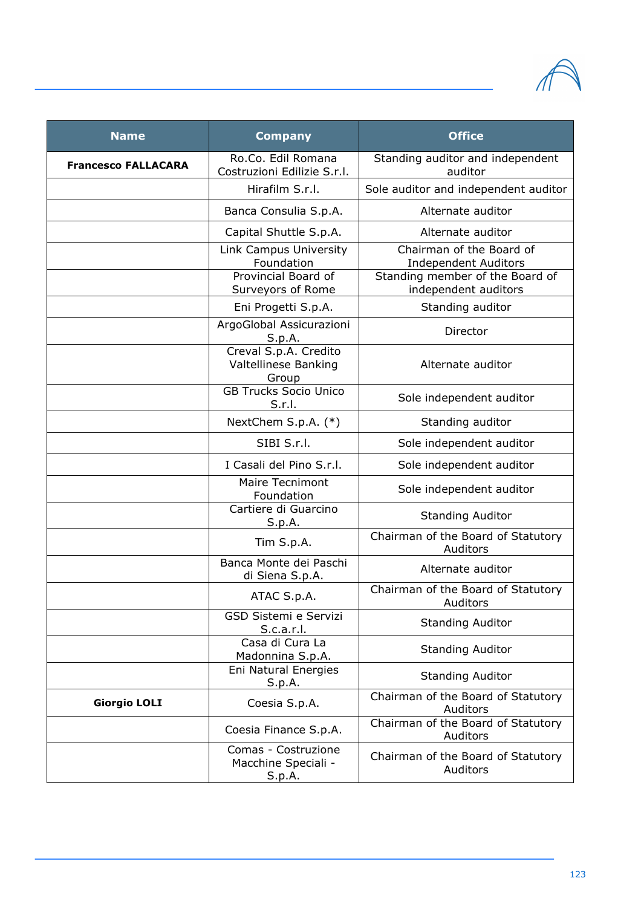| Name | Company | Office |
|---|---|---|
| **Francesco FALLACARA** | Ro.Co. Edil Romana Costruzioni Edilizie S.r.l. | Standing auditor and independent auditor |
| | Hirafilm S.r.l. | Sole auditor and independent auditor |
| | Banca Consulia S.p.A. | Alternate auditor |
| | Capital Shuttle S.p.A. | Alternate auditor |
| | Link Campus University Foundation | Chairman of the Board of Independent Auditors |
| | Provincial Board of Surveyors of Rome | Standing member of the Board of independent auditors |
| | Eni Progetti S.p.A. | Standing auditor |
| | ArgoGlobal Assicurazioni S.p.A. | Director |
| | Creval S.p.A. Credito Valtellinese Banking Group | Alternate auditor |
| | GB Trucks Socio Unico S.r.l. | Sole independent auditor |
| | NextChem S.p.A. (*) | Standing auditor |
| | SIBI S.r.l. | Sole independent auditor |
| | I Casali del Pino S.r.l. | Sole independent auditor |
| | Maire Tecnimont Foundation | Sole independent auditor |
| | Cartiere di Guarcino S.p.A. | Standing Auditor |
| | Tim S.p.A. | Chairman of the Board of Statutory Auditors |
| | Banca Monte dei Paschi di Siena S.p.A. | Alternate auditor |
| | ATAC S.p.A. | Chairman of the Board of Statutory Auditors |
| | GSD Sistemi e Servizi S.c.a.r.l. | Standing Auditor |
| | Casa di Cura La Madonnina S.p.A. | Standing Auditor |
| | Eni Natural Energies S.p.A. | Standing Auditor |
| **Giorgio LOLI** | Coesia S.p.A. | Chairman of the Board of Statutory Auditors |
| | Coesia Finance S.p.A. | Chairman of the Board of Statutory Auditors |
| | Comas - Costruzione Macchine Speciali - S.p.A. | Chairman of the Board of Statutory Auditors |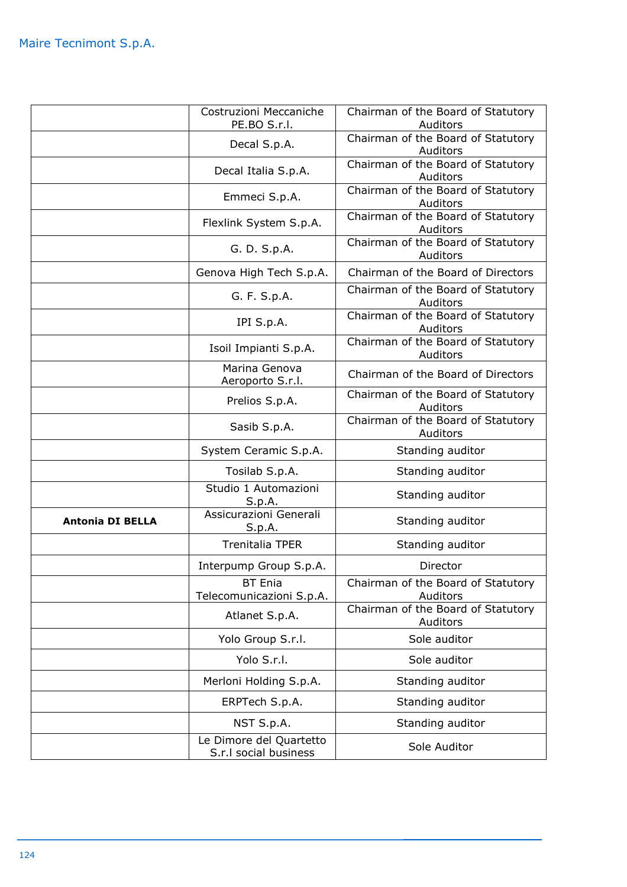| | | |
|---|---|---|
| | Costruzioni Meccaniche PE.BO S.r.l. | Chairman of the Board of Statutory Auditors |
| | Decal S.p.A. | Chairman of the Board of Statutory Auditors |
| | Decal Italia S.p.A. | Chairman of the Board of Statutory Auditors |
| | Emmeci S.p.A. | Chairman of the Board of Statutory Auditors |
| | Flexlink System S.p.A. | Chairman of the Board of Statutory Auditors |
| | G. D. S.p.A. | Chairman of the Board of Statutory Auditors |
| | Genova High Tech S.p.A. | Chairman of the Board of Directors |
| | G. F. S.p.A. | Chairman of the Board of Statutory Auditors |
| | IPI S.p.A. | Chairman of the Board of Statutory Auditors |
| | Isoil Impianti S.p.A. | Chairman of the Board of Statutory Auditors |
| | Marina Genova Aeroporto S.r.l. | Chairman of the Board of Directors |
| | Prelios S.p.A. | Chairman of the Board of Statutory Auditors |
| | Sasib S.p.A. | Chairman of the Board of Statutory Auditors |
| | System Ceramic S.p.A. | Standing auditor |
| | Tosilab S.p.A. | Standing auditor |
| | Studio 1 Automazioni S.p.A. | Standing auditor |
| **Antonia DI BELLA** | Assicurazioni Generali S.p.A. | Standing auditor |
| | Trenitalia TPER | Standing auditor |
| | Interpump Group S.p.A. | Director |
| | BT Enia Telecomunicazioni S.p.A. | Chairman of the Board of Statutory Auditors |
| | Atlanet S.p.A. | Chairman of the Board of Statutory Auditors |
| | Yolo Group S.r.l. | Sole auditor |
| | Yolo S.r.l. | Sole auditor |
| | Merloni Holding S.p.A. | Standing auditor |
| | ERPTech S.p.A. | Standing auditor |
| | NST S.p.A. | Standing auditor |
| | Le Dimore del Quartetto S.r.l social business | Sole Auditor |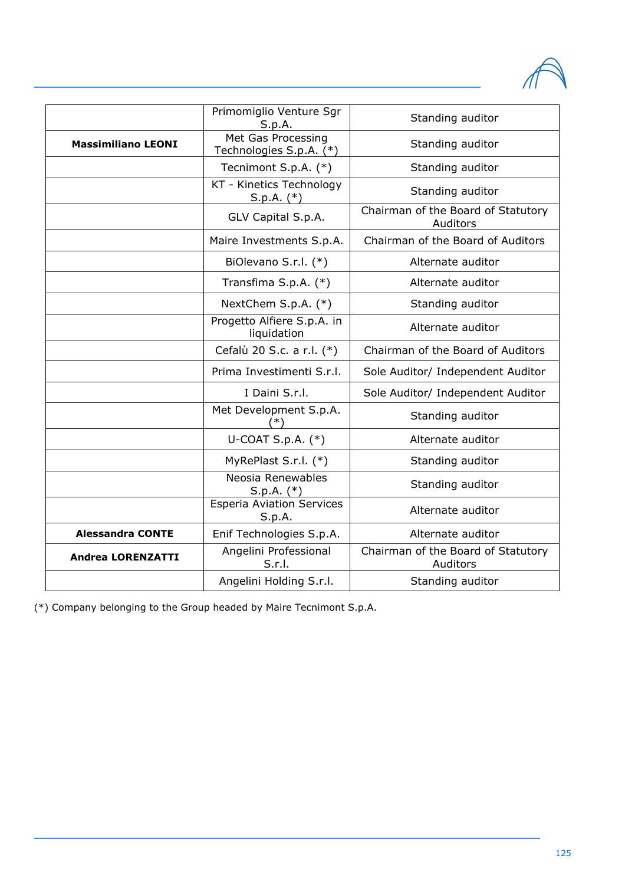| | | |
|---|---|---|
| | Primomiglio Venture Sgr S.p.A. | Standing auditor |
| **Massimiliano LEONI** | Met Gas Processing Technologies S.p.A. (*) | Standing auditor |
| | Tecnimont S.p.A. (*) | Standing auditor |
| | KT - Kinetics Technology S.p.A. (*) | Standing auditor |
| | GLV Capital S.p.A. | Chairman of the Board of Statutory Auditors |
| | Maire Investments S.p.A. | Chairman of the Board of Auditors |
| | BiOlevano S.r.l. (*) | Alternate auditor |
| | Transfima S.p.A. (*) | Alternate auditor |
| | NextChem S.p.A. (*) | Standing auditor |
| | Progetto Alfiere S.p.A. in liquidation | Alternate auditor |
| | Cefalù 20 S.c. a r.l. (*) | Chairman of the Board of Auditors |
| | Prima Investimenti S.r.l. | Sole Auditor/ Independent Auditor |
| | I Daini S.r.l. | Sole Auditor/ Independent Auditor |
| | Met Development S.p.A. (*) | Standing auditor |
| | U-COAT S.p.A. (*) | Alternate auditor |
| | MyRePlast S.r.l. (*) | Standing auditor |
| | Neosia Renewables S.p.A. (*) | Standing auditor |
| | Esperia Aviation Services S.p.A. | Alternate auditor |
| **Alessandra CONTE** | Enif Technologies S.p.A. | Alternate auditor |
| **Andrea LORENZATTI** | Angelini Professional S.r.l. | Chairman of the Board of Statutory Auditors |
| | Angelini Holding S.r.l. | Standing auditor |

(*) Company belonging to the Group headed by Maire Tecnimont S.p.A.